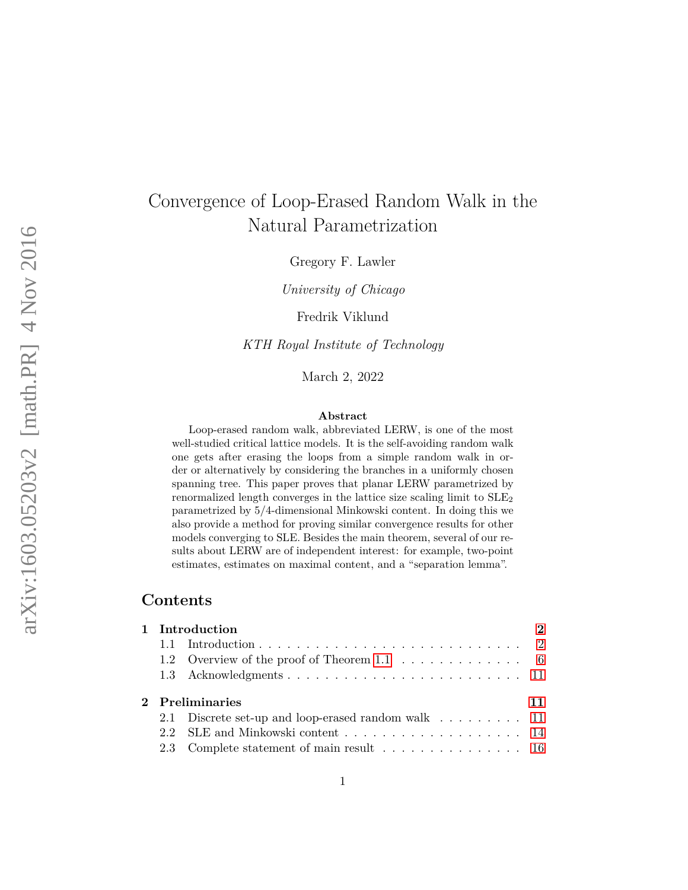# Convergence of Loop-Erased Random Walk in the Natural Parametrization

Gregory F. Lawler

*University of Chicago*

Fredrik Viklund

*KTH Royal Institute of Technology*

March 2, 2022

**Abstract**

Loop-erased random walk, abbreviated LERW, is one of the most well-studied critical lattice models. It is the self-avoiding random walk one gets after erasing the loops from a simple random walk in order or alternatively by considering the branches in a uniformly chosen spanning tree. This paper proves that planar LERW parametrized by renormalized length converges in the lattice size scaling limit to $\text{SLE}_2$ parametrized by 5/4-dimensional Minkowski content. In doing this we also provide a method for proving similar convergence results for other models converging to SLE. Besides the main theorem, several of our results about LERW are of independent interest: for example, two-point estimates, estimates on maximal content, and a "separation lemma".

## Contents

**1 Introduction** — 2
- 1.1 Introduction — 2
- 1.2 Overview of the proof of Theorem 1.1 — 6
- 1.3 Acknowledgments — 11

**2 Preliminaries** — 11
- 2.1 Discrete set-up and loop-erased random walk — 11
- 2.2 SLE and Minkowski content — 14
- 2.3 Complete statement of main result — 16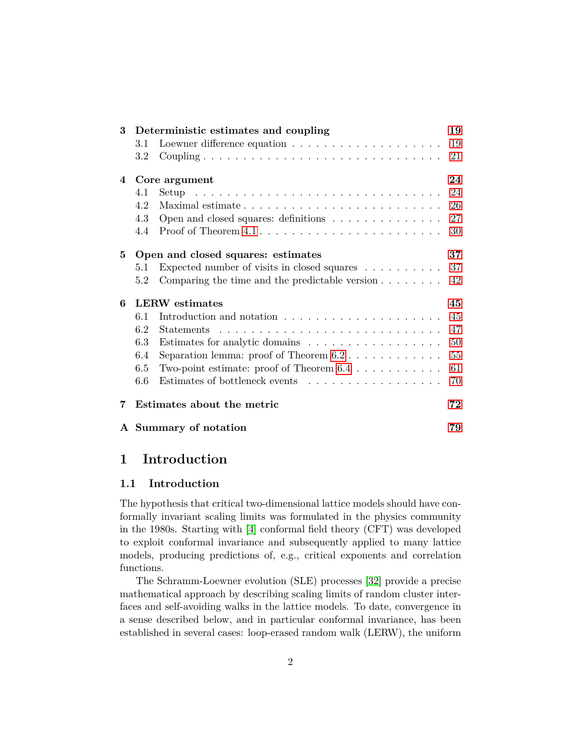| | | |
|---|---|---|
| **3** | **Deterministic estimates and coupling** | **19** |
| 3.1 | Loewner difference equation | 19 |
| 3.2 | Coupling | 21 |
| **4** | **Core argument** | **24** |
| 4.1 | Setup | 24 |
| 4.2 | Maximal estimate | 26 |
| 4.3 | Open and closed squares: definitions | 27 |
| 4.4 | Proof of Theorem 4.1 | 30 |
| **5** | **Open and closed squares: estimates** | **37** |
| 5.1 | Expected number of visits in closed squares | 37 |
| 5.2 | Comparing the time and the predictable version | 42 |
| **6** | **LERW estimates** | **45** |
| 6.1 | Introduction and notation | 45 |
| 6.2 | Statements | 47 |
| 6.3 | Estimates for analytic domains | 50 |
| 6.4 | Separation lemma: proof of Theorem 6.2 | 55 |
| 6.5 | Two-point estimate: proof of Theorem 6.4 | 61 |
| 6.6 | Estimates of bottleneck events | 70 |
| **7** | **Estimates about the metric** | **72** |
| **A** | **Summary of notation** | **79** |

# 1 Introduction

## 1.1 Introduction

The hypothesis that critical two-dimensional lattice models should have conformally invariant scaling limits was formulated in the physics community in the 1980s. Starting with [4] conformal field theory (CFT) was developed to exploit conformal invariance and subsequently applied to many lattice models, producing predictions of, e.g., critical exponents and correlation functions.

The Schramm-Loewner evolution (SLE) processes [32] provide a precise mathematical approach by describing scaling limits of random cluster interfaces and self-avoiding walks in the lattice models. To date, convergence in a sense described below, and in particular conformal invariance, has been established in several cases: loop-erased random walk (LERW), the uniform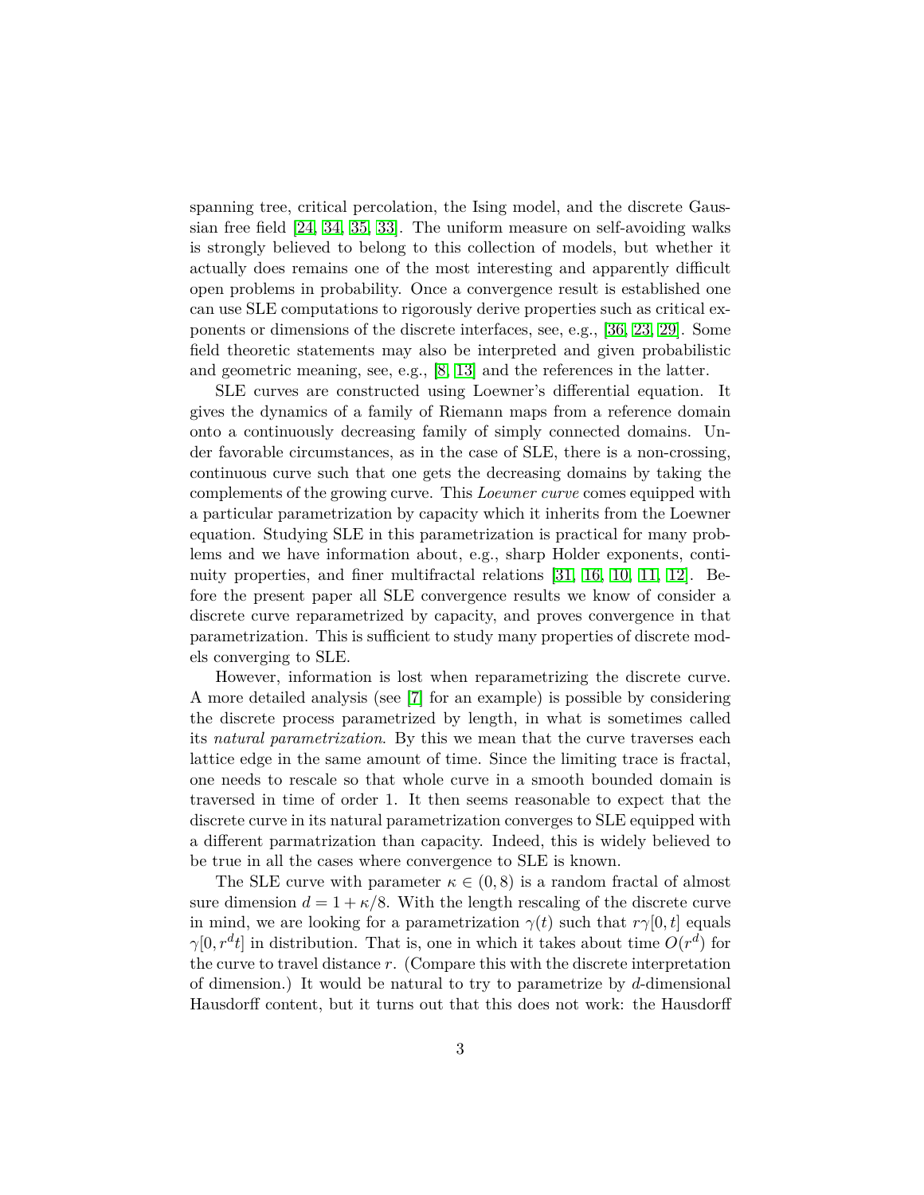spanning tree, critical percolation, the Ising model, and the discrete Gaussian free field [24, 34, 35, 33]. The uniform measure on self-avoiding walks is strongly believed to belong to this collection of models, but whether it actually does remains one of the most interesting and apparently difficult open problems in probability. Once a convergence result is established one can use SLE computations to rigorously derive properties such as critical exponents or dimensions of the discrete interfaces, see, e.g., [36, 23, 29]. Some field theoretic statements may also be interpreted and given probabilistic and geometric meaning, see, e.g., [8, 13] and the references in the latter.

SLE curves are constructed using Loewner's differential equation. It gives the dynamics of a family of Riemann maps from a reference domain onto a continuously decreasing family of simply connected domains. Under favorable circumstances, as in the case of SLE, there is a non-crossing, continuous curve such that one gets the decreasing domains by taking the complements of the growing curve. This *Loewner curve* comes equipped with a particular parametrization by capacity which it inherits from the Loewner equation. Studying SLE in this parametrization is practical for many problems and we have information about, e.g., sharp Holder exponents, continuity properties, and finer multifractal relations [31, 16, 10, 11, 12]. Before the present paper all SLE convergence results we know of consider a discrete curve reparametrized by capacity, and proves convergence in that parametrization. This is sufficient to study many properties of discrete models converging to SLE.

However, information is lost when reparametrizing the discrete curve. A more detailed analysis (see [7] for an example) is possible by considering the discrete process parametrized by length, in what is sometimes called its *natural parametrization*. By this we mean that the curve traverses each lattice edge in the same amount of time. Since the limiting trace is fractal, one needs to rescale so that whole curve in a smooth bounded domain is traversed in time of order 1. It then seems reasonable to expect that the discrete curve in its natural parametrization converges to SLE equipped with a different parmatrization than capacity. Indeed, this is widely believed to be true in all the cases where convergence to SLE is known.

The SLE curve with parameter $\kappa \in (0, 8)$ is a random fractal of almost sure dimension $d = 1 + \kappa/8$. With the length rescaling of the discrete curve in mind, we are looking for a parametrization $\gamma(t)$ such that $r\gamma[0, t]$ equals $\gamma[0, r^d t]$ in distribution. That is, one in which it takes about time $O(r^d)$ for the curve to travel distance $r$. (Compare this with the discrete interpretation of dimension.) It would be natural to try to parametrize by $d$-dimensional Hausdorff content, but it turns out that this does not work: the Hausdorff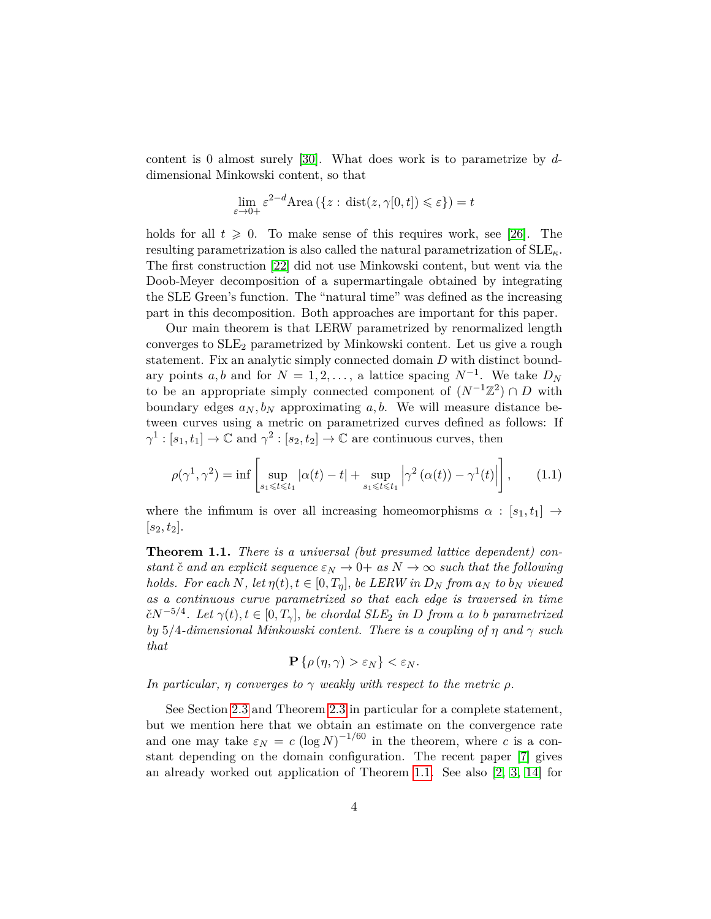content is 0 almost surely [30]. What does work is to parametrize by $d$-dimensional Minkowski content, so that

$$\lim_{\varepsilon\to 0+} \varepsilon^{2-d} \text{Area}\left(\{z : \text{dist}(z, \gamma[0,t]) \leqslant \varepsilon\}\right) = t$$

holds for all $t \geqslant 0$. To make sense of this requires work, see [26]. The resulting parametrization is also called the natural parametrization of $\text{SLE}_\kappa$. The first construction [22] did not use Minkowski content, but went via the Doob-Meyer decomposition of a supermartingale obtained by integrating the SLE Green's function. The "natural time" was defined as the increasing part in this decomposition. Both approaches are important for this paper.

Our main theorem is that LERW parametrized by renormalized length converges to $\text{SLE}_2$ parametrized by Minkowski content. Let us give a rough statement. Fix an analytic simply connected domain $D$ with distinct boundary points $a, b$ and for $N = 1, 2, \ldots$, a lattice spacing $N^{-1}$. We take $D_N$ to be an appropriate simply connected component of $(N^{-1}\mathbb{Z}^2) \cap D$ with boundary edges $a_N, b_N$ approximating $a, b$. We will measure distance between curves using a metric on parametrized curves defined as follows: If $\gamma^1 : [s_1, t_1] \to \mathbb{C}$ and $\gamma^2 : [s_2, t_2] \to \mathbb{C}$ are continuous curves, then

$$\rho(\gamma^1, \gamma^2) = \inf \left[ \sup_{s_1 \leqslant t \leqslant t_1} |\alpha(t) - t| + \sup_{s_1 \leqslant t \leqslant t_1} \left|\gamma^2\left(\alpha(t)\right) - \gamma^1(t)\right| \right], \tag{1.1}$$

where the infimum is over all increasing homeomorphisms $\alpha : [s_1, t_1] \to [s_2, t_2]$.

**Theorem 1.1.** *There is a universal (but presumed lattice dependent) constant* $\check{c}$ *and an explicit sequence* $\varepsilon_N \to 0+$ *as* $N \to \infty$ *such that the following holds. For each* $N$*, let* $\eta(t), t \in [0, T_\eta]$*, be LERW in* $D_N$ *from* $a_N$ *to* $b_N$ *viewed as a continuous curve parametrized so that each edge is traversed in time* $\check{c}N^{-5/4}$*. Let* $\gamma(t), t \in [0, T_\gamma]$*, be chordal* $\text{SLE}_2$ *in* $D$ *from* $a$ *to* $b$ *parametrized by* $5/4$*-dimensional Minkowski content. There is a coupling of* $\eta$ *and* $\gamma$ *such that*

$$\mathbf{P}\left\{\rho\left(\eta, \gamma\right) > \varepsilon_N\right\} < \varepsilon_N.$$

*In particular,* $\eta$ *converges to* $\gamma$ *weakly with respect to the metric* $\rho$*.*

See Section 2.3 and Theorem 2.3 in particular for a complete statement, but we mention here that we obtain an estimate on the convergence rate and one may take $\varepsilon_N = c\,(\log N)^{-1/60}$ in the theorem, where $c$ is a constant depending on the domain configuration. The recent paper [7] gives an already worked out application of Theorem 1.1. See also [2, 3, 14] for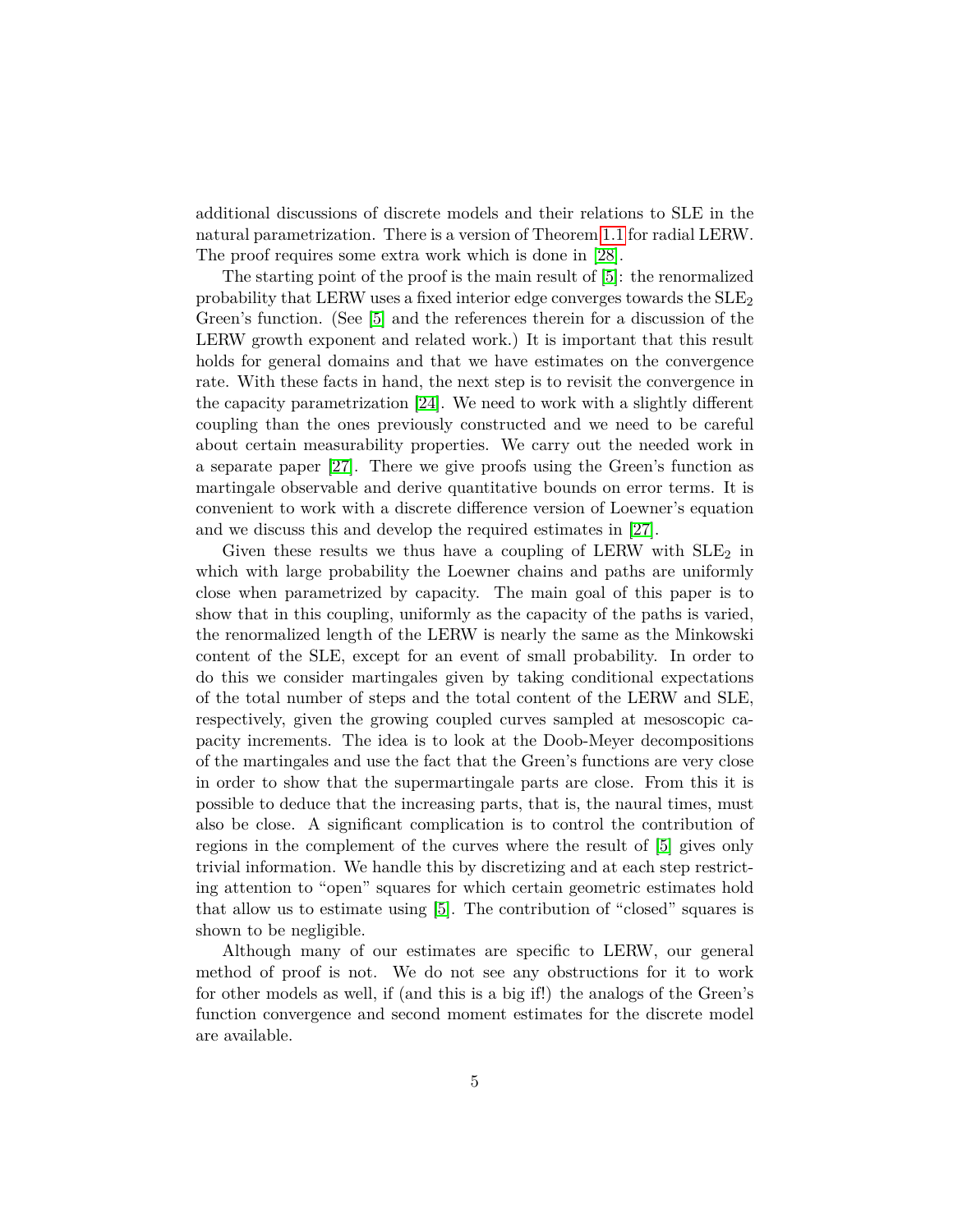additional discussions of discrete models and their relations to SLE in the natural parametrization. There is a version of Theorem 1.1 for radial LERW. The proof requires some extra work which is done in [28].

The starting point of the proof is the main result of [5]: the renormalized probability that LERW uses a fixed interior edge converges towards the $\mathrm{SLE}_2$ Green's function. (See [5] and the references therein for a discussion of the LERW growth exponent and related work.) It is important that this result holds for general domains and that we have estimates on the convergence rate. With these facts in hand, the next step is to revisit the convergence in the capacity parametrization [24]. We need to work with a slightly different coupling than the ones previously constructed and we need to be careful about certain measurability properties. We carry out the needed work in a separate paper [27]. There we give proofs using the Green's function as martingale observable and derive quantitative bounds on error terms. It is convenient to work with a discrete difference version of Loewner's equation and we discuss this and develop the required estimates in [27].

Given these results we thus have a coupling of LERW with $\mathrm{SLE}_2$ in which with large probability the Loewner chains and paths are uniformly close when parametrized by capacity. The main goal of this paper is to show that in this coupling, uniformly as the capacity of the paths is varied, the renormalized length of the LERW is nearly the same as the Minkowski content of the SLE, except for an event of small probability. In order to do this we consider martingales given by taking conditional expectations of the total number of steps and the total content of the LERW and SLE, respectively, given the growing coupled curves sampled at mesoscopic capacity increments. The idea is to look at the Doob-Meyer decompositions of the martingales and use the fact that the Green's functions are very close in order to show that the supermartingale parts are close. From this it is possible to deduce that the increasing parts, that is, the naural times, must also be close. A significant complication is to control the contribution of regions in the complement of the curves where the result of [5] gives only trivial information. We handle this by discretizing and at each step restricting attention to "open" squares for which certain geometric estimates hold that allow us to estimate using [5]. The contribution of "closed" squares is shown to be negligible.

Although many of our estimates are specific to LERW, our general method of proof is not. We do not see any obstructions for it to work for other models as well, if (and this is a big if!) the analogs of the Green's function convergence and second moment estimates for the discrete model are available.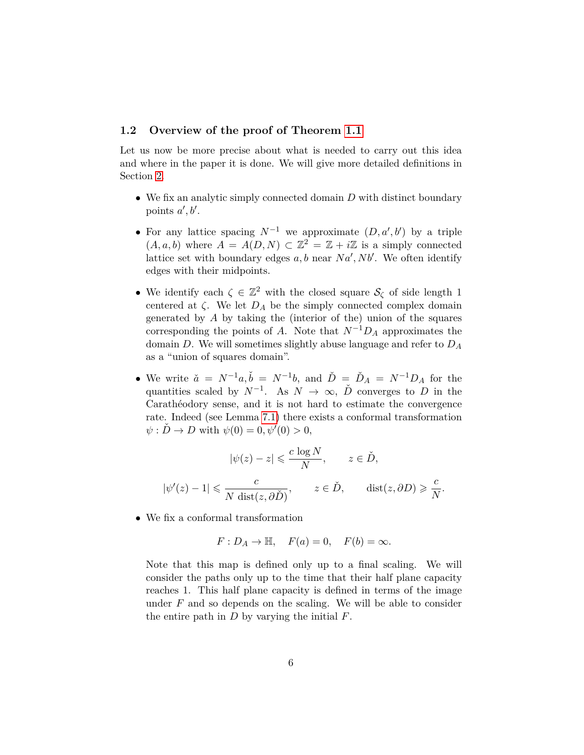## 1.2 Overview of the proof of Theorem 1.1

Let us now be more precise about what is needed to carry out this idea and where in the paper it is done. We will give more detailed definitions in Section 2.

- We fix an analytic simply connected domain $D$ with distinct boundary points $a', b'$.
- For any lattice spacing $N^{-1}$ we approximate $(D, a', b')$ by a triple $(A, a, b)$ where $A = A(D, N) \subset \mathbb{Z}^2 = \mathbb{Z} + i\mathbb{Z}$ is a simply connected lattice set with boundary edges $a, b$ near $Na', Nb'$. We often identify edges with their midpoints.
- We identify each $\zeta \in \mathbb{Z}^2$ with the closed square $\mathcal{S}_\zeta$ of side length 1 centered at $\zeta$. We let $D_A$ be the simply connected complex domain generated by $A$ by taking the (interior of the) union of the squares corresponding the points of $A$. Note that $N^{-1} D_A$ approximates the domain $D$. We will sometimes slightly abuse language and refer to $D_A$ as a "union of squares domain".
- We write $\check{a} = N^{-1}a, \check{b} = N^{-1}b$, and $\check{D} = \check{D}_A = N^{-1}D_A$ for the quantities scaled by $N^{-1}$. As $N \to \infty$, $\check{D}$ converges to $D$ in the Carathéodory sense, and it is not hard to estimate the convergence rate. Indeed (see Lemma 7.1) there exists a conformal transformation $\psi : \check{D} \to D$ with $\psi(0) = 0, \psi'(0) > 0$,

$$|\psi(z) - z| \leqslant \frac{c \log N}{N}, \qquad z \in \check{D},$$

$$|\psi'(z) - 1| \leqslant \frac{c}{N \operatorname{dist}(z, \partial \check{D})}, \qquad z \in \check{D}, \qquad \operatorname{dist}(z, \partial D) \geqslant \frac{c}{N}.$$

- We fix a conformal transformation

$$F : D_A \to \mathbb{H}, \quad F(a) = 0, \quad F(b) = \infty.$$

  Note that this map is defined only up to a final scaling. We will consider the paths only up to the time that their half plane capacity reaches 1. This half plane capacity is defined in terms of the image under $F$ and so depends on the scaling. We will be able to consider the entire path in $D$ by varying the initial $F$.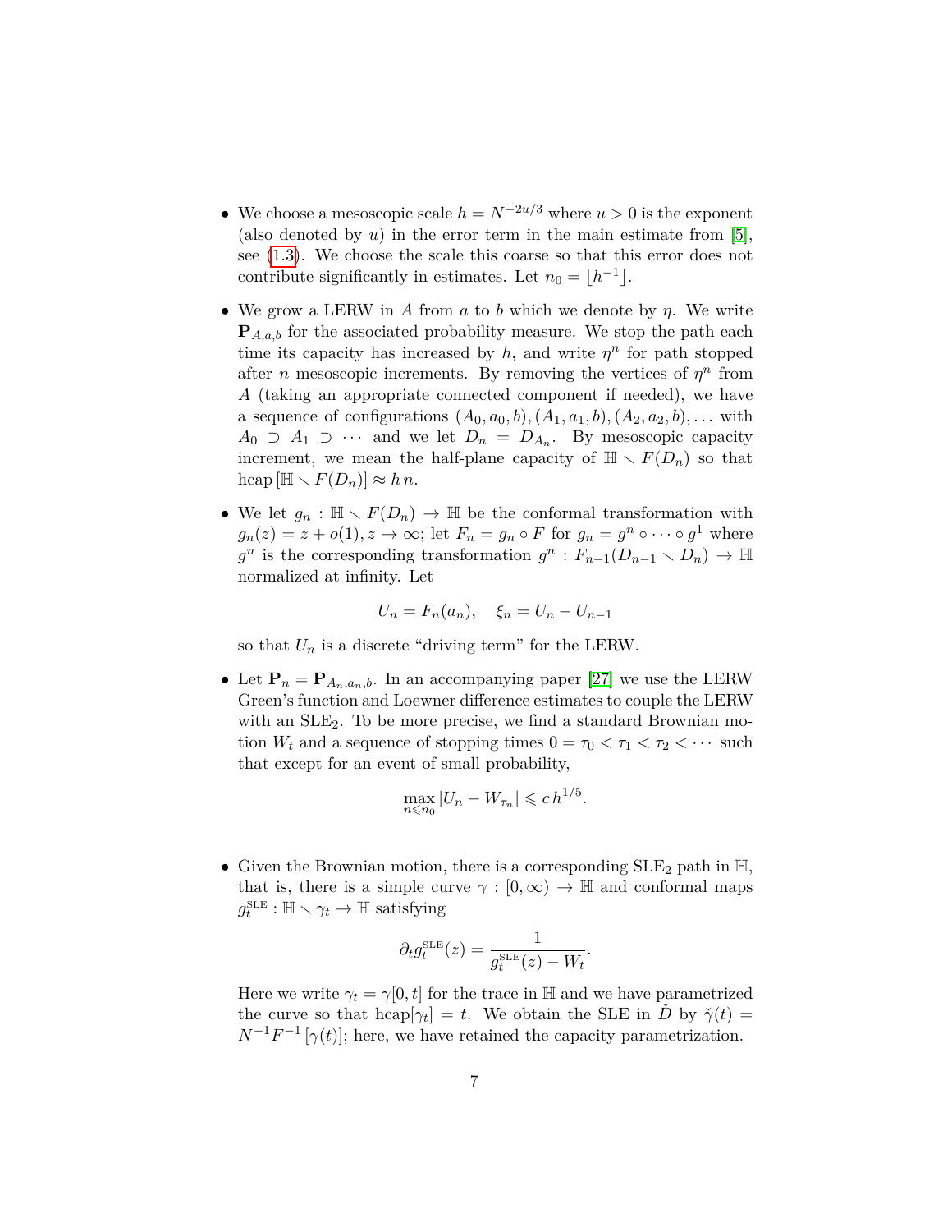- We choose a mesoscopic scale $h = N^{-2u/3}$ where $u > 0$ is the exponent (also denoted by $u$) in the error term in the main estimate from [5], see (1.3). We choose the scale this coarse so that this error does not contribute significantly in estimates. Let $n_0 = \lfloor h^{-1} \rfloor$.

- We grow a LERW in $A$ from $a$ to $b$ which we denote by $\eta$. We write $\mathbf{P}_{A,a,b}$ for the associated probability measure. We stop the path each time its capacity has increased by $h$, and write $\eta^n$ for path stopped after $n$ mesoscopic increments. By removing the vertices of $\eta^n$ from $A$ (taking an appropriate connected component if needed), we have a sequence of configurations $(A_0, a_0, b), (A_1, a_1, b), (A_2, a_2, b), \ldots$ with $A_0 \supset A_1 \supset \cdots$ and we let $D_n = D_{A_n}$. By mesoscopic capacity increment, we mean the half-plane capacity of $\mathbb{H} \smallsetminus F(D_n)$ so that $\mathrm{hcap}\,[\mathbb{H} \smallsetminus F(D_n)] \approx h\,n$.

- We let $g_n : \mathbb{H} \smallsetminus F(D_n) \to \mathbb{H}$ be the conformal transformation with $g_n(z) = z + o(1), z \to \infty$; let $F_n = g_n \circ F$ for $g_n = g^n \circ \cdots \circ g^1$ where $g^n$ is the corresponding transformation $g^n : F_{n-1}(D_{n-1} \smallsetminus D_n) \to \mathbb{H}$ normalized at infinity. Let

$$U_n = F_n(a_n), \quad \xi_n = U_n - U_{n-1}$$

so that $U_n$ is a discrete "driving term" for the LERW.

- Let $\mathbf{P}_n = \mathbf{P}_{A_n,a_n,b}$. In an accompanying paper [27] we use the LERW Green's function and Loewner difference estimates to couple the LERW with an $\mathrm{SLE}_2$. To be more precise, we find a standard Brownian motion $W_t$ and a sequence of stopping times $0 = \tau_0 < \tau_1 < \tau_2 < \cdots$ such that except for an event of small probability,

$$\max_{n \leqslant n_0} |U_n - W_{\tau_n}| \leqslant c\,h^{1/5}.$$

- Given the Brownian motion, there is a corresponding $\mathrm{SLE}_2$ path in $\mathbb{H}$, that is, there is a simple curve $\gamma : [0, \infty) \to \mathbb{H}$ and conformal maps $g_t^{\mathrm{SLE}} : \mathbb{H} \smallsetminus \gamma_t \to \mathbb{H}$ satisfying

$$\partial_t g_t^{\mathrm{SLE}}(z) = \frac{1}{g_t^{\mathrm{SLE}}(z) - W_t}.$$

Here we write $\gamma_t = \gamma[0, t]$ for the trace in $\mathbb{H}$ and we have parametrized the curve so that $\mathrm{hcap}[\gamma_t] = t$. We obtain the SLE in $\check{D}$ by $\check{\gamma}(t) = N^{-1} F^{-1}\,[\gamma(t)]$; here, we have retained the capacity parametrization.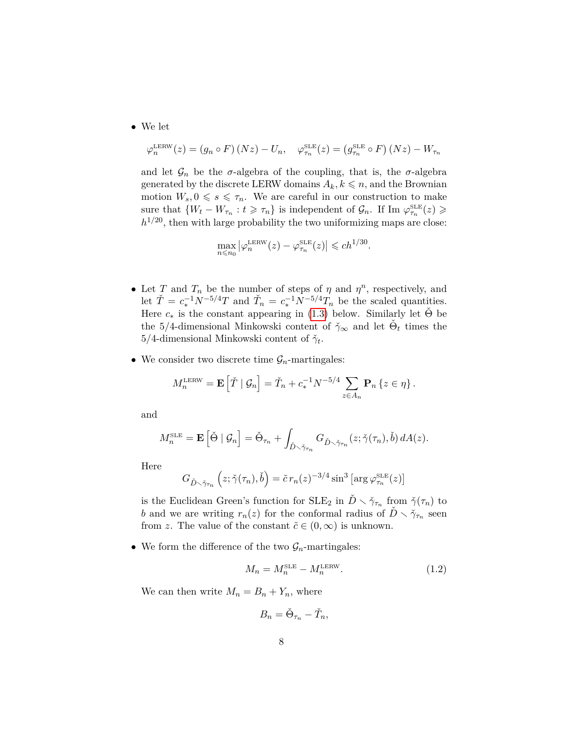- We let

$$\varphi_n^{\text{LERW}}(z) = (g_n \circ F)(Nz) - U_n, \quad \varphi_{\tau_n}^{\text{SLE}}(z) = (g_{\tau_n}^{\text{SLE}} \circ F)(Nz) - W_{\tau_n}$$

  and let $\mathcal{G}_n$ be the $\sigma$-algebra of the coupling, that is, the $\sigma$-algebra generated by the discrete LERW domains $A_k, k \leqslant n$, and the Brownian motion $W_s, 0 \leqslant s \leqslant \tau_n$. We are careful in our construction to make sure that $\{W_t - W_{\tau_n} : t \geqslant \tau_n\}$ is independent of $\mathcal{G}_n$. If Im $\varphi_{\tau_n}^{\text{SLE}}(z) \geqslant h^{1/20}$, then with large probability the two uniformizing maps are close:

$$\max_{n \leqslant n_0} \left| \varphi_n^{\text{LERW}}(z) - \varphi_{\tau_n}^{\text{SLE}}(z) \right| \leqslant c h^{1/30}.$$

- Let $T$ and $T_n$ be the number of steps of $\eta$ and $\eta^n$, respectively, and let $\check{T} = c_*^{-1} N^{-5/4} T$ and $\check{T}_n = c_*^{-1} N^{-5/4} T_n$ be the scaled quantities. Here $c_*$ is the constant appearing in (1.3) below. Similarly let $\check{\Theta}$ be the 5/4-dimensional Minkowski content of $\check{\gamma}_\infty$ and let $\check{\Theta}_t$ times the 5/4-dimensional Minkowski content of $\check{\gamma}_t$.

- We consider two discrete time $\mathcal{G}_n$-martingales:

$$M_n^{\text{LERW}} = \mathbf{E}\left[\check{T} \mid \mathcal{G}_n\right] = \check{T}_n + c_*^{-1} N^{-5/4} \sum_{z \in A_n} \mathbf{P}_n \{z \in \eta\}.$$

  and

$$M_n^{\text{SLE}} = \mathbf{E}\left[\check{\Theta} \mid \mathcal{G}_n\right] = \check{\Theta}_{\tau_n} + \int_{\check{D} \setminus \check{\gamma}_{\tau_n}} G_{\check{D} \setminus \check{\gamma}_{\tau_n}}(z; \check{\gamma}(\tau_n), \check{b})\, dA(z).$$

  Here

$$G_{\check{D} \setminus \check{\gamma}_{\tau_n}}\left(z; \check{\gamma}(\tau_n), \check{b}\right) = \tilde{c}\, r_n(z)^{-3/4} \sin^3\left[\arg \varphi_{\tau_n}^{\text{SLE}}(z)\right]$$

  is the Euclidean Green's function for $\text{SLE}_2$ in $\check{D} \setminus \check{\gamma}_{\tau_n}$ from $\check{\gamma}(\tau_n)$ to $b$ and we are writing $r_n(z)$ for the conformal radius of $\check{D} \setminus \check{\gamma}_{\tau_n}$ seen from $z$. The value of the constant $\tilde{c} \in (0, \infty)$ is unknown.

- We form the difference of the two $\mathcal{G}_n$-martingales:

$$M_n = M_n^{\text{SLE}} - M_n^{\text{LERW}}. \tag{1.2}$$

  We can then write $M_n = B_n + Y_n$, where

$$B_n = \check{\Theta}_{\tau_n} - \check{T}_n,$$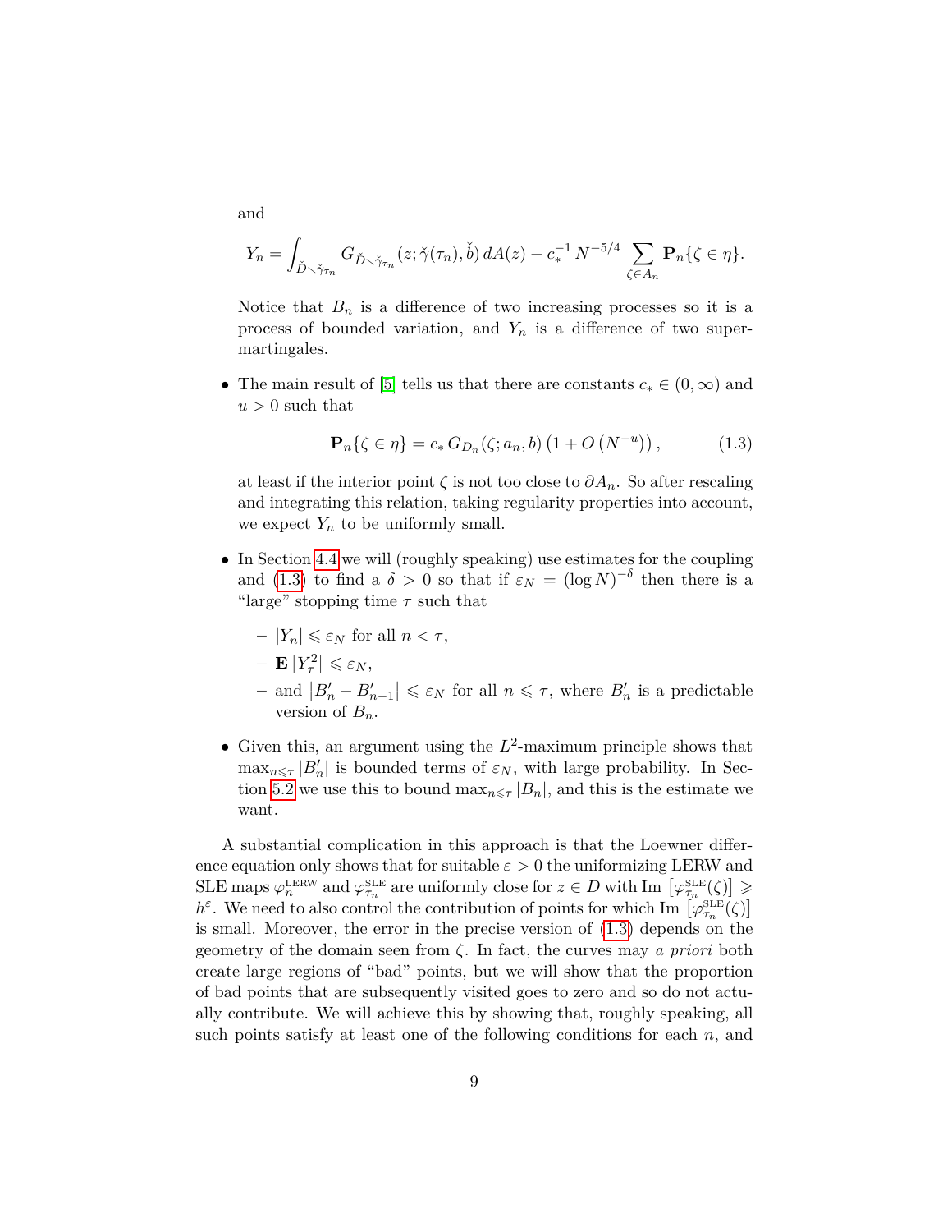and

$$Y_n = \int_{\check{D} \smallsetminus \check{\gamma}_{\tau_n}} G_{\check{D} \smallsetminus \check{\gamma}_{\tau_n}}(z; \check{\gamma}(\tau_n), \check{b}) \, dA(z) - c_*^{-1} \, N^{-5/4} \sum_{\zeta \in A_n} \mathbf{P}_n\{\zeta \in \eta\}.$$

Notice that $B_n$ is a difference of two increasing processes so it is a process of bounded variation, and $Y_n$ is a difference of two super-martingales.

- The main result of [5] tells us that there are constants $c_* \in (0, \infty)$ and $u > 0$ such that

$$\mathbf{P}_n\{\zeta \in \eta\} = c_* \, G_{D_n}(\zeta; a_n, b) \left(1 + O\left(N^{-u}\right)\right), \tag{1.3}$$

  at least if the interior point $\zeta$ is not too close to $\partial A_n$. So after rescaling and integrating this relation, taking regularity properties into account, we expect $Y_n$ to be uniformly small.

- In Section 4.4 we will (roughly speaking) use estimates for the coupling and (1.3) to find a $\delta > 0$ so that if $\varepsilon_N = (\log N)^{-\delta}$ then there is a "large" stopping time $\tau$ such that
  - $|Y_n| \leqslant \varepsilon_N$ for all $n < \tau$,
  - $\mathbf{E}\left[Y_\tau^2\right] \leqslant \varepsilon_N$,
  - and $\left|B_n' - B_{n-1}'\right| \leqslant \varepsilon_N$ for all $n \leqslant \tau$, where $B_n'$ is a predictable version of $B_n$.

- Given this, an argument using the $L^2$-maximum principle shows that $\max_{n \leqslant \tau} |B_n'|$ is bounded terms of $\varepsilon_N$, with large probability. In Section 5.2 we use this to bound $\max_{n \leqslant \tau} |B_n|$, and this is the estimate we want.

A substantial complication in this approach is that the Loewner difference equation only shows that for suitable $\varepsilon > 0$ the uniformizing LERW and SLE maps $\varphi_n^{\text{LERW}}$ and $\varphi_{\tau_n}^{\text{SLE}}$ are uniformly close for $z \in D$ with $\text{Im}\left[\varphi_{\tau_n}^{\text{SLE}}(\zeta)\right] \geqslant h^\varepsilon$. We need to also control the contribution of points for which $\text{Im}\left[\varphi_{\tau_n}^{\text{SLE}}(\zeta)\right]$ is small. Moreover, the error in the precise version of (1.3) depends on the geometry of the domain seen from $\zeta$. In fact, the curves may *a priori* both create large regions of "bad" points, but we will show that the proportion of bad points that are subsequently visited goes to zero and so do not actually contribute. We will achieve this by showing that, roughly speaking, all such points satisfy at least one of the following conditions for each $n$, and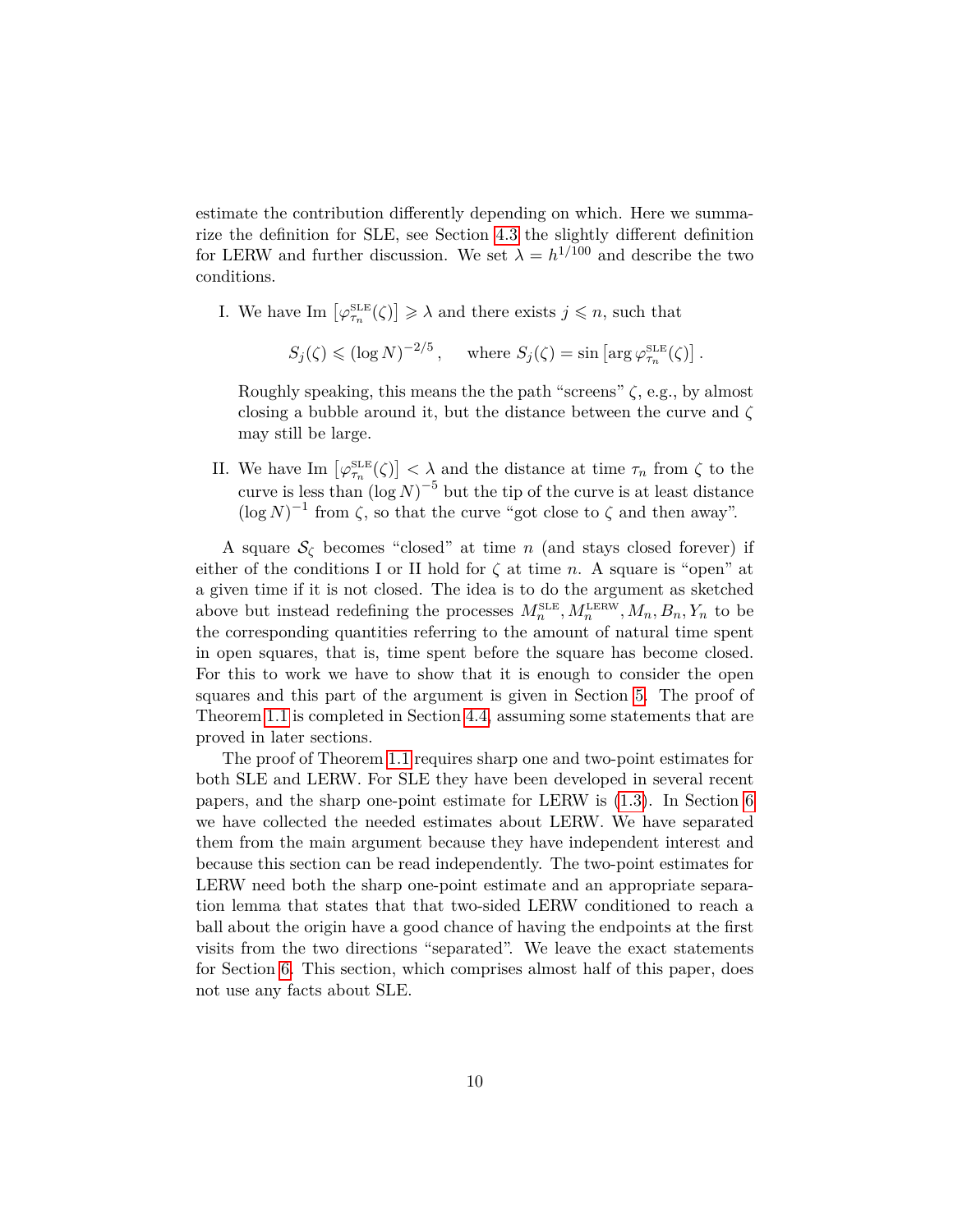estimate the contribution differently depending on which. Here we summarize the definition for SLE, see Section 4.3 the slightly different definition for LERW and further discussion. We set $\lambda = h^{1/100}$ and describe the two conditions.

I. We have $\mathrm{Im}\left[\varphi^{\mathrm{SLE}}_{\tau_n}(\zeta)\right] \geqslant \lambda$ and there exists $j \leqslant n$, such that

$$S_j(\zeta) \leqslant (\log N)^{-2/5}, \quad \text{ where } S_j(\zeta) = \sin\left[\arg \varphi^{\mathrm{SLE}}_{\tau_n}(\zeta)\right].$$

Roughly speaking, this means the the path "screens" $\zeta$, e.g., by almost closing a bubble around it, but the distance between the curve and $\zeta$ may still be large.

II. We have $\mathrm{Im}\left[\varphi^{\mathrm{SLE}}_{\tau_n}(\zeta)\right] < \lambda$ and the distance at time $\tau_n$ from $\zeta$ to the curve is less than $(\log N)^{-5}$ but the tip of the curve is at least distance $(\log N)^{-1}$ from $\zeta$, so that the curve "got close to $\zeta$ and then away".

A square $\mathcal{S}_\zeta$ becomes "closed" at time $n$ (and stays closed forever) if either of the conditions I or II hold for $\zeta$ at time $n$. A square is "open" at a given time if it is not closed. The idea is to do the argument as sketched above but instead redefining the processes $M^{\mathrm{SLE}}_n, M^{\mathrm{LERW}}_n, M_n, B_n, Y_n$ to be the corresponding quantities referring to the amount of natural time spent in open squares, that is, time spent before the square has become closed. For this to work we have to show that it is enough to consider the open squares and this part of the argument is given in Section 5. The proof of Theorem 1.1 is completed in Section 4.4, assuming some statements that are proved in later sections.

The proof of Theorem 1.1 requires sharp one and two-point estimates for both SLE and LERW. For SLE they have been developed in several recent papers, and the sharp one-point estimate for LERW is (1.3). In Section 6 we have collected the needed estimates about LERW. We have separated them from the main argument because they have independent interest and because this section can be read independently. The two-point estimates for LERW need both the sharp one-point estimate and an appropriate separation lemma that states that that two-sided LERW conditioned to reach a ball about the origin have a good chance of having the endpoints at the first visits from the two directions "separated". We leave the exact statements for Section 6. This section, which comprises almost half of this paper, does not use any facts about SLE.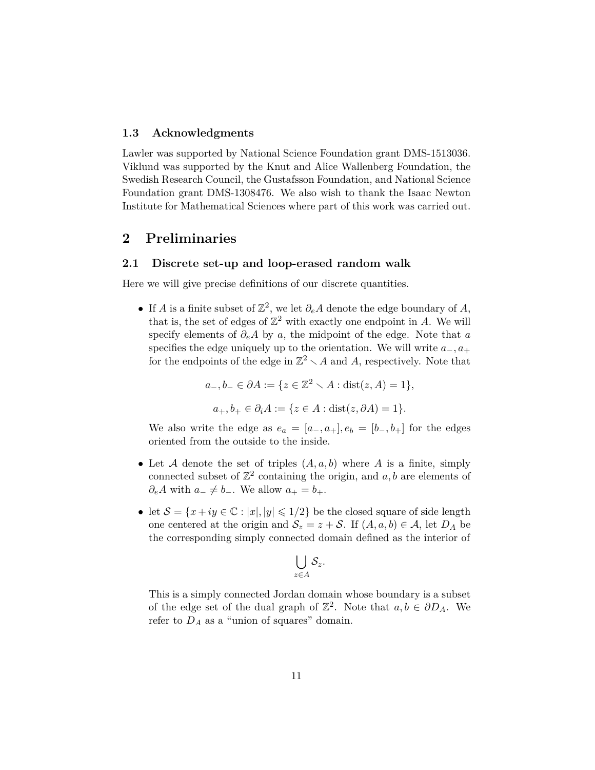### 1.3 Acknowledgments

Lawler was supported by National Science Foundation grant DMS-1513036. Viklund was supported by the Knut and Alice Wallenberg Foundation, the Swedish Research Council, the Gustafsson Foundation, and National Science Foundation grant DMS-1308476. We also wish to thank the Isaac Newton Institute for Mathematical Sciences where part of this work was carried out.

## 2 Preliminaries

### 2.1 Discrete set-up and loop-erased random walk

Here we will give precise definitions of our discrete quantities.

- If $A$ is a finite subset of $\mathbb{Z}^2$, we let $\partial_e A$ denote the edge boundary of $A$, that is, the set of edges of $\mathbb{Z}^2$ with exactly one endpoint in $A$. We will specify elements of $\partial_e A$ by $a$, the midpoint of the edge. Note that $a$ specifies the edge uniquely up to the orientation. We will write $a_-, a_+$ for the endpoints of the edge in $\mathbb{Z}^2 \setminus A$ and $A$, respectively. Note that

$$a_-, b_- \in \partial A := \{z \in \mathbb{Z}^2 \setminus A : \operatorname{dist}(z, A) = 1\},$$

$$a_+, b_+ \in \partial_i A := \{z \in A : \operatorname{dist}(z, \partial A) = 1\}.$$

  We also write the edge as $e_a = [a_-, a_+], e_b = [b_-, b_+]$ for the edges oriented from the outside to the inside.

- Let $\mathcal{A}$ denote the set of triples $(A, a, b)$ where $A$ is a finite, simply connected subset of $\mathbb{Z}^2$ containing the origin, and $a, b$ are elements of $\partial_e A$ with $a_- \neq b_-$. We allow $a_+ = b_+$.

- let $\mathcal{S} = \{x + iy \in \mathbb{C} : |x|, |y| \leqslant 1/2\}$ be the closed square of side length one centered at the origin and $\mathcal{S}_z = z + \mathcal{S}$. If $(A, a, b) \in \mathcal{A}$, let $D_A$ be the corresponding simply connected domain defined as the interior of

$$\bigcup_{z \in A} \mathcal{S}_z.$$

  This is a simply connected Jordan domain whose boundary is a subset of the edge set of the dual graph of $\mathbb{Z}^2$. Note that $a, b \in \partial D_A$. We refer to $D_A$ as a "union of squares" domain.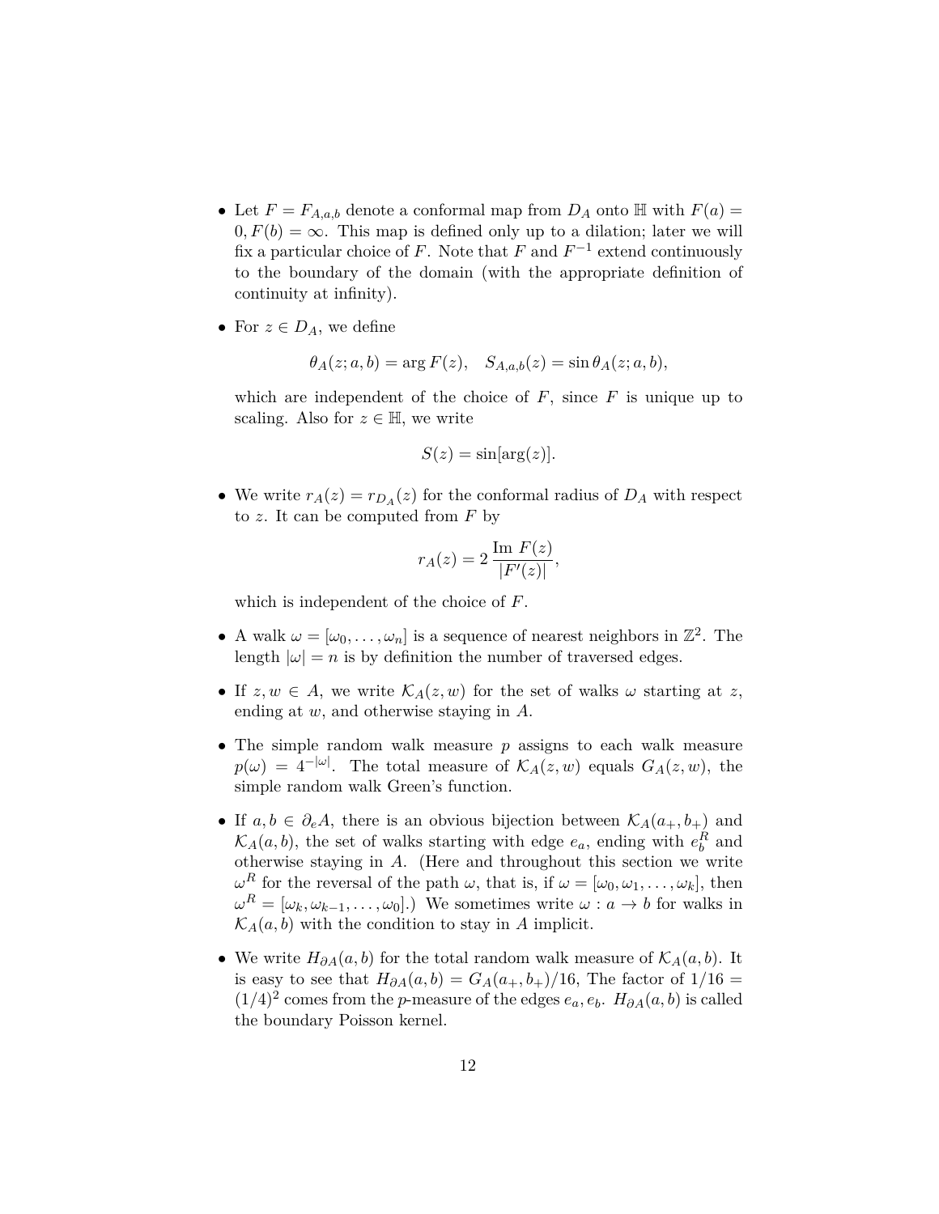- Let $F = F_{A,a,b}$ denote a conformal map from $D_A$ onto $\mathbb{H}$ with $F(a) = 0, F(b) = \infty$. This map is defined only up to a dilation; later we will fix a particular choice of $F$. Note that $F$ and $F^{-1}$ extend continuously to the boundary of the domain (with the appropriate definition of continuity at infinity).

- For $z \in D_A$, we define

$$\theta_A(z; a, b) = \arg F(z), \quad S_{A,a,b}(z) = \sin \theta_A(z; a, b),$$

  which are independent of the choice of $F$, since $F$ is unique up to scaling. Also for $z \in \mathbb{H}$, we write

$$S(z) = \sin[\arg(z)].$$

- We write $r_A(z) = r_{D_A}(z)$ for the conformal radius of $D_A$ with respect to $z$. It can be computed from $F$ by

$$r_A(z) = 2\,\frac{\text{Im } F(z)}{|F'(z)|},$$

  which is independent of the choice of $F$.

- A walk $\omega = [\omega_0, \ldots, \omega_n]$ is a sequence of nearest neighbors in $\mathbb{Z}^2$. The length $|\omega| = n$ is by definition the number of traversed edges.

- If $z, w \in A$, we write $\mathcal{K}_A(z, w)$ for the set of walks $\omega$ starting at $z$, ending at $w$, and otherwise staying in $A$.

- The simple random walk measure $p$ assigns to each walk measure $p(\omega) = 4^{-|\omega|}$. The total measure of $\mathcal{K}_A(z, w)$ equals $G_A(z, w)$, the simple random walk Green's function.

- If $a, b \in \partial_e A$, there is an obvious bijection between $\mathcal{K}_A(a_+, b_+)$ and $\mathcal{K}_A(a, b)$, the set of walks starting with edge $e_a$, ending with $e_b^R$ and otherwise staying in $A$. (Here and throughout this section we write $\omega^R$ for the reversal of the path $\omega$, that is, if $\omega = [\omega_0, \omega_1, \ldots, \omega_k]$, then $\omega^R = [\omega_k, \omega_{k-1}, \ldots, \omega_0]$.) We sometimes write $\omega : a \to b$ for walks in $\mathcal{K}_A(a, b)$ with the condition to stay in $A$ implicit.

- We write $H_{\partial A}(a, b)$ for the total random walk measure of $\mathcal{K}_A(a, b)$. It is easy to see that $H_{\partial A}(a, b) = G_A(a_+, b_+)/16$, The factor of $1/16 = (1/4)^2$ comes from the $p$-measure of the edges $e_a, e_b$. $H_{\partial A}(a, b)$ is called the boundary Poisson kernel.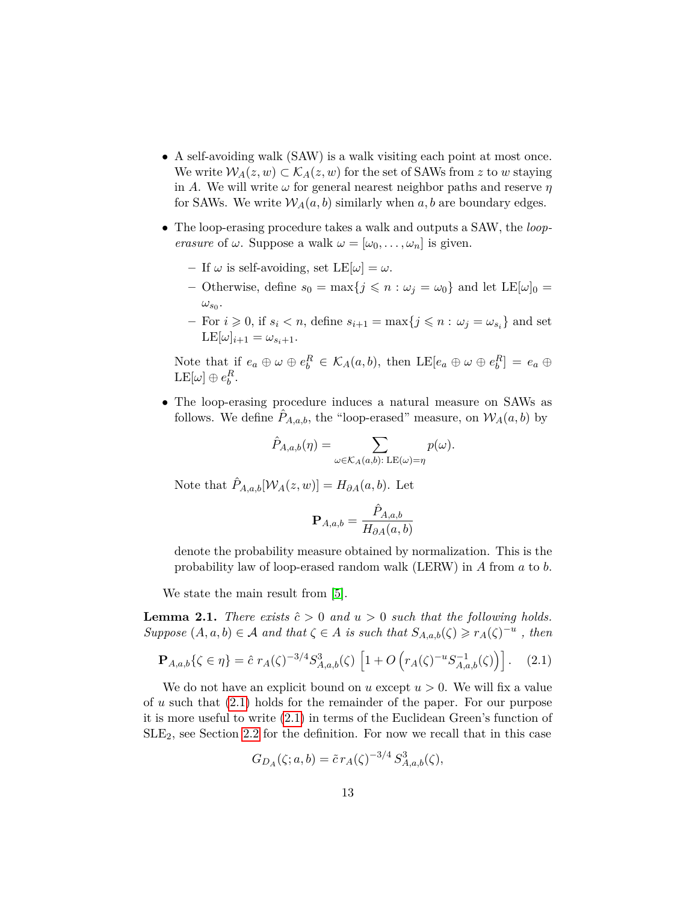- A self-avoiding walk (SAW) is a walk visiting each point at most once. We write $\mathcal{W}_A(z,w) \subset \mathcal{K}_A(z,w)$ for the set of SAWs from $z$ to $w$ staying in $A$. We will write $\omega$ for general nearest neighbor paths and reserve $\eta$ for SAWs. We write $\mathcal{W}_A(a,b)$ similarly when $a,b$ are boundary edges.

- The loop-erasing procedure takes a walk and outputs a SAW, the *loop-erasure* of $\omega$. Suppose a walk $\omega = [\omega_0, \ldots, \omega_n]$ is given.

  - If $\omega$ is self-avoiding, set $\mathrm{LE}[\omega] = \omega$.
  - Otherwise, define $s_0 = \max\{j \leqslant n : \omega_j = \omega_0\}$ and let $\mathrm{LE}[\omega]_0 = \omega_{s_0}$.
  - For $i \geqslant 0$, if $s_i < n$, define $s_{i+1} = \max\{j \leqslant n : \omega_j = \omega_{s_i}\}$ and set $\mathrm{LE}[\omega]_{i+1} = \omega_{s_i+1}$.

  Note that if $e_a \oplus \omega \oplus e_b^R \in \mathcal{K}_A(a,b)$, then $\mathrm{LE}[e_a \oplus \omega \oplus e_b^R] = e_a \oplus \mathrm{LE}[\omega] \oplus e_b^R$.

- The loop-erasing procedure induces a natural measure on SAWs as follows. We define $\hat{P}_{A,a,b}$, the "loop-erased" measure, on $\mathcal{W}_A(a,b)$ by

$$\hat{P}_{A,a,b}(\eta) = \sum_{\omega \in \mathcal{K}_A(a,b) \colon \mathrm{LE}(\omega) = \eta} p(\omega).$$

  Note that $\hat{P}_{A,a,b}[\mathcal{W}_A(z,w)] = H_{\partial A}(a,b)$. Let

$$\mathbf{P}_{A,a,b} = \frac{\hat{P}_{A,a,b}}{H_{\partial A}(a,b)}$$

  denote the probability measure obtained by normalization. This is the probability law of loop-erased random walk (LERW) in $A$ from $a$ to $b$.

We state the main result from [5].

**Lemma 2.1.** *There exists $\hat{c} > 0$ and $u > 0$ such that the following holds. Suppose $(A,a,b) \in \mathcal{A}$ and that $\zeta \in A$ is such that $S_{A,a,b}(\zeta) \geqslant r_A(\zeta)^{-u}$ , then*

$$\mathbf{P}_{A,a,b}\{\zeta \in \eta\} = \hat{c}\, r_A(\zeta)^{-3/4} S^3_{A,a,b}(\zeta) \left[1 + O\left(r_A(\zeta)^{-u} S^{-1}_{A,a,b}(\zeta)\right)\right]. \quad (2.1)$$

We do not have an explicit bound on $u$ except $u > 0$. We will fix a value of $u$ such that (2.1) holds for the remainder of the paper. For our purpose it is more useful to write (2.1) in terms of the Euclidean Green's function of $\mathrm{SLE}_2$, see Section 2.2 for the definition. For now we recall that in this case

$$G_{D_A}(\zeta; a, b) = \tilde{c}\, r_A(\zeta)^{-3/4}\, S^3_{A,a,b}(\zeta),$$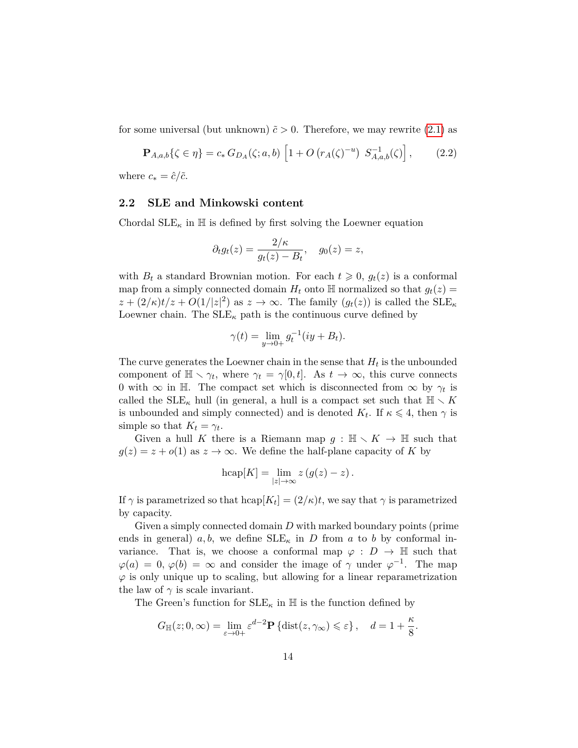for some universal (but unknown) $\tilde{c} > 0$. Therefore, we may rewrite (2.1) as

$$\mathbf{P}_{A,a,b}\{\zeta \in \eta\} = c_* \, G_{D_A}(\zeta; a, b) \left[1 + O\left(r_A(\zeta)^{-u}\right) \; S^{-1}_{A,a,b}(\zeta)\right], \qquad (2.2)$$

where $c_* = \hat{c}/\tilde{c}$.

## 2.2 SLE and Minkowski content

Chordal $\mathrm{SLE}_\kappa$ in $\mathbb{H}$ is defined by first solving the Loewner equation

$$\partial_t g_t(z) = \frac{2/\kappa}{g_t(z) - B_t}, \quad g_0(z) = z,$$

with $B_t$ a standard Brownian motion. For each $t \geqslant 0$, $g_t(z)$ is a conformal map from a simply connected domain $H_t$ onto $\mathbb{H}$ normalized so that $g_t(z) = z + (2/\kappa)t/z + O(1/|z|^2)$ as $z \to \infty$. The family $(g_t(z))$ is called the $\mathrm{SLE}_\kappa$ Loewner chain. The $\mathrm{SLE}_\kappa$ path is the continuous curve defined by

$$\gamma(t) = \lim_{y \to 0+} g_t^{-1}(iy + B_t).$$

The curve generates the Loewner chain in the sense that $H_t$ is the unbounded component of $\mathbb{H} \smallsetminus \gamma_t$, where $\gamma_t = \gamma[0,t]$. As $t \to \infty$, this curve connects $0$ with $\infty$ in $\mathbb{H}$. The compact set which is disconnected from $\infty$ by $\gamma_t$ is called the $\mathrm{SLE}_\kappa$ hull (in general, a hull is a compact set such that $\mathbb{H} \smallsetminus K$ is unbounded and simply connected) and is denoted $K_t$. If $\kappa \leqslant 4$, then $\gamma$ is simple so that $K_t = \gamma_t$.

Given a hull $K$ there is a Riemann map $g : \mathbb{H} \smallsetminus K \to \mathbb{H}$ such that $g(z) = z + o(1)$ as $z \to \infty$. We define the half-plane capacity of $K$ by

$$\mathrm{hcap}[K] = \lim_{|z| \to \infty} z\left(g(z) - z\right).$$

If $\gamma$ is parametrized so that $\mathrm{hcap}[K_t] = (2/\kappa)t$, we say that $\gamma$ is parametrized by capacity.

Given a simply connected domain $D$ with marked boundary points (prime ends in general) $a, b$, we define $\mathrm{SLE}_\kappa$ in $D$ from $a$ to $b$ by conformal invariance. That is, we choose a conformal map $\varphi : D \to \mathbb{H}$ such that $\varphi(a) = 0$, $\varphi(b) = \infty$ and consider the image of $\gamma$ under $\varphi^{-1}$. The map $\varphi$ is only unique up to scaling, but allowing for a linear reparametrization the law of $\gamma$ is scale invariant.

The Green's function for $\mathrm{SLE}_\kappa$ in $\mathbb{H}$ is the function defined by

$$G_{\mathbb{H}}(z; 0, \infty) = \lim_{\varepsilon \to 0+} \varepsilon^{d-2} \mathbf{P}\left\{\mathrm{dist}(z, \gamma_\infty) \leqslant \varepsilon\right\}, \quad d = 1 + \frac{\kappa}{8}.$$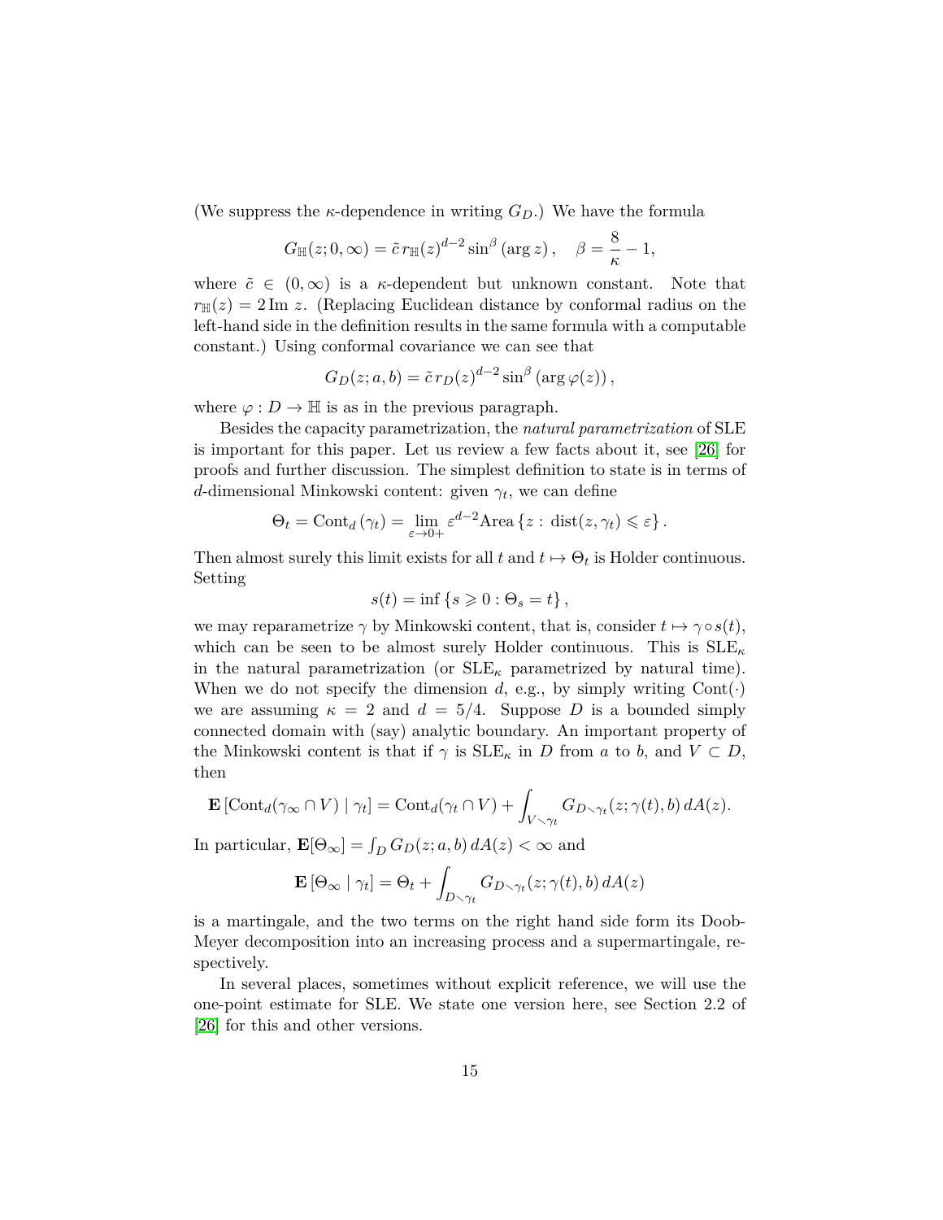(We suppress the $\kappa$-dependence in writing $G_D$.) We have the formula

$$G_{\mathbb{H}}(z;0,\infty) = \tilde{c}\, r_{\mathbb{H}}(z)^{d-2} \sin^{\beta}(\arg z), \quad \beta = \frac{8}{\kappa} - 1,$$

where $\tilde{c} \in (0,\infty)$ is a $\kappa$-dependent but unknown constant. Note that $r_{\mathbb{H}}(z) = 2\,\mathrm{Im}\, z$. (Replacing Euclidean distance by conformal radius on the left-hand side in the definition results in the same formula with a computable constant.) Using conformal covariance we can see that

$$G_D(z;a,b) = \tilde{c}\, r_D(z)^{d-2} \sin^{\beta}(\arg \varphi(z)),$$

where $\varphi : D \to \mathbb{H}$ is as in the previous paragraph.

Besides the capacity parametrization, the *natural parametrization* of SLE is important for this paper. Let us review a few facts about it, see [26] for proofs and further discussion. The simplest definition to state is in terms of $d$-dimensional Minkowski content: given $\gamma_t$, we can define

$$\Theta_t = \mathrm{Cont}_d(\gamma_t) = \lim_{\varepsilon \to 0+} \varepsilon^{d-2} \mathrm{Area}\{z : \mathrm{dist}(z,\gamma_t) \leqslant \varepsilon\}.$$

Then almost surely this limit exists for all $t$ and $t \mapsto \Theta_t$ is Holder continuous. Setting

$$s(t) = \inf\{s \geqslant 0 : \Theta_s = t\},$$

we may reparametrize $\gamma$ by Minkowski content, that is, consider $t \mapsto \gamma \circ s(t)$, which can be seen to be almost surely Holder continuous. This is $\mathrm{SLE}_\kappa$ in the natural parametrization (or $\mathrm{SLE}_\kappa$ parametrized by natural time). When we do not specify the dimension $d$, e.g., by simply writing $\mathrm{Cont}(\cdot)$ we are assuming $\kappa = 2$ and $d = 5/4$. Suppose $D$ is a bounded simply connected domain with (say) analytic boundary. An important property of the Minkowski content is that if $\gamma$ is $\mathrm{SLE}_\kappa$ in $D$ from $a$ to $b$, and $V \subset D$, then

$$\mathbf{E}\left[\mathrm{Cont}_d(\gamma_\infty \cap V) \mid \gamma_t\right] = \mathrm{Cont}_d(\gamma_t \cap V) + \int_{V \smallsetminus \gamma_t} G_{D \smallsetminus \gamma_t}(z;\gamma(t),b)\, dA(z).$$

In particular, $\mathbf{E}[\Theta_\infty] = \int_D G_D(z;a,b)\, dA(z) < \infty$ and

$$\mathbf{E}\left[\Theta_\infty \mid \gamma_t\right] = \Theta_t + \int_{D \smallsetminus \gamma_t} G_{D \smallsetminus \gamma_t}(z;\gamma(t),b)\, dA(z)$$

is a martingale, and the two terms on the right hand side form its Doob-Meyer decomposition into an increasing process and a supermartingale, respectively.

In several places, sometimes without explicit reference, we will use the one-point estimate for SLE. We state one version here, see Section 2.2 of [26] for this and other versions.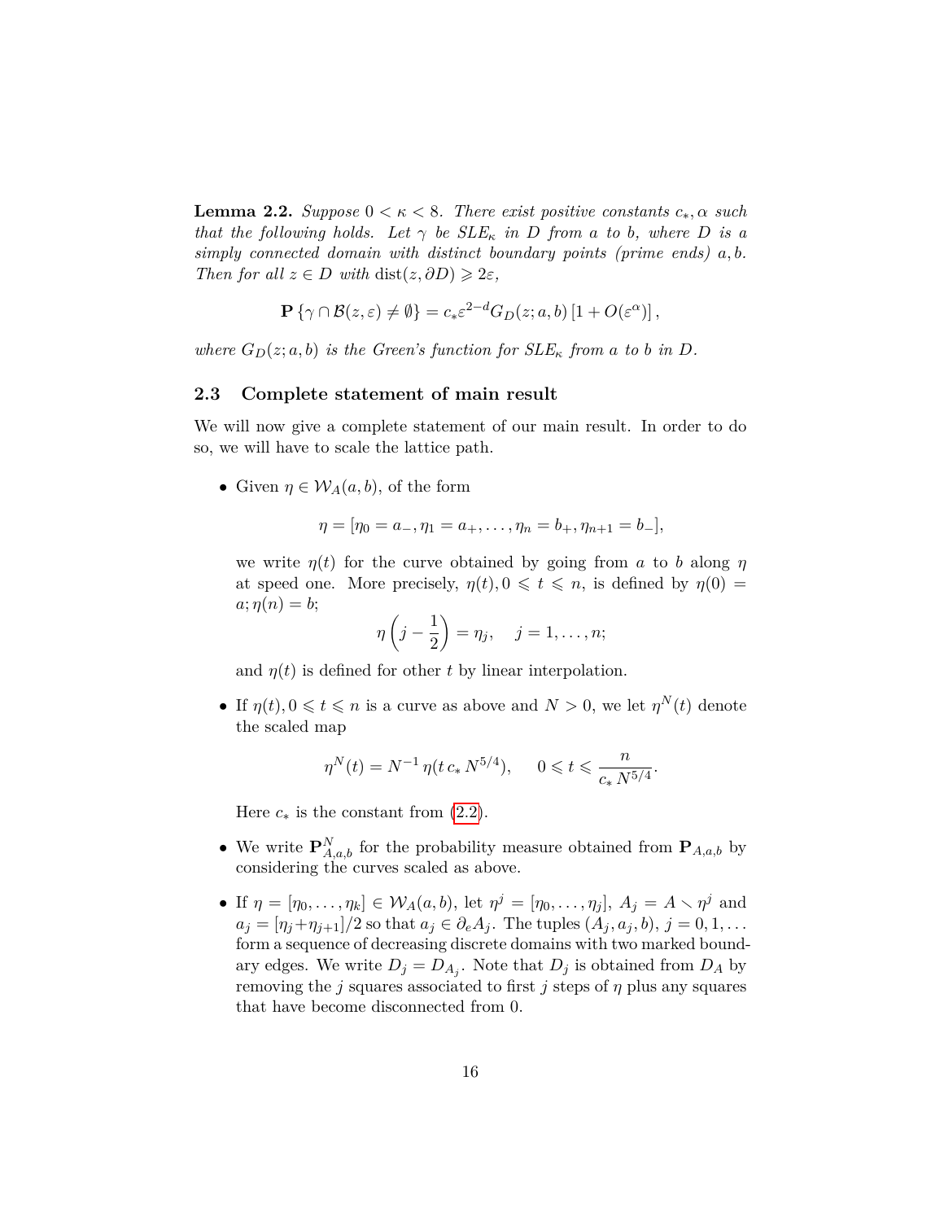**Lemma 2.2.** *Suppose $0 < \kappa < 8$. There exist positive constants $c_*, \alpha$ such that the following holds. Let $\gamma$ be SLE$_\kappa$ in $D$ from $a$ to $b$, where $D$ is a simply connected domain with distinct boundary points (prime ends) $a, b$. Then for all $z \in D$ with $\operatorname{dist}(z, \partial D) \geqslant 2\varepsilon$,*

$$\mathbf{P}\left\{\gamma \cap \mathcal{B}(z,\varepsilon) \neq \emptyset\right\} = c_* \varepsilon^{2-d} G_D(z; a, b)\left[1 + O(\varepsilon^\alpha)\right],$$

*where $G_D(z; a, b)$ is the Green's function for SLE$_\kappa$ from $a$ to $b$ in $D$.*

### 2.3 Complete statement of main result

We will now give a complete statement of our main result. In order to do so, we will have to scale the lattice path.

- Given $\eta \in \mathcal{W}_A(a, b)$, of the form

  $$\eta = [\eta_0 = a_-, \eta_1 = a_+, \ldots, \eta_n = b_+, \eta_{n+1} = b_-],$$

  we write $\eta(t)$ for the curve obtained by going from $a$ to $b$ along $\eta$ at speed one. More precisely, $\eta(t), 0 \leqslant t \leqslant n$, is defined by $\eta(0) = a; \eta(n) = b$;

  $$\eta\left(j - \frac{1}{2}\right) = \eta_j, \quad j = 1, \ldots, n;$$

  and $\eta(t)$ is defined for other $t$ by linear interpolation.

- If $\eta(t), 0 \leqslant t \leqslant n$ is a curve as above and $N > 0$, we let $\eta^N(t)$ denote the scaled map

  $$\eta^N(t) = N^{-1}\,\eta(t\,c_*\,N^{5/4}), \qquad 0 \leqslant t \leqslant \frac{n}{c_*\,N^{5/4}}.$$

  Here $c_*$ is the constant from (2.2).

- We write $\mathbf{P}^N_{A,a,b}$ for the probability measure obtained from $\mathbf{P}_{A,a,b}$ by considering the curves scaled as above.

- If $\eta = [\eta_0, \ldots, \eta_k] \in \mathcal{W}_A(a, b)$, let $\eta^j = [\eta_0, \ldots, \eta_j]$, $A_j = A \smallsetminus \eta^j$ and $a_j = [\eta_j + \eta_{j+1}]/2$ so that $a_j \in \partial_e A_j$. The tuples $(A_j, a_j, b)$, $j = 0, 1, \ldots$ form a sequence of decreasing discrete domains with two marked boundary edges. We write $D_j = D_{A_j}$. Note that $D_j$ is obtained from $D_A$ by removing the $j$ squares associated to first $j$ steps of $\eta$ plus any squares that have become disconnected from 0.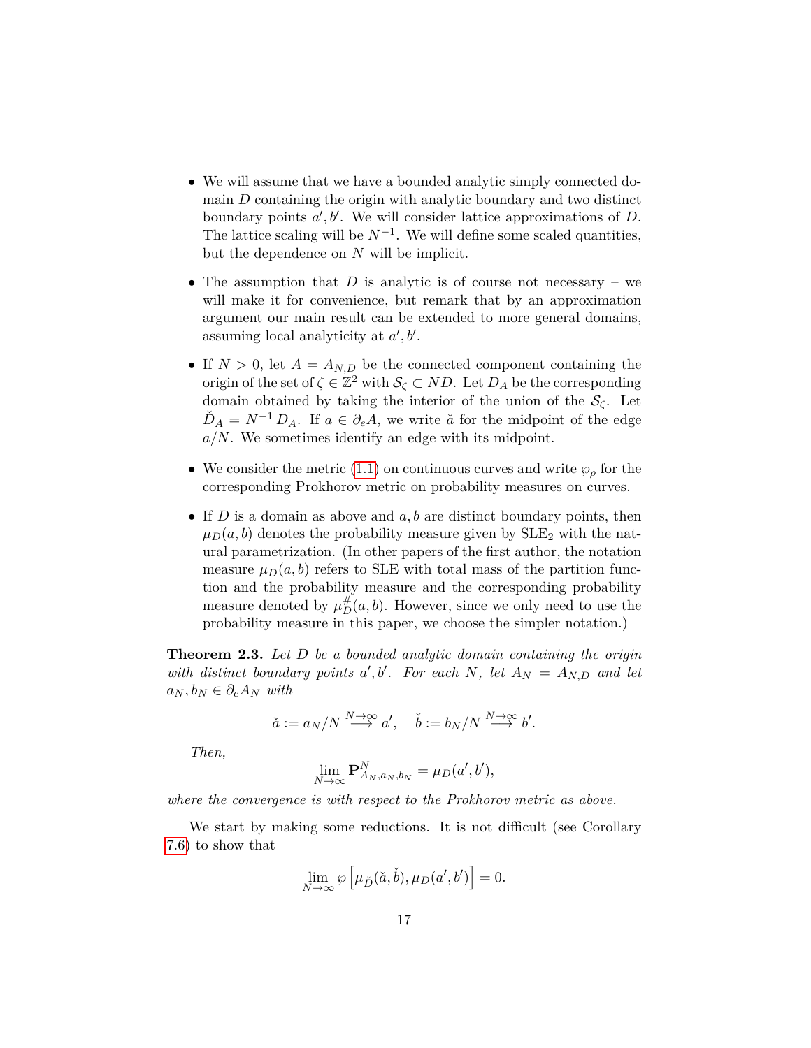- We will assume that we have a bounded analytic simply connected domain $D$ containing the origin with analytic boundary and two distinct boundary points $a', b'$. We will consider lattice approximations of $D$. The lattice scaling will be $N^{-1}$. We will define some scaled quantities, but the dependence on $N$ will be implicit.

- The assumption that $D$ is analytic is of course not necessary – we will make it for convenience, but remark that by an approximation argument our main result can be extended to more general domains, assuming local analyticity at $a', b'$.

- If $N > 0$, let $A = A_{N,D}$ be the connected component containing the origin of the set of $\zeta \in \mathbb{Z}^2$ with $\mathcal{S}_\zeta \subset ND$. Let $D_A$ be the corresponding domain obtained by taking the interior of the union of the $\mathcal{S}_\zeta$. Let $\check{D}_A = N^{-1}\, D_A$. If $a \in \partial_e A$, we write $\check{a}$ for the midpoint of the edge $a/N$. We sometimes identify an edge with its midpoint.

- We consider the metric (1.1) on continuous curves and write $\wp_\rho$ for the corresponding Prokhorov metric on probability measures on curves.

- If $D$ is a domain as above and $a, b$ are distinct boundary points, then $\mu_D(a, b)$ denotes the probability measure given by $\mathrm{SLE}_2$ with the natural parametrization. (In other papers of the first author, the notation measure $\mu_D(a, b)$ refers to SLE with total mass of the partition function and the probability measure and the corresponding probability measure denoted by $\mu^{\#}_D(a, b)$. However, since we only need to use the probability measure in this paper, we choose the simpler notation.)

**Theorem 2.3.** *Let $D$ be a bounded analytic domain containing the origin with distinct boundary points $a', b'$. For each $N$, let $A_N = A_{N,D}$ and let $a_N, b_N \in \partial_e A_N$ with*

$$\check{a} := a_N/N \overset{N\to\infty}{\longrightarrow} a', \quad \check{b} := b_N/N \overset{N\to\infty}{\longrightarrow} b'.$$

*Then,*

$$\lim_{N\to\infty} \mathbf{P}^N_{A_N, a_N, b_N} = \mu_D(a', b'),$$

*where the convergence is with respect to the Prokhorov metric as above.*

We start by making some reductions. It is not difficult (see Corollary 7.6) to show that

$$\lim_{N\to\infty} \wp\left[\mu_{\check{D}}(\check{a}, \check{b}), \mu_D(a', b')\right] = 0.$$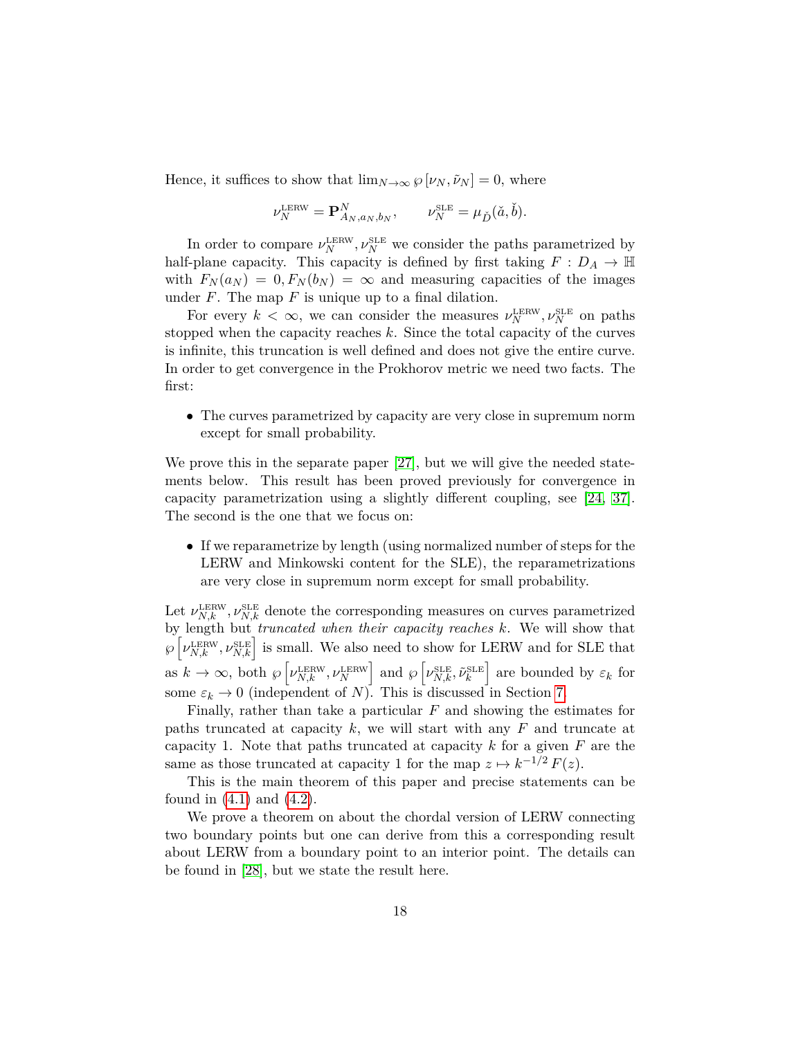Hence, it suffices to show that $\lim_{N\to\infty} \wp\,[\nu_N, \tilde{\nu}_N] = 0$, where

$$\nu_N^{\rm LERW} = \mathbf{P}^N_{A_N, a_N, b_N}, \qquad \nu_N^{\rm SLE} = \mu_{\check{D}}(\check{a}, \check{b}).$$

In order to compare $\nu_N^{\rm LERW}, \nu_N^{\rm SLE}$ we consider the paths parametrized by half-plane capacity. This capacity is defined by first taking $F : D_A \to \mathbb{H}$ with $F_N(a_N) = 0, F_N(b_N) = \infty$ and measuring capacities of the images under $F$. The map $F$ is unique up to a final dilation.

For every $k < \infty$, we can consider the measures $\nu_N^{\rm LERW}, \nu_N^{\rm SLE}$ on paths stopped when the capacity reaches $k$. Since the total capacity of the curves is infinite, this truncation is well defined and does not give the entire curve. In order to get convergence in the Prokhorov metric we need two facts. The first:

- The curves parametrized by capacity are very close in supremum norm except for small probability.

We prove this in the separate paper [27], but we will give the needed statements below. This result has been proved previously for convergence in capacity parametrization using a slightly different coupling, see [24, 37]. The second is the one that we focus on:

- If we reparametrize by length (using normalized number of steps for the LERW and Minkowski content for the SLE), the reparametrizations are very close in supremum norm except for small probability.

Let $\nu_{N,k}^{\rm LERW}, \nu_{N,k}^{\rm SLE}$ denote the corresponding measures on curves parametrized by length but *truncated when their capacity reaches* $k$. We will show that $\wp\left[\nu_{N,k}^{\rm LERW}, \nu_{N,k}^{\rm SLE}\right]$ is small. We also need to show for LERW and for SLE that as $k \to \infty$, both $\wp\left[\nu_{N,k}^{\rm LERW}, \nu_N^{\rm LERW}\right]$ and $\wp\left[\nu_{N,k}^{\rm SLE}, \tilde{\nu}_k^{\rm SLE}\right]$ are bounded by $\varepsilon_k$ for some $\varepsilon_k \to 0$ (independent of $N$). This is discussed in Section 7.

Finally, rather than take a particular $F$ and showing the estimates for paths truncated at capacity $k$, we will start with any $F$ and truncate at capacity 1. Note that paths truncated at capacity $k$ for a given $F$ are the same as those truncated at capacity 1 for the map $z \mapsto k^{-1/2}\,F(z)$.

This is the main theorem of this paper and precise statements can be found in (4.1) and (4.2).

We prove a theorem on about the chordal version of LERW connecting two boundary points but one can derive from this a corresponding result about LERW from a boundary point to an interior point. The details can be found in [28], but we state the result here.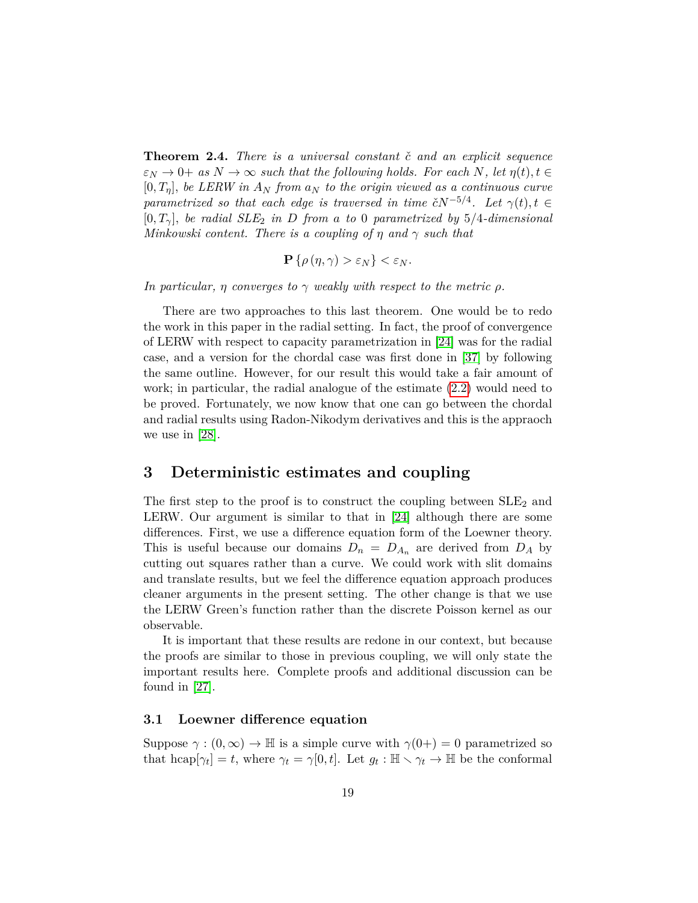**Theorem 2.4.** *There is a universal constant $\check{c}$ and an explicit sequence $\varepsilon_N \to 0+$ as $N \to \infty$ such that the following holds. For each $N$, let $\eta(t), t \in [0, T_\eta]$, be LERW in $A_N$ from $a_N$ to the origin viewed as a continuous curve parametrized so that each edge is traversed in time $\check{c}N^{-5/4}$. Let $\gamma(t), t \in [0, T_\gamma]$, be radial $SLE_2$ in $D$ from $a$ to 0 parametrized by 5/4-dimensional Minkowski content. There is a coupling of $\eta$ and $\gamma$ such that*

$$\mathbf{P}\left\{\rho\left(\eta, \gamma\right) > \varepsilon_N\right\} < \varepsilon_N.$$

*In particular, $\eta$ converges to $\gamma$ weakly with respect to the metric $\rho$.*

There are two approaches to this last theorem. One would be to redo the work in this paper in the radial setting. In fact, the proof of convergence of LERW with respect to capacity parametrization in [24] was for the radial case, and a version for the chordal case was first done in [37] by following the same outline. However, for our result this would take a fair amount of work; in particular, the radial analogue of the estimate (2.2) would need to be proved. Fortunately, we now know that one can go between the chordal and radial results using Radon-Nikodym derivatives and this is the appraoch we use in [28].

# 3 Deterministic estimates and coupling

The first step to the proof is to construct the coupling between $\mathrm{SLE}_2$ and LERW. Our argument is similar to that in [24] although there are some differences. First, we use a difference equation form of the Loewner theory. This is useful because our domains $D_n = D_{A_n}$ are derived from $D_A$ by cutting out squares rather than a curve. We could work with slit domains and translate results, but we feel the difference equation approach produces cleaner arguments in the present setting. The other change is that we use the LERW Green's function rather than the discrete Poisson kernel as our observable.

It is important that these results are redone in our context, but because the proofs are similar to those in previous coupling, we will only state the important results here. Complete proofs and additional discussion can be found in [27].

## 3.1 Loewner difference equation

Suppose $\gamma : (0, \infty) \to \mathbb{H}$ is a simple curve with $\gamma(0+) = 0$ parametrized so that $\mathrm{hcap}[\gamma_t] = t$, where $\gamma_t = \gamma[0, t]$. Let $g_t : \mathbb{H} \setminus \gamma_t \to \mathbb{H}$ be the conformal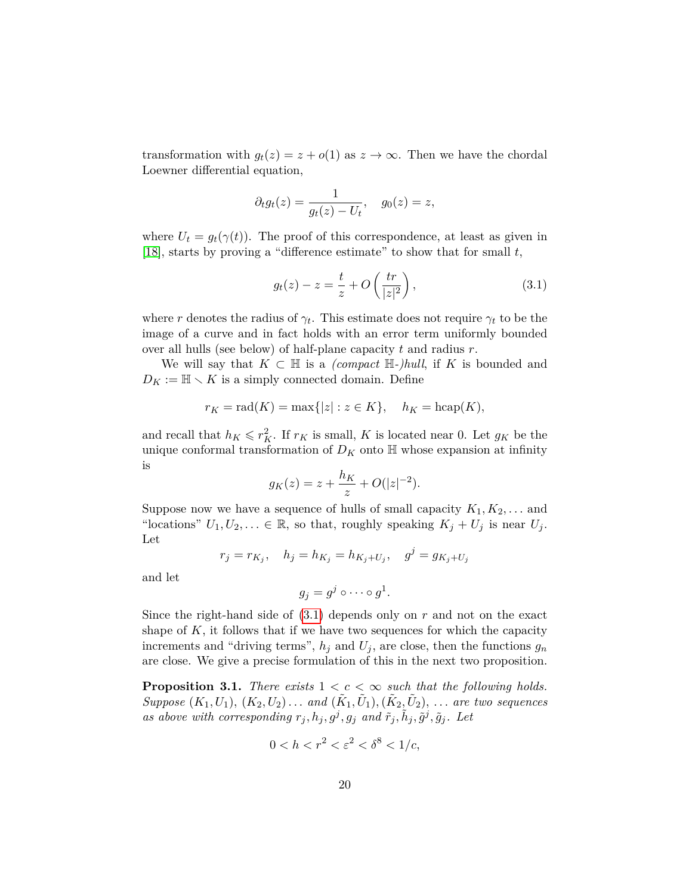transformation with $g_t(z) = z + o(1)$ as $z \to \infty$. Then we have the chordal Loewner differential equation,

$$\partial_t g_t(z) = \frac{1}{g_t(z) - U_t}, \quad g_0(z) = z,$$

where $U_t = g_t(\gamma(t))$. The proof of this correspondence, at least as given in [18], starts by proving a "difference estimate" to show that for small $t$,

$$g_t(z) - z = \frac{t}{z} + O\left(\frac{tr}{|z|^2}\right), \tag{3.1}$$

where $r$ denotes the radius of $\gamma_t$. This estimate does not require $\gamma_t$ to be the image of a curve and in fact holds with an error term uniformly bounded over all hulls (see below) of half-plane capacity $t$ and radius $r$.

We will say that $K \subset \mathbb{H}$ is a *(compact $\mathbb{H}$-)hull*, if $K$ is bounded and $D_K := \mathbb{H} \smallsetminus K$ is a simply connected domain. Define

$$r_K = \text{rad}(K) = \max\{|z| : z \in K\}, \quad h_K = \text{hcap}(K),$$

and recall that $h_K \leqslant r_K^2$. If $r_K$ is small, $K$ is located near 0. Let $g_K$ be the unique conformal transformation of $D_K$ onto $\mathbb{H}$ whose expansion at infinity is

$$g_K(z) = z + \frac{h_K}{z} + O(|z|^{-2}).$$

Suppose now we have a sequence of hulls of small capacity $K_1, K_2, \dots$ and "locations" $U_1, U_2, \dots \in \mathbb{R}$, so that, roughly speaking $K_j + U_j$ is near $U_j$. Let

$$r_j = r_{K_j}, \quad h_j = h_{K_j} = h_{K_j + U_j}, \quad g^j = g_{K_j + U_j}$$

and let

$$g_j = g^j \circ \cdots \circ g^1.$$

Since the right-hand side of (3.1) depends only on $r$ and not on the exact shape of $K$, it follows that if we have two sequences for which the capacity increments and "driving terms", $h_j$ and $U_j$, are close, then the functions $g_n$ are close. We give a precise formulation of this in the next two proposition.

**Proposition 3.1.** *There exists $1 < c < \infty$ such that the following holds. Suppose $(K_1, U_1)$, $(K_2, U_2) \dots$ and $(\tilde{K}_1, \tilde{U}_1), (\tilde{K}_2, \tilde{U}_2), \dots$ are two sequences as above with corresponding $r_j, h_j, g^j, g_j$ and $\tilde{r}_j, \tilde{h}_j, \tilde{g}^j, \tilde{g}_j$. Let*

$$0 < h < r^2 < \varepsilon^2 < \delta^8 < 1/c,$$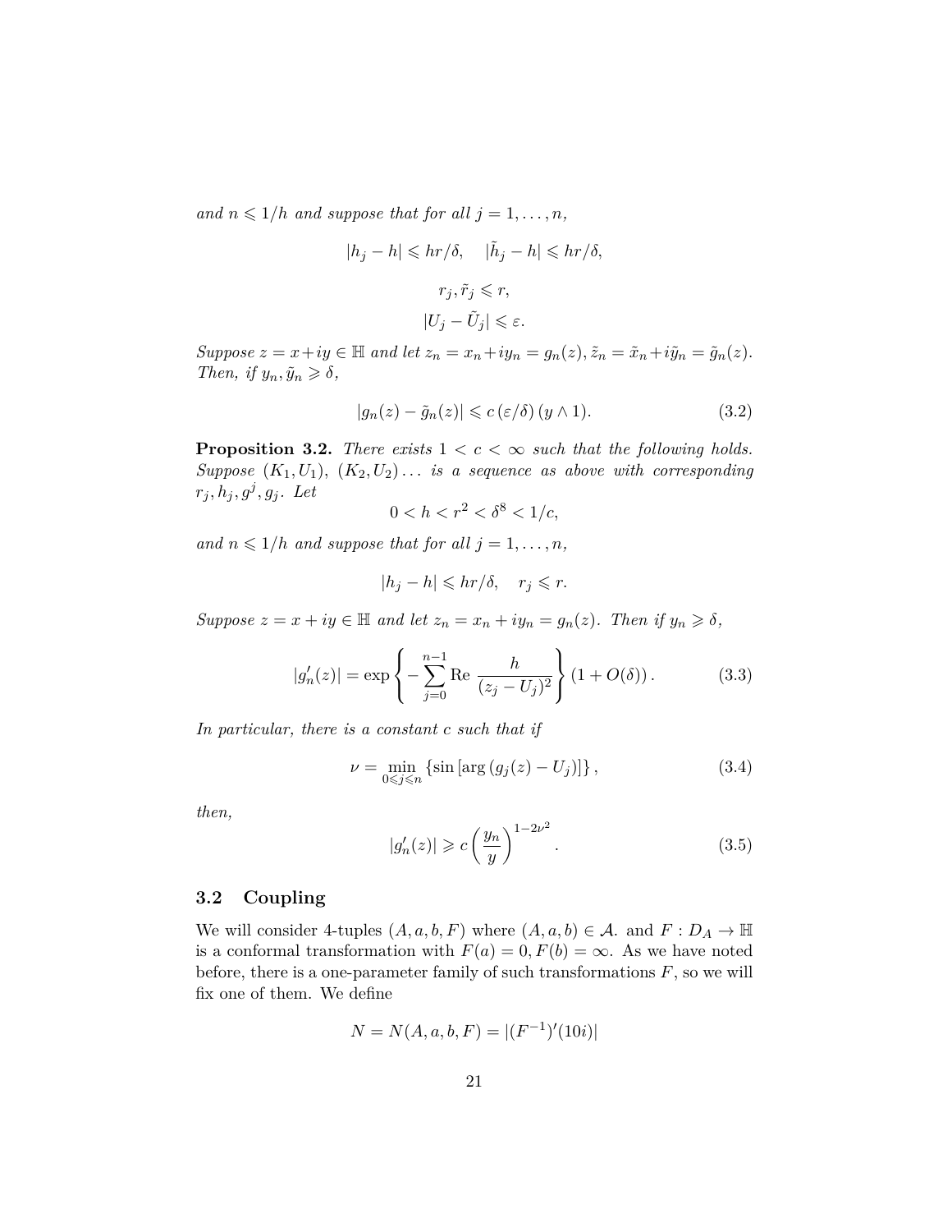*and $n \leqslant 1/h$ and suppose that for all $j = 1, \ldots, n$,*

$$|h_j - h| \leqslant hr/\delta, \quad |\tilde{h}_j - h| \leqslant hr/\delta,$$

$$r_j, \tilde{r}_j \leqslant r,$$

$$|U_j - \tilde{U}_j| \leqslant \varepsilon.$$

*Suppose $z = x + iy \in \mathbb{H}$ and let $z_n = x_n + iy_n = g_n(z), \tilde{z}_n = \tilde{x}_n + i\tilde{y}_n = \tilde{g}_n(z)$. Then, if $y_n, \tilde{y}_n \geqslant \delta$,*

$$|g_n(z) - \tilde{g}_n(z)| \leqslant c\,(\varepsilon/\delta)\,(y \wedge 1). \tag{3.2}$$

**Proposition 3.2.** *There exists $1 < c < \infty$ such that the following holds. Suppose $(K_1, U_1)$, $(K_2, U_2) \ldots$ is a sequence as above with corresponding $r_j, h_j, g^j, g_j$. Let*

$$0 < h < r^2 < \delta^8 < 1/c,$$

*and $n \leqslant 1/h$ and suppose that for all $j = 1, \ldots, n$,*

$$|h_j - h| \leqslant hr/\delta, \quad r_j \leqslant r.$$

*Suppose $z = x + iy \in \mathbb{H}$ and let $z_n = x_n + iy_n = g_n(z)$. Then if $y_n \geqslant \delta$,*

$$|g_n'(z)| = \exp\left\{-\sum_{j=0}^{n-1} \mathrm{Re}\ \frac{h}{(z_j - U_j)^2}\right\}(1 + O(\delta)). \tag{3.3}$$

*In particular, there is a constant $c$ such that if*

$$\nu = \min_{0 \leqslant j \leqslant n} \{\sin\left[\arg\left(g_j(z) - U_j\right)\right]\}, \tag{3.4}$$

*then,*

$$|g_n'(z)| \geqslant c\left(\frac{y_n}{y}\right)^{1-2\nu^2}. \tag{3.5}$$

### 3.2 Coupling

We will consider 4-tuples $(A, a, b, F)$ where $(A, a, b) \in \mathcal{A}$. and $F : D_A \to \mathbb{H}$ is a conformal transformation with $F(a) = 0, F(b) = \infty$. As we have noted before, there is a one-parameter family of such transformations $F$, so we will fix one of them. We define

$$N = N(A, a, b, F) = |(F^{-1})'(10i)|$$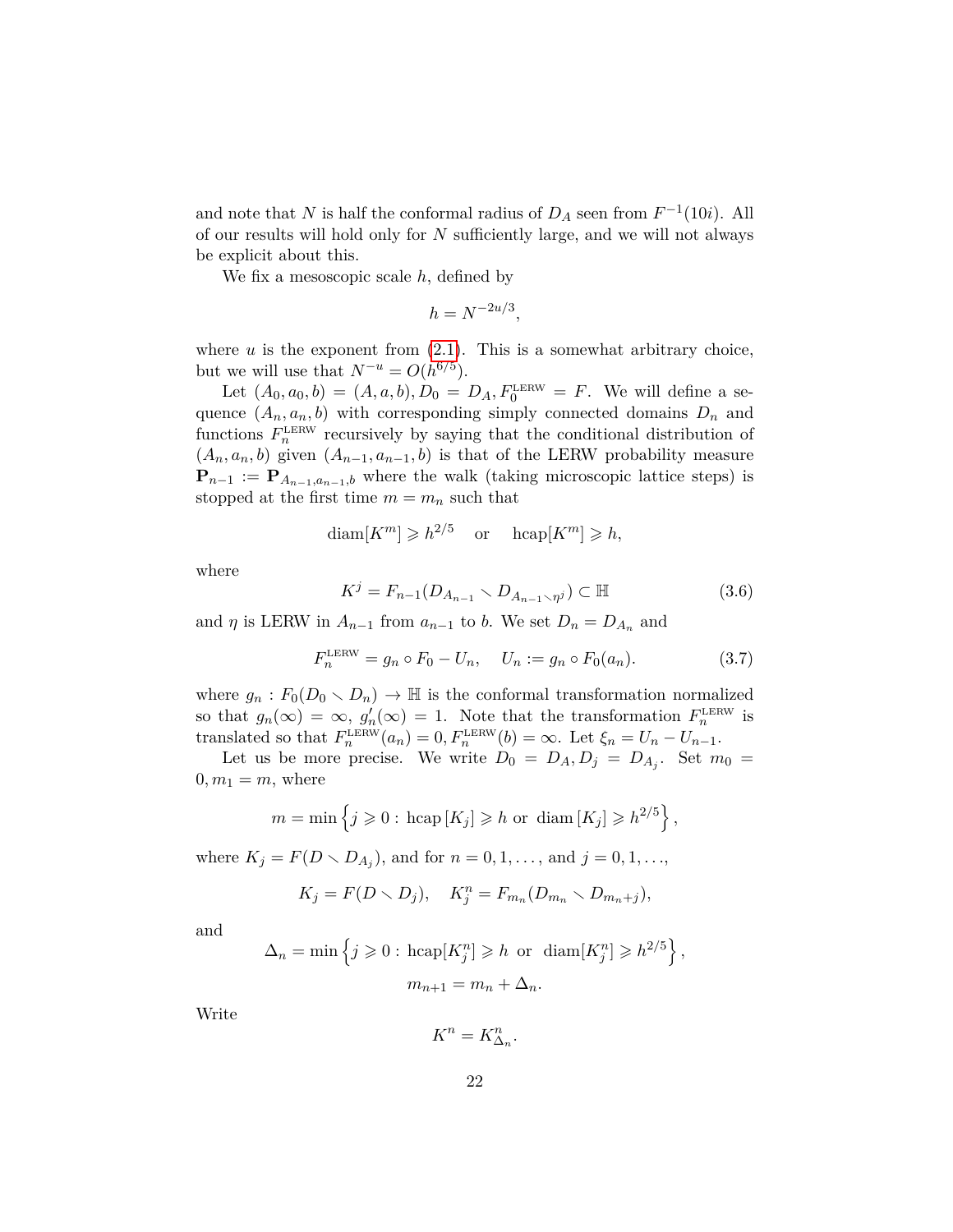and note that $N$ is half the conformal radius of $D_A$ seen from $F^{-1}(10i)$. All of our results will hold only for $N$ sufficiently large, and we will not always be explicit about this.

We fix a mesoscopic scale $h$, defined by

$$h = N^{-2u/3},$$

where $u$ is the exponent from (2.1). This is a somewhat arbitrary choice, but we will use that $N^{-u} = O(h^{6/5})$.

Let $(A_0, a_0, b) = (A, a, b), D_0 = D_A, F_0^{\text{LERW}} = F$. We will define a sequence $(A_n, a_n, b)$ with corresponding simply connected domains $D_n$ and functions $F_n^{\text{LERW}}$ recursively by saying that the conditional distribution of $(A_n, a_n, b)$ given $(A_{n-1}, a_{n-1}, b)$ is that of the LERW probability measure $\mathbf{P}_{n-1} := \mathbf{P}_{A_{n-1}, a_{n-1}, b}$ where the walk (taking microscopic lattice steps) is stopped at the first time $m = m_n$ such that

$$\operatorname{diam}[K^m] \geqslant h^{2/5} \quad \text{or} \quad \operatorname{hcap}[K^m] \geqslant h,$$

where

$$K^j = F_{n-1}(D_{A_{n-1}} \smallsetminus D_{A_{n-1} \smallsetminus \eta^j}) \subset \mathbb{H} \tag{3.6}$$

and $\eta$ is LERW in $A_{n-1}$ from $a_{n-1}$ to $b$. We set $D_n = D_{A_n}$ and

$$F_n^{\text{LERW}} = g_n \circ F_0 - U_n, \quad U_n := g_n \circ F_0(a_n). \tag{3.7}$$

where $g_n : F_0(D_0 \smallsetminus D_n) \to \mathbb{H}$ is the conformal transformation normalized so that $g_n(\infty) = \infty$, $g_n'(\infty) = 1$. Note that the transformation $F_n^{\text{LERW}}$ is translated so that $F_n^{\text{LERW}}(a_n) = 0, F_n^{\text{LERW}}(b) = \infty$. Let $\xi_n = U_n - U_{n-1}$.

Let us be more precise. We write $D_0 = D_A, D_j = D_{A_j}$. Set $m_0 = 0, m_1 = m$, where

$$m = \min\left\{j \geqslant 0 : \operatorname{hcap}[K_j] \geqslant h \text{ or } \operatorname{diam}[K_j] \geqslant h^{2/5}\right\},$$

where $K_j = F(D \smallsetminus D_{A_j})$, and for $n = 0, 1, \ldots,$ and $j = 0, 1, \ldots,$

$$K_j = F(D \smallsetminus D_j), \quad K_j^n = F_{m_n}(D_{m_n} \smallsetminus D_{m_n + j}),$$

and

$$\Delta_n = \min\left\{j \geqslant 0 : \operatorname{hcap}[K_j^n] \geqslant h \text{ or } \operatorname{diam}[K_j^n] \geqslant h^{2/5}\right\},$$

$$m_{n+1} = m_n + \Delta_n.$$

Write

$$K^n = K_{\Delta_n}^n.$$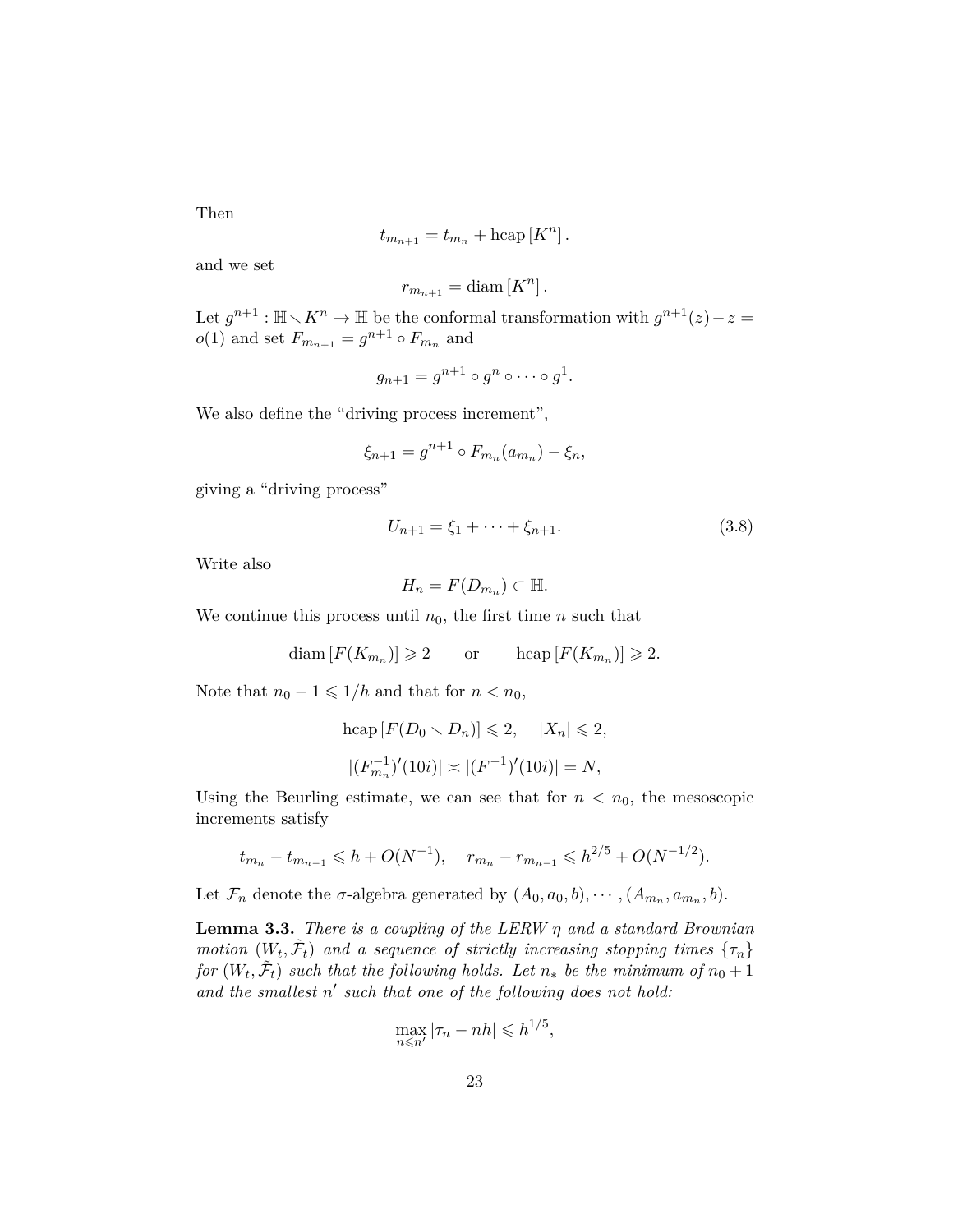Then

$$t_{m_{n+1}} = t_{m_n} + \operatorname{hcap}[K^n].$$

and we set

$$r_{m_{n+1}} = \operatorname{diam}[K^n].$$

Let $g^{n+1} : \mathbb{H} \smallsetminus K^n \to \mathbb{H}$ be the conformal transformation with $g^{n+1}(z) - z = o(1)$ and set $F_{m_{n+1}} = g^{n+1} \circ F_{m_n}$ and

$$g_{n+1} = g^{n+1} \circ g^n \circ \cdots \circ g^1.$$

We also define the "driving process increment",

$$\xi_{n+1} = g^{n+1} \circ F_{m_n}(a_{m_n}) - \xi_n,$$

giving a "driving process"

$$U_{n+1} = \xi_1 + \cdots + \xi_{n+1}. \tag{3.8}$$

Write also

$$H_n = F(D_{m_n}) \subset \mathbb{H}.$$

We continue this process until $n_0$, the first time $n$ such that

$$\operatorname{diam}[F(K_{m_n})] \geqslant 2 \qquad \text{or} \qquad \operatorname{hcap}[F(K_{m_n})] \geqslant 2.$$

Note that $n_0 - 1 \leqslant 1/h$ and that for $n < n_0$,

$$\operatorname{hcap}[F(D_0 \smallsetminus D_n)] \leqslant 2, \quad |X_n| \leqslant 2,$$

$$|(F_{m_n}^{-1})'(10i)| \asymp |(F^{-1})'(10i)| = N,$$

Using the Beurling estimate, we can see that for $n < n_0$, the mesoscopic increments satisfy

$$t_{m_n} - t_{m_{n-1}} \leqslant h + O(N^{-1}), \quad r_{m_n} - r_{m_{n-1}} \leqslant h^{2/5} + O(N^{-1/2}).$$

Let $\mathcal{F}_n$ denote the $\sigma$-algebra generated by $(A_0, a_0, b), \cdots, (A_{m_n}, a_{m_n}, b)$.

**Lemma 3.3.** *There is a coupling of the LERW $\eta$ and a standard Brownian motion $(W_t, \tilde{\mathcal{F}}_t)$ and a sequence of strictly increasing stopping times $\{\tau_n\}$ for $(W_t, \tilde{\mathcal{F}}_t)$ such that the following holds. Let $n_*$ be the minimum of $n_0 + 1$ and the smallest $n'$ such that one of the following does not hold:*

$$\max_{n \leqslant n'} |\tau_n - nh| \leqslant h^{1/5},$$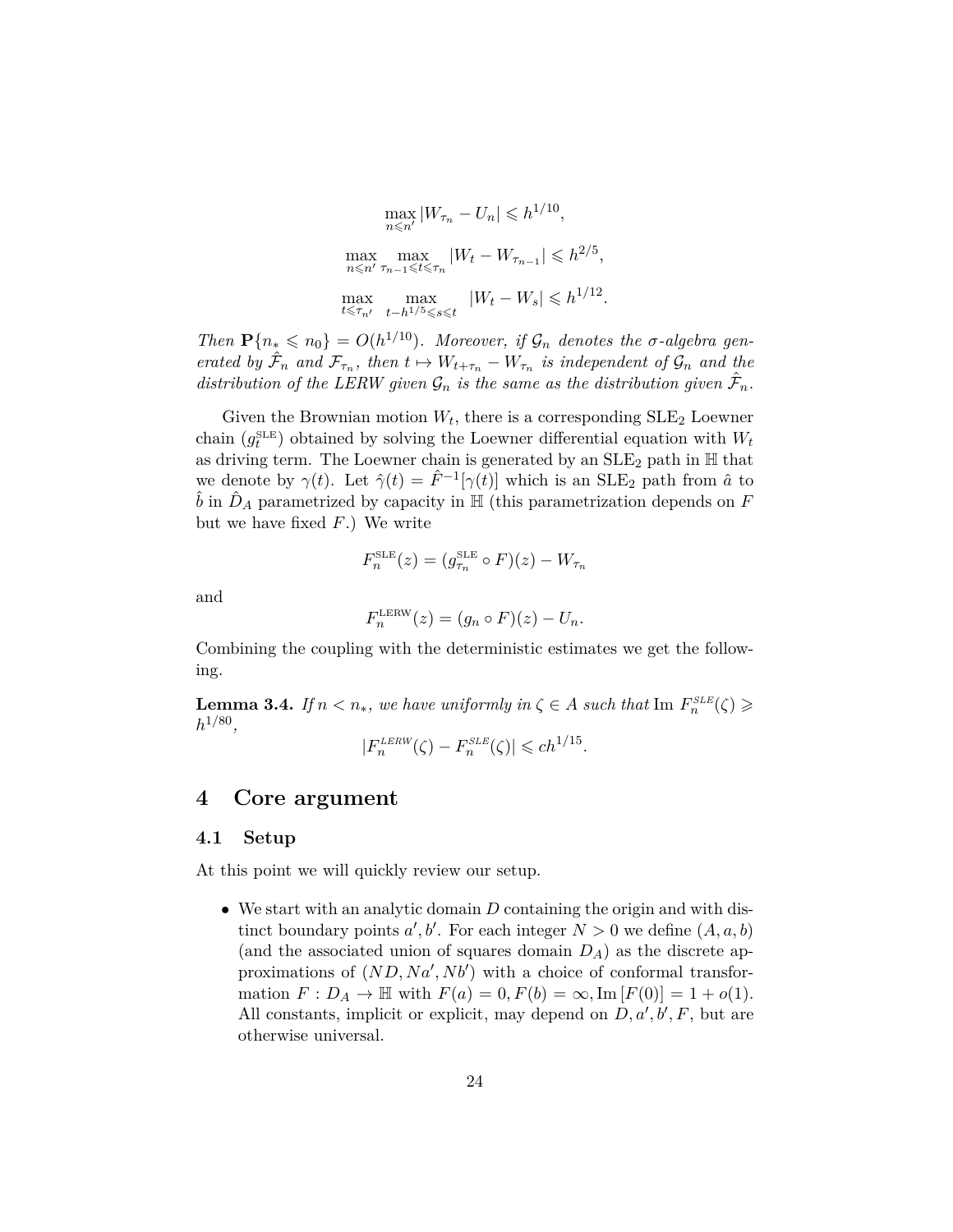$$\max_{n \leqslant n'} |W_{\tau_n} - U_n| \leqslant h^{1/10},$$

$$\max_{n \leqslant n'} \max_{\tau_{n-1} \leqslant t \leqslant \tau_n} |W_t - W_{\tau_{n-1}}| \leqslant h^{2/5},$$

$$\max_{t \leqslant \tau_{n'}} \max_{t - h^{1/5} \leqslant s \leqslant t} |W_t - W_s| \leqslant h^{1/12}.$$

*Then* $\mathbf{P}\{n_* \leqslant n_0\} = O(h^{1/10})$*. Moreover, if* $\mathcal{G}_n$ *denotes the σ-algebra generated by* $\hat{\mathcal{F}}_n$ *and* $\mathcal{F}_{\tau_n}$*, then* $t \mapsto W_{t+\tau_n} - W_{\tau_n}$ *is independent of* $\mathcal{G}_n$ *and the distribution of the LERW given* $\mathcal{G}_n$ *is the same as the distribution given* $\hat{\mathcal{F}}_n$*.*

Given the Brownian motion $W_t$, there is a corresponding $\mathrm{SLE}_2$ Loewner chain $(g_t^{\mathrm{SLE}})$ obtained by solving the Loewner differential equation with $W_t$ as driving term. The Loewner chain is generated by an $\mathrm{SLE}_2$ path in $\mathbb{H}$ that we denote by $\gamma(t)$. Let $\hat{\gamma}(t) = \hat{F}^{-1}[\gamma(t)]$ which is an $\mathrm{SLE}_2$ path from $\hat{a}$ to $\hat{b}$ in $\hat{D}_A$ parametrized by capacity in $\mathbb{H}$ (this parametrization depends on $F$ but we have fixed $F$.) We write

$$F_n^{\mathrm{SLE}}(z) = (g_{\tau_n}^{\mathrm{SLE}} \circ F)(z) - W_{\tau_n}$$

and

$$F_n^{\mathrm{LERW}}(z) = (g_n \circ F)(z) - U_n.$$

Combining the coupling with the deterministic estimates we get the following.

**Lemma 3.4.** *If* $n < n_*$*, we have uniformly in* $\zeta \in A$ *such that* $\operatorname{Im} F_n^{SLE}(\zeta) \geqslant h^{1/80}$*,*

$$|F_n^{LERW}(\zeta) - F_n^{SLE}(\zeta)| \leqslant c h^{1/15}.$$

# 4 Core argument

## 4.1 Setup

At this point we will quickly review our setup.

- We start with an analytic domain $D$ containing the origin and with distinct boundary points $a', b'$. For each integer $N > 0$ we define $(A, a, b)$ (and the associated union of squares domain $D_A$) as the discrete approximations of $(ND, Na', Nb')$ with a choice of conformal transformation $F : D_A \to \mathbb{H}$ with $F(a) = 0, F(b) = \infty, \operatorname{Im}[F(0)] = 1 + o(1)$. All constants, implicit or explicit, may depend on $D, a', b', F$, but are otherwise universal.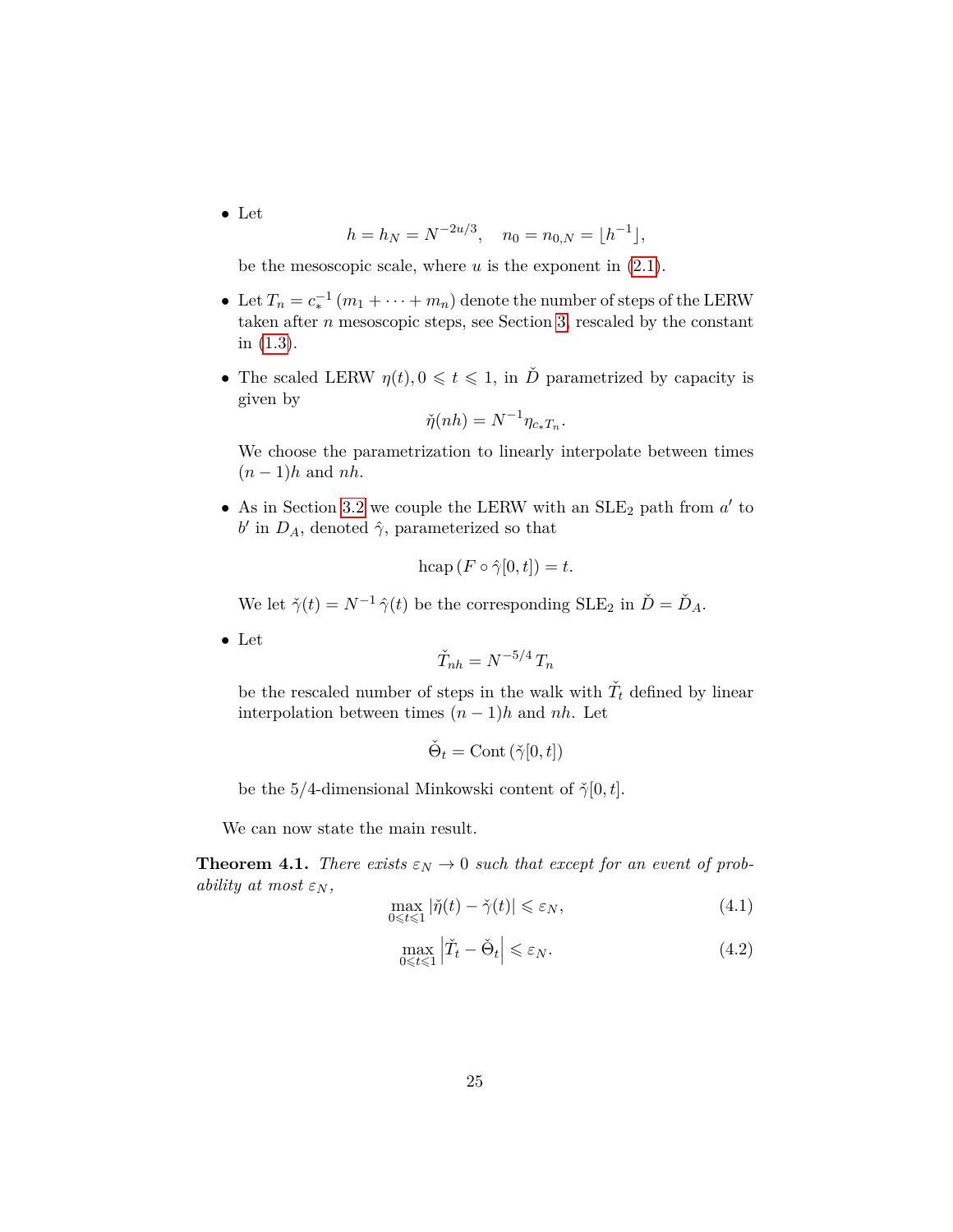- Let
$$h = h_N = N^{-2u/3}, \quad n_0 = n_{0,N} = \lfloor h^{-1} \rfloor,$$
be the mesoscopic scale, where $u$ is the exponent in (2.1).

- Let $T_n = c_*^{-1}(m_1 + \cdots + m_n)$ denote the number of steps of the LERW taken after $n$ mesoscopic steps, see Section 3, rescaled by the constant in (1.3).

- The scaled LERW $\eta(t), 0 \leqslant t \leqslant 1$, in $\check{D}$ parametrized by capacity is given by
$$\check{\eta}(nh) = N^{-1} \eta_{c_* T_n}.$$
We choose the parametrization to linearly interpolate between times $(n-1)h$ and $nh$.

- As in Section 3.2 we couple the LERW with an $\mathrm{SLE}_2$ path from $a'$ to $b'$ in $D_A$, denoted $\hat{\gamma}$, parameterized so that
$$\mathrm{hcap}\left(F \circ \hat{\gamma}[0,t]\right) = t.$$
We let $\check{\gamma}(t) = N^{-1} \hat{\gamma}(t)$ be the corresponding $\mathrm{SLE}_2$ in $\check{D} = \check{D}_A$.

- Let
$$\check{T}_{nh} = N^{-5/4} T_n$$
be the rescaled number of steps in the walk with $\check{T}_t$ defined by linear interpolation between times $(n-1)h$ and $nh$. Let
$$\check{\Theta}_t = \mathrm{Cont}\left(\check{\gamma}[0,t]\right)$$
be the 5/4-dimensional Minkowski content of $\check{\gamma}[0,t]$.

We can now state the main result.

**Theorem 4.1.** *There exists $\varepsilon_N \to 0$ such that except for an event of probability at most $\varepsilon_N$,*
$$\max_{0 \leqslant t \leqslant 1} |\check{\eta}(t) - \check{\gamma}(t)| \leqslant \varepsilon_N, \tag{4.1}$$
$$\max_{0 \leqslant t \leqslant 1} \left|\check{T}_t - \check{\Theta}_t\right| \leqslant \varepsilon_N. \tag{4.2}$$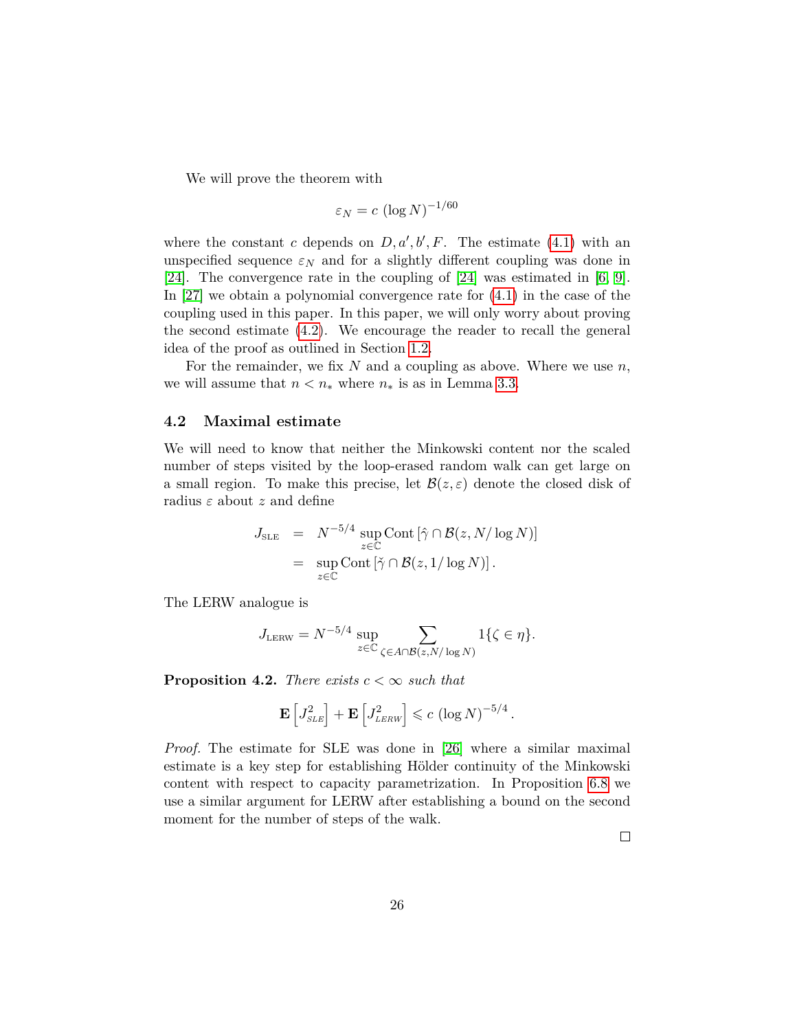We will prove the theorem with

$$\varepsilon_N = c\,(\log N)^{-1/60}$$

where the constant $c$ depends on $D, a', b', F$. The estimate (4.1) with an unspecified sequence $\varepsilon_N$ and for a slightly different coupling was done in [24]. The convergence rate in the coupling of [24] was estimated in [6, 9]. In [27] we obtain a polynomial convergence rate for (4.1) in the case of the coupling used in this paper. In this paper, we will only worry about proving the second estimate (4.2). We encourage the reader to recall the general idea of the proof as outlined in Section 1.2.

For the remainder, we fix $N$ and a coupling as above. Where we use $n$, we will assume that $n < n_*$ where $n_*$ is as in Lemma 3.3.

## 4.2 Maximal estimate

We will need to know that neither the Minkowski content nor the scaled number of steps visited by the loop-erased random walk can get large on a small region. To make this precise, let $\mathcal{B}(z, \varepsilon)$ denote the closed disk of radius $\varepsilon$ about $z$ and define

$$\begin{aligned} J_{\text{SLE}} &= N^{-5/4} \sup_{z \in \mathbb{C}} \operatorname{Cont}\left[\hat{\gamma} \cap \mathcal{B}(z, N/\log N)\right] \\ &= \sup_{z \in \mathbb{C}} \operatorname{Cont}\left[\check{\gamma} \cap \mathcal{B}(z, 1/\log N)\right]. \end{aligned}$$

The LERW analogue is

$$J_{\text{LERW}} = N^{-5/4} \sup_{z \in \mathbb{C}} \sum_{\zeta \in A \cap \mathcal{B}(z, N/\log N)} 1\{\zeta \in \eta\}.$$

**Proposition 4.2.** *There exists $c < \infty$ such that*

$$\mathbf{E}\left[J_{SLE}^2\right] + \mathbf{E}\left[J_{LERW}^2\right] \leqslant c\,(\log N)^{-5/4}.$$

*Proof.* The estimate for SLE was done in [26] where a similar maximal estimate is a key step for establishing Hölder continuity of the Minkowski content with respect to capacity parametrization. In Proposition 6.8 we use a similar argument for LERW after establishing a bound on the second moment for the number of steps of the walk.

∎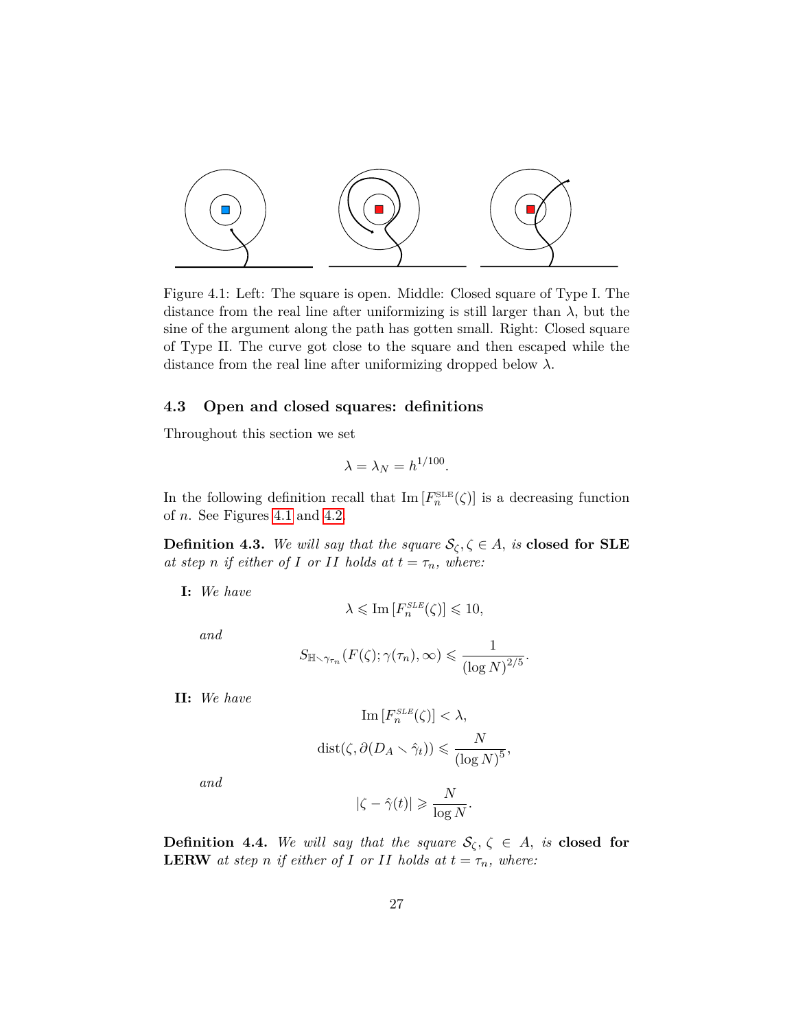Figure 4.1: Left: The square is open. Middle: Closed square of Type I. The distance from the real line after uniformizing is still larger than $\lambda$, but the sine of the argument along the path has gotten small. Right: Closed square of Type II. The curve got close to the square and then escaped while the distance from the real line after uniformizing dropped below $\lambda$.

### 4.3 Open and closed squares: definitions

Throughout this section we set

$$\lambda = \lambda_N = h^{1/100}.$$

In the following definition recall that $\mathrm{Im}\,[F_n^{\mathrm{SLE}}(\zeta)]$ is a decreasing function of $n$. See Figures 4.1 and 4.2.

**Definition 4.3.** *We will say that the square $\mathcal{S}_\zeta, \zeta \in A$, is* **closed for SLE** *at step $n$ if either of $I$ or $II$ holds at $t = \tau_n$, where:*

**I:** *We have*

$$\lambda \leqslant \mathrm{Im}\,[F_n^{SLE}(\zeta)] \leqslant 10,$$

*and*

$$S_{\mathbb{H}\smallsetminus\gamma_{\tau_n}}(F(\zeta); \gamma(\tau_n), \infty) \leqslant \frac{1}{(\log N)^{2/5}}.$$

**II:** *We have*

$$\mathrm{Im}\,[F_n^{SLE}(\zeta)] < \lambda,$$

$$\mathrm{dist}(\zeta, \partial(D_A \smallsetminus \hat{\gamma}_t)) \leqslant \frac{N}{(\log N)^5},$$

*and*

$$|\zeta - \hat{\gamma}(t)| \geqslant \frac{N}{\log N}.$$

**Definition 4.4.** *We will say that the square $\mathcal{S}_\zeta, \zeta \in A$, is* **closed for LERW** *at step $n$ if either of $I$ or $II$ holds at $t = \tau_n$, where:*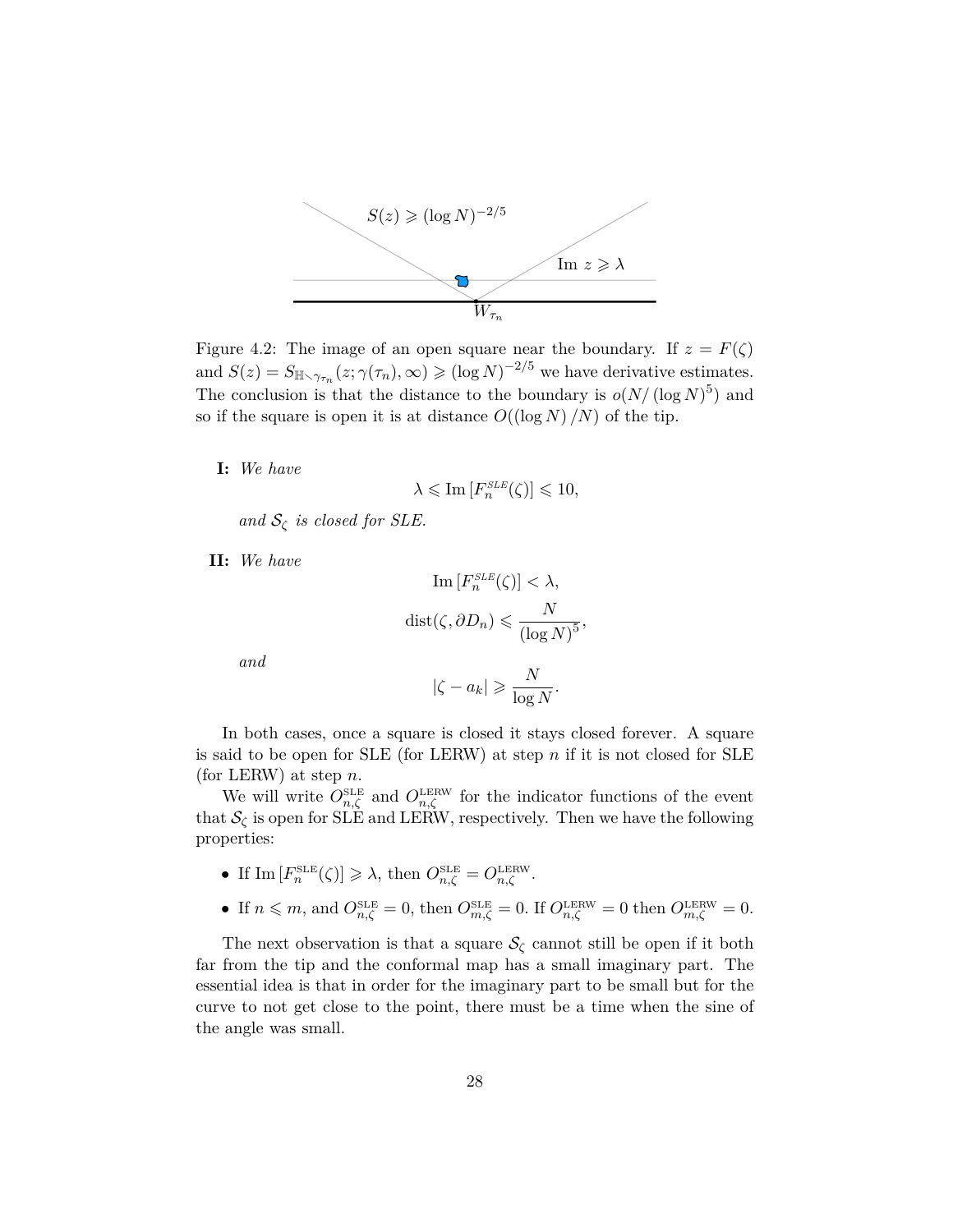Figure 4.2: The image of an open square near the boundary. If $z = F(\zeta)$ and $S(z) = S_{\mathbb{H}\setminus\gamma_{\tau_n}}(z;\gamma(\tau_n),\infty) \geqslant (\log N)^{-2/5}$ we have derivative estimates. The conclusion is that the distance to the boundary is $o(N/(\log N)^5)$ and so if the square is open it is at distance $O((\log N)/N)$ of the tip.

**I:** *We have*

$$\lambda \leqslant \operatorname{Im}[F_n^{SLE}(\zeta)] \leqslant 10,$$

*and $\mathcal{S}_\zeta$ is closed for SLE.*

**II:** *We have*

$$\operatorname{Im}[F_n^{SLE}(\zeta)] < \lambda,$$

$$\operatorname{dist}(\zeta, \partial D_n) \leqslant \frac{N}{(\log N)^5},$$

*and*

$$|\zeta - a_k| \geqslant \frac{N}{\log N}.$$

In both cases, once a square is closed it stays closed forever. A square is said to be open for SLE (for LERW) at step $n$ if it is not closed for SLE (for LERW) at step $n$.

We will write $O_{n,\zeta}^{\mathrm{SLE}}$ and $O_{n,\zeta}^{\mathrm{LERW}}$ for the indicator functions of the event that $\mathcal{S}_\zeta$ is open for SLE and LERW, respectively. Then we have the following properties:

- If $\operatorname{Im}[F_n^{\mathrm{SLE}}(\zeta)] \geqslant \lambda$, then $O_{n,\zeta}^{\mathrm{SLE}} = O_{n,\zeta}^{\mathrm{LERW}}$.
- If $n \leqslant m$, and $O_{n,\zeta}^{\mathrm{SLE}} = 0$, then $O_{m,\zeta}^{\mathrm{SLE}} = 0$. If $O_{n,\zeta}^{\mathrm{LERW}} = 0$ then $O_{m,\zeta}^{\mathrm{LERW}} = 0$.

The next observation is that a square $\mathcal{S}_\zeta$ cannot still be open if it both far from the tip and the conformal map has a small imaginary part. The essential idea is that in order for the imaginary part to be small but for the curve to not get close to the point, there must be a time when the sine of the angle was small.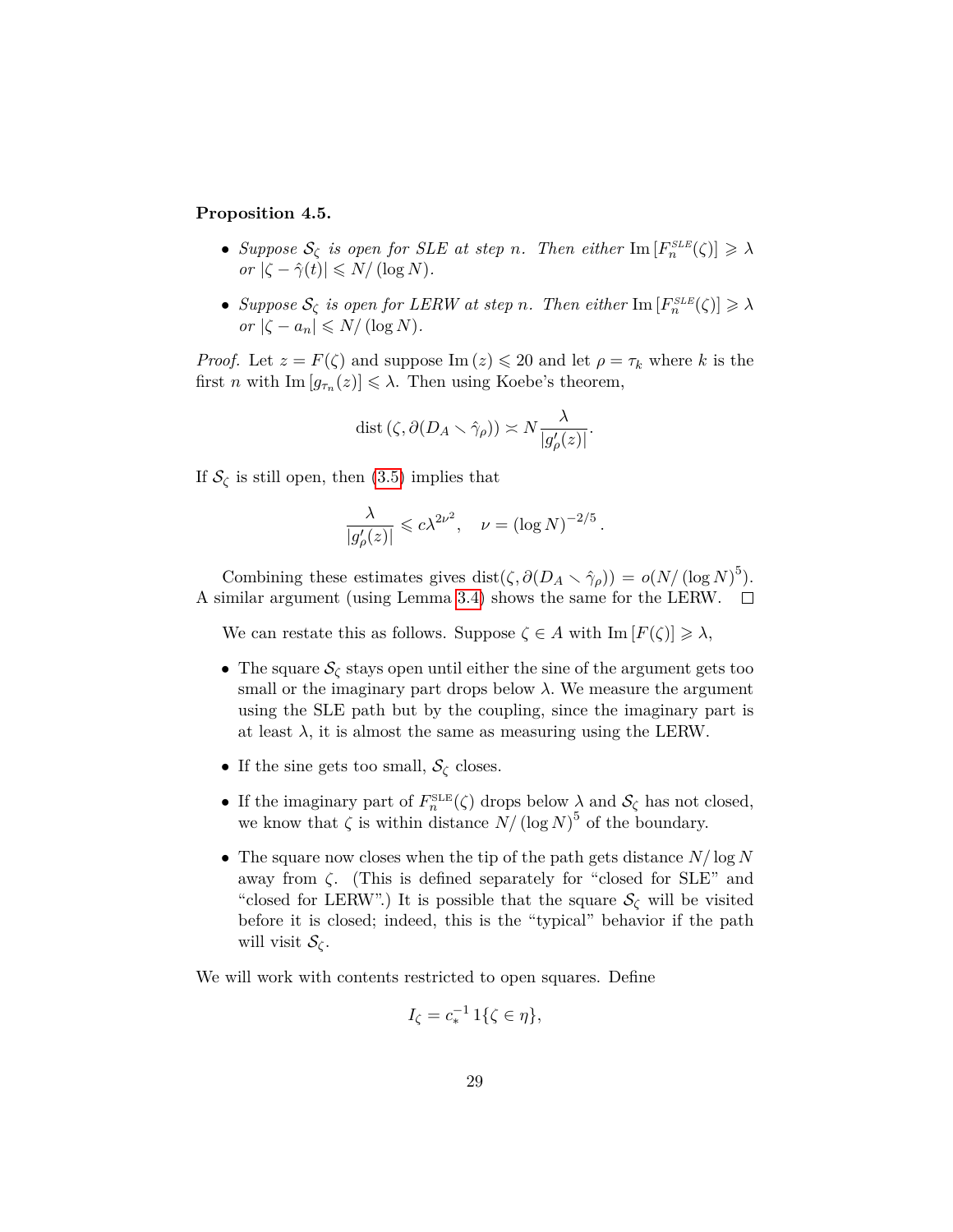**Proposition 4.5.**

- *Suppose $\mathcal{S}_\zeta$ is open for SLE at step $n$. Then either* $\mathrm{Im}\,[F_n^{SLE}(\zeta)] \geqslant \lambda$ *or* $|\zeta - \hat{\gamma}(t)| \leqslant N/(\log N)$.
- *Suppose $\mathcal{S}_\zeta$ is open for LERW at step $n$. Then either* $\mathrm{Im}\,[F_n^{SLE}(\zeta)] \geqslant \lambda$ *or* $|\zeta - a_n| \leqslant N/(\log N)$.

*Proof.* Let $z = F(\zeta)$ and suppose $\mathrm{Im}\,(z) \leqslant 20$ and let $\rho = \tau_k$ where $k$ is the first $n$ with $\mathrm{Im}\,[g_{\tau_n}(z)] \leqslant \lambda$. Then using Koebe's theorem,

$$\mathrm{dist}\,(\zeta, \partial(D_A \smallsetminus \hat{\gamma}_\rho)) \asymp N \frac{\lambda}{|g_\rho'(z)|}.$$

If $\mathcal{S}_\zeta$ is still open, then (3.5) implies that

$$\frac{\lambda}{|g_\rho'(z)|} \leqslant c\lambda^{2\nu^2}, \quad \nu = (\log N)^{-2/5}.$$

Combining these estimates gives $\mathrm{dist}(\zeta, \partial(D_A \smallsetminus \hat{\gamma}_\rho)) = o(N/(\log N)^5)$. A similar argument (using Lemma 3.4) shows the same for the LERW. $\square$

We can restate this as follows. Suppose $\zeta \in A$ with $\mathrm{Im}\,[F(\zeta)] \geqslant \lambda$,

- The square $\mathcal{S}_\zeta$ stays open until either the sine of the argument gets too small or the imaginary part drops below $\lambda$. We measure the argument using the SLE path but by the coupling, since the imaginary part is at least $\lambda$, it is almost the same as measuring using the LERW.
- If the sine gets too small, $\mathcal{S}_\zeta$ closes.
- If the imaginary part of $F_n^{\mathrm{SLE}}(\zeta)$ drops below $\lambda$ and $\mathcal{S}_\zeta$ has not closed, we know that $\zeta$ is within distance $N/(\log N)^5$ of the boundary.
- The square now closes when the tip of the path gets distance $N/\log N$ away from $\zeta$. (This is defined separately for "closed for SLE" and "closed for LERW".) It is possible that the square $\mathcal{S}_\zeta$ will be visited before it is closed; indeed, this is the "typical" behavior if the path will visit $\mathcal{S}_\zeta$.

We will work with contents restricted to open squares. Define

$$I_\zeta = c_*^{-1}\, 1\{\zeta \in \eta\},$$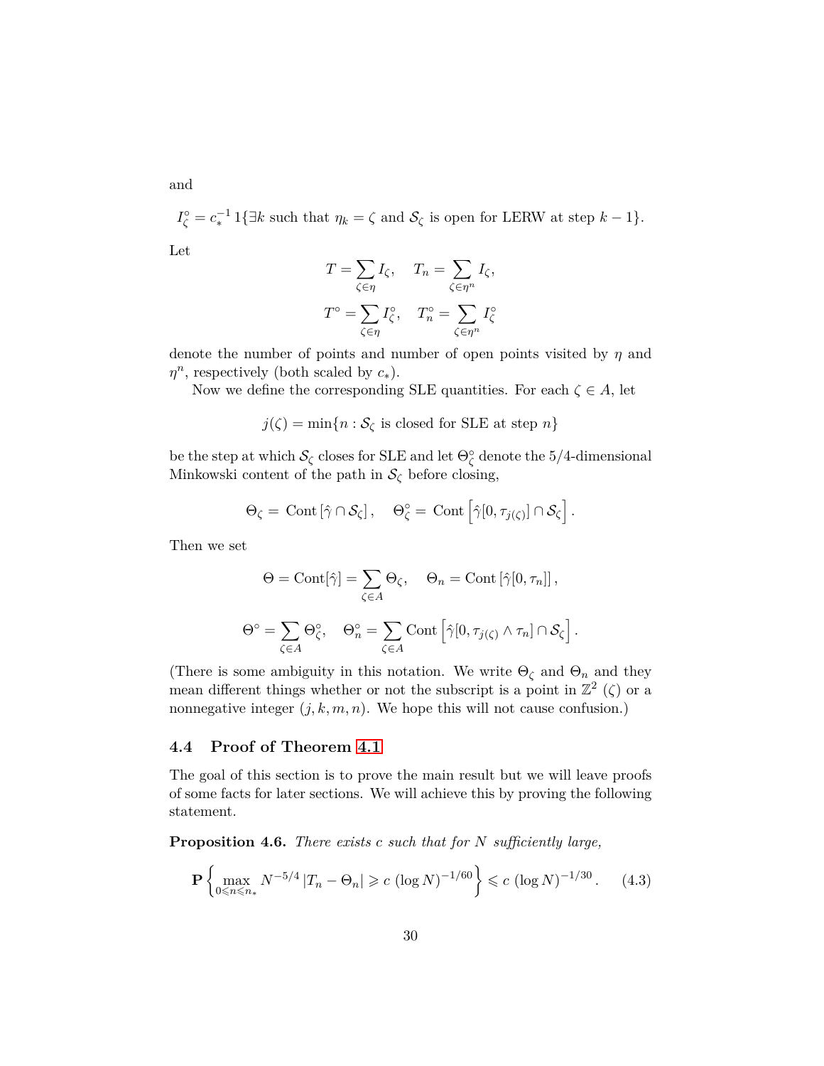and

$$I_\zeta^\circ = c_*^{-1}\, 1\{\exists k \text{ such that } \eta_k = \zeta \text{ and } \mathcal{S}_\zeta \text{ is open for LERW at step } k-1\}.$$

Let

$$T = \sum_{\zeta \in \eta} I_\zeta, \quad T_n = \sum_{\zeta \in \eta^n} I_\zeta,$$

$$T^\circ = \sum_{\zeta \in \eta} I_\zeta^\circ, \quad T_n^\circ = \sum_{\zeta \in \eta^n} I_\zeta^\circ$$

denote the number of points and number of open points visited by $\eta$ and $\eta^n$, respectively (both scaled by $c_*$).

Now we define the corresponding SLE quantities. For each $\zeta \in A$, let

$$j(\zeta) = \min\{n : \mathcal{S}_\zeta \text{ is closed for SLE at step } n\}$$

be the step at which $\mathcal{S}_\zeta$ closes for SLE and let $\Theta_\zeta^\circ$ denote the 5/4-dimensional Minkowski content of the path in $\mathcal{S}_\zeta$ before closing,

$$\Theta_\zeta = \text{ Cont}\left[\hat\gamma \cap \mathcal{S}_\zeta\right], \quad \Theta_\zeta^\circ = \text{ Cont}\left[\hat\gamma[0, \tau_{j(\zeta)}] \cap \mathcal{S}_\zeta\right].$$

Then we set

$$\Theta = \text{Cont}[\hat\gamma] = \sum_{\zeta \in A} \Theta_\zeta, \quad \Theta_n = \text{Cont}\left[\hat\gamma[0, \tau_n]\right],$$

$$\Theta^\circ = \sum_{\zeta \in A} \Theta_\zeta^\circ, \quad \Theta_n^\circ = \sum_{\zeta \in A} \text{Cont}\left[\hat\gamma[0, \tau_{j(\zeta)} \wedge \tau_n] \cap \mathcal{S}_\zeta\right].$$

(There is some ambiguity in this notation. We write $\Theta_\zeta$ and $\Theta_n$ and they mean different things whether or not the subscript is a point in $\mathbb{Z}^2$ ($\zeta$) or a nonnegative integer $(j, k, m, n)$. We hope this will not cause confusion.)

### 4.4 Proof of Theorem 4.1

The goal of this section is to prove the main result but we will leave proofs of some facts for later sections. We will achieve this by proving the following statement.

**Proposition 4.6.** *There exists $c$ such that for $N$ sufficiently large,*

$$\mathbf{P}\left\{\max_{0 \leqslant n \leqslant n_*} N^{-5/4}\left|T_n - \Theta_n\right| \geqslant c\, (\log N)^{-1/60}\right\} \leqslant c\, (\log N)^{-1/30}. \qquad (4.3)$$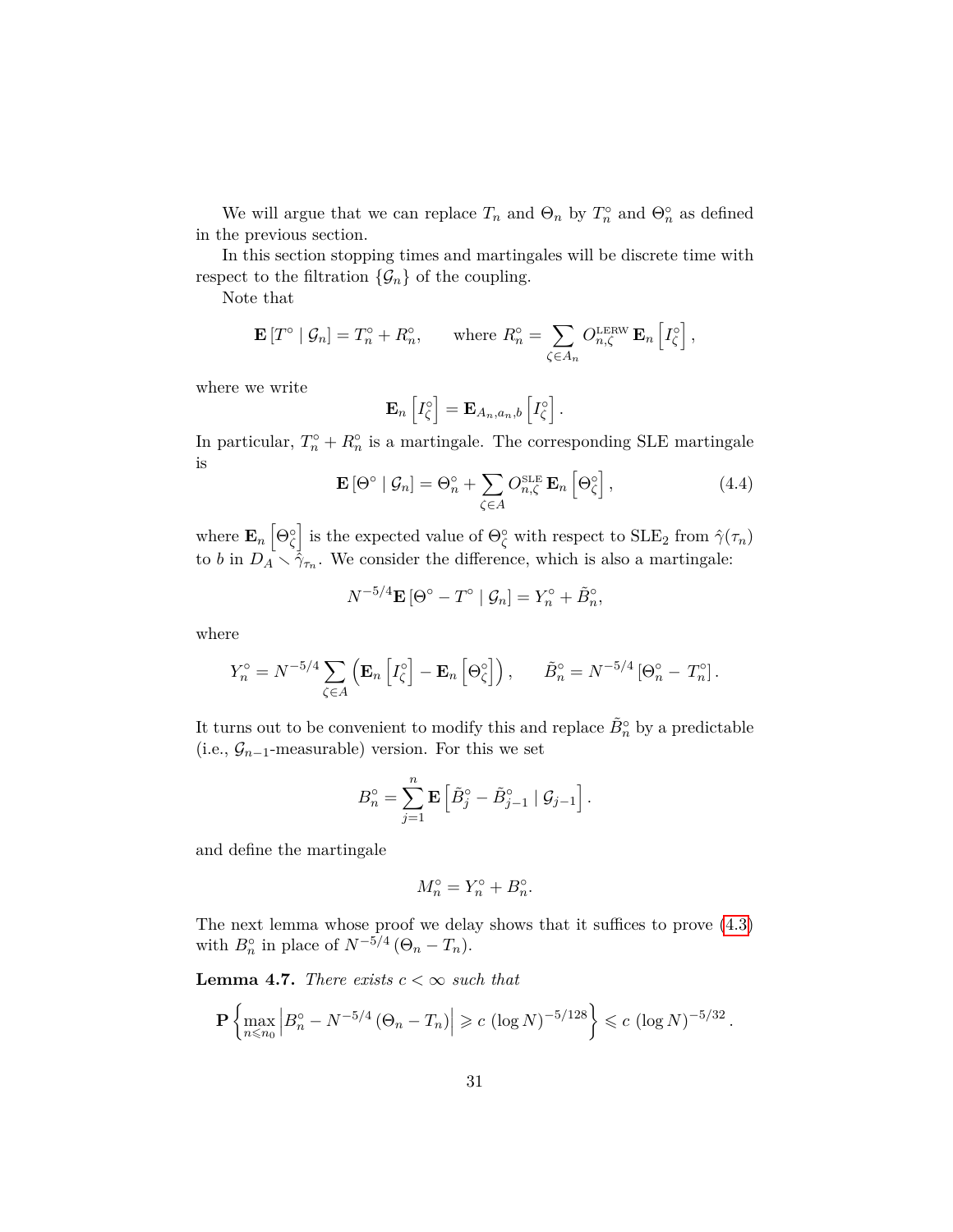We will argue that we can replace $T_n$ and $\Theta_n$ by $T_n^\circ$ and $\Theta_n^\circ$ as defined in the previous section.

In this section stopping times and martingales will be discrete time with respect to the filtration $\{\mathcal{G}_n\}$ of the coupling.

Note that

$$\mathbf{E}\left[T^\circ \mid \mathcal{G}_n\right] = T_n^\circ + R_n^\circ, \qquad \text{where } R_n^\circ = \sum_{\zeta \in A_n} O_{n,\zeta}^{\mathrm{LERW}}\, \mathbf{E}_n\left[I_\zeta^\circ\right],$$

where we write

$$\mathbf{E}_n\left[I_\zeta^\circ\right] = \mathbf{E}_{A_n,a_n,b}\left[I_\zeta^\circ\right].$$

In particular, $T_n^\circ + R_n^\circ$ is a martingale. The corresponding SLE martingale is

$$\mathbf{E}\left[\Theta^\circ \mid \mathcal{G}_n\right] = \Theta_n^\circ + \sum_{\zeta \in A} O_{n,\zeta}^{\mathrm{SLE}}\, \mathbf{E}_n\left[\Theta_\zeta^\circ\right], \tag{4.4}$$

where $\mathbf{E}_n\left[\Theta_\zeta^\circ\right]$ is the expected value of $\Theta_\zeta^\circ$ with respect to $\mathrm{SLE}_2$ from $\hat{\gamma}(\tau_n)$ to $b$ in $D_A \setminus \hat{\gamma}_{\tau_n}$. We consider the difference, which is also a martingale:

$$N^{-5/4}\mathbf{E}\left[\Theta^\circ - T^\circ \mid \mathcal{G}_n\right] = Y_n^\circ + \tilde{B}_n^\circ,$$

where

$$Y_n^\circ = N^{-5/4} \sum_{\zeta \in A}\left(\mathbf{E}_n\left[I_\zeta^\circ\right] - \mathbf{E}_n\left[\Theta_\zeta^\circ\right]\right), \qquad \tilde{B}_n^\circ = N^{-5/4}\left[\Theta_n^\circ - T_n^\circ\right].$$

It turns out to be convenient to modify this and replace $\tilde{B}_n^\circ$ by a predictable (i.e., $\mathcal{G}_{n-1}$-measurable) version. For this we set

$$B_n^\circ = \sum_{j=1}^{n} \mathbf{E}\left[\tilde{B}_j^\circ - \tilde{B}_{j-1}^\circ \mid \mathcal{G}_{j-1}\right].$$

and define the martingale

$$M_n^\circ = Y_n^\circ + B_n^\circ.$$

The next lemma whose proof we delay shows that it suffices to prove (4.3) with $B_n^\circ$ in place of $N^{-5/4}\left(\Theta_n - T_n\right)$.

**Lemma 4.7.** *There exists $c < \infty$ such that*

$$\mathbf{P}\left\{\max_{n \leqslant n_0}\left|B_n^\circ - N^{-5/4}\left(\Theta_n - T_n\right)\right| \geqslant c\,(\log N)^{-5/128}\right\} \leqslant c\,(\log N)^{-5/32}.$$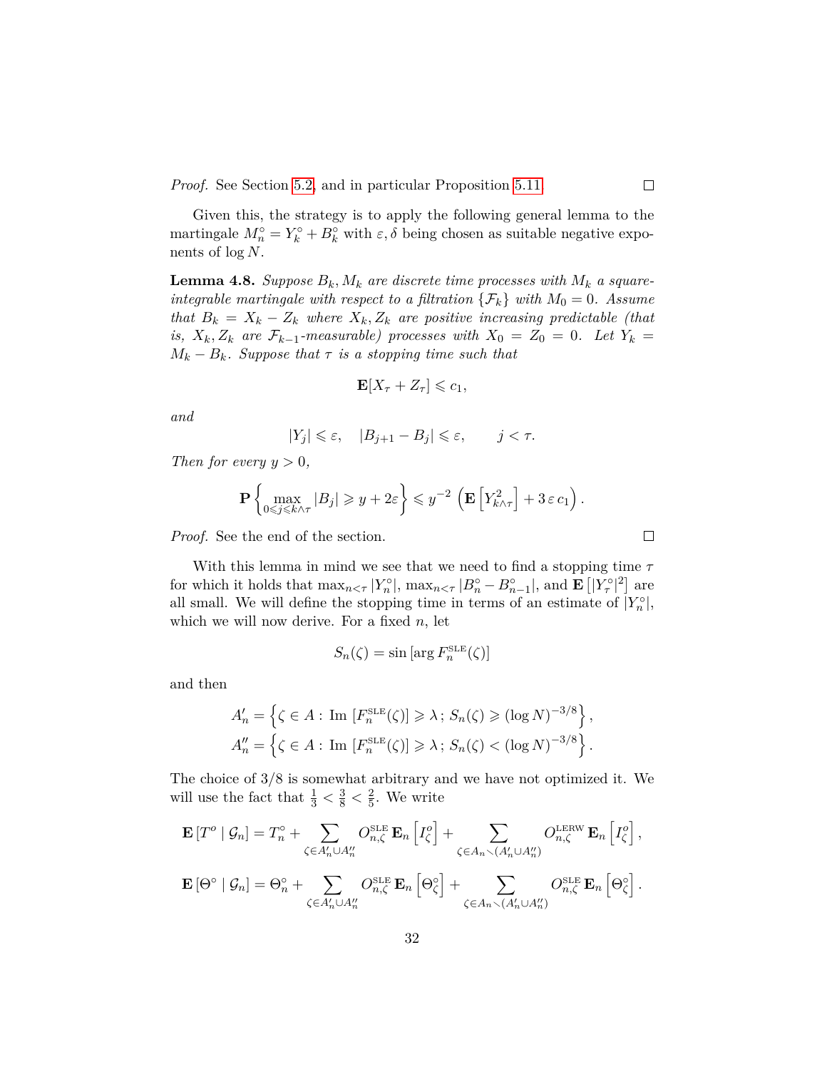*Proof.* See Section 5.2, and in particular Proposition 5.11. □

Given this, the strategy is to apply the following general lemma to the martingale $M_n^\circ = Y_k^\circ + B_k^\circ$ with $\varepsilon, \delta$ being chosen as suitable negative exponents of $\log N$.

**Lemma 4.8.** *Suppose $B_k, M_k$ are discrete time processes with $M_k$ a square-integrable martingale with respect to a filtration $\{\mathcal{F}_k\}$ with $M_0 = 0$. Assume that $B_k = X_k - Z_k$ where $X_k, Z_k$ are positive increasing predictable (that is, $X_k, Z_k$ are $\mathcal{F}_{k-1}$-measurable) processes with $X_0 = Z_0 = 0$. Let $Y_k = M_k - B_k$. Suppose that $\tau$ is a stopping time such that*

$$\mathbf{E}[X_\tau + Z_\tau] \leqslant c_1,$$

*and*

$$|Y_j| \leqslant \varepsilon, \quad |B_{j+1} - B_j| \leqslant \varepsilon, \qquad j < \tau.$$

*Then for every $y > 0$,*

$$\mathbf{P}\left\{\max_{0 \leqslant j \leqslant k \wedge \tau} |B_j| \geqslant y + 2\varepsilon\right\} \leqslant y^{-2}\left(\mathbf{E}\left[Y_{k\wedge\tau}^2\right] + 3\,\varepsilon\, c_1\right).$$

*Proof.* See the end of the section. □

With this lemma in mind we see that we need to find a stopping time $\tau$ for which it holds that $\max_{n<\tau}|Y_n^\circ|$, $\max_{n<\tau}|B_n^\circ - B_{n-1}^\circ|$, and $\mathbf{E}\left[|Y_\tau^\circ|^2\right]$ are all small. We will define the stopping time in terms of an estimate of $|Y_n^\circ|$, which we will now derive. For a fixed $n$, let

$$S_n(\zeta) = \sin\left[\arg F_n^{\text{SLE}}(\zeta)\right]$$

and then

$$A_n' = \left\{\zeta \in A : \text{Im}\left[F_n^{\text{SLE}}(\zeta)\right] \geqslant \lambda\,;\, S_n(\zeta) \geqslant (\log N)^{-3/8}\right\},$$
$$A_n'' = \left\{\zeta \in A : \text{Im}\left[F_n^{\text{SLE}}(\zeta)\right] \geqslant \lambda\,;\, S_n(\zeta) < (\log N)^{-3/8}\right\}.$$

The choice of 3/8 is somewhat arbitrary and we have not optimized it. We will use the fact that $\frac{1}{3} < \frac{3}{8} < \frac{2}{5}$. We write

$$\mathbf{E}\left[T^o \mid \mathcal{G}_n\right] = T_n^\circ + \sum_{\zeta \in A_n' \cup A_n''} O_{n,\zeta}^{\text{SLE}}\, \mathbf{E}_n\left[I_\zeta^o\right] + \sum_{\zeta \in A_n \smallsetminus (A_n' \cup A_n'')} O_{n,\zeta}^{\text{LERW}}\, \mathbf{E}_n\left[I_\zeta^o\right],$$

$$\mathbf{E}\left[\Theta^\circ \mid \mathcal{G}_n\right] = \Theta_n^\circ + \sum_{\zeta \in A_n' \cup A_n''} O_{n,\zeta}^{\text{SLE}}\, \mathbf{E}_n\left[\Theta_\zeta^\circ\right] + \sum_{\zeta \in A_n \smallsetminus (A_n' \cup A_n'')} O_{n,\zeta}^{\text{SLE}}\, \mathbf{E}_n\left[\Theta_\zeta^\circ\right].$$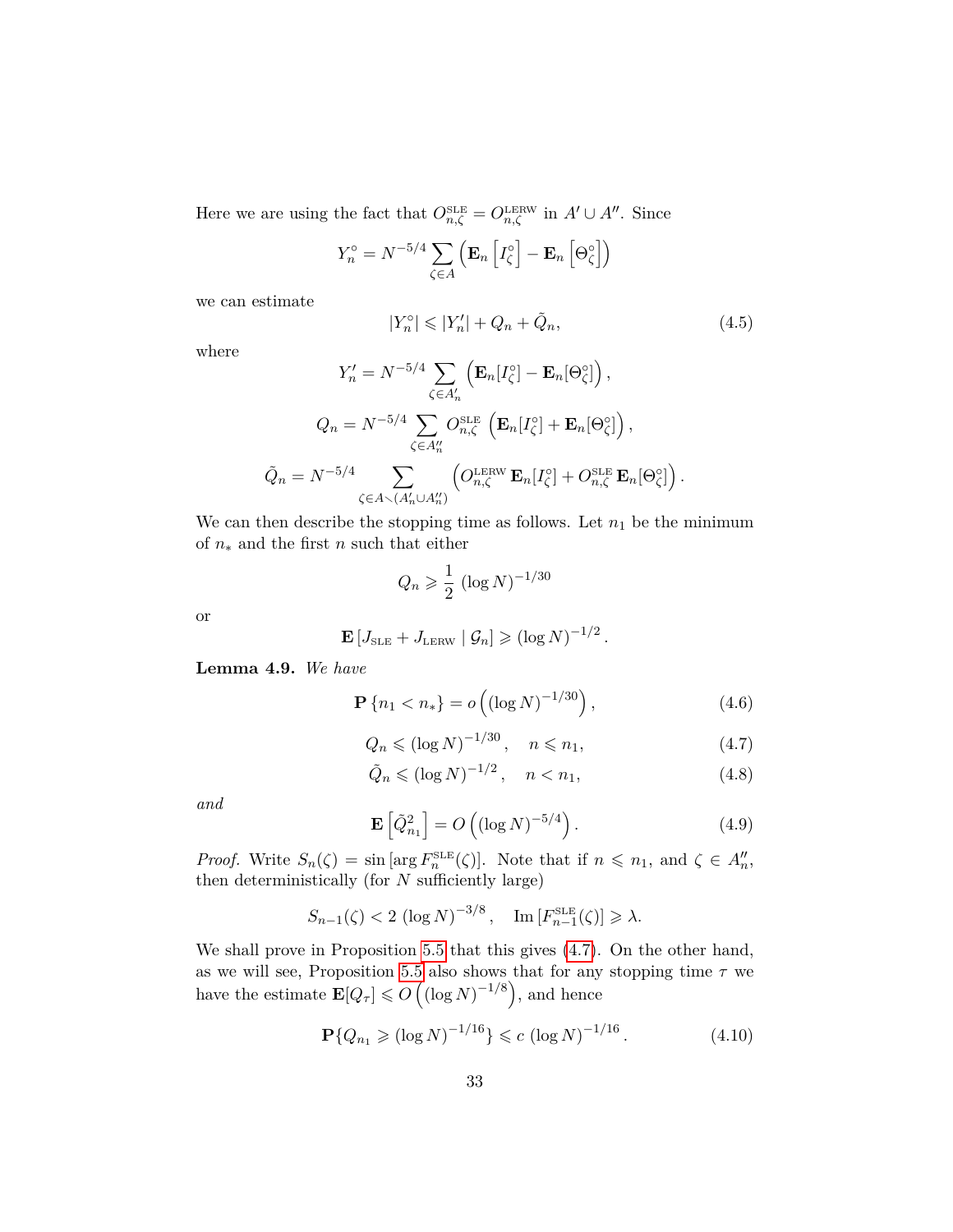Here we are using the fact that $O_{n,\zeta}^{\rm SLE} = O_{n,\zeta}^{\rm LERW}$ in $A' \cup A''$. Since

$$Y_n^\circ = N^{-5/4} \sum_{\zeta \in A} \left( \mathbf{E}_n \left[ I_\zeta^\circ \right] - \mathbf{E}_n \left[ \Theta_\zeta^\circ \right] \right)$$

we can estimate

$$|Y_n^\circ| \leqslant |Y_n'| + Q_n + \tilde{Q}_n, \tag{4.5}$$

where

$$Y_n' = N^{-5/4} \sum_{\zeta \in A_n'} \left( \mathbf{E}_n[I_\zeta^\circ] - \mathbf{E}_n[\Theta_\zeta^\circ] \right),$$

$$Q_n = N^{-5/4} \sum_{\zeta \in A_n''} O_{n,\zeta}^{\rm SLE} \left( \mathbf{E}_n[I_\zeta^\circ] + \mathbf{E}_n[\Theta_\zeta^\circ] \right),$$

$$\tilde{Q}_n = N^{-5/4} \sum_{\zeta \in A \smallsetminus (A_n' \cup A_n'')} \left( O_{n,\zeta}^{\rm LERW} \, \mathbf{E}_n[I_\zeta^\circ] + O_{n,\zeta}^{\rm SLE} \, \mathbf{E}_n[\Theta_\zeta^\circ] \right).$$

We can then describe the stopping time as follows. Let $n_1$ be the minimum of $n_*$ and the first $n$ such that either

$$Q_n \geqslant \frac{1}{2} \, (\log N)^{-1/30}$$

or

$$\mathbf{E} \left[ J_{\rm SLE} + J_{\rm LERW} \mid \mathcal{G}_n \right] \geqslant (\log N)^{-1/2}.$$

**Lemma 4.9.** *We have*

$$\mathbf{P} \left\{ n_1 < n_* \right\} = o\left( (\log N)^{-1/30} \right), \tag{4.6}$$

$$Q_n \leqslant (\log N)^{-1/30}, \quad n \leqslant n_1, \tag{4.7}$$

$$\tilde{Q}_n \leqslant (\log N)^{-1/2}, \quad n < n_1, \tag{4.8}$$

*and*

$$\mathbf{E} \left[ \tilde{Q}_{n_1}^2 \right] = O\left( (\log N)^{-5/4} \right). \tag{4.9}$$

*Proof.* Write $S_n(\zeta) = \sin \left[ \arg F_n^{\rm SLE}(\zeta) \right]$. Note that if $n \leqslant n_1$, and $\zeta \in A_n''$, then deterministically (for $N$ sufficiently large)

$$S_{n-1}(\zeta) < 2 \, (\log N)^{-3/8}, \quad \operatorname{Im} \left[ F_{n-1}^{\rm SLE}(\zeta) \right] \geqslant \lambda.$$

We shall prove in Proposition 5.5 that this gives (4.7). On the other hand, as we will see, Proposition 5.5 also shows that for any stopping time $\tau$ we have the estimate $\mathbf{E}[Q_\tau] \leqslant O\left( (\log N)^{-1/8} \right)$, and hence

$$\mathbf{P} \{ Q_{n_1} \geqslant (\log N)^{-1/16} \} \leqslant c \, (\log N)^{-1/16}. \tag{4.10}$$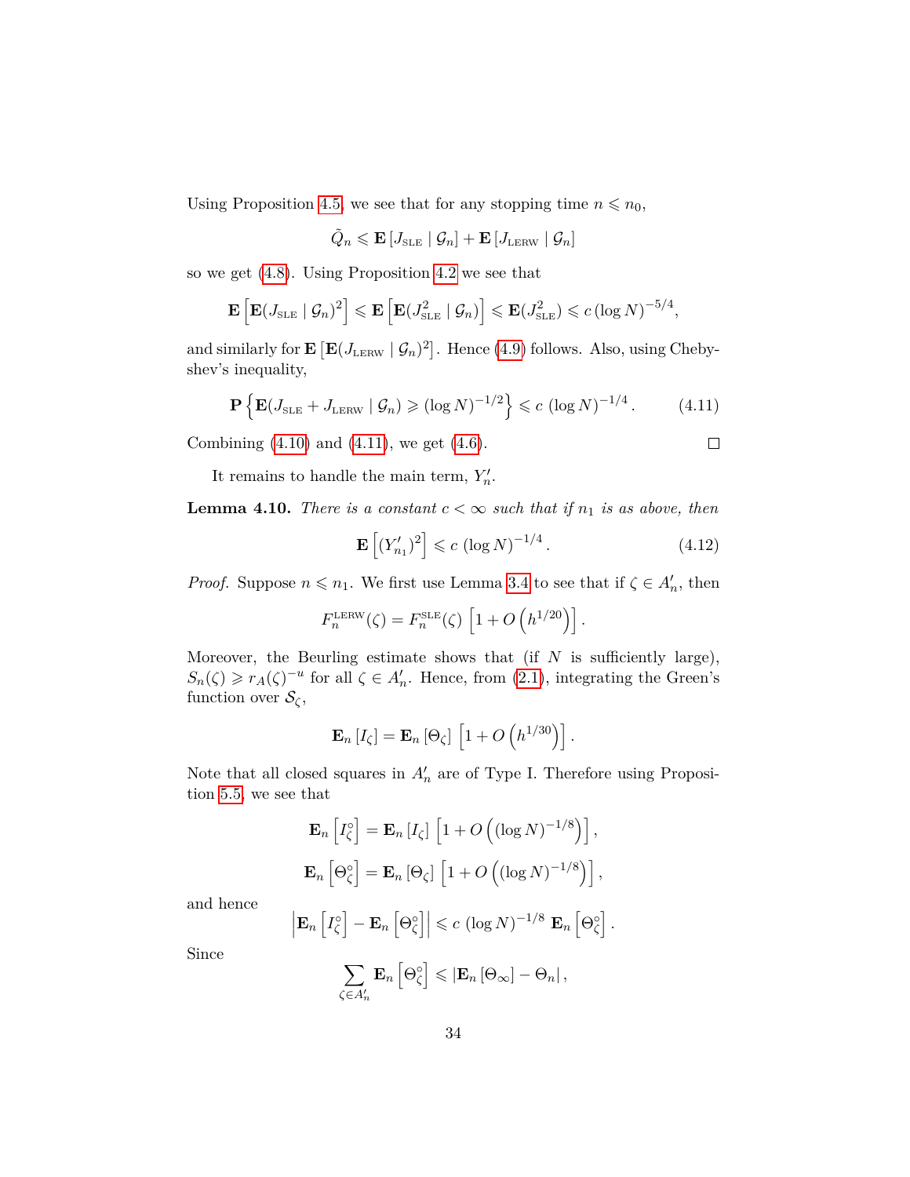Using Proposition 4.5, we see that for any stopping time $n \leqslant n_0$,

$$\tilde{Q}_n \leqslant \mathbf{E}\left[J_{\rm SLE} \mid \mathcal{G}_n\right] + \mathbf{E}\left[J_{\rm LERW} \mid \mathcal{G}_n\right]$$

so we get (4.8). Using Proposition 4.2 we see that

$$\mathbf{E}\left[\mathbf{E}(J_{\rm SLE} \mid \mathcal{G}_n)^2\right] \leqslant \mathbf{E}\left[\mathbf{E}(J_{\rm SLE}^2 \mid \mathcal{G}_n)\right] \leqslant \mathbf{E}(J_{\rm SLE}^2) \leqslant c\,(\log N)^{-5/4},$$

and similarly for $\mathbf{E}\left[\mathbf{E}(J_{\rm LERW} \mid \mathcal{G}_n)^2\right]$. Hence (4.9) follows. Also, using Chebyshev's inequality,

$$\mathbf{P}\left\{\mathbf{E}(J_{\rm SLE} + J_{\rm LERW} \mid \mathcal{G}_n) \geqslant (\log N)^{-1/2}\right\} \leqslant c\,(\log N)^{-1/4}. \tag{4.11}$$

Combining (4.10) and (4.11), we get (4.6). $\square$

It remains to handle the main term, $Y_n'$.

**Lemma 4.10.** *There is a constant $c < \infty$ such that if $n_1$ is as above, then*

$$\mathbf{E}\left[(Y_{n_1}')^2\right] \leqslant c\,(\log N)^{-1/4}. \tag{4.12}$$

*Proof.* Suppose $n \leqslant n_1$. We first use Lemma 3.4 to see that if $\zeta \in A_n'$, then

$$F_n^{\rm LERW}(\zeta) = F_n^{\rm SLE}(\zeta)\,\left[1 + O\left(h^{1/20}\right)\right].$$

Moreover, the Beurling estimate shows that (if $N$ is sufficiently large), $S_n(\zeta) \geqslant r_A(\zeta)^{-u}$ for all $\zeta \in A_n'$. Hence, from (2.1), integrating the Green's function over $\mathcal{S}_\zeta$,

$$\mathbf{E}_n\left[I_\zeta\right] = \mathbf{E}_n\left[\Theta_\zeta\right]\,\left[1 + O\left(h^{1/30}\right)\right].$$

Note that all closed squares in $A_n'$ are of Type I. Therefore using Proposition 5.5, we see that

$$\mathbf{E}_n\left[I_\zeta^\circ\right] = \mathbf{E}_n\left[I_\zeta\right]\,\left[1 + O\left((\log N)^{-1/8}\right)\right],$$

$$\mathbf{E}_n\left[\Theta_\zeta^\circ\right] = \mathbf{E}_n\left[\Theta_\zeta\right]\,\left[1 + O\left((\log N)^{-1/8}\right)\right],$$

and hence

$$\left|\mathbf{E}_n\left[I_\zeta^\circ\right] - \mathbf{E}_n\left[\Theta_\zeta^\circ\right]\right| \leqslant c\,(\log N)^{-1/8}\,\mathbf{E}_n\left[\Theta_\zeta^\circ\right].$$

Since

$$\sum_{\zeta \in A_n'} \mathbf{E}_n\left[\Theta_\zeta^\circ\right] \leqslant \left|\mathbf{E}_n\left[\Theta_\infty\right] - \Theta_n\right|,$$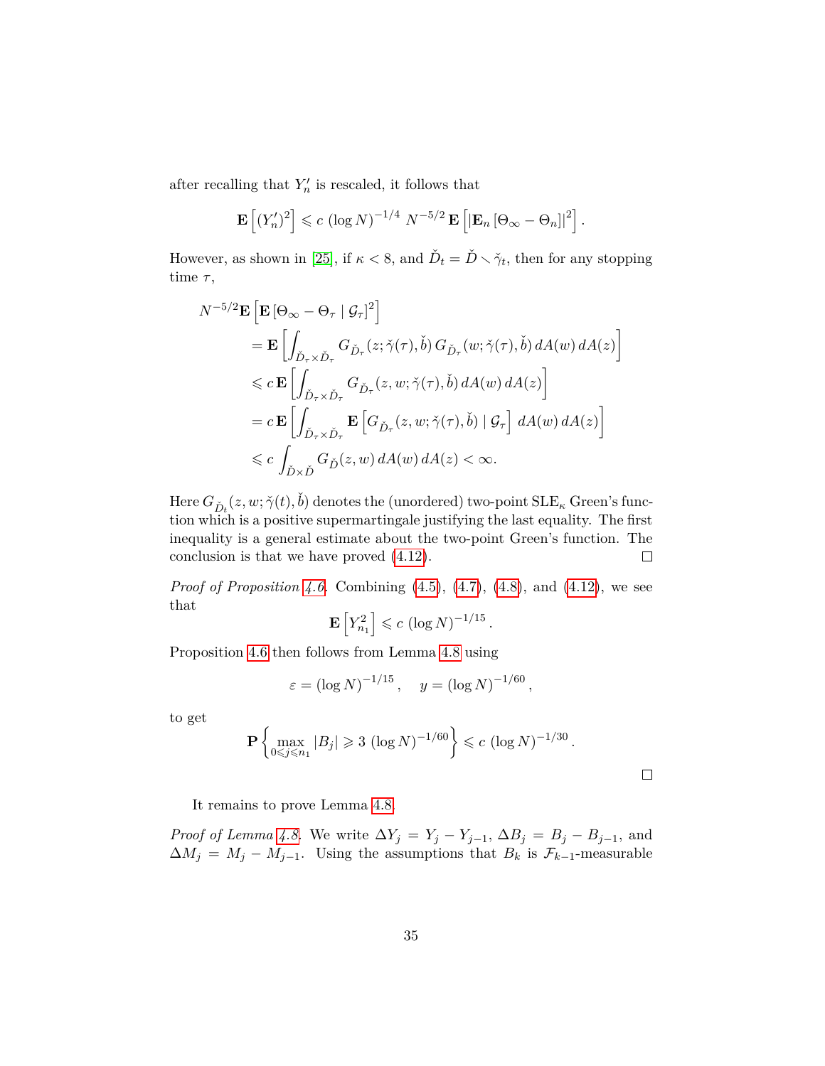after recalling that $Y_n'$ is rescaled, it follows that

$$\mathbf{E}\left[(Y_n')^2\right] \leqslant c\, (\log N)^{-1/4}\; N^{-5/2}\, \mathbf{E}\left[\left|\mathbf{E}_n\left[\Theta_\infty - \Theta_n\right]\right|^2\right].$$

However, as shown in [25], if $\kappa < 8$, and $\check{D}_t = \check{D} \smallsetminus \check{\gamma}_t$, then for any stopping time $\tau$,

$$\begin{aligned}
N^{-5/2}\mathbf{E}&\left[\mathbf{E}\left[\Theta_\infty - \Theta_\tau \mid \mathcal{G}_\tau\right]^2\right] \\
&= \mathbf{E}\left[\int_{\check{D}_\tau \times \check{D}_\tau} G_{\check{D}_\tau}(z; \check{\gamma}(\tau), \check{b})\, G_{\check{D}_\tau}(w; \check{\gamma}(\tau), \check{b})\, dA(w)\, dA(z)\right] \\
&\leqslant c\, \mathbf{E}\left[\int_{\check{D}_\tau \times \check{D}_\tau} G_{\check{D}_\tau}(z, w; \check{\gamma}(\tau), \check{b})\, dA(w)\, dA(z)\right] \\
&= c\, \mathbf{E}\left[\int_{\check{D}_\tau \times \check{D}_\tau} \mathbf{E}\left[G_{\check{D}_\tau}(z, w; \check{\gamma}(\tau), \check{b}) \mid \mathcal{G}_\tau\right]\, dA(w)\, dA(z)\right] \\
&\leqslant c \int_{\check{D} \times \check{D}} G_{\check{D}}(z, w)\, dA(w)\, dA(z) < \infty.
\end{aligned}$$

Here $G_{\check{D}_t}(z, w; \check{\gamma}(t), \check{b})$ denotes the (unordered) two-point SLE$_\kappa$ Green's function which is a positive supermartingale justifying the last equality. The first inequality is a general estimate about the two-point Green's function. The conclusion is that we have proved (4.12). □

*Proof of Proposition 4.6.* Combining (4.5), (4.7), (4.8), and (4.12), we see that

$$\mathbf{E}\left[Y_{n_1}^2\right] \leqslant c\, (\log N)^{-1/15}.$$

Proposition 4.6 then follows from Lemma 4.8 using

$$\varepsilon = (\log N)^{-1/15}, \quad y = (\log N)^{-1/60},$$

to get

$$\mathbf{P}\left\{\max_{0 \leqslant j \leqslant n_1} |B_j| \geqslant 3\, (\log N)^{-1/60}\right\} \leqslant c\, (\log N)^{-1/30}.$$

□

It remains to prove Lemma 4.8.

*Proof of Lemma 4.8.* We write $\Delta Y_j = Y_j - Y_{j-1}$, $\Delta B_j = B_j - B_{j-1}$, and $\Delta M_j = M_j - M_{j-1}$. Using the assumptions that $B_k$ is $\mathcal{F}_{k-1}$-measurable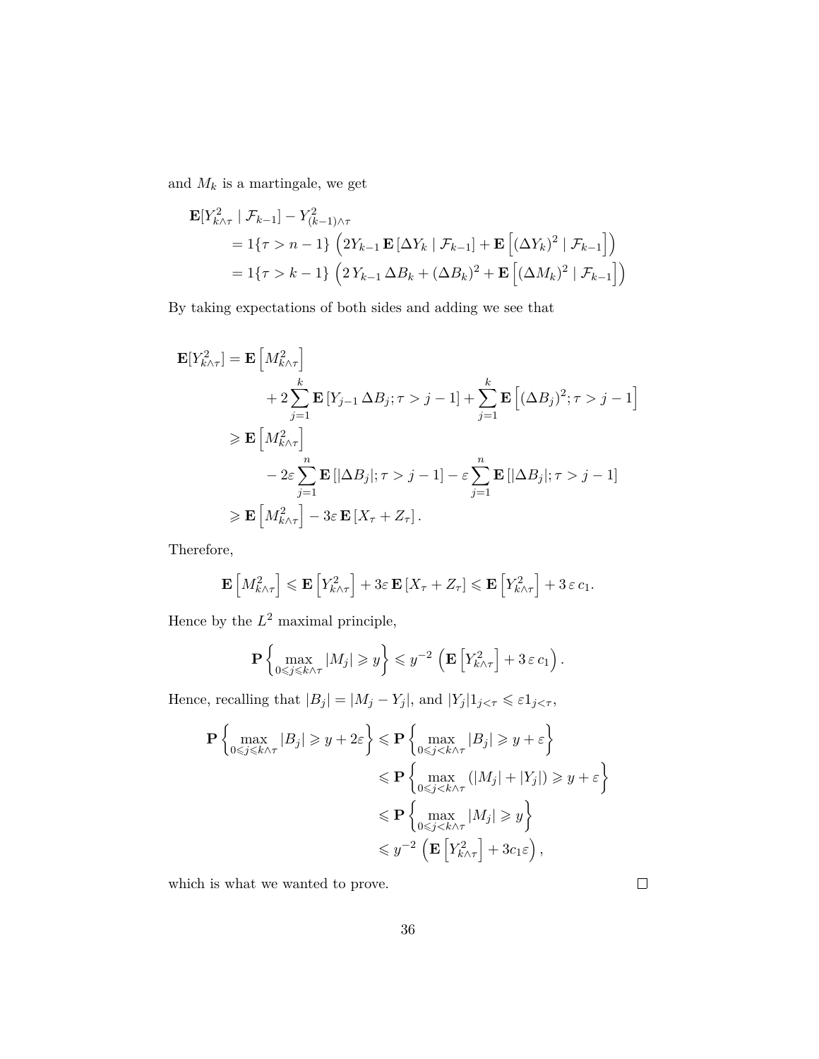and $M_k$ is a martingale, we get

$$
\begin{aligned}
\mathbf{E}[Y_{k\wedge\tau}^2 \mid \mathcal{F}_{k-1}] - Y_{(k-1)\wedge\tau}^2 &\\
&= 1\{\tau > n-1\} \left(2Y_{k-1}\,\mathbf{E}\left[\Delta Y_k \mid \mathcal{F}_{k-1}\right] + \mathbf{E}\left[(\Delta Y_k)^2 \mid \mathcal{F}_{k-1}\right]\right) \\
&= 1\{\tau > k-1\} \left(2\,Y_{k-1}\,\Delta B_k + (\Delta B_k)^2 + \mathbf{E}\left[(\Delta M_k)^2 \mid \mathcal{F}_{k-1}\right]\right)
\end{aligned}
$$

By taking expectations of both sides and adding we see that

$$
\begin{aligned}
\mathbf{E}[Y_{k\wedge\tau}^2] = \mathbf{E}\left[M_{k\wedge\tau}^2\right] &\\
&+ 2\sum_{j=1}^{k} \mathbf{E}\left[Y_{j-1}\,\Delta B_j ; \tau > j-1\right] + \sum_{j=1}^{k} \mathbf{E}\left[(\Delta B_j)^2 ; \tau > j-1\right] \\
\geqslant \mathbf{E}\left[M_{k\wedge\tau}^2\right] &\\
&- 2\varepsilon \sum_{j=1}^{n} \mathbf{E}\left[|\Delta B_j| ; \tau > j-1\right] - \varepsilon \sum_{j=1}^{n} \mathbf{E}\left[|\Delta B_j| ; \tau > j-1\right] \\
\geqslant \mathbf{E}\left[M_{k\wedge\tau}^2\right] - 3\varepsilon\,\mathbf{E}\left[X_\tau + Z_\tau\right]. &
\end{aligned}
$$

Therefore,

$$
\mathbf{E}\left[M_{k\wedge\tau}^2\right] \leqslant \mathbf{E}\left[Y_{k\wedge\tau}^2\right] + 3\varepsilon\,\mathbf{E}\left[X_\tau + Z_\tau\right] \leqslant \mathbf{E}\left[Y_{k\wedge\tau}^2\right] + 3\,\varepsilon\,c_1.
$$

Hence by the $L^2$ maximal principle,

$$
\mathbf{P}\left\{\max_{0\leqslant j\leqslant k\wedge\tau} |M_j| \geqslant y\right\} \leqslant y^{-2}\left(\mathbf{E}\left[Y_{k\wedge\tau}^2\right] + 3\,\varepsilon\,c_1\right).
$$

Hence, recalling that $|B_j| = |M_j - Y_j|$, and $|Y_j| 1_{j<\tau} \leqslant \varepsilon 1_{j<\tau}$,

$$
\begin{aligned}
\mathbf{P}\left\{\max_{0\leqslant j\leqslant k\wedge\tau} |B_j| \geqslant y + 2\varepsilon\right\} &\leqslant \mathbf{P}\left\{\max_{0\leqslant j< k\wedge\tau} |B_j| \geqslant y + \varepsilon\right\} \\
&\leqslant \mathbf{P}\left\{\max_{0\leqslant j< k\wedge\tau} (|M_j| + |Y_j|) \geqslant y + \varepsilon\right\} \\
&\leqslant \mathbf{P}\left\{\max_{0\leqslant j< k\wedge\tau} |M_j| \geqslant y\right\} \\
&\leqslant y^{-2}\left(\mathbf{E}\left[Y_{k\wedge\tau}^2\right] + 3c_1\varepsilon\right),
\end{aligned}
$$

which is what we wanted to prove. $\square$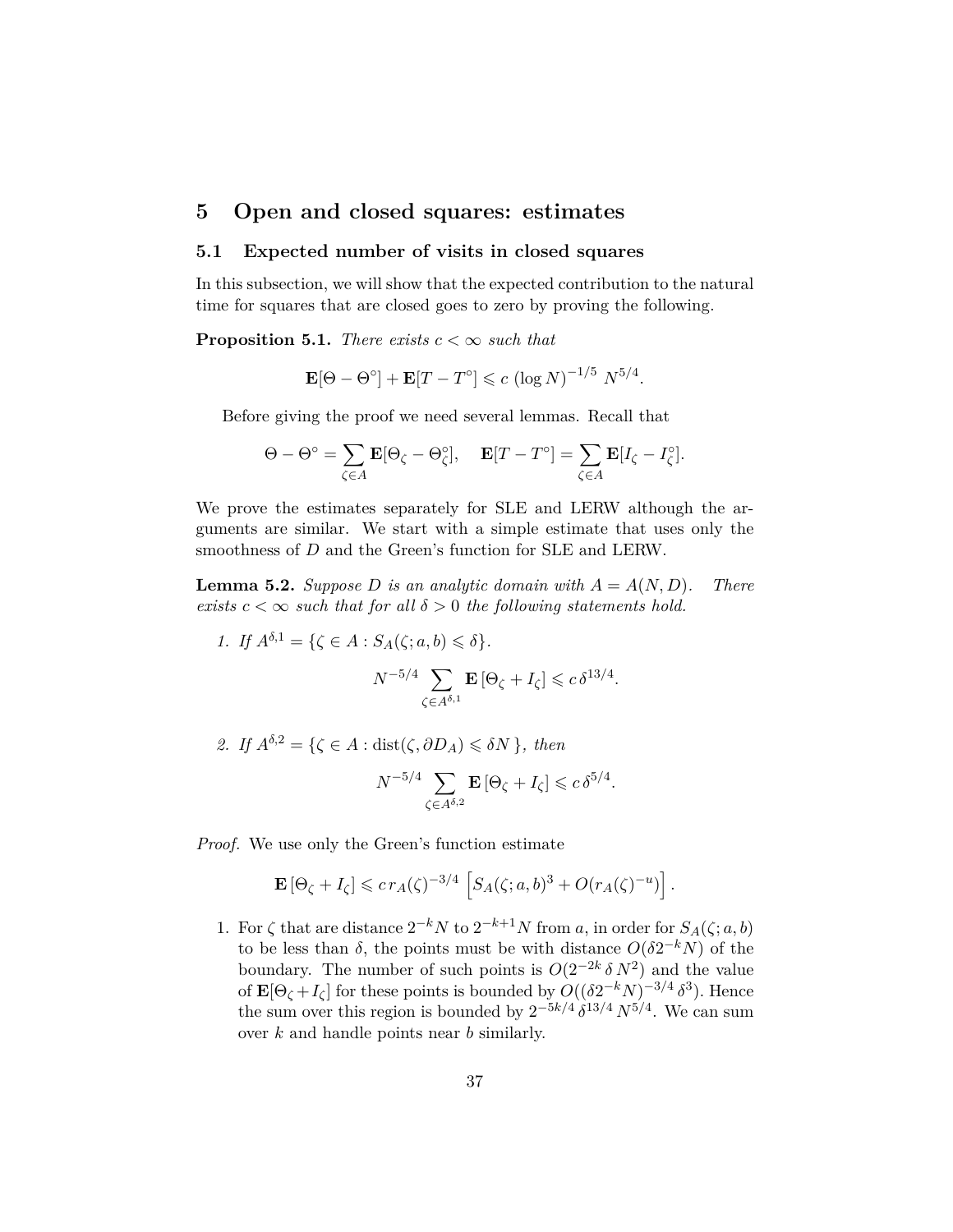# 5 Open and closed squares: estimates

## 5.1 Expected number of visits in closed squares

In this subsection, we will show that the expected contribution to the natural time for squares that are closed goes to zero by proving the following.

**Proposition 5.1.** *There exists $c < \infty$ such that*

$$\mathbf{E}[\Theta - \Theta^\circ] + \mathbf{E}[T - T^\circ] \leqslant c \, (\log N)^{-1/5} \, N^{5/4}.$$

Before giving the proof we need several lemmas. Recall that

$$\Theta - \Theta^\circ = \sum_{\zeta \in A} \mathbf{E}[\Theta_\zeta - \Theta_\zeta^\circ], \quad \mathbf{E}[T - T^\circ] = \sum_{\zeta \in A} \mathbf{E}[I_\zeta - I_\zeta^\circ].$$

We prove the estimates separately for SLE and LERW although the arguments are similar. We start with a simple estimate that uses only the smoothness of $D$ and the Green's function for SLE and LERW.

**Lemma 5.2.** *Suppose $D$ is an analytic domain with $A = A(N, D)$. There exists $c < \infty$ such that for all $\delta > 0$ the following statements hold.*

1. *If $A^{\delta,1} = \{\zeta \in A : S_A(\zeta; a, b) \leqslant \delta\}$.*

$$N^{-5/4} \sum_{\zeta \in A^{\delta,1}} \mathbf{E}\left[\Theta_\zeta + I_\zeta\right] \leqslant c \, \delta^{13/4}.$$

2. *If $A^{\delta,2} = \{\zeta \in A : \operatorname{dist}(\zeta, \partial D_A) \leqslant \delta N\}$, then*

$$N^{-5/4} \sum_{\zeta \in A^{\delta,2}} \mathbf{E}\left[\Theta_\zeta + I_\zeta\right] \leqslant c \, \delta^{5/4}.$$

*Proof.* We use only the Green's function estimate

$$\mathbf{E}\left[\Theta_\zeta + I_\zeta\right] \leqslant c \, r_A(\zeta)^{-3/4} \left[S_A(\zeta; a, b)^3 + O(r_A(\zeta)^{-u})\right].$$

1. For $\zeta$ that are distance $2^{-k}N$ to $2^{-k+1}N$ from $a$, in order for $S_A(\zeta; a, b)$ to be less than $\delta$, the points must be with distance $O(\delta 2^{-k} N)$ of the boundary. The number of such points is $O(2^{-2k} \, \delta \, N^2)$ and the value of $\mathbf{E}[\Theta_\zeta + I_\zeta]$ for these points is bounded by $O((\delta 2^{-k} N)^{-3/4} \, \delta^3)$. Hence the sum over this region is bounded by $2^{-5k/4} \, \delta^{13/4} \, N^{5/4}$. We can sum over $k$ and handle points near $b$ similarly.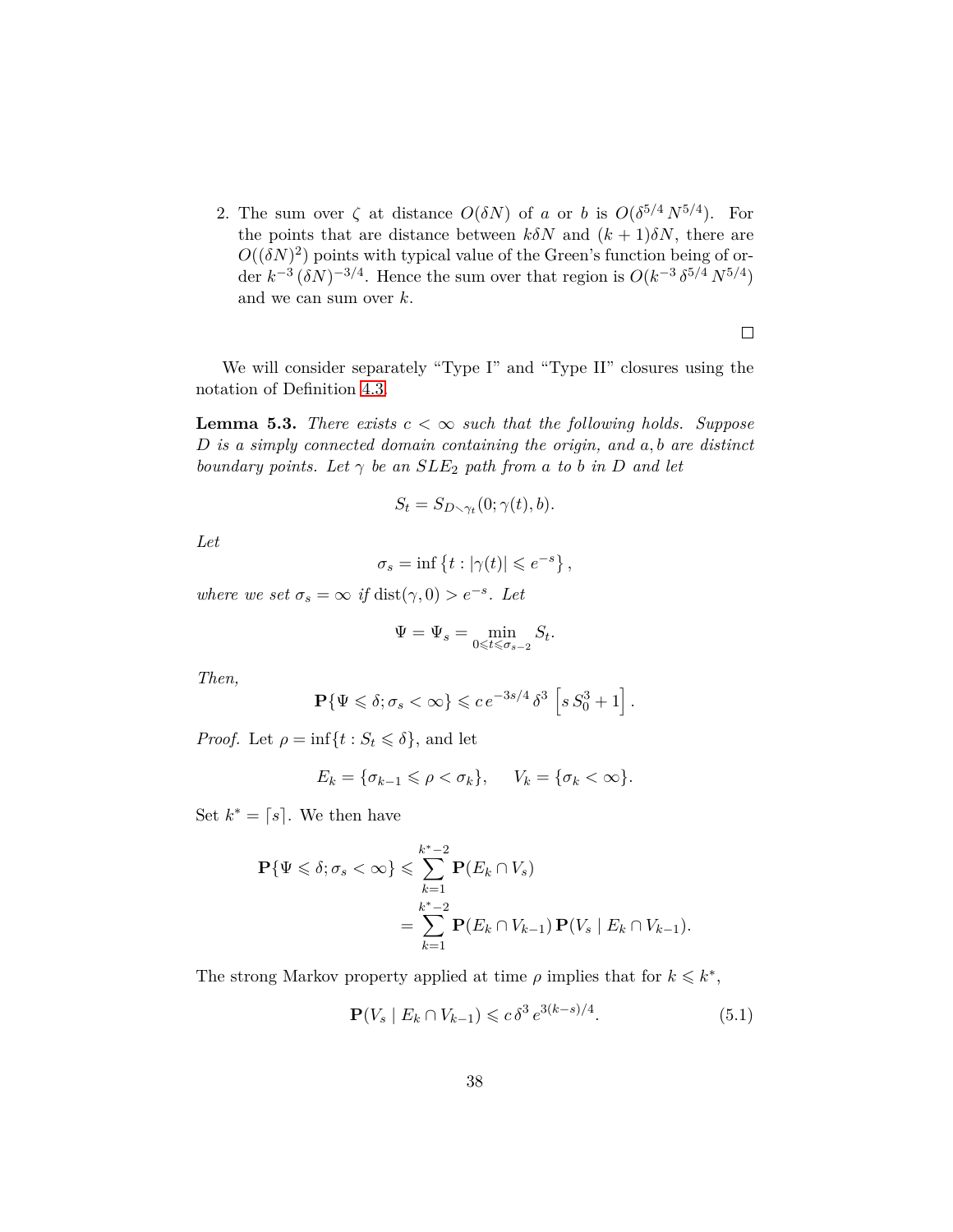2. The sum over $\zeta$ at distance $O(\delta N)$ of $a$ or $b$ is $O(\delta^{5/4} N^{5/4})$. For the points that are distance between $k\delta N$ and $(k+1)\delta N$, there are $O((\delta N)^2)$ points with typical value of the Green's function being of order $k^{-3} (\delta N)^{-3/4}$. Hence the sum over that region is $O(k^{-3} \delta^{5/4} N^{5/4})$ and we can sum over $k$.

$\square$

We will consider separately "Type I" and "Type II" closures using the notation of Definition 4.3.

**Lemma 5.3.** *There exists $c < \infty$ such that the following holds. Suppose $D$ is a simply connected domain containing the origin, and $a, b$ are distinct boundary points. Let $\gamma$ be an $SLE_2$ path from $a$ to $b$ in $D$ and let*

$$S_t = S_{D \smallsetminus \gamma_t}(0; \gamma(t), b).$$

*Let*

$$\sigma_s = \inf\left\{t : |\gamma(t)| \leqslant e^{-s}\right\},$$

*where we set $\sigma_s = \infty$ if $\operatorname{dist}(\gamma, 0) > e^{-s}$. Let*

$$\Psi = \Psi_s = \min_{0 \leqslant t \leqslant \sigma_{s-2}} S_t.$$

*Then,*

$$\mathbf{P}\{\Psi \leqslant \delta; \sigma_s < \infty\} \leqslant c\, e^{-3s/4}\, \delta^3 \left[s\, S_0^3 + 1\right].$$

*Proof.* Let $\rho = \inf\{t : S_t \leqslant \delta\}$, and let

$$E_k = \{\sigma_{k-1} \leqslant \rho < \sigma_k\}, \qquad V_k = \{\sigma_k < \infty\}.$$

Set $k^* = \lceil s \rceil$. We then have

$$\begin{aligned}
\mathbf{P}\{\Psi \leqslant \delta; \sigma_s < \infty\} &\leqslant \sum_{k=1}^{k^*-2} \mathbf{P}(E_k \cap V_s) \\
&= \sum_{k=1}^{k^*-2} \mathbf{P}(E_k \cap V_{k-1})\, \mathbf{P}(V_s \mid E_k \cap V_{k-1}).
\end{aligned}$$

The strong Markov property applied at time $\rho$ implies that for $k \leqslant k^*$,

$$\mathbf{P}(V_s \mid E_k \cap V_{k-1}) \leqslant c\, \delta^3\, e^{3(k-s)/4}. \tag{5.1}$$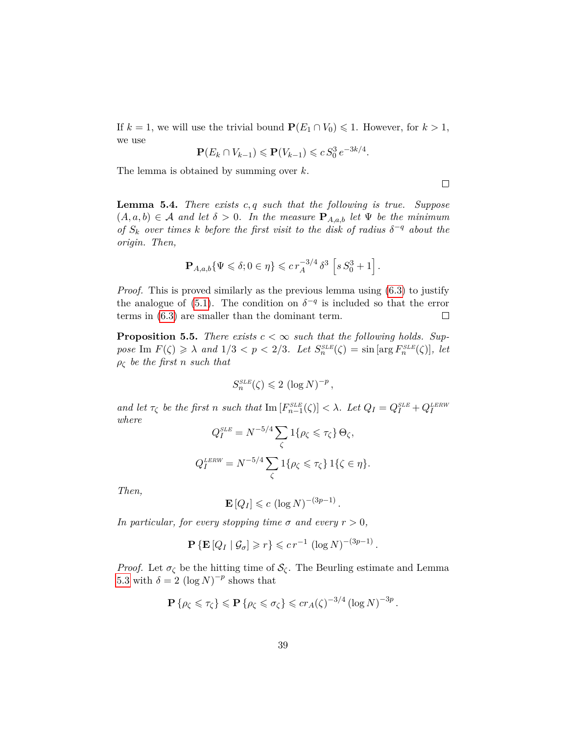If $k = 1$, we will use the trivial bound $\mathbf{P}(E_1 \cap V_0) \leqslant 1$. However, for $k > 1$, we use

$$\mathbf{P}(E_k \cap V_{k-1}) \leqslant \mathbf{P}(V_{k-1}) \leqslant c\, S_0^3\, e^{-3k/4}.$$

The lemma is obtained by summing over $k$.

□

**Lemma 5.4.** *There exists $c, q$ such that the following is true. Suppose $(A, a, b) \in \mathcal{A}$ and let $\delta > 0$. In the measure $\mathbf{P}_{A,a,b}$ let $\Psi$ be the minimum of $S_k$ over times $k$ before the first visit to the disk of radius $\delta^{-q}$ about the origin. Then,*

$$\mathbf{P}_{A,a,b}\{\Psi \leqslant \delta; 0 \in \eta\} \leqslant c\, r_A^{-3/4}\, \delta^3 \left[ s\, S_0^3 + 1 \right].$$

*Proof.* This is proved similarly as the previous lemma using (6.3) to justify the analogue of (5.1). The condition on $\delta^{-q}$ is included so that the error terms in (6.3) are smaller than the dominant term. □

**Proposition 5.5.** *There exists $c < \infty$ such that the following holds. Suppose $\operatorname{Im} F(\zeta) \geqslant \lambda$ and $1/3 < p < 2/3$. Let $S_n^{SLE}(\zeta) = \sin\left[\arg F_n^{SLE}(\zeta)\right]$, let $\rho_\zeta$ be the first $n$ such that*

$$S_n^{SLE}(\zeta) \leqslant 2\, (\log N)^{-p},$$

*and let $\tau_\zeta$ be the first $n$ such that $\operatorname{Im}\left[F_{n-1}^{SLE}(\zeta)\right] < \lambda$. Let $Q_I = Q_I^{SLE} + Q_I^{LERW}$ where*

$$Q_I^{SLE} = N^{-5/4} \sum_{\zeta} 1\{\rho_\zeta \leqslant \tau_\zeta\}\, \Theta_\zeta,$$

$$Q_I^{LERW} = N^{-5/4} \sum_{\zeta} 1\{\rho_\zeta \leqslant \tau_\zeta\}\, 1\{\zeta \in \eta\}.$$

*Then,*

$$\mathbf{E}\left[Q_I\right] \leqslant c\, (\log N)^{-(3p-1)}.$$

*In particular, for every stopping time $\sigma$ and every $r > 0$,*

$$\mathbf{P}\left\{ \mathbf{E}\left[Q_I \mid \mathcal{G}_\sigma\right] \geqslant r \right\} \leqslant c\, r^{-1}\, (\log N)^{-(3p-1)}.$$

*Proof.* Let $\sigma_\zeta$ be the hitting time of $\mathcal{S}_\zeta$. The Beurling estimate and Lemma 5.3 with $\delta = 2\, (\log N)^{-p}$ shows that

$$\mathbf{P}\left\{\rho_\zeta \leqslant \tau_\zeta\right\} \leqslant \mathbf{P}\left\{\rho_\zeta \leqslant \sigma_\zeta\right\} \leqslant c r_A(\zeta)^{-3/4}\, (\log N)^{-3p}.$$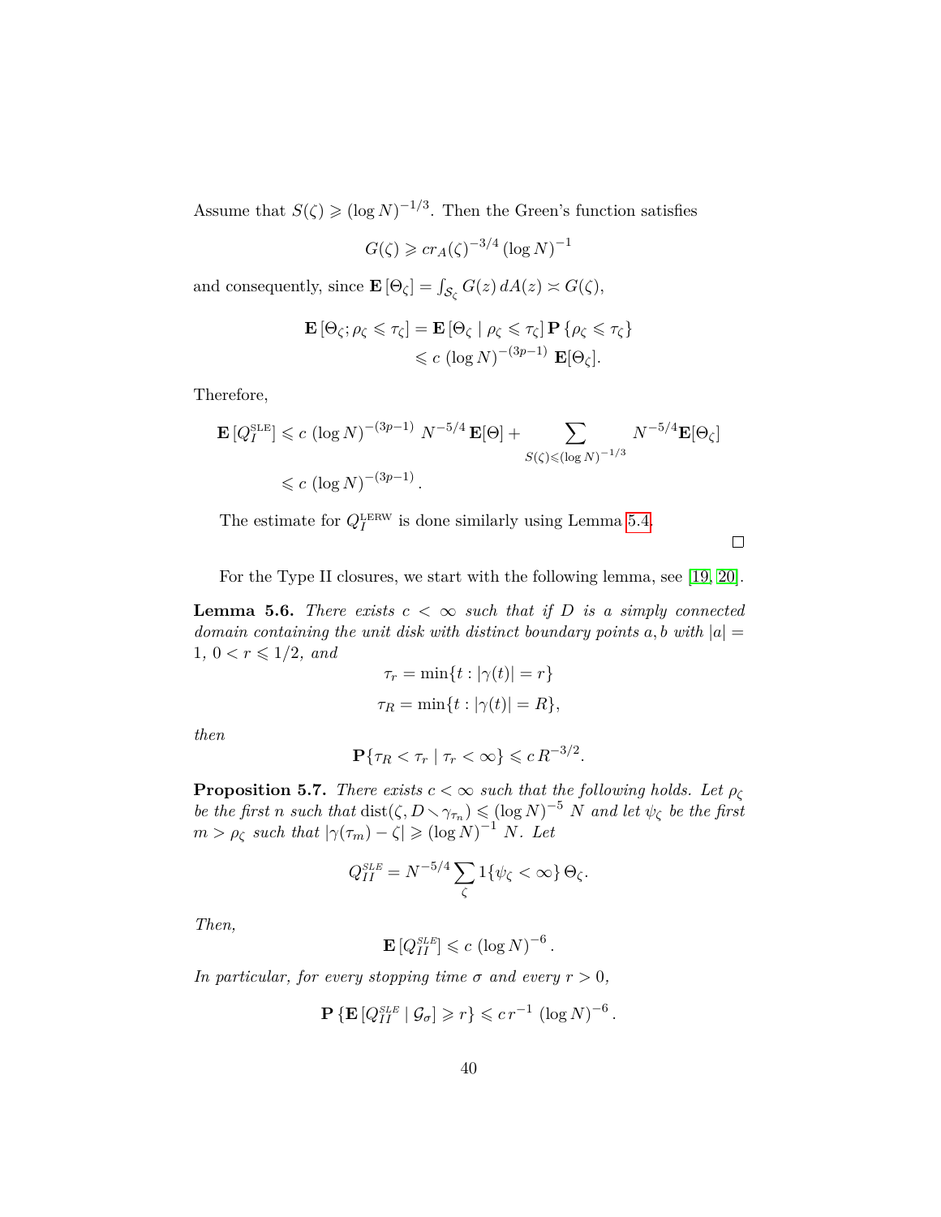Assume that $S(\zeta) \geqslant (\log N)^{-1/3}$. Then the Green's function satisfies

$$G(\zeta) \geqslant c r_A(\zeta)^{-3/4} (\log N)^{-1}$$

and consequently, since $\mathbf{E}[\Theta_\zeta] = \int_{\mathcal{S}_\zeta} G(z)\, dA(z) \asymp G(\zeta)$,

$$\begin{aligned}
\mathbf{E}[\Theta_\zeta; \rho_\zeta \leqslant \tau_\zeta] &= \mathbf{E}[\Theta_\zeta \mid \rho_\zeta \leqslant \tau_\zeta]\, \mathbf{P}\{\rho_\zeta \leqslant \tau_\zeta\} \\
&\leqslant c\, (\log N)^{-(3p-1)}\, \mathbf{E}[\Theta_\zeta].
\end{aligned}$$

Therefore,

$$\begin{aligned}
\mathbf{E}[Q_I^{\text{SLE}}] &\leqslant c\, (\log N)^{-(3p-1)}\, N^{-5/4}\, \mathbf{E}[\Theta] + \sum_{S(\zeta) \leqslant (\log N)^{-1/3}} N^{-5/4} \mathbf{E}[\Theta_\zeta] \\
&\leqslant c\, (\log N)^{-(3p-1)}.
\end{aligned}$$

The estimate for $Q_I^{\text{LERW}}$ is done similarly using Lemma 5.4. □

For the Type II closures, we start with the following lemma, see [19, 20].

**Lemma 5.6.** *There exists $c < \infty$ such that if $D$ is a simply connected domain containing the unit disk with distinct boundary points $a, b$ with $|a| = 1$, $0 < r \leqslant 1/2$, and*

$$\tau_r = \min\{t : |\gamma(t)| = r\}$$

$$\tau_R = \min\{t : |\gamma(t)| = R\},$$

*then*

$$\mathbf{P}\{\tau_R < \tau_r \mid \tau_r < \infty\} \leqslant c\, R^{-3/2}.$$

**Proposition 5.7.** *There exists $c < \infty$ such that the following holds. Let $\rho_\zeta$ be the first $n$ such that $\text{dist}(\zeta, D \setminus \gamma_{\tau_n}) \leqslant (\log N)^{-5}\, N$ and let $\psi_\zeta$ be the first $m > \rho_\zeta$ such that $|\gamma(\tau_m) - \zeta| \geqslant (\log N)^{-1}\, N$. Let*

$$Q_{II}^{\text{SLE}} = N^{-5/4} \sum_\zeta 1\{\psi_\zeta < \infty\}\, \Theta_\zeta.$$

*Then,*

$$\mathbf{E}[Q_{II}^{\text{SLE}}] \leqslant c\, (\log N)^{-6}.$$

*In particular, for every stopping time $\sigma$ and every $r > 0$,*

$$\mathbf{P}\{\mathbf{E}[Q_{II}^{\text{SLE}} \mid \mathcal{G}_\sigma] \geqslant r\} \leqslant c\, r^{-1}\, (\log N)^{-6}.$$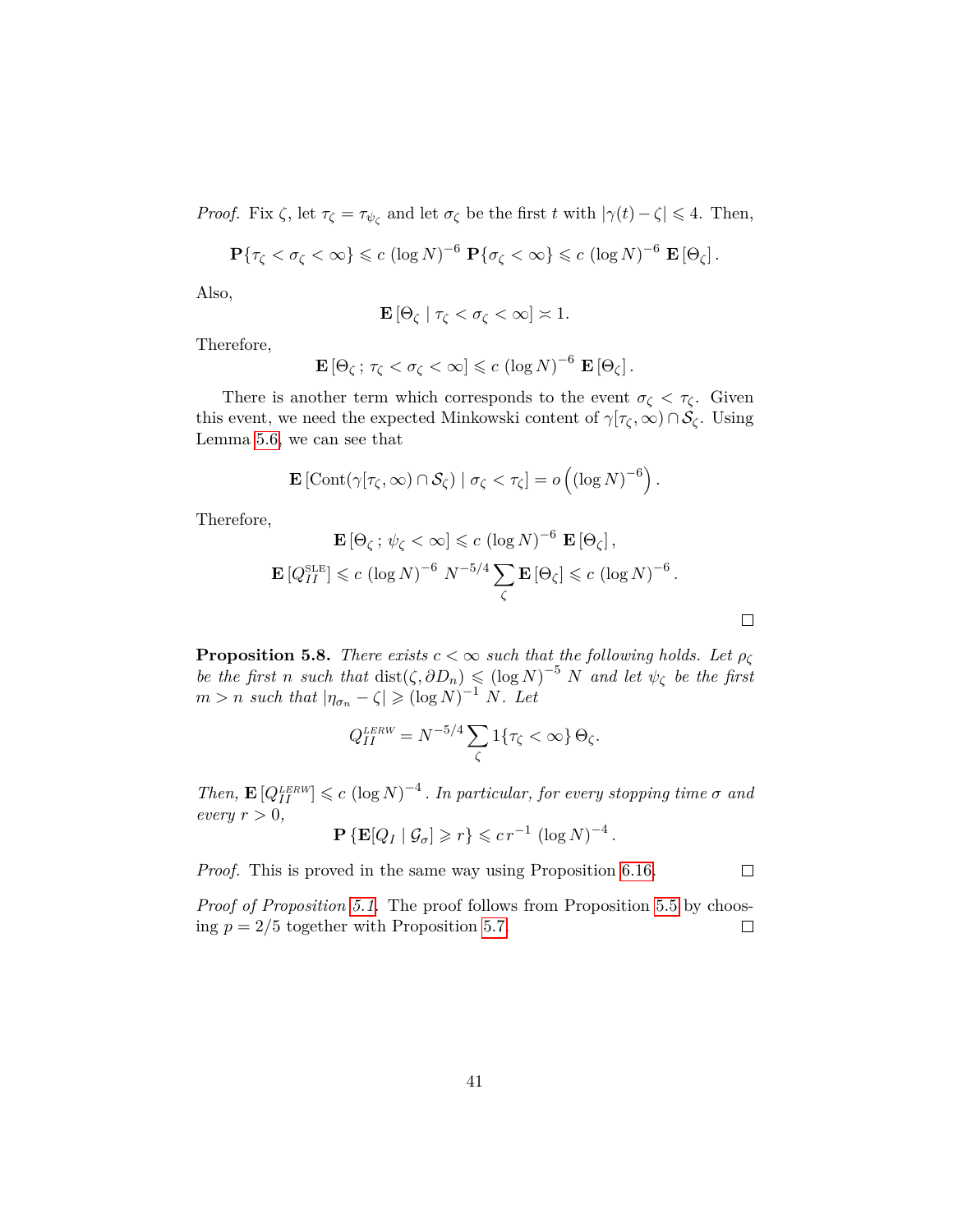*Proof.* Fix $\zeta$, let $\tau_\zeta = \tau_{\psi_\zeta}$ and let $\sigma_\zeta$ be the first $t$ with $|\gamma(t) - \zeta| \leqslant 4$. Then,

$$\mathbf{P}\{\tau_\zeta < \sigma_\zeta < \infty\} \leqslant c\,(\log N)^{-6}\,\mathbf{P}\{\sigma_\zeta < \infty\} \leqslant c\,(\log N)^{-6}\,\mathbf{E}\left[\Theta_\zeta\right].$$

Also,

$$\mathbf{E}\left[\Theta_\zeta \mid \tau_\zeta < \sigma_\zeta < \infty\right] \asymp 1.$$

Therefore,

$$\mathbf{E}\left[\Theta_\zeta\,;\,\tau_\zeta < \sigma_\zeta < \infty\right] \leqslant c\,(\log N)^{-6}\,\mathbf{E}\left[\Theta_\zeta\right].$$

There is another term which corresponds to the event $\sigma_\zeta < \tau_\zeta$. Given this event, we need the expected Minkowski content of $\gamma[\tau_\zeta, \infty) \cap \mathcal{S}_\zeta$. Using Lemma 5.6, we can see that

$$\mathbf{E}\left[\mathrm{Cont}(\gamma[\tau_\zeta, \infty) \cap \mathcal{S}_\zeta) \mid \sigma_\zeta < \tau_\zeta\right] = o\left((\log N)^{-6}\right).$$

Therefore,

$$\mathbf{E}\left[\Theta_\zeta\,;\,\psi_\zeta < \infty\right] \leqslant c\,(\log N)^{-6}\,\mathbf{E}\left[\Theta_\zeta\right],$$

$$\mathbf{E}\left[Q_{II}^{\mathrm{SLE}}\right] \leqslant c\,(\log N)^{-6}\,N^{-5/4}\sum_\zeta \mathbf{E}\left[\Theta_\zeta\right] \leqslant c\,(\log N)^{-6}.$$

□

**Proposition 5.8.** *There exists $c < \infty$ such that the following holds. Let $\rho_\zeta$ be the first $n$ such that $\mathrm{dist}(\zeta, \partial D_n) \leqslant (\log N)^{-5}\,N$ and let $\psi_\zeta$ be the first $m > n$ such that $|\eta_{\sigma_n} - \zeta| \geqslant (\log N)^{-1}\,N$. Let*

$$Q_{II}^{LERW} = N^{-5/4}\sum_\zeta 1\{\tau_\zeta < \infty\}\,\Theta_\zeta.$$

*Then, $\mathbf{E}\left[Q_{II}^{LERW}\right] \leqslant c\,(\log N)^{-4}$. In particular, for every stopping time $\sigma$ and every $r > 0$,*

$$\mathbf{P}\left\{\mathbf{E}[Q_I \mid \mathcal{G}_\sigma] \geqslant r\right\} \leqslant c\,r^{-1}\,(\log N)^{-4}.$$

*Proof.* This is proved in the same way using Proposition 6.16. □

*Proof of Proposition 5.1.* The proof follows from Proposition 5.5 by choosing $p = 2/5$ together with Proposition 5.7. □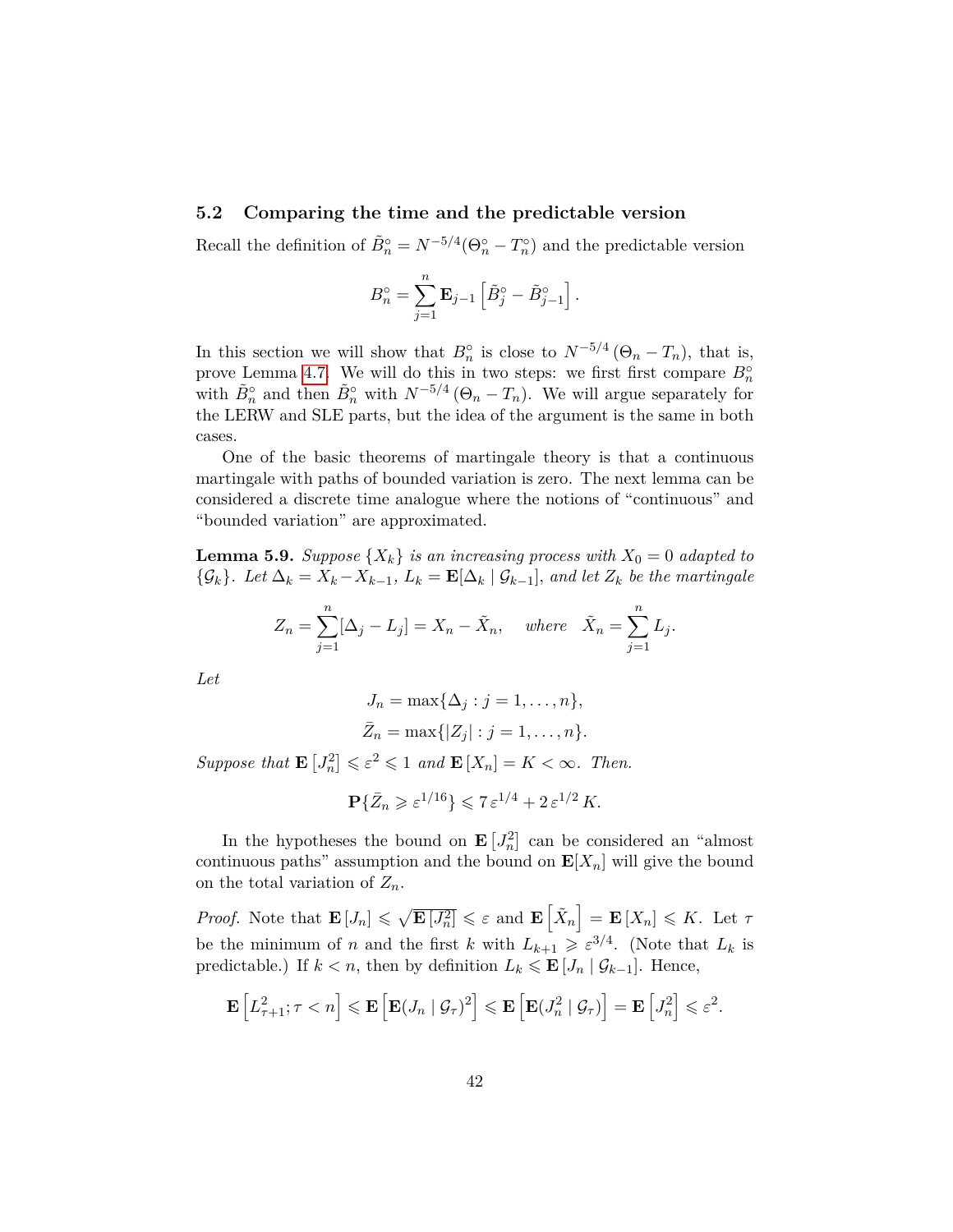### 5.2 Comparing the time and the predictable version

Recall the definition of $\tilde{B}_n^\circ = N^{-5/4}(\Theta_n^\circ - T_n^\circ)$ and the predictable version

$$B_n^\circ = \sum_{j=1}^n \mathbf{E}_{j-1}\left[\tilde{B}_j^\circ - \tilde{B}_{j-1}^\circ\right].$$

In this section we will show that $B_n^\circ$ is close to $N^{-5/4}\left(\Theta_n - T_n\right)$, that is, prove Lemma 4.7. We will do this in two steps: we first first compare $B_n^\circ$ with $\tilde{B}_n^\circ$ and then $\tilde{B}_n^\circ$ with $N^{-5/4}\left(\Theta_n - T_n\right)$. We will argue separately for the LERW and SLE parts, but the idea of the argument is the same in both cases.

One of the basic theorems of martingale theory is that a continuous martingale with paths of bounded variation is zero. The next lemma can be considered a discrete time analogue where the notions of "continuous" and "bounded variation" are approximated.

**Lemma 5.9.** *Suppose $\{X_k\}$ is an increasing process with $X_0 = 0$ adapted to $\{\mathcal{G}_k\}$. Let $\Delta_k = X_k - X_{k-1}$, $L_k = \mathbf{E}[\Delta_k \mid \mathcal{G}_{k-1}]$, and let $Z_k$ be the martingale*

$$Z_n = \sum_{j=1}^n [\Delta_j - L_j] = X_n - \tilde{X}_n, \quad \textit{where} \quad \tilde{X}_n = \sum_{j=1}^n L_j.$$

*Let*

$$J_n = \max\{\Delta_j : j = 1, \ldots, n\},$$
$$\bar{Z}_n = \max\{|Z_j| : j = 1, \ldots, n\}.$$

*Suppose that $\mathbf{E}\left[J_n^2\right] \leqslant \varepsilon^2 \leqslant 1$ and $\mathbf{E}\left[X_n\right] = K < \infty$. Then.*

$$\mathbf{P}\{\bar{Z}_n \geqslant \varepsilon^{1/16}\} \leqslant 7\,\varepsilon^{1/4} + 2\,\varepsilon^{1/2}\,K.$$

In the hypotheses the bound on $\mathbf{E}\left[J_n^2\right]$ can be considered an "almost continuous paths" assumption and the bound on $\mathbf{E}[X_n]$ will give the bound on the total variation of $Z_n$.

*Proof.* Note that $\mathbf{E}\left[J_n\right] \leqslant \sqrt{\mathbf{E}\left[J_n^2\right]} \leqslant \varepsilon$ and $\mathbf{E}\left[\tilde{X}_n\right] = \mathbf{E}\left[X_n\right] \leqslant K$. Let $\tau$ be the minimum of $n$ and the first $k$ with $L_{k+1} \geqslant \varepsilon^{3/4}$. (Note that $L_k$ is predictable.) If $k < n$, then by definition $L_k \leqslant \mathbf{E}\left[J_n \mid \mathcal{G}_{k-1}\right]$. Hence,

$$\mathbf{E}\left[L_{\tau+1}^2; \tau < n\right] \leqslant \mathbf{E}\left[\mathbf{E}(J_n \mid \mathcal{G}_\tau)^2\right] \leqslant \mathbf{E}\left[\mathbf{E}(J_n^2 \mid \mathcal{G}_\tau)\right] = \mathbf{E}\left[J_n^2\right] \leqslant \varepsilon^2.$$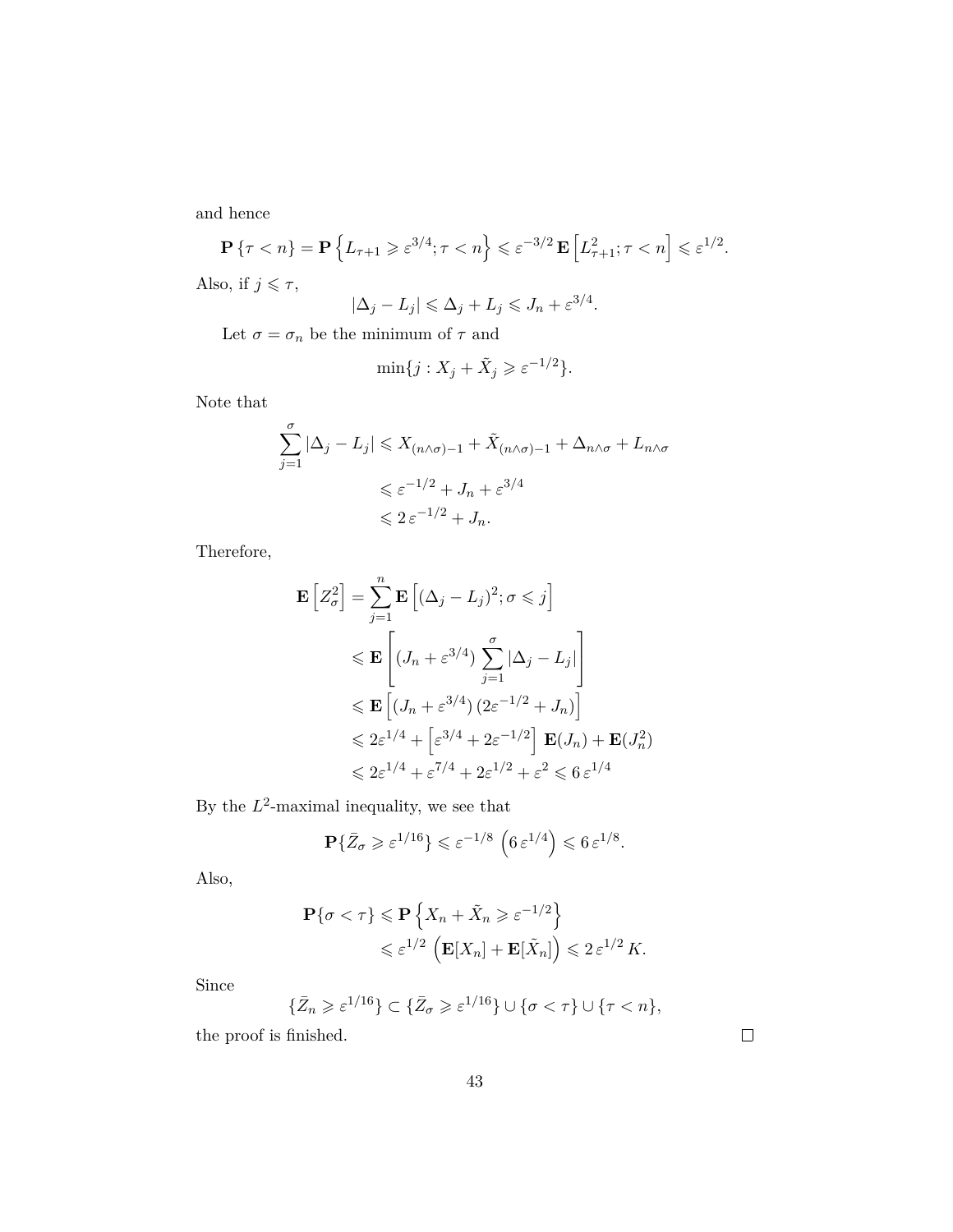and hence

$$\mathbf{P}\left\{\tau < n\right\} = \mathbf{P}\left\{L_{\tau+1} \geqslant \varepsilon^{3/4}; \tau < n\right\} \leqslant \varepsilon^{-3/2}\,\mathbf{E}\left[L_{\tau+1}^2; \tau < n\right] \leqslant \varepsilon^{1/2}.$$

Also, if $j \leqslant \tau$,

$$|\Delta_j - L_j| \leqslant \Delta_j + L_j \leqslant J_n + \varepsilon^{3/4}.$$

Let $\sigma = \sigma_n$ be the minimum of $\tau$ and

$$\min\{j : X_j + \tilde{X}_j \geqslant \varepsilon^{-1/2}\}.$$

Note that

$$\begin{aligned}
\sum_{j=1}^{\sigma} |\Delta_j - L_j| &\leqslant X_{(n\wedge\sigma)-1} + \tilde{X}_{(n\wedge\sigma)-1} + \Delta_{n\wedge\sigma} + L_{n\wedge\sigma} \\
&\leqslant \varepsilon^{-1/2} + J_n + \varepsilon^{3/4} \\
&\leqslant 2\,\varepsilon^{-1/2} + J_n.
\end{aligned}$$

Therefore,

$$\begin{aligned}
\mathbf{E}\left[Z_\sigma^2\right] &= \sum_{j=1}^{n} \mathbf{E}\left[(\Delta_j - L_j)^2; \sigma \leqslant j\right] \\
&\leqslant \mathbf{E}\left[(J_n + \varepsilon^{3/4})\sum_{j=1}^{\sigma}|\Delta_j - L_j|\right] \\
&\leqslant \mathbf{E}\left[(J_n + \varepsilon^{3/4})\,(2\varepsilon^{-1/2} + J_n)\right] \\
&\leqslant 2\varepsilon^{1/4} + \left[\varepsilon^{3/4} + 2\varepsilon^{-1/2}\right]\,\mathbf{E}(J_n) + \mathbf{E}(J_n^2) \\
&\leqslant 2\varepsilon^{1/4} + \varepsilon^{7/4} + 2\varepsilon^{1/2} + \varepsilon^2 \leqslant 6\,\varepsilon^{1/4}
\end{aligned}$$

By the $L^2$-maximal inequality, we see that

$$\mathbf{P}\{\bar{Z}_\sigma \geqslant \varepsilon^{1/16}\} \leqslant \varepsilon^{-1/8}\,\left(6\,\varepsilon^{1/4}\right) \leqslant 6\,\varepsilon^{1/8}.$$

Also,

$$\begin{aligned}
\mathbf{P}\{\sigma < \tau\} &\leqslant \mathbf{P}\left\{X_n + \tilde{X}_n \geqslant \varepsilon^{-1/2}\right\} \\
&\leqslant \varepsilon^{1/2}\,\left(\mathbf{E}[X_n] + \mathbf{E}[\tilde{X}_n]\right) \leqslant 2\,\varepsilon^{1/2}\,K.
\end{aligned}$$

Since

$$\{\bar{Z}_n \geqslant \varepsilon^{1/16}\} \subset \{\bar{Z}_\sigma \geqslant \varepsilon^{1/16}\} \cup \{\sigma < \tau\} \cup \{\tau < n\},$$

the proof is finished. □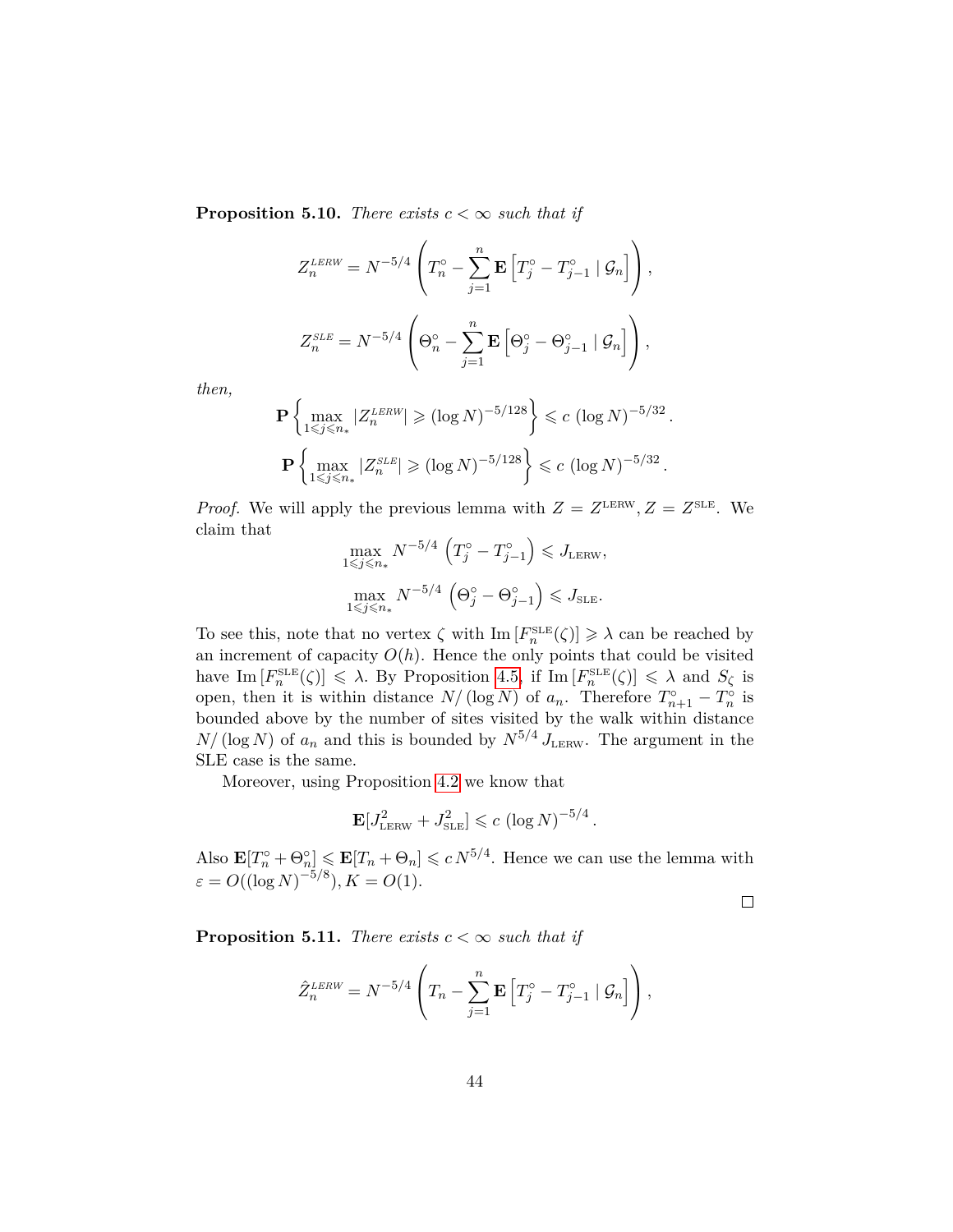**Proposition 5.10.** *There exists $c < \infty$ such that if*

$$Z_n^{LERW} = N^{-5/4}\left(T_n^\circ - \sum_{j=1}^n \mathbf{E}\left[T_j^\circ - T_{j-1}^\circ \mid \mathcal{G}_n\right]\right),$$

$$Z_n^{SLE} = N^{-5/4}\left(\Theta_n^\circ - \sum_{j=1}^n \mathbf{E}\left[\Theta_j^\circ - \Theta_{j-1}^\circ \mid \mathcal{G}_n\right]\right),$$

*then,*

$$\mathbf{P}\left\{\max_{1\leqslant j\leqslant n_*} |Z_n^{LERW}| \geqslant (\log N)^{-5/128}\right\} \leqslant c\,(\log N)^{-5/32}.$$

$$\mathbf{P}\left\{\max_{1\leqslant j\leqslant n_*} |Z_n^{SLE}| \geqslant (\log N)^{-5/128}\right\} \leqslant c\,(\log N)^{-5/32}.$$

*Proof.* We will apply the previous lemma with $Z = Z^{\rm LERW}, Z = Z^{\rm SLE}$. We claim that

$$\max_{1\leqslant j\leqslant n_*} N^{-5/4}\left(T_j^\circ - T_{j-1}^\circ\right) \leqslant J_{\rm LERW},$$

$$\max_{1\leqslant j\leqslant n_*} N^{-5/4}\left(\Theta_j^\circ - \Theta_{j-1}^\circ\right) \leqslant J_{\rm SLE}.$$

To see this, note that no vertex $\zeta$ with $\operatorname{Im}[F_n^{\rm SLE}(\zeta)] \geqslant \lambda$ can be reached by an increment of capacity $O(h)$. Hence the only points that could be visited have $\operatorname{Im}[F_n^{\rm SLE}(\zeta)] \leqslant \lambda$. By Proposition 4.5, if $\operatorname{Im}[F_n^{\rm SLE}(\zeta)] \leqslant \lambda$ and $S_\zeta$ is open, then it is within distance $N/(\log N)$ of $a_n$. Therefore $T_{n+1}^\circ - T_n^\circ$ is bounded above by the number of sites visited by the walk within distance $N/(\log N)$ of $a_n$ and this is bounded by $N^{5/4}\,J_{\rm LERW}$. The argument in the SLE case is the same.

Moreover, using Proposition 4.2 we know that

$$\mathbf{E}[J_{\rm LERW}^2 + J_{\rm SLE}^2] \leqslant c\,(\log N)^{-5/4}.$$

Also $\mathbf{E}[T_n^\circ + \Theta_n^\circ] \leqslant \mathbf{E}[T_n + \Theta_n] \leqslant c\,N^{5/4}$. Hence we can use the lemma with $\varepsilon = O((\log N)^{-5/8}), K = O(1)$. ∎

**Proposition 5.11.** *There exists $c < \infty$ such that if*

$$\hat{Z}_n^{LERW} = N^{-5/4}\left(T_n - \sum_{j=1}^n \mathbf{E}\left[T_j^\circ - T_{j-1}^\circ \mid \mathcal{G}_n\right]\right),$$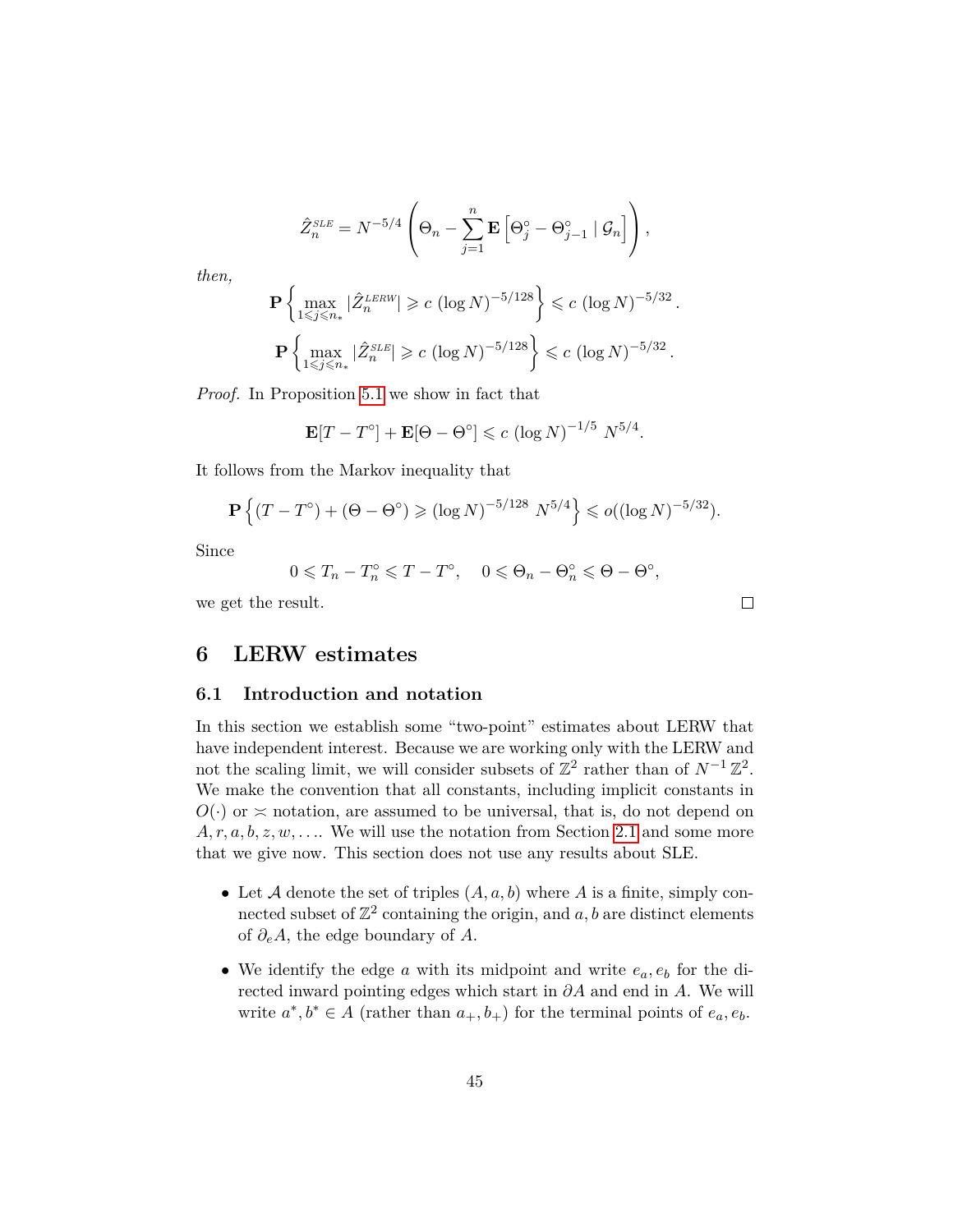$$\hat{Z}_n^{SLE} = N^{-5/4}\left(\Theta_n - \sum_{j=1}^{n} \mathbf{E}\left[\Theta_j^\circ - \Theta_{j-1}^\circ \mid \mathcal{G}_n\right]\right),$$

*then,*

$$\mathbf{P}\left\{\max_{1\leqslant j\leqslant n_*} |\hat{Z}_n^{LERW}| \geqslant c\,(\log N)^{-5/128}\right\} \leqslant c\,(\log N)^{-5/32}.$$

$$\mathbf{P}\left\{\max_{1\leqslant j\leqslant n_*} |\hat{Z}_n^{SLE}| \geqslant c\,(\log N)^{-5/128}\right\} \leqslant c\,(\log N)^{-5/32}.$$

*Proof.* In Proposition 5.1 we show in fact that

$$\mathbf{E}[T - T^\circ] + \mathbf{E}[\Theta - \Theta^\circ] \leqslant c\,(\log N)^{-1/5}\,N^{5/4}.$$

It follows from the Markov inequality that

$$\mathbf{P}\left\{(T - T^\circ) + (\Theta - \Theta^\circ) \geqslant (\log N)^{-5/128}\,N^{5/4}\right\} \leqslant o((\log N)^{-5/32}).$$

Since

$$0 \leqslant T_n - T_n^\circ \leqslant T - T^\circ, \quad 0 \leqslant \Theta_n - \Theta_n^\circ \leqslant \Theta - \Theta^\circ,$$

we get the result. ∎

## 6 LERW estimates

### 6.1 Introduction and notation

In this section we establish some "two-point" estimates about LERW that have independent interest. Because we are working only with the LERW and not the scaling limit, we will consider subsets of $\mathbb{Z}^2$ rather than of $N^{-1}\,\mathbb{Z}^2$. We make the convention that all constants, including implicit constants in $O(\cdot)$ or $\asymp$ notation, are assumed to be universal, that is, do not depend on $A, r, a, b, z, w, \ldots$. We will use the notation from Section 2.1 and some more that we give now. This section does not use any results about SLE.

- Let $\mathcal{A}$ denote the set of triples $(A, a, b)$ where $A$ is a finite, simply connected subset of $\mathbb{Z}^2$ containing the origin, and $a, b$ are distinct elements of $\partial_e A$, the edge boundary of $A$.
- We identify the edge $a$ with its midpoint and write $e_a, e_b$ for the directed inward pointing edges which start in $\partial A$ and end in $A$. We will write $a^*, b^* \in A$ (rather than $a_+, b_+$) for the terminal points of $e_a, e_b$.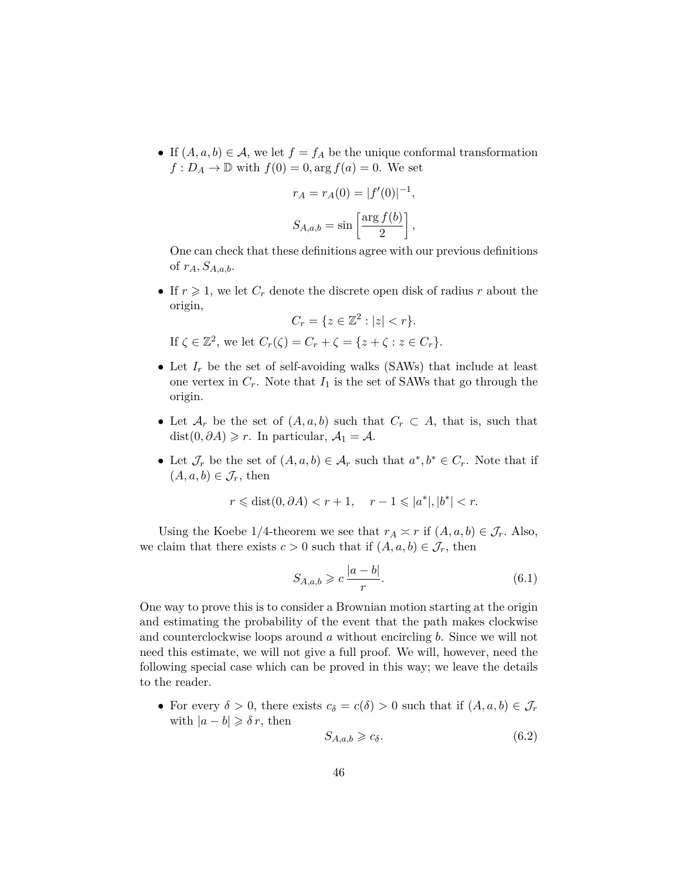- If $(A, a, b) \in \mathcal{A}$, we let $f = f_A$ be the unique conformal transformation $f : D_A \to \mathbb{D}$ with $f(0) = 0, \arg f(a) = 0$. We set

$$r_A = r_A(0) = |f'(0)|^{-1},$$

$$S_{A,a,b} = \sin\left[\frac{\arg f(b)}{2}\right],$$

  One can check that these definitions agree with our previous definitions of $r_A, S_{A,a,b}$.

- If $r \geqslant 1$, we let $C_r$ denote the discrete open disk of radius $r$ about the origin,

$$C_r = \{z \in \mathbb{Z}^2 : |z| < r\}.$$

  If $\zeta \in \mathbb{Z}^2$, we let $C_r(\zeta) = C_r + \zeta = \{z + \zeta : z \in C_r\}$.

- Let $I_r$ be the set of self-avoiding walks (SAWs) that include at least one vertex in $C_r$. Note that $I_1$ is the set of SAWs that go through the origin.

- Let $\mathcal{A}_r$ be the set of $(A, a, b)$ such that $C_r \subset A$, that is, such that $\operatorname{dist}(0, \partial A) \geqslant r$. In particular, $\mathcal{A}_1 = \mathcal{A}$.

- Let $\mathcal{J}_r$ be the set of $(A, a, b) \in \mathcal{A}_r$ such that $a^*, b^* \in C_r$. Note that if $(A, a, b) \in \mathcal{J}_r$, then

$$r \leqslant \operatorname{dist}(0, \partial A) < r + 1, \quad r - 1 \leqslant |a^*|, |b^*| < r.$$

Using the Koebe 1/4-theorem we see that $r_A \asymp r$ if $(A, a, b) \in \mathcal{J}_r$. Also, we claim that there exists $c > 0$ such that if $(A, a, b) \in \mathcal{J}_r$, then

$$S_{A,a,b} \geqslant c\,\frac{|a - b|}{r}. \tag{6.1}$$

One way to prove this is to consider a Brownian motion starting at the origin and estimating the probability of the event that the path makes clockwise and counterclockwise loops around $a$ without encircling $b$. Since we will not need this estimate, we will not give a full proof. We will, however, need the following special case which can be proved in this way; we leave the details to the reader.

- For every $\delta > 0$, there exists $c_\delta = c(\delta) > 0$ such that if $(A, a, b) \in \mathcal{J}_r$ with $|a - b| \geqslant \delta\, r$, then

$$S_{A,a,b} \geqslant c_\delta. \tag{6.2}$$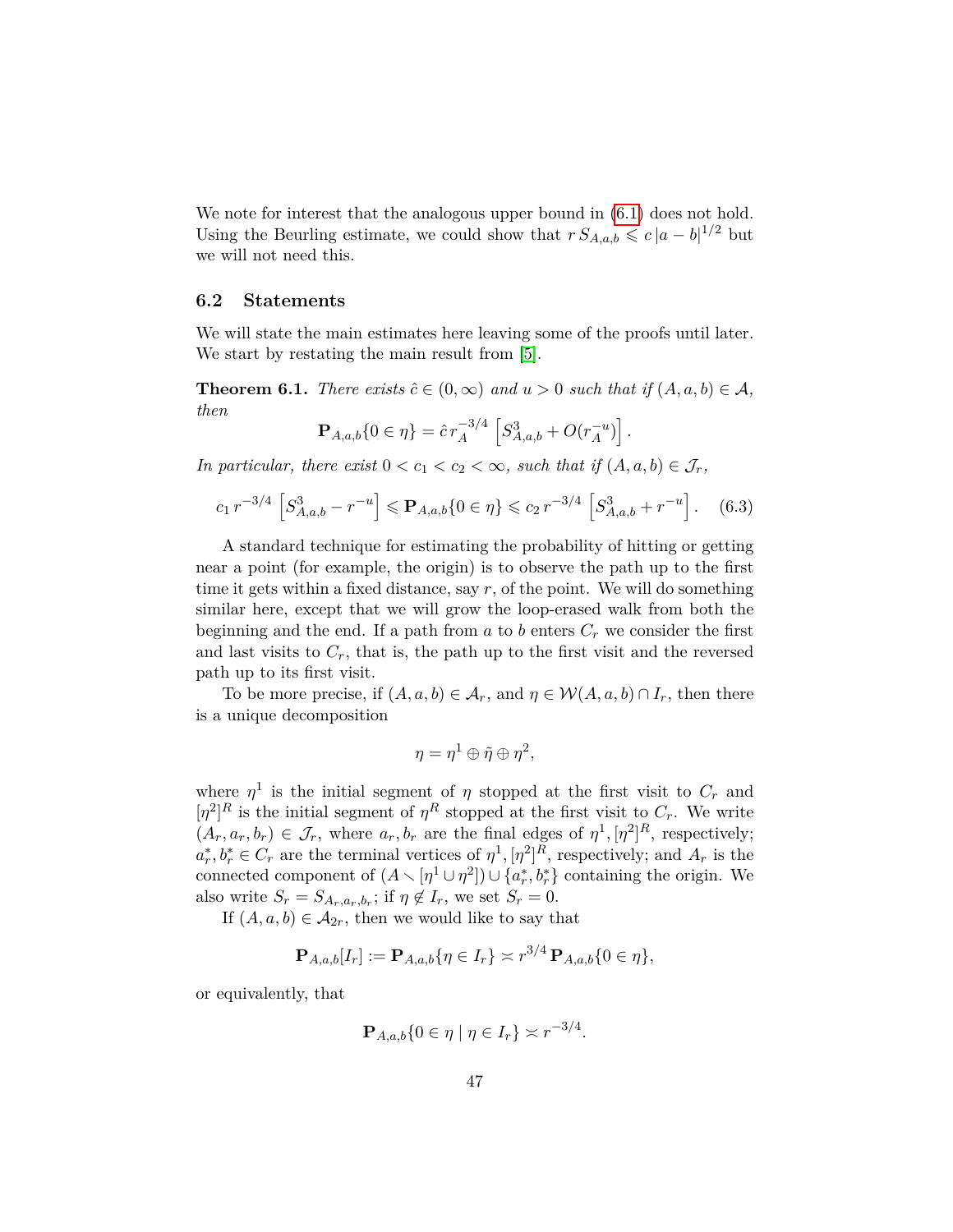We note for interest that the analogous upper bound in (6.1) does not hold. Using the Beurling estimate, we could show that $r\, S_{A,a,b} \leqslant c\, |a-b|^{1/2}$ but we will not need this.

### 6.2 Statements

We will state the main estimates here leaving some of the proofs until later. We start by restating the main result from [5].

**Theorem 6.1.** *There exists $\hat{c} \in (0,\infty)$ and $u > 0$ such that if $(A,a,b) \in \mathcal{A}$, then*

$$\mathbf{P}_{A,a,b}\{0 \in \eta\} = \hat{c}\, r_A^{-3/4} \left[ S^3_{A,a,b} + O(r_A^{-u}) \right].$$

*In particular, there exist $0 < c_1 < c_2 < \infty$, such that if $(A,a,b) \in \mathcal{J}_r$,*

$$c_1\, r^{-3/4} \left[ S^3_{A,a,b} - r^{-u} \right] \leqslant \mathbf{P}_{A,a,b}\{0 \in \eta\} \leqslant c_2\, r^{-3/4} \left[ S^3_{A,a,b} + r^{-u} \right]. \tag{6.3}$$

A standard technique for estimating the probability of hitting or getting near a point (for example, the origin) is to observe the path up to the first time it gets within a fixed distance, say $r$, of the point. We will do something similar here, except that we will grow the loop-erased walk from both the beginning and the end. If a path from $a$ to $b$ enters $C_r$ we consider the first and last visits to $C_r$, that is, the path up to the first visit and the reversed path up to its first visit.

To be more precise, if $(A,a,b) \in \mathcal{A}_r$, and $\eta \in \mathcal{W}(A,a,b) \cap I_r$, then there is a unique decomposition

$$\eta = \eta^1 \oplus \tilde{\eta} \oplus \eta^2,$$

where $\eta^1$ is the initial segment of $\eta$ stopped at the first visit to $C_r$ and $[\eta^2]^R$ is the initial segment of $\eta^R$ stopped at the first visit to $C_r$. We write $(A_r, a_r, b_r) \in \mathcal{J}_r$, where $a_r, b_r$ are the final edges of $\eta^1, [\eta^2]^R$, respectively; $a_r^*, b_r^* \in C_r$ are the terminal vertices of $\eta^1, [\eta^2]^R$, respectively; and $A_r$ is the connected component of $(A \setminus [\eta^1 \cup \eta^2]) \cup \{a_r^*, b_r^*\}$ containing the origin. We also write $S_r = S_{A_r,a_r,b_r}$; if $\eta \notin I_r$, we set $S_r = 0$.

If $(A,a,b) \in \mathcal{A}_{2r}$, then we would like to say that

$$\mathbf{P}_{A,a,b}[I_r] := \mathbf{P}_{A,a,b}\{\eta \in I_r\} \asymp r^{3/4}\, \mathbf{P}_{A,a,b}\{0 \in \eta\},$$

or equivalently, that

$$\mathbf{P}_{A,a,b}\{0 \in \eta \mid \eta \in I_r\} \asymp r^{-3/4}.$$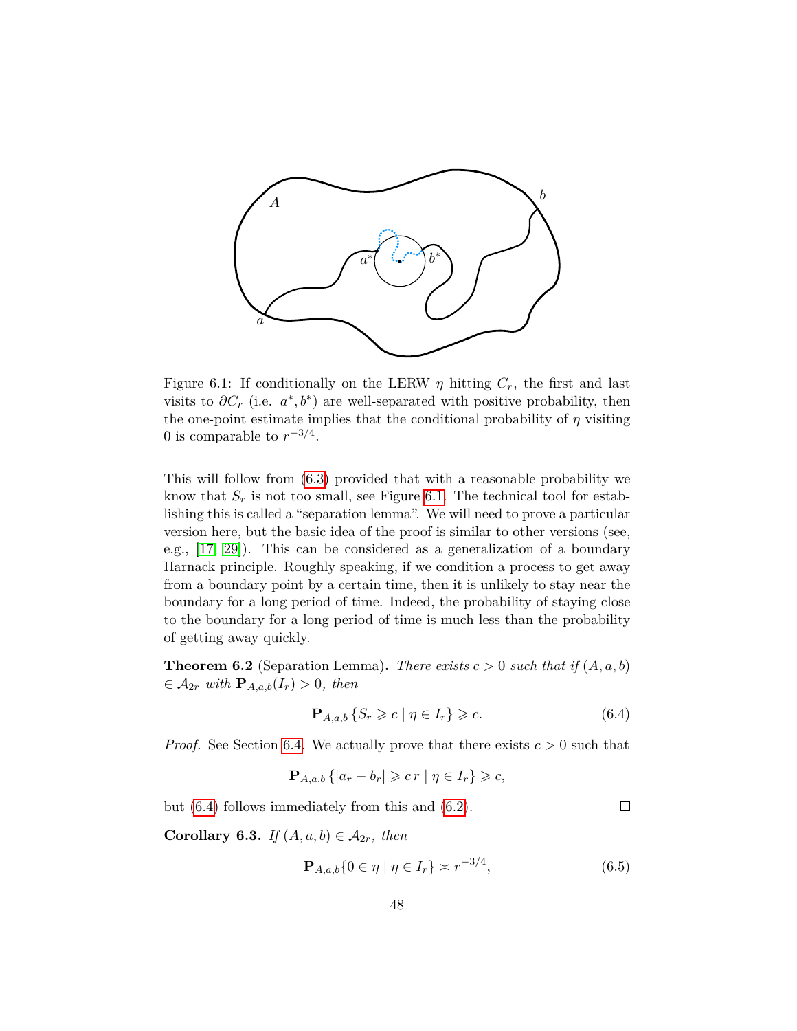Figure 6.1: If conditionally on the LERW $\eta$ hitting $C_r$, the first and last visits to $\partial C_r$ (i.e. $a^*, b^*$) are well-separated with positive probability, then the one-point estimate implies that the conditional probability of $\eta$ visiting 0 is comparable to $r^{-3/4}$.

This will follow from (6.3) provided that with a reasonable probability we know that $S_r$ is not too small, see Figure 6.1. The technical tool for establishing this is called a "separation lemma". We will need to prove a particular version here, but the basic idea of the proof is similar to other versions (see, e.g., [17, 29]). This can be considered as a generalization of a boundary Harnack principle. Roughly speaking, if we condition a process to get away from a boundary point by a certain time, then it is unlikely to stay near the boundary for a long period of time. Indeed, the probability of staying close to the boundary for a long period of time is much less than the probability of getting away quickly.

**Theorem 6.2** (Separation Lemma)**.** *There exists $c > 0$ such that if $(A, a, b) \in \mathcal{A}_{2r}$ with $\mathbf{P}_{A,a,b}(I_r) > 0$, then*

$$\mathbf{P}_{A,a,b}\left\{S_r \geqslant c \mid \eta \in I_r\right\} \geqslant c. \tag{6.4}$$

*Proof.* See Section 6.4. We actually prove that there exists $c > 0$ such that

$$\mathbf{P}_{A,a,b}\left\{|a_r - b_r| \geqslant c\, r \mid \eta \in I_r\right\} \geqslant c,$$

but (6.4) follows immediately from this and (6.2). $\square$

**Corollary 6.3.** *If $(A, a, b) \in \mathcal{A}_{2r}$, then*

$$\mathbf{P}_{A,a,b}\{0 \in \eta \mid \eta \in I_r\} \asymp r^{-3/4}, \tag{6.5}$$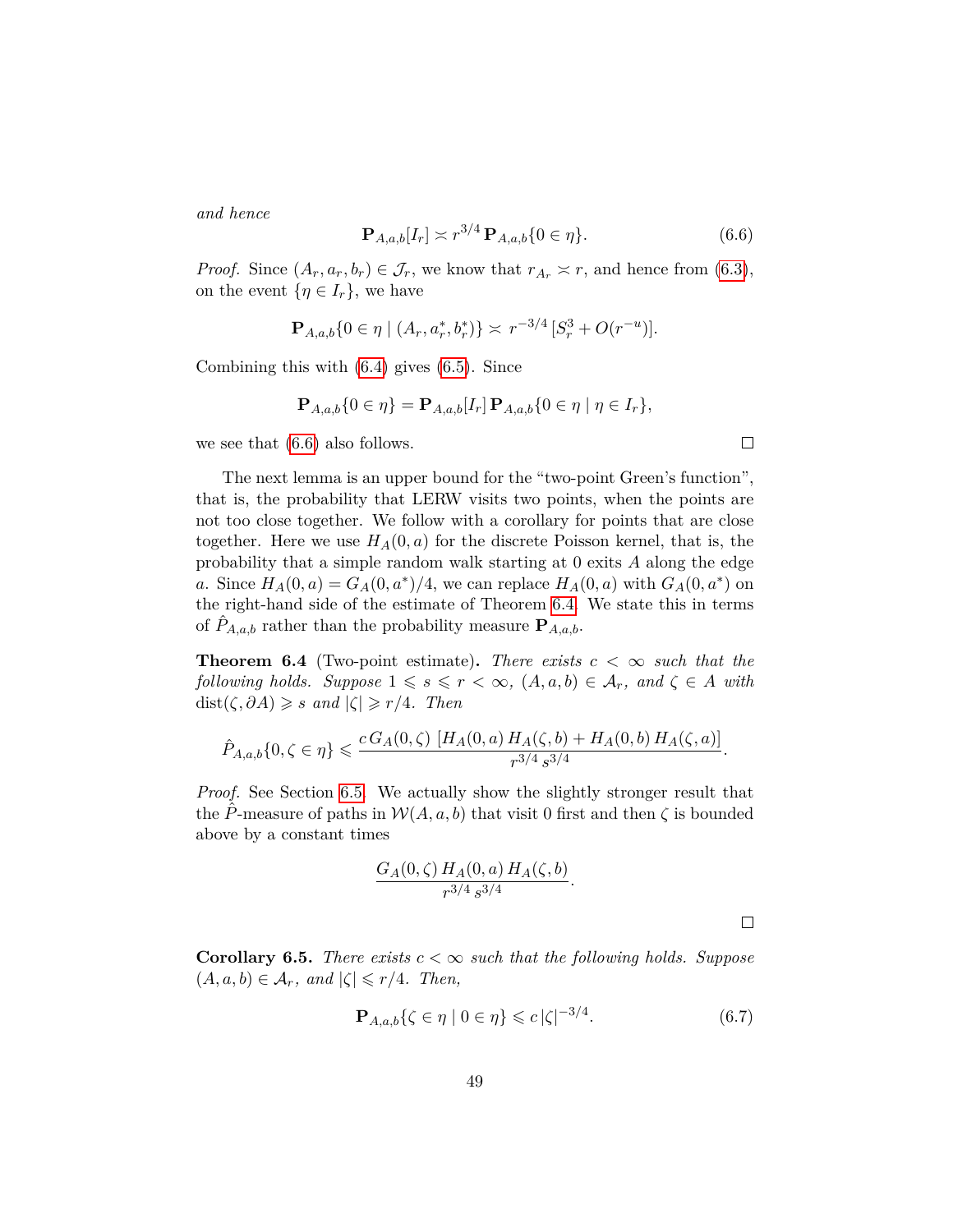*and hence*

$$\mathbf{P}_{A,a,b}[I_r] \asymp r^{3/4}\, \mathbf{P}_{A,a,b}\{0 \in \eta\}. \tag{6.6}$$

*Proof.* Since $(A_r, a_r, b_r) \in \mathcal{J}_r$, we know that $r_{A_r} \asymp r$, and hence from (6.3), on the event $\{\eta \in I_r\}$, we have

$$\mathbf{P}_{A,a,b}\{0 \in \eta \mid (A_r, a_r^*, b_r^*)\} \asymp r^{-3/4}\,[S_r^3 + O(r^{-u})].$$

Combining this with (6.4) gives (6.5). Since

$$\mathbf{P}_{A,a,b}\{0 \in \eta\} = \mathbf{P}_{A,a,b}[I_r]\, \mathbf{P}_{A,a,b}\{0 \in \eta \mid \eta \in I_r\},$$

we see that (6.6) also follows. $\square$

The next lemma is an upper bound for the "two-point Green's function", that is, the probability that LERW visits two points, when the points are not too close together. We follow with a corollary for points that are close together. Here we use $H_A(0,a)$ for the discrete Poisson kernel, that is, the probability that a simple random walk starting at 0 exits $A$ along the edge $a$. Since $H_A(0,a) = G_A(0,a^*)/4$, we can replace $H_A(0,a)$ with $G_A(0,a^*)$ on the right-hand side of the estimate of Theorem 6.4. We state this in terms of $\hat{P}_{A,a,b}$ rather than the probability measure $\mathbf{P}_{A,a,b}$.

**Theorem 6.4** (Two-point estimate)**.** *There exists $c < \infty$ such that the following holds. Suppose $1 \leqslant s \leqslant r < \infty$, $(A,a,b) \in \mathcal{A}_r$, and $\zeta \in A$ with $\operatorname{dist}(\zeta, \partial A) \geqslant s$ and $|\zeta| \geqslant r/4$. Then*

$$\hat{P}_{A,a,b}\{0, \zeta \in \eta\} \leqslant \frac{c\, G_A(0,\zeta)\; [H_A(0,a)\, H_A(\zeta,b) + H_A(0,b)\, H_A(\zeta,a)]}{r^{3/4}\, s^{3/4}}.$$

*Proof.* See Section 6.5. We actually show the slightly stronger result that the $\hat{P}$-measure of paths in $\mathcal{W}(A,a,b)$ that visit 0 first and then $\zeta$ is bounded above by a constant times

$$\frac{G_A(0,\zeta)\, H_A(0,a)\, H_A(\zeta,b)}{r^{3/4}\, s^{3/4}}.$$

$\square$

**Corollary 6.5.** *There exists $c < \infty$ such that the following holds. Suppose $(A,a,b) \in \mathcal{A}_r$, and $|\zeta| \leqslant r/4$. Then,*

$$\mathbf{P}_{A,a,b}\{\zeta \in \eta \mid 0 \in \eta\} \leqslant c\, |\zeta|^{-3/4}. \tag{6.7}$$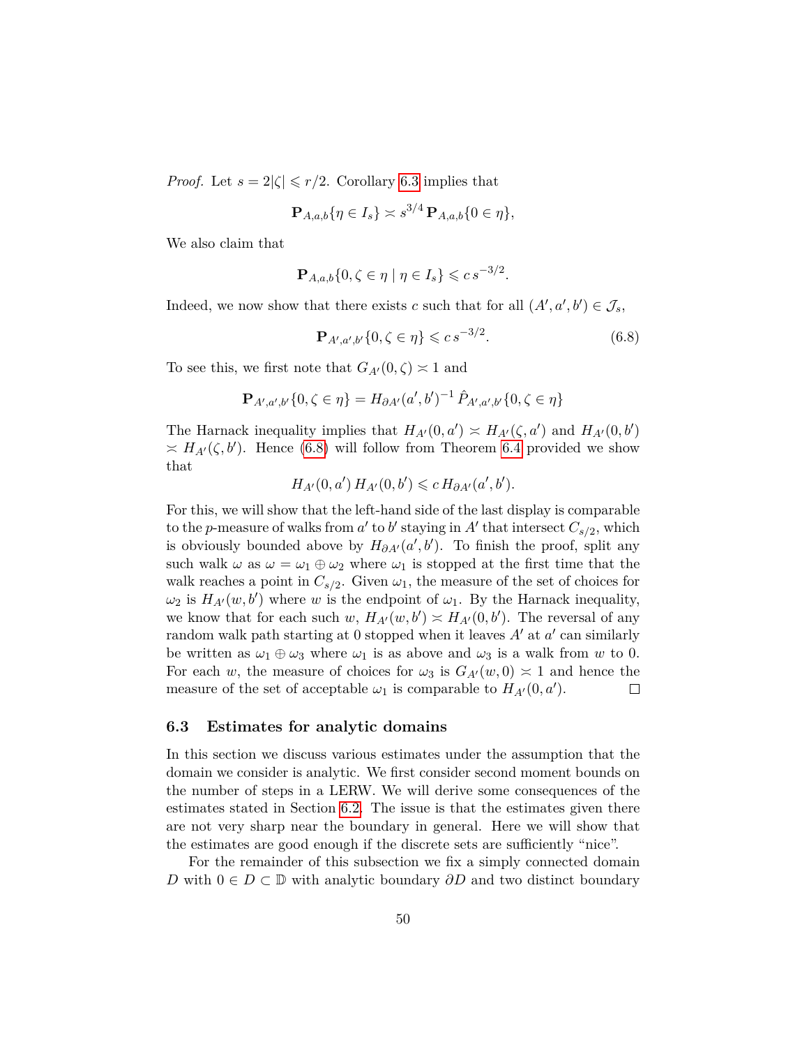*Proof.* Let $s = 2|\zeta| \leqslant r/2$. Corollary 6.3 implies that

$$\mathbf{P}_{A,a,b}\{\eta \in I_s\} \asymp s^{3/4}\, \mathbf{P}_{A,a,b}\{0 \in \eta\},$$

We also claim that

$$\mathbf{P}_{A,a,b}\{0, \zeta \in \eta \mid \eta \in I_s\} \leqslant c\, s^{-3/2}.$$

Indeed, we now show that there exists $c$ such that for all $(A', a', b') \in \mathcal{J}_s$,

$$\mathbf{P}_{A',a',b'}\{0, \zeta \in \eta\} \leqslant c\, s^{-3/2}. \tag{6.8}$$

To see this, we first note that $G_{A'}(0, \zeta) \asymp 1$ and

$$\mathbf{P}_{A',a',b'}\{0, \zeta \in \eta\} = H_{\partial A'}(a', b')^{-1}\, \hat{P}_{A',a',b'}\{0, \zeta \in \eta\}$$

The Harnack inequality implies that $H_{A'}(0, a') \asymp H_{A'}(\zeta, a')$ and $H_{A'}(0, b') \asymp H_{A'}(\zeta, b')$. Hence (6.8) will follow from Theorem 6.4 provided we show that

$$H_{A'}(0, a')\, H_{A'}(0, b') \leqslant c\, H_{\partial A'}(a', b').$$

For this, we will show that the left-hand side of the last display is comparable to the $p$-measure of walks from $a'$ to $b'$ staying in $A'$ that intersect $C_{s/2}$, which is obviously bounded above by $H_{\partial A'}(a', b')$. To finish the proof, split any such walk $\omega$ as $\omega = \omega_1 \oplus \omega_2$ where $\omega_1$ is stopped at the first time that the walk reaches a point in $C_{s/2}$. Given $\omega_1$, the measure of the set of choices for $\omega_2$ is $H_{A'}(w, b')$ where $w$ is the endpoint of $\omega_1$. By the Harnack inequality, we know that for each such $w$, $H_{A'}(w, b') \asymp H_{A'}(0, b')$. The reversal of any random walk path starting at 0 stopped when it leaves $A'$ at $a'$ can similarly be written as $\omega_1 \oplus \omega_3$ where $\omega_1$ is as above and $\omega_3$ is a walk from $w$ to 0. For each $w$, the measure of choices for $\omega_3$ is $G_{A'}(w, 0) \asymp 1$ and hence the measure of the set of acceptable $\omega_1$ is comparable to $H_{A'}(0, a')$. $\square$

### 6.3 Estimates for analytic domains

In this section we discuss various estimates under the assumption that the domain we consider is analytic. We first consider second moment bounds on the number of steps in a LERW. We will derive some consequences of the estimates stated in Section 6.2. The issue is that the estimates given there are not very sharp near the boundary in general. Here we will show that the estimates are good enough if the discrete sets are sufficiently "nice".

For the remainder of this subsection we fix a simply connected domain $D$ with $0 \in D \subset \mathbb{D}$ with analytic boundary $\partial D$ and two distinct boundary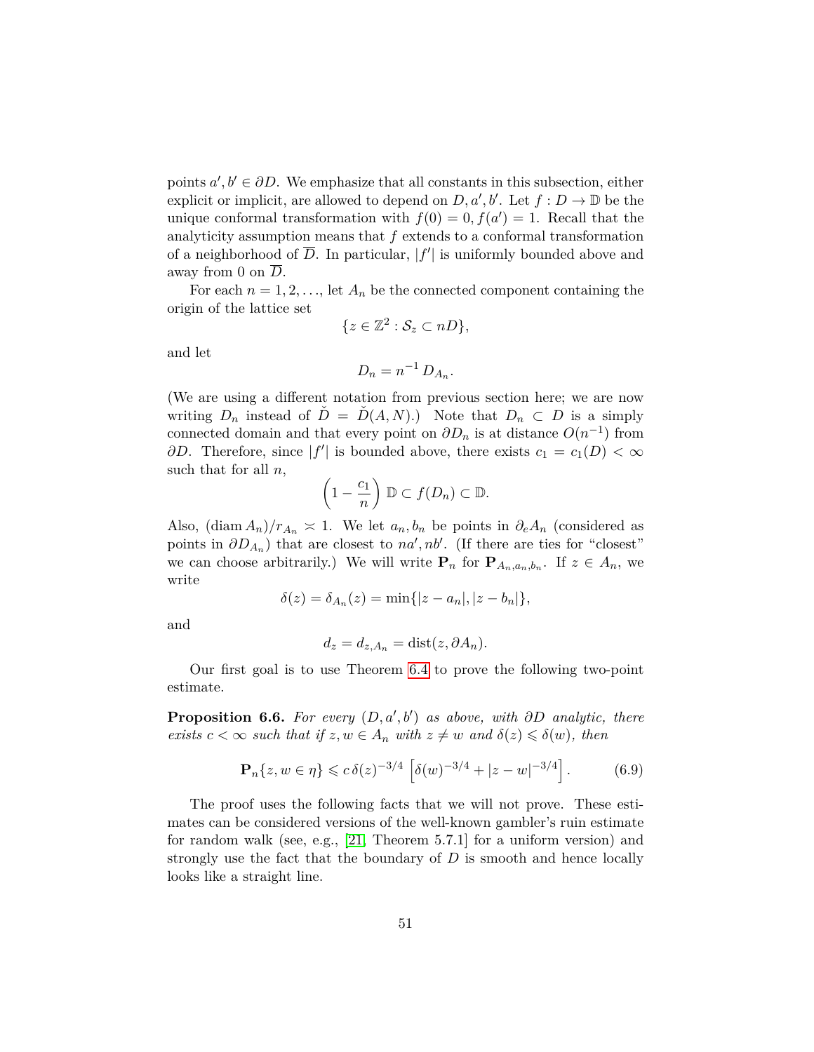points $a', b' \in \partial D$. We emphasize that all constants in this subsection, either explicit or implicit, are allowed to depend on $D, a', b'$. Let $f : D \to \mathbb{D}$ be the unique conformal transformation with $f(0) = 0, f(a') = 1$. Recall that the analyticity assumption means that $f$ extends to a conformal transformation of a neighborhood of $\overline{D}$. In particular, $|f'|$ is uniformly bounded above and away from 0 on $\overline{D}$.

For each $n = 1, 2, \ldots$, let $A_n$ be the connected component containing the origin of the lattice set

$$\{z \in \mathbb{Z}^2 : \mathcal{S}_z \subset nD\},$$

and let

$$D_n = n^{-1} \, D_{A_n}.$$

(We are using a different notation from previous section here; we are now writing $D_n$ instead of $\check{D} = \check{D}(A, N)$.) Note that $D_n \subset D$ is a simply connected domain and that every point on $\partial D_n$ is at distance $O(n^{-1})$ from $\partial D$. Therefore, since $|f'|$ is bounded above, there exists $c_1 = c_1(D) < \infty$ such that for all $n$,

$$\left(1 - \frac{c_1}{n}\right) \mathbb{D} \subset f(D_n) \subset \mathbb{D}.$$

Also, $(\operatorname{diam} A_n)/r_{A_n} \asymp 1$. We let $a_n, b_n$ be points in $\partial_e A_n$ (considered as points in $\partial D_{A_n}$) that are closest to $na', nb'$. (If there are ties for "closest" we can choose arbitrarily.) We will write $\mathbf{P}_n$ for $\mathbf{P}_{A_n, a_n, b_n}$. If $z \in A_n$, we write

$$\delta(z) = \delta_{A_n}(z) = \min\{|z - a_n|, |z - b_n|\},$$

and

$$d_z = d_{z, A_n} = \operatorname{dist}(z, \partial A_n).$$

Our first goal is to use Theorem 6.4 to prove the following two-point estimate.

**Proposition 6.6.** *For every $(D, a', b')$ as above, with $\partial D$ analytic, there exists $c < \infty$ such that if $z, w \in A_n$ with $z \neq w$ and $\delta(z) \leqslant \delta(w)$, then*

$$\mathbf{P}_n\{z, w \in \eta\} \leqslant c \, \delta(z)^{-3/4} \left[\delta(w)^{-3/4} + |z - w|^{-3/4}\right]. \tag{6.9}$$

The proof uses the following facts that we will not prove. These estimates can be considered versions of the well-known gambler's ruin estimate for random walk (see, e.g., [21, Theorem 5.7.1] for a uniform version) and strongly use the fact that the boundary of $D$ is smooth and hence locally looks like a straight line.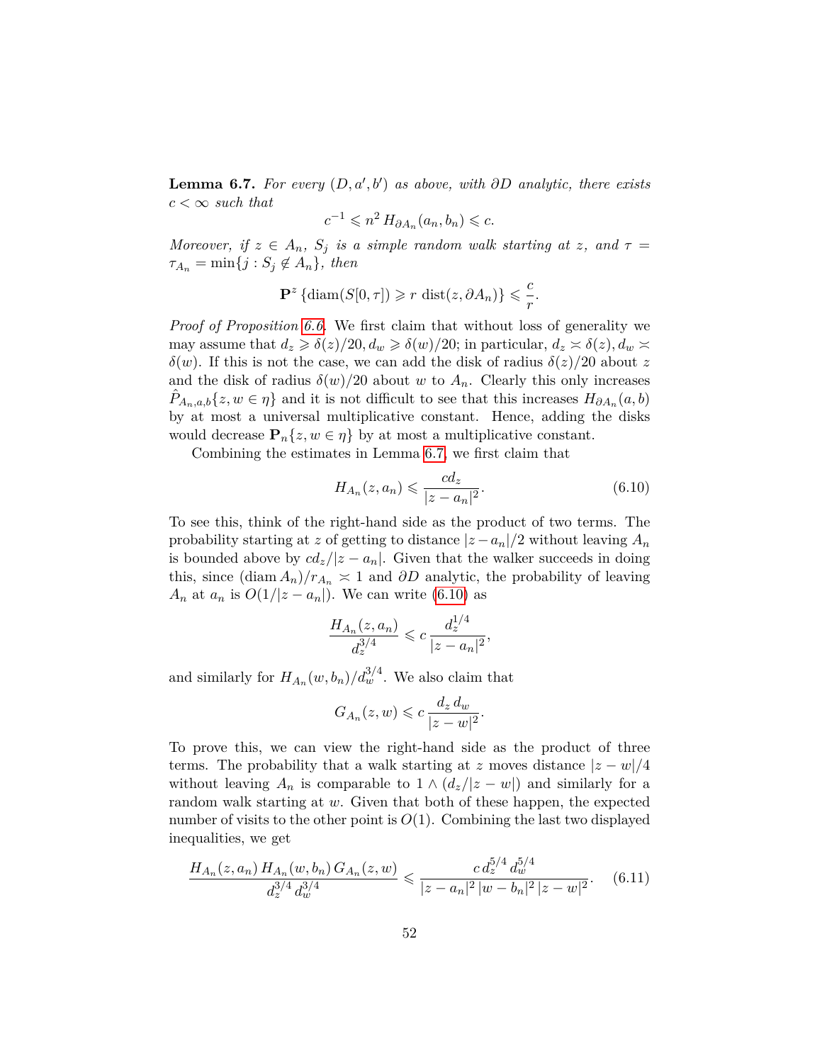**Lemma 6.7.** *For every $(D, a', b')$ as above, with $\partial D$ analytic, there exists $c < \infty$ such that*

$$c^{-1} \leqslant n^2 \, H_{\partial A_n}(a_n, b_n) \leqslant c.$$

*Moreover, if $z \in A_n$, $S_j$ is a simple random walk starting at $z$, and $\tau = \tau_{A_n} = \min\{j : S_j \notin A_n\}$, then*

$$\mathbf{P}^z \left\{ \operatorname{diam}(S[0, \tau]) \geqslant r \ \operatorname{dist}(z, \partial A_n) \right\} \leqslant \frac{c}{r}.$$

*Proof of Proposition 6.6.* We first claim that without loss of generality we may assume that $d_z \geqslant \delta(z)/20, d_w \geqslant \delta(w)/20$; in particular, $d_z \asymp \delta(z), d_w \asymp \delta(w)$. If this is not the case, we can add the disk of radius $\delta(z)/20$ about $z$ and the disk of radius $\delta(w)/20$ about $w$ to $A_n$. Clearly this only increases $\hat{P}_{A_n,a,b}\{z, w \in \eta\}$ and it is not difficult to see that this increases $H_{\partial A_n}(a, b)$ by at most a universal multiplicative constant. Hence, adding the disks would decrease $\mathbf{P}_n\{z, w \in \eta\}$ by at most a multiplicative constant.

Combining the estimates in Lemma 6.7, we first claim that

$$H_{A_n}(z, a_n) \leqslant \frac{c d_z}{|z - a_n|^2}. \tag{6.10}$$

To see this, think of the right-hand side as the product of two terms. The probability starting at $z$ of getting to distance $|z - a_n|/2$ without leaving $A_n$ is bounded above by $c d_z / |z - a_n|$. Given that the walker succeeds in doing this, since $(\operatorname{diam} A_n)/r_{A_n} \asymp 1$ and $\partial D$ analytic, the probability of leaving $A_n$ at $a_n$ is $O(1/|z - a_n|)$. We can write (6.10) as

$$\frac{H_{A_n}(z, a_n)}{d_z^{3/4}} \leqslant c \, \frac{d_z^{1/4}}{|z - a_n|^2},$$

and similarly for $H_{A_n}(w, b_n)/d_w^{3/4}$. We also claim that

$$G_{A_n}(z, w) \leqslant c \, \frac{d_z \, d_w}{|z - w|^2}.$$

To prove this, we can view the right-hand side as the product of three terms. The probability that a walk starting at $z$ moves distance $|z - w|/4$ without leaving $A_n$ is comparable to $1 \wedge (d_z / |z - w|)$ and similarly for a random walk starting at $w$. Given that both of these happen, the expected number of visits to the other point is $O(1)$. Combining the last two displayed inequalities, we get

$$\frac{H_{A_n}(z, a_n) \, H_{A_n}(w, b_n) \, G_{A_n}(z, w)}{d_z^{3/4} \, d_w^{3/4}} \leqslant \frac{c \, d_z^{5/4} \, d_w^{5/4}}{|z - a_n|^2 \, |w - b_n|^2 \, |z - w|^2}. \tag{6.11}$$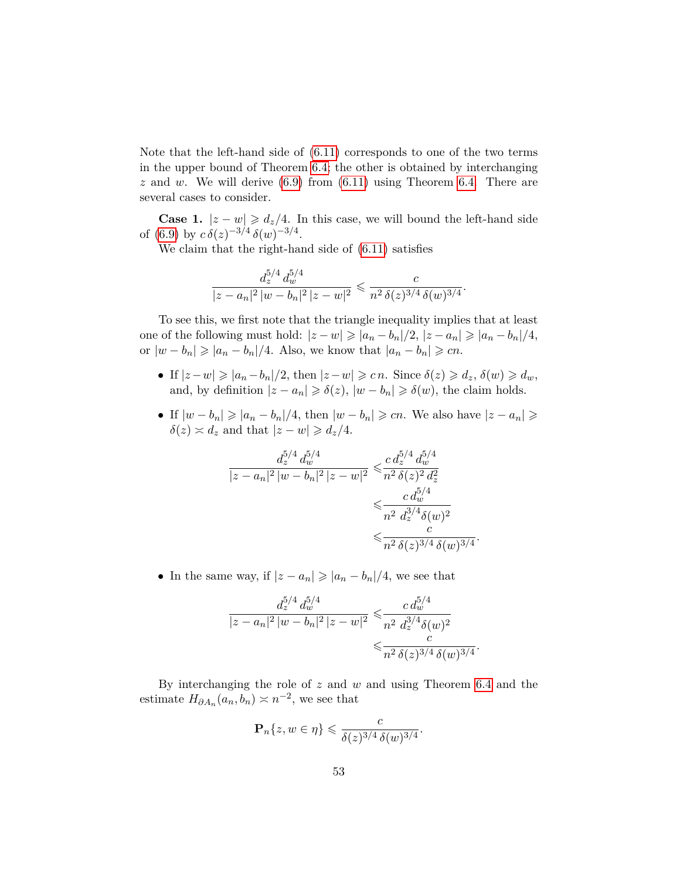Note that the left-hand side of (6.11) corresponds to one of the two terms in the upper bound of Theorem 6.4; the other is obtained by interchanging $z$ and $w$. We will derive (6.9) from (6.11) using Theorem 6.4. There are several cases to consider.

**Case 1.** $|z-w| \geqslant d_z/4$. In this case, we will bound the left-hand side of (6.9) by $c\,\delta(z)^{-3/4}\,\delta(w)^{-3/4}$.

We claim that the right-hand side of (6.11) satisfies

$$\frac{d_z^{5/4}\,d_w^{5/4}}{|z-a_n|^2\,|w-b_n|^2\,|z-w|^2} \leqslant \frac{c}{n^2\,\delta(z)^{3/4}\,\delta(w)^{3/4}}.$$

To see this, we first note that the triangle inequality implies that at least one of the following must hold: $|z-w| \geqslant |a_n-b_n|/2$, $|z-a_n| \geqslant |a_n-b_n|/4$, or $|w-b_n| \geqslant |a_n-b_n|/4$. Also, we know that $|a_n-b_n| \geqslant cn$.

- If $|z-w| \geqslant |a_n-b_n|/2$, then $|z-w| \geqslant c\,n$. Since $\delta(z) \geqslant d_z$, $\delta(w) \geqslant d_w$, and, by definition $|z-a_n| \geqslant \delta(z)$, $|w-b_n| \geqslant \delta(w)$, the claim holds.
- If $|w-b_n| \geqslant |a_n-b_n|/4$, then $|w-b_n| \geqslant cn$. We also have $|z-a_n| \geqslant \delta(z) \asymp d_z$ and that $|z-w| \geqslant d_z/4$.

$$\begin{aligned}
\frac{d_z^{5/4}\,d_w^{5/4}}{|z-a_n|^2\,|w-b_n|^2\,|z-w|^2} \leqslant & \frac{c\,d_z^{5/4}\,d_w^{5/4}}{n^2\,\delta(z)^2\,d_z^2} \\
\leqslant & \frac{c\,d_w^{5/4}}{n^2\;d_z^{3/4}\delta(w)^2} \\
\leqslant & \frac{c}{n^2\,\delta(z)^{3/4}\,\delta(w)^{3/4}}.
\end{aligned}$$

- In the same way, if $|z-a_n| \geqslant |a_n-b_n|/4$, we see that

$$\begin{aligned}
\frac{d_z^{5/4}\,d_w^{5/4}}{|z-a_n|^2\,|w-b_n|^2\,|z-w|^2} \leqslant & \frac{c\,d_w^{5/4}}{n^2\;d_z^{3/4}\delta(w)^2} \\
\leqslant & \frac{c}{n^2\,\delta(z)^{3/4}\,\delta(w)^{3/4}}.
\end{aligned}$$

By interchanging the role of $z$ and $w$ and using Theorem 6.4 and the estimate $H_{\partial A_n}(a_n,b_n) \asymp n^{-2}$, we see that

$$\mathbf{P}_n\{z,w \in \eta\} \leqslant \frac{c}{\delta(z)^{3/4}\,\delta(w)^{3/4}}.$$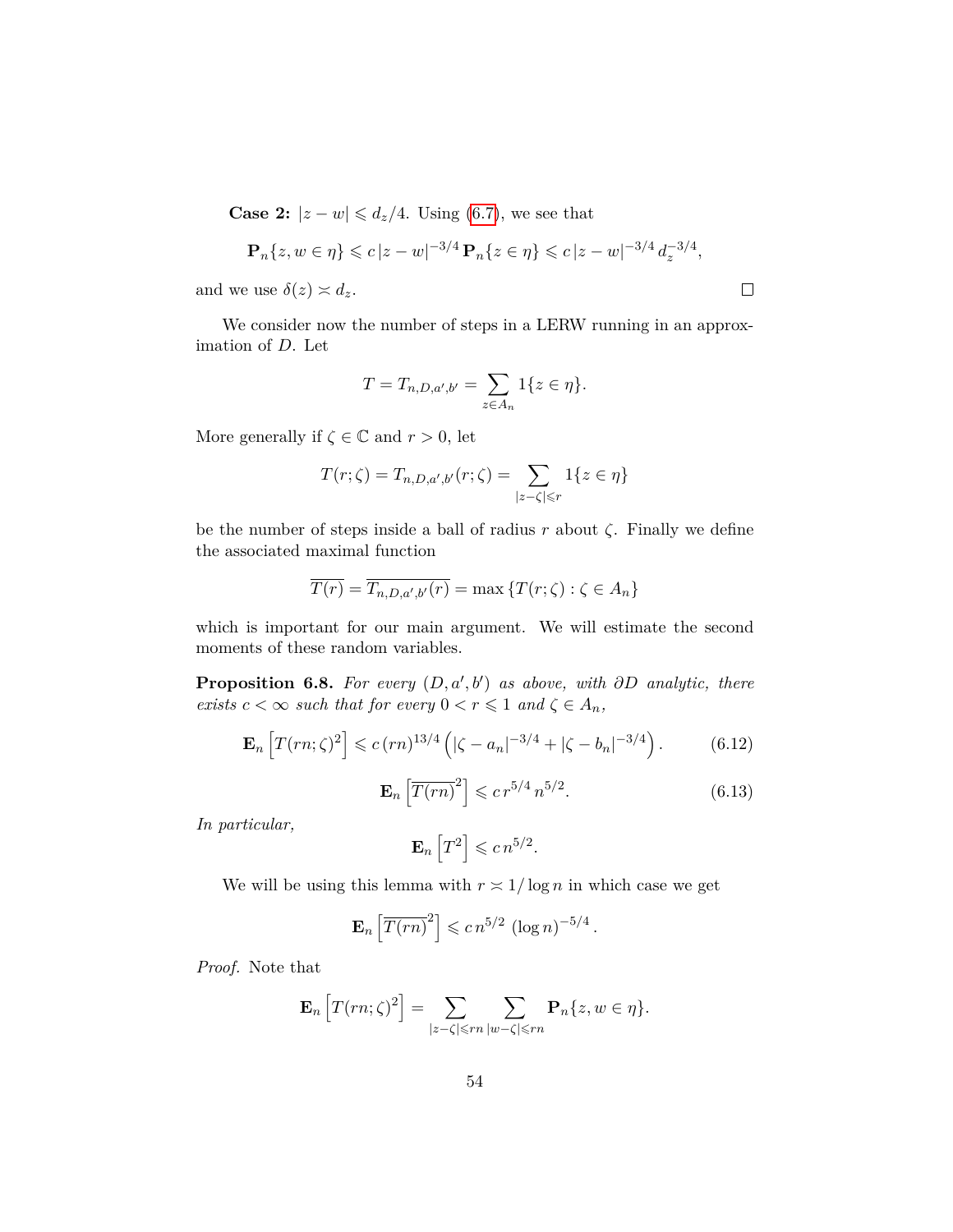**Case 2:** $|z - w| \leqslant d_z/4$. Using (6.7), we see that

$$\mathbf{P}_n\{z, w \in \eta\} \leqslant c\,|z-w|^{-3/4}\,\mathbf{P}_n\{z \in \eta\} \leqslant c\,|z-w|^{-3/4}\,d_z^{-3/4},$$

and we use $\delta(z) \asymp d_z$. $\square$

We consider now the number of steps in a LERW running in an approximation of $D$. Let

$$T = T_{n,D,a',b'} = \sum_{z \in A_n} 1\{z \in \eta\}.$$

More generally if $\zeta \in \mathbb{C}$ and $r > 0$, let

$$T(r;\zeta) = T_{n,D,a',b'}(r;\zeta) = \sum_{|z-\zeta| \leqslant r} 1\{z \in \eta\}$$

be the number of steps inside a ball of radius $r$ about $\zeta$. Finally we define the associated maximal function

$$\overline{T(r)} = \overline{T_{n,D,a',b'}(r)} = \max\{T(r;\zeta) : \zeta \in A_n\}$$

which is important for our main argument. We will estimate the second moments of these random variables.

**Proposition 6.8.** *For every $(D, a', b')$ as above, with $\partial D$ analytic, there exists $c < \infty$ such that for every $0 < r \leqslant 1$ and $\zeta \in A_n$,*

$$\mathbf{E}_n\left[T(rn;\zeta)^2\right] \leqslant c\,(rn)^{13/4}\left(|\zeta - a_n|^{-3/4} + |\zeta - b_n|^{-3/4}\right). \tag{6.12}$$

$$\mathbf{E}_n\left[\overline{T(rn)}^2\right] \leqslant c\,r^{5/4}\,n^{5/2}. \tag{6.13}$$

*In particular,*

$$\mathbf{E}_n\left[T^2\right] \leqslant c\,n^{5/2}.$$

We will be using this lemma with $r \asymp 1/\log n$ in which case we get

$$\mathbf{E}_n\left[\overline{T(rn)}^2\right] \leqslant c\,n^{5/2}\,(\log n)^{-5/4}.$$

*Proof.* Note that

$$\mathbf{E}_n\left[T(rn;\zeta)^2\right] = \sum_{|z-\zeta| \leqslant rn}\ \sum_{|w-\zeta| \leqslant rn} \mathbf{P}_n\{z, w \in \eta\}.$$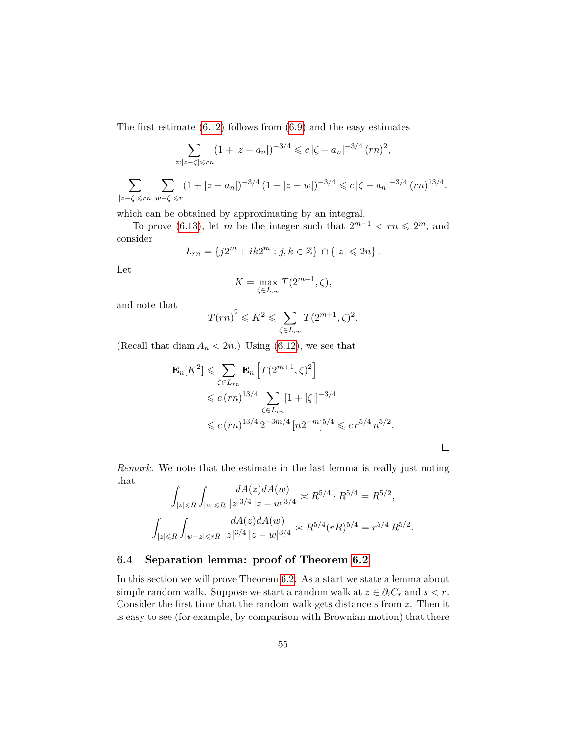The first estimate (6.12) follows from (6.9) and the easy estimates

$$\sum_{z:|z-\zeta|\leqslant rn} (1+|z-a_n|)^{-3/4} \leqslant c\,|\zeta - a_n|^{-3/4}\,(rn)^2,$$

$$\sum_{|z-\zeta|\leqslant rn} \sum_{|w-\zeta|\leqslant r} (1+|z-a_n|)^{-3/4}\,(1+|z-w|)^{-3/4} \leqslant c\,|\zeta - a_n|^{-3/4}\,(rn)^{13/4}.$$

which can be obtained by approximating by an integral.

To prove (6.13), let $m$ be the integer such that $2^{m-1} < rn \leqslant 2^m$, and consider

$$L_{rn} = \{j2^m + ik2^m : j,k \in \mathbb{Z}\} \cap \{|z| \leqslant 2n\}.$$

Let

$$K = \max_{\zeta \in L_{rn}} T(2^{m+1}, \zeta),$$

and note that

$$\overline{T(rn)}^2 \leqslant K^2 \leqslant \sum_{\zeta \in L_{rn}} T(2^{m+1},\zeta)^2.$$

(Recall that $\operatorname{diam} A_n < 2n$.) Using (6.12), we see that

$$\begin{aligned}
\mathbf{E}_n[K^2] &\leqslant \sum_{\zeta \in L_{rn}} \mathbf{E}_n\left[T(2^{m+1},\zeta)^2\right] \\
&\leqslant c\,(rn)^{13/4} \sum_{\zeta \in L_{rn}} [1+|\zeta|]^{-3/4} \\
&\leqslant c\,(rn)^{13/4}\, 2^{-3m/4}\,[n2^{-m}]^{5/4} \leqslant c\, r^{5/4}\, n^{5/2}.
\end{aligned}$$

□

*Remark.* We note that the estimate in the last lemma is really just noting that

$$\int_{|z|\leqslant R} \int_{|w|\leqslant R} \frac{dA(z)dA(w)}{|z|^{3/4}\,|z-w|^{3/4}} \asymp R^{5/4} \cdot R^{5/4} = R^{5/2},$$

$$\int_{|z|\leqslant R} \int_{|w-z|\leqslant rR} \frac{dA(z)dA(w)}{|z|^{3/4}\,|z-w|^{3/4}} \asymp R^{5/4} (rR)^{5/4} = r^{5/4}\, R^{5/2}.$$

### 6.4 Separation lemma: proof of Theorem 6.2

In this section we will prove Theorem 6.2. As a start we state a lemma about simple random walk. Suppose we start a random walk at $z \in \partial_i C_r$ and $s < r$. Consider the first time that the random walk gets distance $s$ from $z$. Then it is easy to see (for example, by comparison with Brownian motion) that there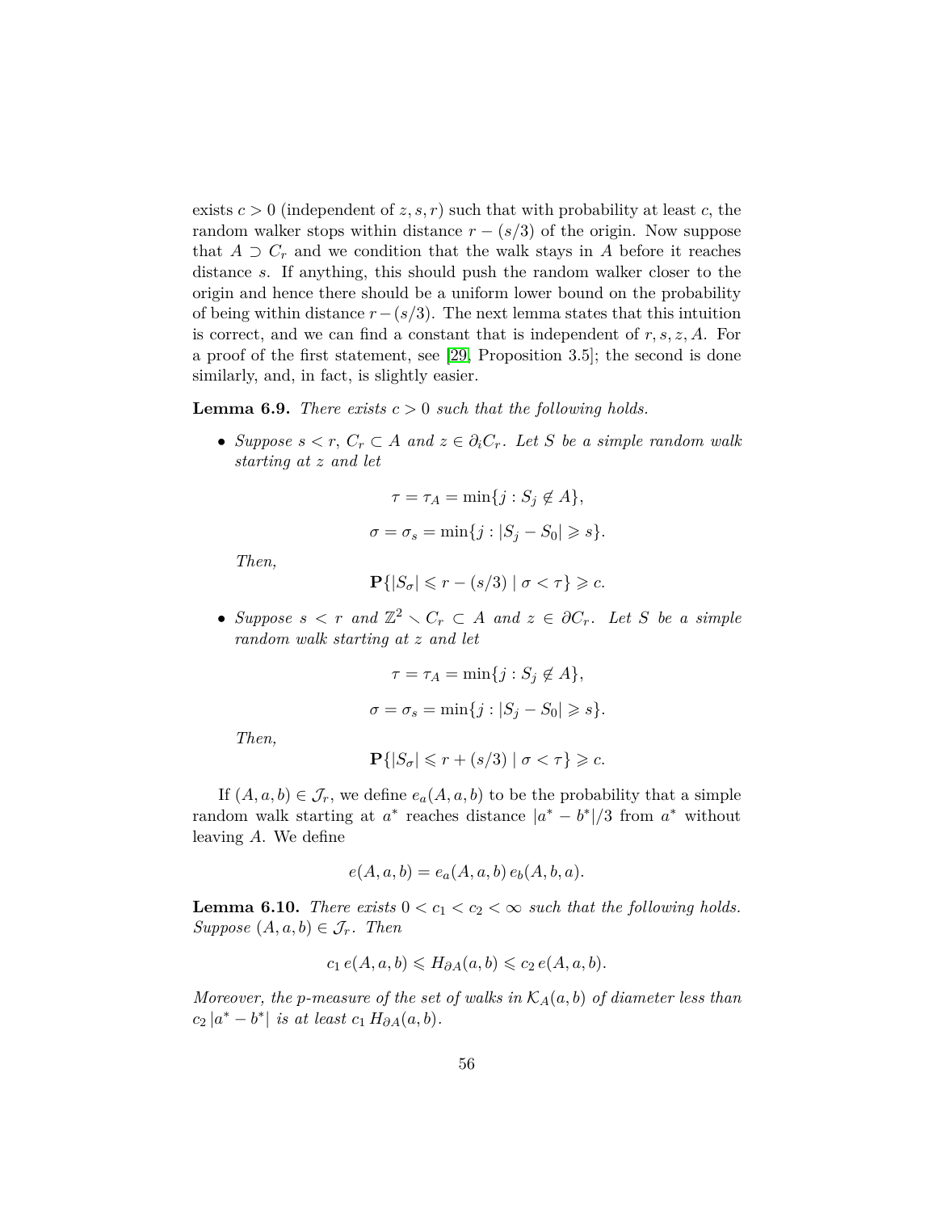exists $c > 0$ (independent of $z, s, r$) such that with probability at least $c$, the random walker stops within distance $r - (s/3)$ of the origin. Now suppose that $A \supset C_r$ and we condition that the walk stays in $A$ before it reaches distance $s$. If anything, this should push the random walker closer to the origin and hence there should be a uniform lower bound on the probability of being within distance $r - (s/3)$. The next lemma states that this intuition is correct, and we can find a constant that is independent of $r, s, z, A$. For a proof of the first statement, see [29, Proposition 3.5]; the second is done similarly, and, in fact, is slightly easier.

**Lemma 6.9.** *There exists $c > 0$ such that the following holds.*

- *Suppose $s < r$, $C_r \subset A$ and $z \in \partial_i C_r$. Let $S$ be a simple random walk starting at $z$ and let*

$$\tau = \tau_A = \min\{j : S_j \notin A\},$$

$$\sigma = \sigma_s = \min\{j : |S_j - S_0| \geqslant s\}.$$

  *Then,*

$$\mathbf{P}\{|S_\sigma| \leqslant r - (s/3) \mid \sigma < \tau\} \geqslant c.$$

- *Suppose $s < r$ and $\mathbb{Z}^2 \setminus C_r \subset A$ and $z \in \partial C_r$. Let $S$ be a simple random walk starting at $z$ and let*

$$\tau = \tau_A = \min\{j : S_j \notin A\},$$

$$\sigma = \sigma_s = \min\{j : |S_j - S_0| \geqslant s\}.$$

  *Then,*

$$\mathbf{P}\{|S_\sigma| \leqslant r + (s/3) \mid \sigma < \tau\} \geqslant c.$$

If $(A, a, b) \in \mathcal{J}_r$, we define $e_a(A, a, b)$ to be the probability that a simple random walk starting at $a^*$ reaches distance $|a^* - b^*|/3$ from $a^*$ without leaving $A$. We define

$$e(A, a, b) = e_a(A, a, b)\, e_b(A, b, a).$$

**Lemma 6.10.** *There exists $0 < c_1 < c_2 < \infty$ such that the following holds. Suppose $(A, a, b) \in \mathcal{J}_r$. Then*

$$c_1\, e(A, a, b) \leqslant H_{\partial A}(a, b) \leqslant c_2\, e(A, a, b).$$

*Moreover, the $p$-measure of the set of walks in $\mathcal{K}_A(a, b)$ of diameter less than $c_2\, |a^* - b^*|$ is at least $c_1\, H_{\partial A}(a, b)$.*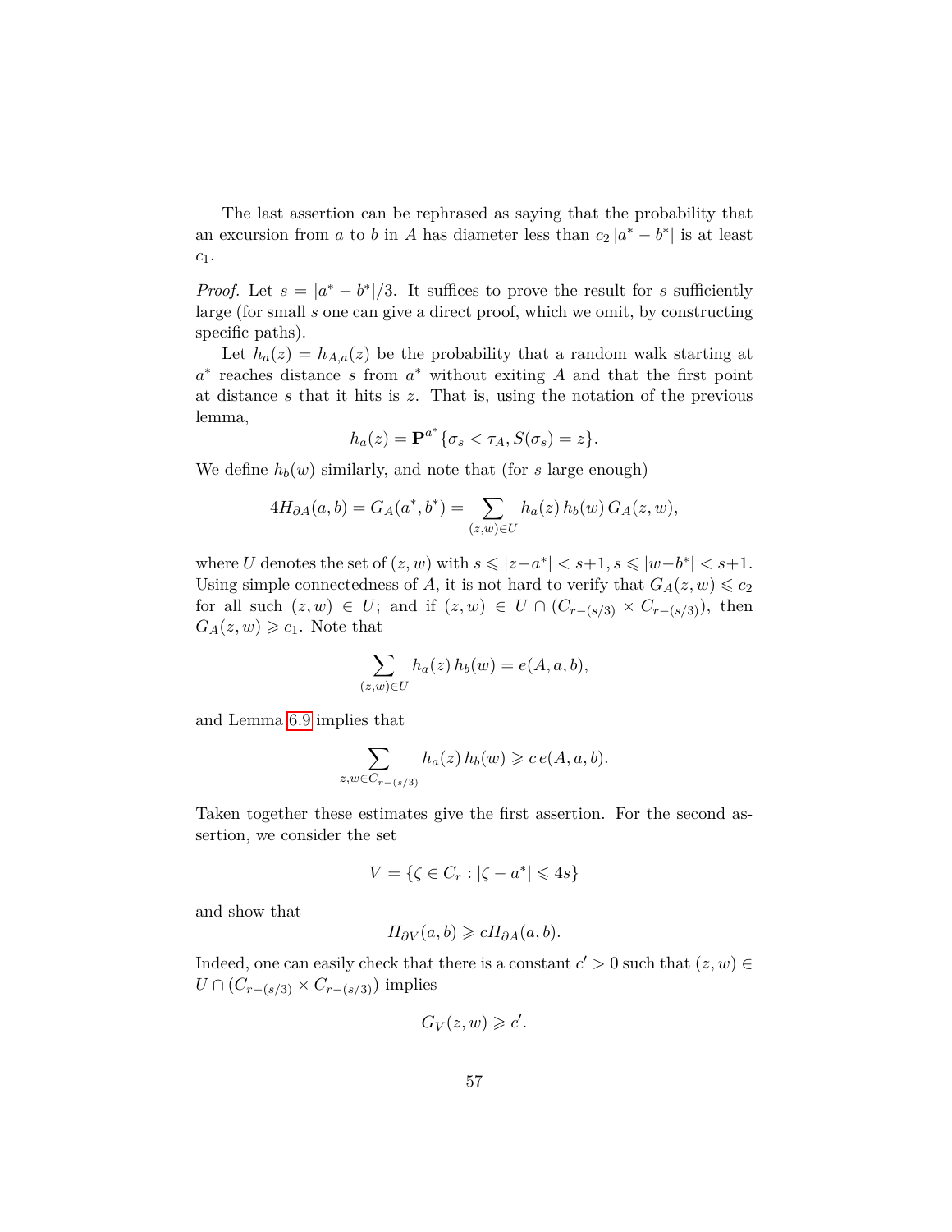The last assertion can be rephrased as saying that the probability that an excursion from $a$ to $b$ in $A$ has diameter less than $c_2 \, |a^* - b^*|$ is at least $c_1$.

*Proof.* Let $s = |a^* - b^*|/3$. It suffices to prove the result for $s$ sufficiently large (for small $s$ one can give a direct proof, which we omit, by constructing specific paths).

Let $h_a(z) = h_{A,a}(z)$ be the probability that a random walk starting at $a^*$ reaches distance $s$ from $a^*$ without exiting $A$ and that the first point at distance $s$ that it hits is $z$. That is, using the notation of the previous lemma,

$$h_a(z) = \mathbf{P}^{a^*}\{\sigma_s < \tau_A, S(\sigma_s) = z\}.$$

We define $h_b(w)$ similarly, and note that (for $s$ large enough)

$$4H_{\partial A}(a, b) = G_A(a^*, b^*) = \sum_{(z,w) \in U} h_a(z) \, h_b(w) \, G_A(z, w),$$

where $U$ denotes the set of $(z, w)$ with $s \leqslant |z - a^*| < s+1$, $s \leqslant |w - b^*| < s+1$. Using simple connectedness of $A$, it is not hard to verify that $G_A(z, w) \leqslant c_2$ for all such $(z, w) \in U$; and if $(z, w) \in U \cap (C_{r-(s/3)} \times C_{r-(s/3)})$, then $G_A(z, w) \geqslant c_1$. Note that

$$\sum_{(z,w) \in U} h_a(z) \, h_b(w) = e(A, a, b),$$

and Lemma 6.9 implies that

$$\sum_{z,w \in C_{r-(s/3)}} h_a(z) \, h_b(w) \geqslant c \, e(A, a, b).$$

Taken together these estimates give the first assertion. For the second assertion, we consider the set

$$V = \{\zeta \in C_r : |\zeta - a^*| \leqslant 4s\}$$

and show that

$$H_{\partial V}(a, b) \geqslant c H_{\partial A}(a, b).$$

Indeed, one can easily check that there is a constant $c' > 0$ such that $(z, w) \in U \cap (C_{r-(s/3)} \times C_{r-(s/3)})$ implies

$$G_V(z, w) \geqslant c'.$$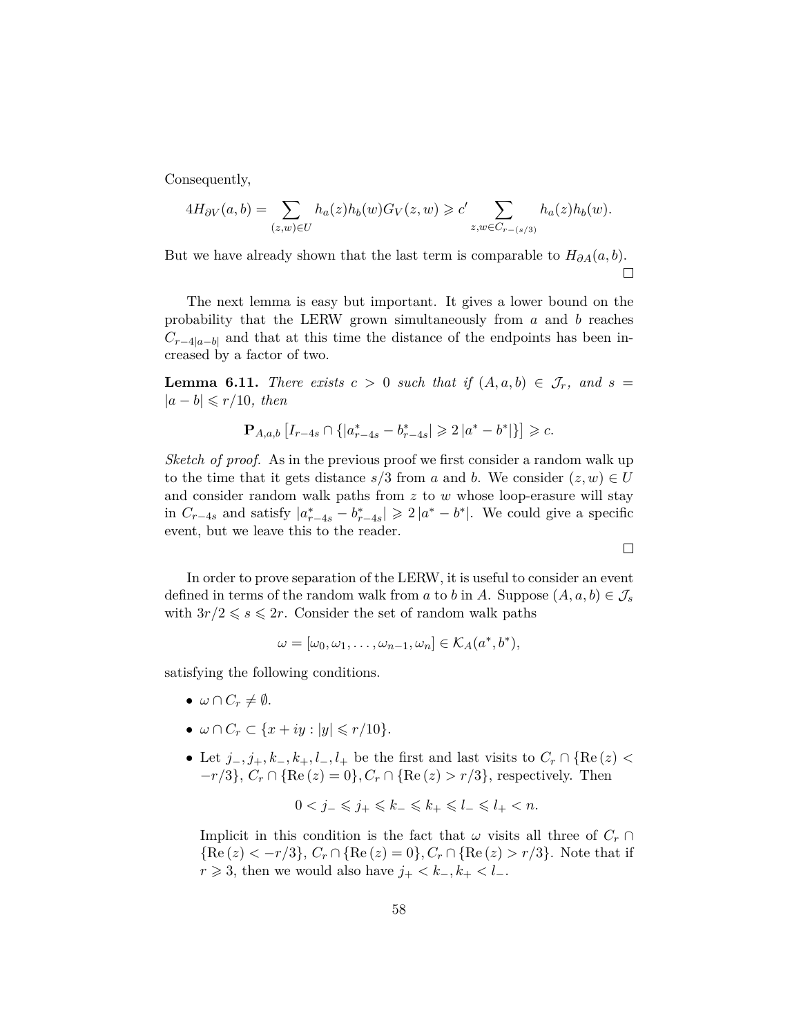Consequently,

$$4H_{\partial V}(a,b) = \sum_{(z,w)\in U} h_a(z)h_b(w)G_V(z,w) \geqslant c' \sum_{z,w\in C_{r-(s/3)}} h_a(z)h_b(w).$$

But we have already shown that the last term is comparable to $H_{\partial A}(a,b)$. □

The next lemma is easy but important. It gives a lower bound on the probability that the LERW grown simultaneously from $a$ and $b$ reaches $C_{r-4|a-b|}$ and that at this time the distance of the endpoints has been increased by a factor of two.

**Lemma 6.11.** *There exists $c > 0$ such that if $(A,a,b) \in \mathcal{J}_r$, and $s = |a-b| \leqslant r/10$, then*

$$\mathbf{P}_{A,a,b}\left[I_{r-4s} \cap \{|a^*_{r-4s} - b^*_{r-4s}| \geqslant 2\,|a^* - b^*|\}\right] \geqslant c.$$

*Sketch of proof.* As in the previous proof we first consider a random walk up to the time that it gets distance $s/3$ from $a$ and $b$. We consider $(z,w) \in U$ and consider random walk paths from $z$ to $w$ whose loop-erasure will stay in $C_{r-4s}$ and satisfy $|a^*_{r-4s} - b^*_{r-4s}| \geqslant 2\,|a^* - b^*|$. We could give a specific event, but we leave this to the reader. □

In order to prove separation of the LERW, it is useful to consider an event defined in terms of the random walk from $a$ to $b$ in $A$. Suppose $(A,a,b) \in \mathcal{J}_s$ with $3r/2 \leqslant s \leqslant 2r$. Consider the set of random walk paths

$$\omega = [\omega_0, \omega_1, \ldots, \omega_{n-1}, \omega_n] \in \mathcal{K}_A(a^*, b^*),$$

satisfying the following conditions.

- $\omega \cap C_r \neq \emptyset$.
- $\omega \cap C_r \subset \{x + iy : |y| \leqslant r/10\}$.
- Let $j_-, j_+, k_-, k_+, l_-, l_+$ be the first and last visits to $C_r \cap \{\mathrm{Re}\,(z) < -r/3\}$, $C_r \cap \{\mathrm{Re}\,(z) = 0\}$, $C_r \cap \{\mathrm{Re}\,(z) > r/3\}$, respectively. Then

  $$0 < j_- \leqslant j_+ \leqslant k_- \leqslant k_+ \leqslant l_- \leqslant l_+ < n.$$

  Implicit in this condition is the fact that $\omega$ visits all three of $C_r \cap \{\mathrm{Re}\,(z) < -r/3\}$, $C_r \cap \{\mathrm{Re}\,(z) = 0\}$, $C_r \cap \{\mathrm{Re}\,(z) > r/3\}$. Note that if $r \geqslant 3$, then we would also have $j_+ < k_-, k_+ < l_-$.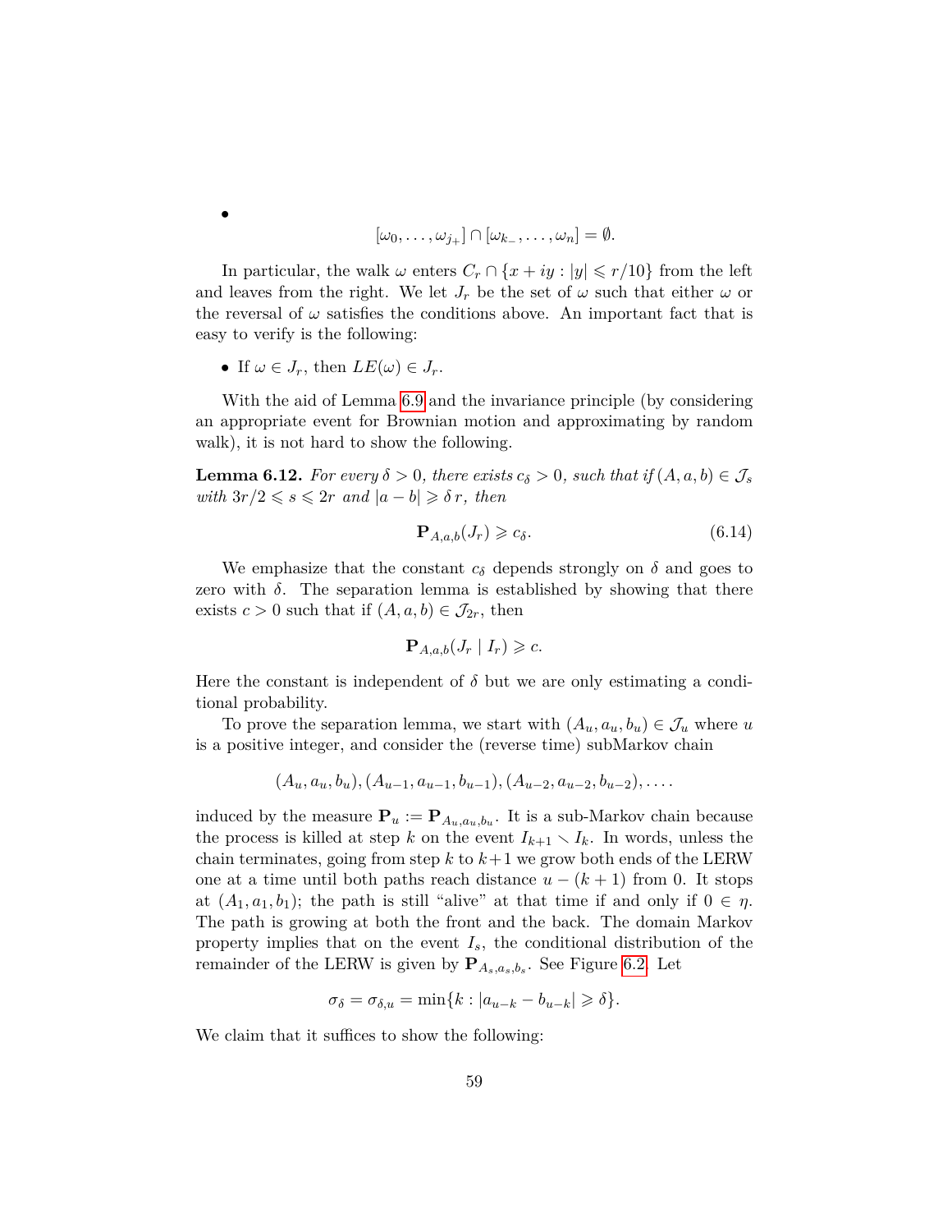- $$[\omega_0, \ldots, \omega_{j_+}] \cap [\omega_{k_-}, \ldots, \omega_n] = \emptyset.$$

In particular, the walk $\omega$ enters $C_r \cap \{x + iy : |y| \leqslant r/10\}$ from the left and leaves from the right. We let $J_r$ be the set of $\omega$ such that either $\omega$ or the reversal of $\omega$ satisfies the conditions above. An important fact that is easy to verify is the following:

- If $\omega \in J_r$, then $LE(\omega) \in J_r$.

With the aid of Lemma 6.9 and the invariance principle (by considering an appropriate event for Brownian motion and approximating by random walk), it is not hard to show the following.

**Lemma 6.12.** *For every $\delta > 0$, there exists $c_\delta > 0$, such that if $(A, a, b) \in \mathcal{J}_s$ with $3r/2 \leqslant s \leqslant 2r$ and $|a - b| \geqslant \delta\, r$, then*

$$\mathbf{P}_{A,a,b}(J_r) \geqslant c_\delta. \tag{6.14}$$

We emphasize that the constant $c_\delta$ depends strongly on $\delta$ and goes to zero with $\delta$. The separation lemma is established by showing that there exists $c > 0$ such that if $(A, a, b) \in \mathcal{J}_{2r}$, then

$$\mathbf{P}_{A,a,b}(J_r \mid I_r) \geqslant c.$$

Here the constant is independent of $\delta$ but we are only estimating a conditional probability.

To prove the separation lemma, we start with $(A_u, a_u, b_u) \in \mathcal{J}_u$ where $u$ is a positive integer, and consider the (reverse time) subMarkov chain

$$(A_u, a_u, b_u), (A_{u-1}, a_{u-1}, b_{u-1}), (A_{u-2}, a_{u-2}, b_{u-2}), \ldots.$$

induced by the measure $\mathbf{P}_u := \mathbf{P}_{A_u, a_u, b_u}$. It is a sub-Markov chain because the process is killed at step $k$ on the event $I_{k+1} \smallsetminus I_k$. In words, unless the chain terminates, going from step $k$ to $k+1$ we grow both ends of the LERW one at a time until both paths reach distance $u - (k+1)$ from 0. It stops at $(A_1, a_1, b_1)$; the path is still "alive" at that time if and only if $0 \in \eta$. The path is growing at both the front and the back. The domain Markov property implies that on the event $I_s$, the conditional distribution of the remainder of the LERW is given by $\mathbf{P}_{A_s, a_s, b_s}$. See Figure 6.2. Let

$$\sigma_\delta = \sigma_{\delta,u} = \min\{k : |a_{u-k} - b_{u-k}| \geqslant \delta\}.$$

We claim that it suffices to show the following: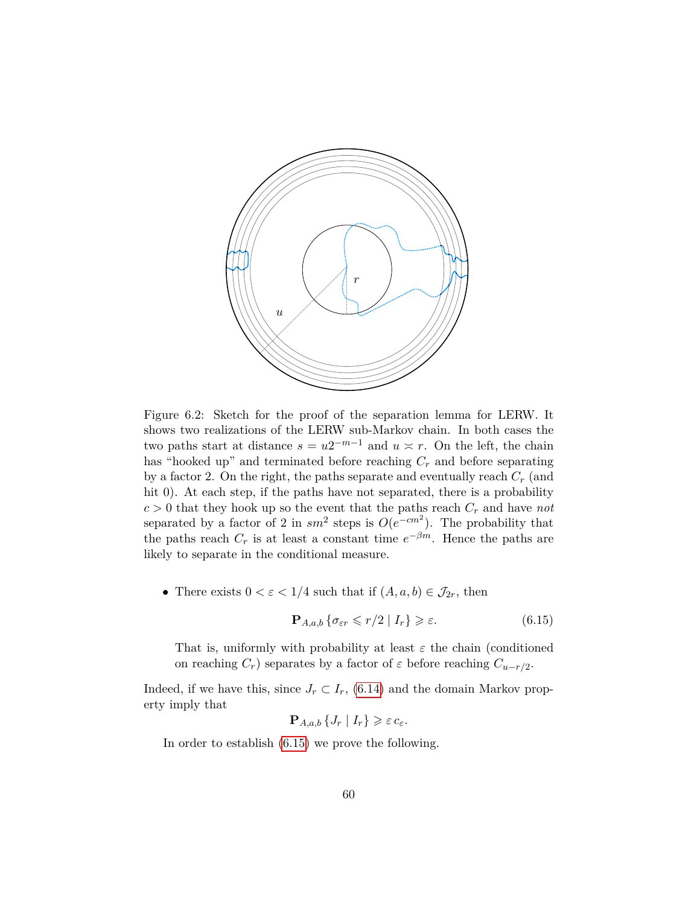Figure 6.2: Sketch for the proof of the separation lemma for LERW. It shows two realizations of the LERW sub-Markov chain. In both cases the two paths start at distance $s = u2^{-m-1}$ and $u \asymp r$. On the left, the chain has "hooked up" and terminated before reaching $C_r$ and before separating by a factor 2. On the right, the paths separate and eventually reach $C_r$ (and hit 0). At each step, if the paths have not separated, there is a probability $c > 0$ that they hook up so the event that the paths reach $C_r$ and have *not* separated by a factor of 2 in $sm^2$ steps is $O(e^{-cm^2})$. The probability that the paths reach $C_r$ is at least a constant time $e^{-\beta m}$. Hence the paths are likely to separate in the conditional measure.

- There exists $0 < \varepsilon < 1/4$ such that if $(A, a, b) \in \mathcal{J}_{2r}$, then

$$\mathbf{P}_{A,a,b}\left\{\sigma_{\varepsilon r} \leqslant r/2 \mid I_r\right\} \geqslant \varepsilon. \tag{6.15}$$

  That is, uniformly with probability at least $\varepsilon$ the chain (conditioned on reaching $C_r$) separates by a factor of $\varepsilon$ before reaching $C_{u-r/2}$.

Indeed, if we have this, since $J_r \subset I_r$, (6.14) and the domain Markov property imply that

$$\mathbf{P}_{A,a,b}\left\{J_r \mid I_r\right\} \geqslant \varepsilon\, c_\varepsilon.$$

In order to establish (6.15) we prove the following.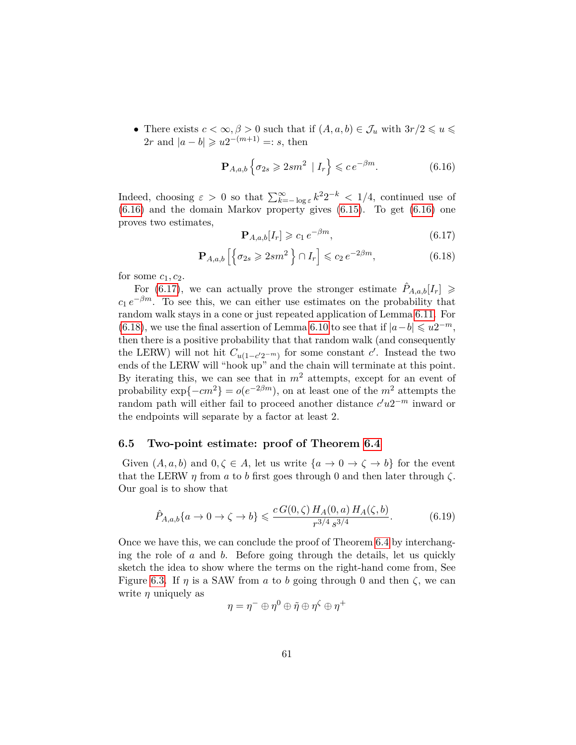- There exists $c < \infty, \beta > 0$ such that if $(A, a, b) \in \mathcal{J}_u$ with $3r/2 \leqslant u \leqslant 2r$ and $|a - b| \geqslant u2^{-(m+1)} =: s$, then

$$\mathbf{P}_{A,a,b} \left\{ \sigma_{2s} \geqslant 2sm^2 \mid I_r \right\} \leqslant c\, e^{-\beta m}. \tag{6.16}$$

Indeed, choosing $\varepsilon > 0$ so that $\sum_{k=-\log \varepsilon}^{\infty} k^2 2^{-k} < 1/4$, continued use of (6.16) and the domain Markov property gives (6.15). To get (6.16) one proves two estimates,

$$\mathbf{P}_{A,a,b}[I_r] \geqslant c_1\, e^{-\beta m}, \tag{6.17}$$

$$\mathbf{P}_{A,a,b} \left[ \left\{ \sigma_{2s} \geqslant 2sm^2 \right\} \cap I_r \right] \leqslant c_2\, e^{-2\beta m}, \tag{6.18}$$

for some $c_1, c_2$.

For (6.17), we can actually prove the stronger estimate $\hat{P}_{A,a,b}[I_r] \geqslant c_1\, e^{-\beta m}$. To see this, we can either use estimates on the probability that random walk stays in a cone or just repeated application of Lemma 6.11. For (6.18), we use the final assertion of Lemma 6.10 to see that if $|a - b| \leqslant u2^{-m}$, then there is a positive probability that that random walk (and consequently the LERW) will not hit $C_{u(1-c'2^{-m})}$ for some constant $c'$. Instead the two ends of the LERW will "hook up" and the chain will terminate at this point. By iterating this, we can see that in $m^2$ attempts, except for an event of probability $\exp\{-cm^2\} = o(e^{-2\beta m})$, on at least one of the $m^2$ attempts the random path will either fail to proceed another distance $c'u2^{-m}$ inward or the endpoints will separate by a factor at least 2.

### 6.5 Two-point estimate: proof of Theorem 6.4

Given $(A, a, b)$ and $0, \zeta \in A$, let us write $\{a \to 0 \to \zeta \to b\}$ for the event that the LERW $\eta$ from $a$ to $b$ first goes through 0 and then later through $\zeta$. Our goal is to show that

$$\hat{P}_{A,a,b}\{a \to 0 \to \zeta \to b\} \leqslant \frac{c\, G(0, \zeta)\, H_A(0, a)\, H_A(\zeta, b)}{r^{3/4}\, s^{3/4}}. \tag{6.19}$$

Once we have this, we can conclude the proof of Theorem 6.4 by interchanging the role of $a$ and $b$. Before going through the details, let us quickly sketch the idea to show where the terms on the right-hand come from, See Figure 6.3. If $\eta$ is a SAW from $a$ to $b$ going through 0 and then $\zeta$, we can write $\eta$ uniquely as

$$\eta = \eta^- \oplus \eta^0 \oplus \tilde{\eta} \oplus \eta^\zeta \oplus \eta^+$$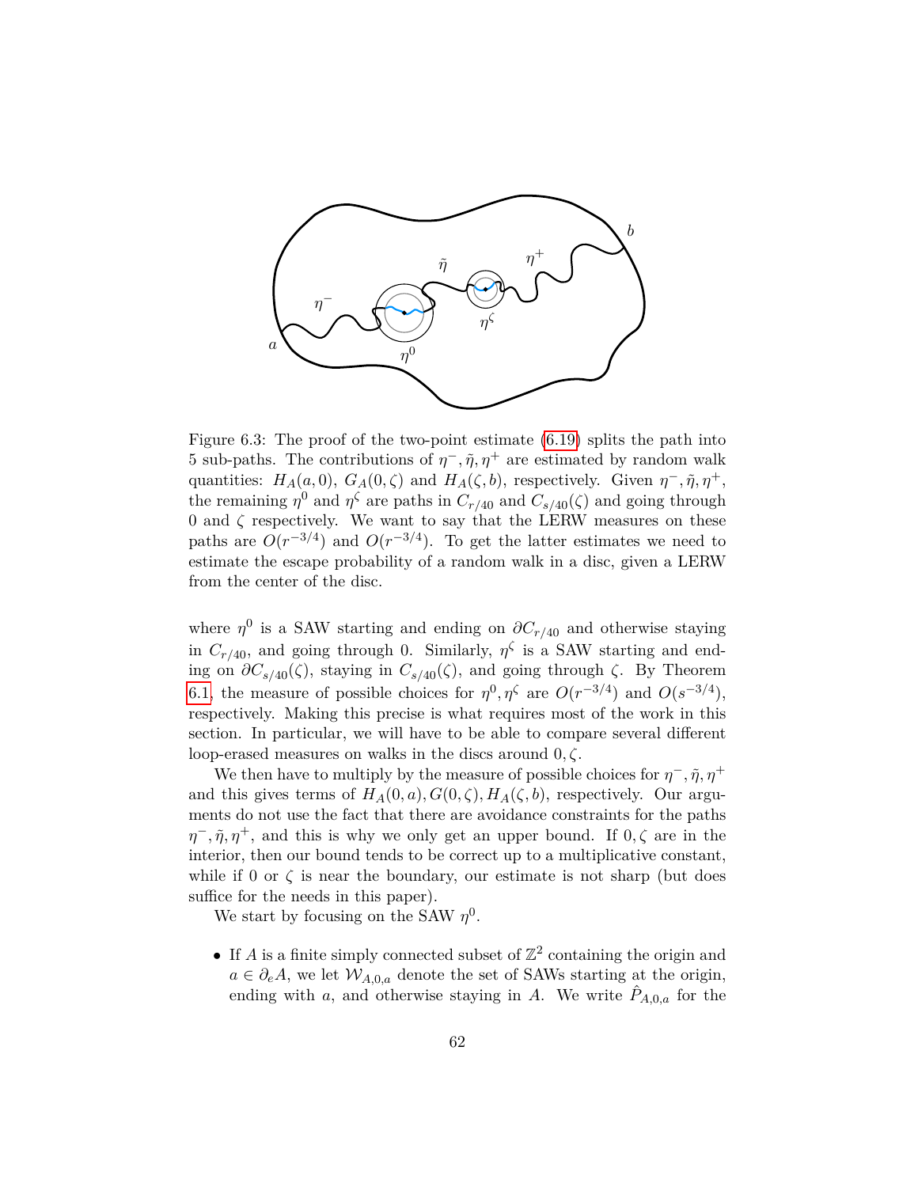Figure 6.3: The proof of the two-point estimate (6.19) splits the path into 5 sub-paths. The contributions of $\eta^-, \tilde{\eta}, \eta^+$ are estimated by random walk quantities: $H_A(a,0)$, $G_A(0,\zeta)$ and $H_A(\zeta,b)$, respectively. Given $\eta^-, \tilde{\eta}, \eta^+$, the remaining $\eta^0$ and $\eta^\zeta$ are paths in $C_{r/40}$ and $C_{s/40}(\zeta)$ and going through 0 and $\zeta$ respectively. We want to say that the LERW measures on these paths are $O(r^{-3/4})$ and $O(r^{-3/4})$. To get the latter estimates we need to estimate the escape probability of a random walk in a disc, given a LERW from the center of the disc.

where $\eta^0$ is a SAW starting and ending on $\partial C_{r/40}$ and otherwise staying in $C_{r/40}$, and going through 0. Similarly, $\eta^\zeta$ is a SAW starting and ending on $\partial C_{s/40}(\zeta)$, staying in $C_{s/40}(\zeta)$, and going through $\zeta$. By Theorem 6.1, the measure of possible choices for $\eta^0, \eta^\zeta$ are $O(r^{-3/4})$ and $O(s^{-3/4})$, respectively. Making this precise is what requires most of the work in this section. In particular, we will have to be able to compare several different loop-erased measures on walks in the discs around $0, \zeta$.

We then have to multiply by the measure of possible choices for $\eta^-, \tilde{\eta}, \eta^+$ and this gives terms of $H_A(0,a), G(0,\zeta), H_A(\zeta,b)$, respectively. Our arguments do not use the fact that there are avoidance constraints for the paths $\eta^-, \tilde{\eta}, \eta^+$, and this is why we only get an upper bound. If $0, \zeta$ are in the interior, then our bound tends to be correct up to a multiplicative constant, while if 0 or $\zeta$ is near the boundary, our estimate is not sharp (but does suffice for the needs in this paper).

We start by focusing on the SAW $\eta^0$.

- If $A$ is a finite simply connected subset of $\mathbb{Z}^2$ containing the origin and $a \in \partial_e A$, we let $\mathcal{W}_{A,0,a}$ denote the set of SAWs starting at the origin, ending with $a$, and otherwise staying in $A$. We write $\hat{P}_{A,0,a}$ for the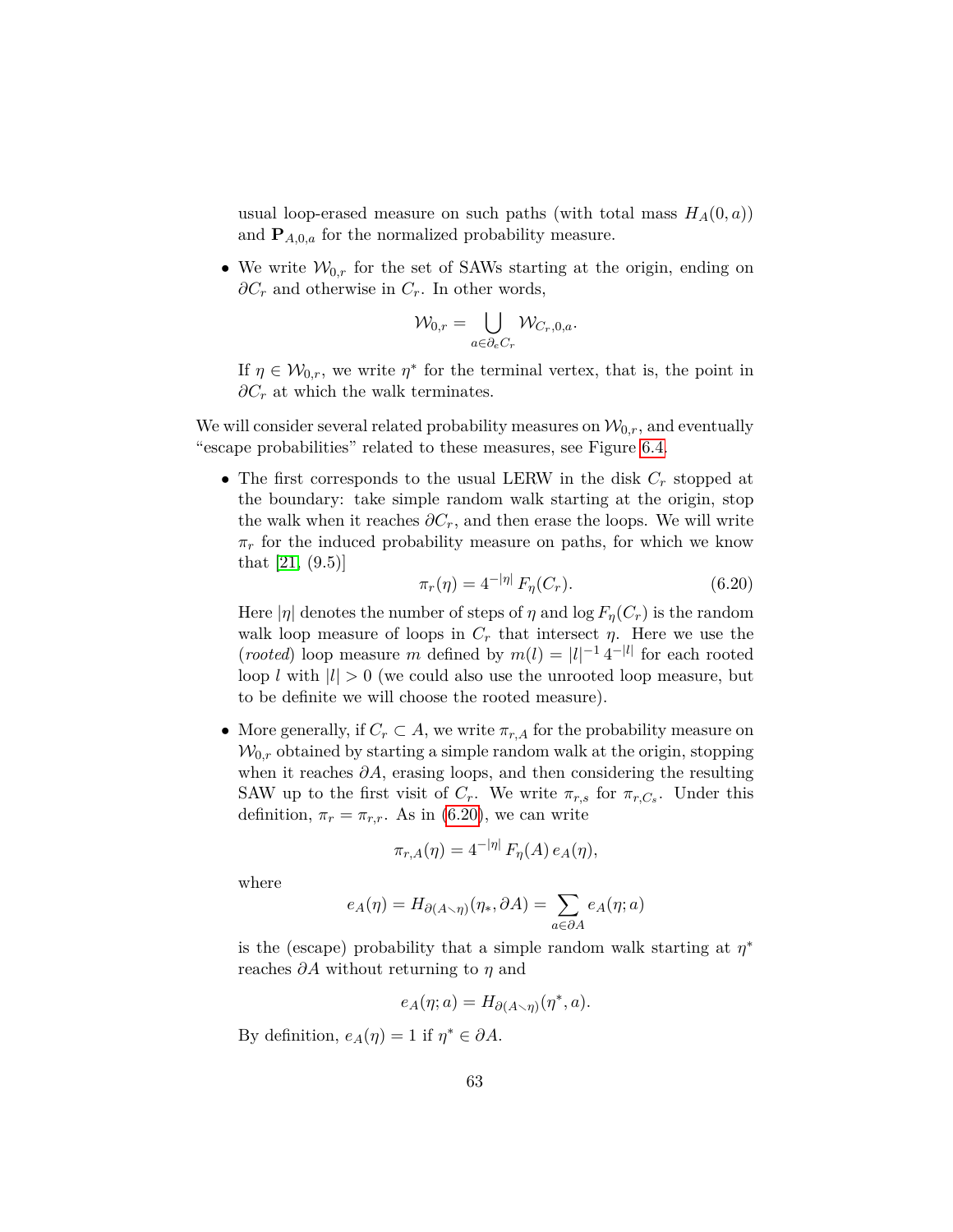usual loop-erased measure on such paths (with total mass $H_A(0,a)$) and $\mathbf{P}_{A,0,a}$ for the normalized probability measure.

- We write $\mathcal{W}_{0,r}$ for the set of SAWs starting at the origin, ending on $\partial C_r$ and otherwise in $C_r$. In other words,

$$\mathcal{W}_{0,r} = \bigcup_{a \in \partial_e C_r} \mathcal{W}_{C_r,0,a}.$$

If $\eta \in \mathcal{W}_{0,r}$, we write $\eta^*$ for the terminal vertex, that is, the point in $\partial C_r$ at which the walk terminates.

We will consider several related probability measures on $\mathcal{W}_{0,r}$, and eventually "escape probabilities" related to these measures, see Figure 6.4.

- The first corresponds to the usual LERW in the disk $C_r$ stopped at the boundary: take simple random walk starting at the origin, stop the walk when it reaches $\partial C_r$, and then erase the loops. We will write $\pi_r$ for the induced probability measure on paths, for which we know that [21, (9.5)]

$$\pi_r(\eta) = 4^{-|\eta|}\, F_\eta(C_r). \tag{6.20}$$

Here $|\eta|$ denotes the number of steps of $\eta$ and $\log F_\eta(C_r)$ is the random walk loop measure of loops in $C_r$ that intersect $\eta$. Here we use the (*rooted*) loop measure $m$ defined by $m(l) = |l|^{-1}\, 4^{-|l|}$ for each rooted loop $l$ with $|l| > 0$ (we could also use the unrooted loop measure, but to be definite we will choose the rooted measure).

- More generally, if $C_r \subset A$, we write $\pi_{r,A}$ for the probability measure on $\mathcal{W}_{0,r}$ obtained by starting a simple random walk at the origin, stopping when it reaches $\partial A$, erasing loops, and then considering the resulting SAW up to the first visit of $C_r$. We write $\pi_{r,s}$ for $\pi_{r,C_s}$. Under this definition, $\pi_r = \pi_{r,r}$. As in (6.20), we can write

$$\pi_{r,A}(\eta) = 4^{-|\eta|}\, F_\eta(A)\, e_A(\eta),$$

where

$$e_A(\eta) = H_{\partial(A \smallsetminus \eta)}(\eta_*, \partial A) = \sum_{a \in \partial A} e_A(\eta; a)$$

is the (escape) probability that a simple random walk starting at $\eta^*$ reaches $\partial A$ without returning to $\eta$ and

$$e_A(\eta; a) = H_{\partial(A \smallsetminus \eta)}(\eta^*, a).$$

By definition, $e_A(\eta) = 1$ if $\eta^* \in \partial A$.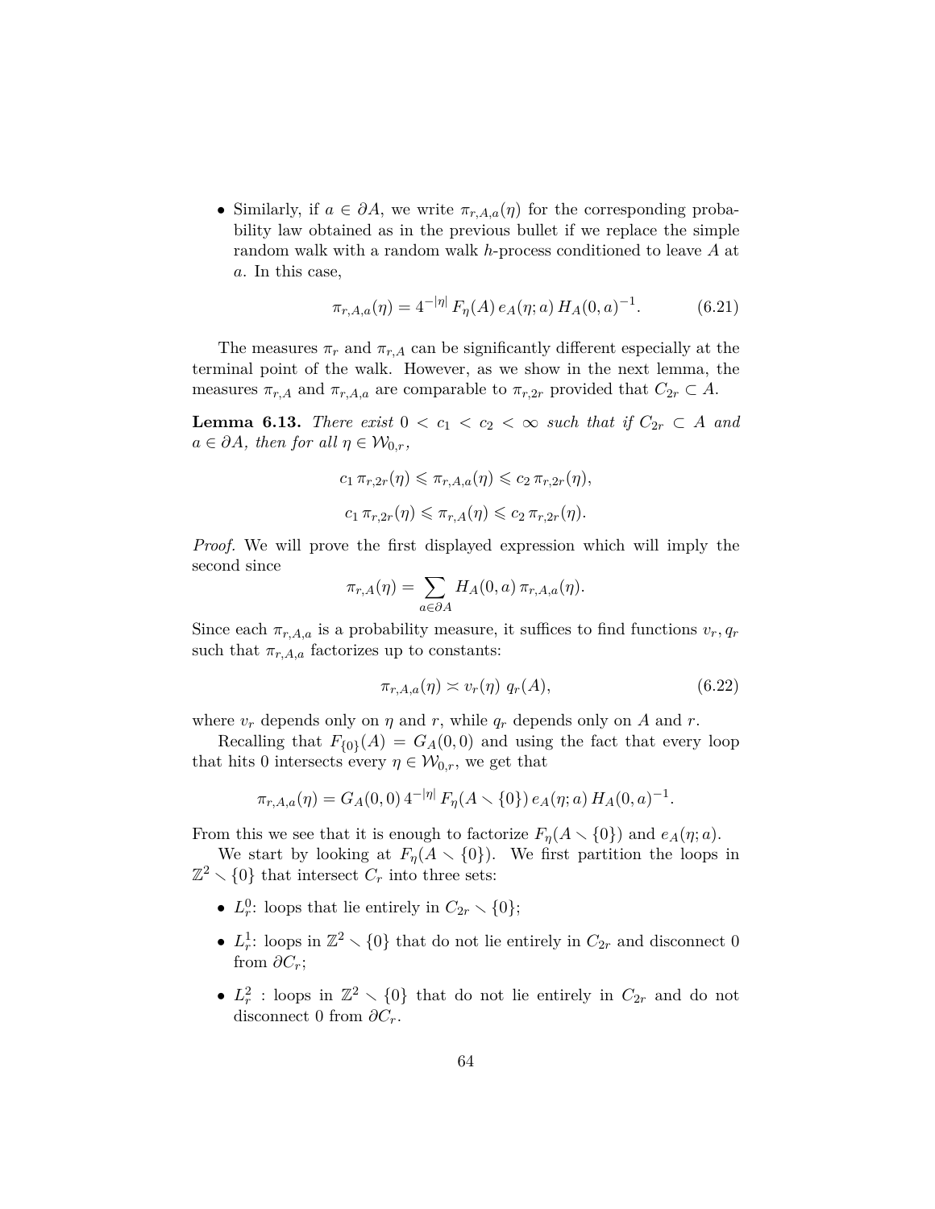- Similarly, if $a \in \partial A$, we write $\pi_{r,A,a}(\eta)$ for the corresponding probability law obtained as in the previous bullet if we replace the simple random walk with a random walk $h$-process conditioned to leave $A$ at $a$. In this case,

$$\pi_{r,A,a}(\eta) = 4^{-|\eta|} \, F_\eta(A) \, e_A(\eta; a) \, H_A(0,a)^{-1}. \tag{6.21}$$

The measures $\pi_r$ and $\pi_{r,A}$ can be significantly different especially at the terminal point of the walk. However, as we show in the next lemma, the measures $\pi_{r,A}$ and $\pi_{r,A,a}$ are comparable to $\pi_{r,2r}$ provided that $C_{2r} \subset A$.

**Lemma 6.13.** *There exist $0 < c_1 < c_2 < \infty$ such that if $C_{2r} \subset A$ and $a \in \partial A$, then for all $\eta \in \mathcal{W}_{0,r}$,*

$$c_1 \, \pi_{r,2r}(\eta) \leqslant \pi_{r,A,a}(\eta) \leqslant c_2 \, \pi_{r,2r}(\eta),$$

$$c_1 \, \pi_{r,2r}(\eta) \leqslant \pi_{r,A}(\eta) \leqslant c_2 \, \pi_{r,2r}(\eta).$$

*Proof.* We will prove the first displayed expression which will imply the second since

$$\pi_{r,A}(\eta) = \sum_{a \in \partial A} H_A(0,a) \, \pi_{r,A,a}(\eta).$$

Since each $\pi_{r,A,a}$ is a probability measure, it suffices to find functions $v_r, q_r$ such that $\pi_{r,A,a}$ factorizes up to constants:

$$\pi_{r,A,a}(\eta) \asymp v_r(\eta) \; q_r(A), \tag{6.22}$$

where $v_r$ depends only on $\eta$ and $r$, while $q_r$ depends only on $A$ and $r$.

Recalling that $F_{\{0\}}(A) = G_A(0,0)$ and using the fact that every loop that hits 0 intersects every $\eta \in \mathcal{W}_{0,r}$, we get that

$$\pi_{r,A,a}(\eta) = G_A(0,0) \, 4^{-|\eta|} \, F_\eta(A \smallsetminus \{0\}) \, e_A(\eta; a) \, H_A(0,a)^{-1}.$$

From this we see that it is enough to factorize $F_\eta(A \smallsetminus \{0\})$ and $e_A(\eta; a)$.

We start by looking at $F_\eta(A \smallsetminus \{0\})$. We first partition the loops in $\mathbb{Z}^2 \smallsetminus \{0\}$ that intersect $C_r$ into three sets:

- $L_r^0$: loops that lie entirely in $C_{2r} \smallsetminus \{0\}$;
- $L_r^1$: loops in $\mathbb{Z}^2 \smallsetminus \{0\}$ that do not lie entirely in $C_{2r}$ and disconnect 0 from $\partial C_r$;
- $L_r^2$ : loops in $\mathbb{Z}^2 \smallsetminus \{0\}$ that do not lie entirely in $C_{2r}$ and do not disconnect 0 from $\partial C_r$.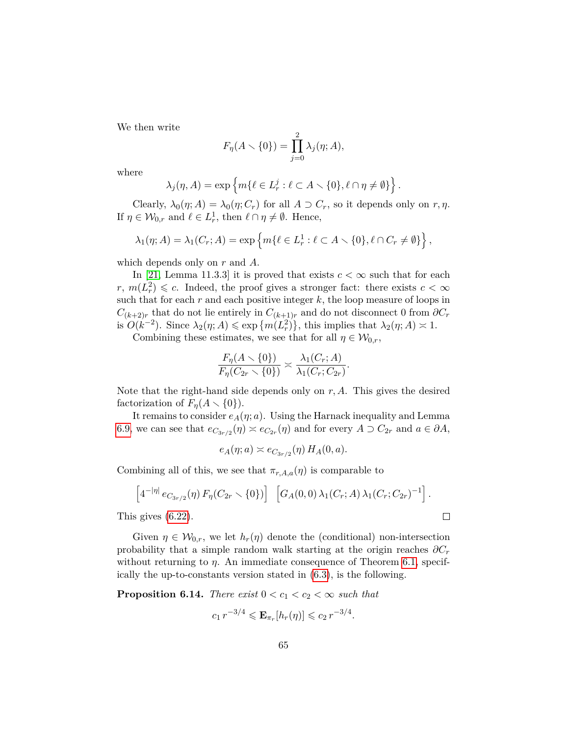We then write

$$F_\eta(A \smallsetminus \{0\}) = \prod_{j=0}^{2} \lambda_j(\eta; A),$$

where

$$\lambda_j(\eta, A) = \exp\left\{m\{\ell \in L_r^j : \ell \subset A \smallsetminus \{0\}, \ell \cap \eta \neq \emptyset\}\right\}.$$

Clearly, $\lambda_0(\eta; A) = \lambda_0(\eta; C_r)$ for all $A \supset C_r$, so it depends only on $r, \eta$. If $\eta \in \mathcal{W}_{0,r}$ and $\ell \in L_r^1$, then $\ell \cap \eta \neq \emptyset$. Hence,

$$\lambda_1(\eta; A) = \lambda_1(C_r; A) = \exp\left\{m\{\ell \in L_r^1 : \ell \subset A \smallsetminus \{0\}, \ell \cap C_r \neq \emptyset\}\right\},$$

which depends only on $r$ and $A$.

In [21, Lemma 11.3.3] it is proved that exists $c < \infty$ such that for each $r$, $m(L_r^2) \leqslant c$. Indeed, the proof gives a stronger fact: there exists $c < \infty$ such that for each $r$ and each positive integer $k$, the loop measure of loops in $C_{(k+2)r}$ that do not lie entirely in $C_{(k+1)r}$ and do not disconnect 0 from $\partial C_r$ is $O(k^{-2})$. Since $\lambda_2(\eta; A) \leqslant \exp\left\{m(L_r^2)\right\}$, this implies that $\lambda_2(\eta; A) \asymp 1$.

Combining these estimates, we see that for all $\eta \in \mathcal{W}_{0,r}$,

$$\frac{F_\eta(A \smallsetminus \{0\})}{F_\eta(C_{2r} \smallsetminus \{0\})} \asymp \frac{\lambda_1(C_r; A)}{\lambda_1(C_r; C_{2r})}.$$

Note that the right-hand side depends only on $r, A$. This gives the desired factorization of $F_\eta(A \smallsetminus \{0\})$.

It remains to consider $e_A(\eta; a)$. Using the Harnack inequality and Lemma 6.9, we can see that $e_{C_{3r/2}}(\eta) \asymp e_{C_{2r}}(\eta)$ and for every $A \supset C_{2r}$ and $a \in \partial A$,

$$e_A(\eta; a) \asymp e_{C_{3r/2}}(\eta)\, H_A(0, a).$$

Combining all of this, we see that $\pi_{r,A,a}(\eta)$ is comparable to

$$\left[4^{-|\eta|}\, e_{C_{3r/2}}(\eta)\, F_\eta(C_{2r} \smallsetminus \{0\})\right] \;\; \left[G_A(0,0)\, \lambda_1(C_r; A)\, \lambda_1(C_r; C_{2r})^{-1}\right].$$

This gives (6.22). ∎

Given $\eta \in \mathcal{W}_{0,r}$, we let $h_r(\eta)$ denote the (conditional) non-intersection probability that a simple random walk starting at the origin reaches $\partial C_r$ without returning to $\eta$. An immediate consequence of Theorem 6.1, specifically the up-to-constants version stated in (6.3), is the following.

**Proposition 6.14.** *There exist $0 < c_1 < c_2 < \infty$ such that*

$$c_1\, r^{-3/4} \leqslant \mathbf{E}_{\pi_r}[h_r(\eta)] \leqslant c_2\, r^{-3/4}.$$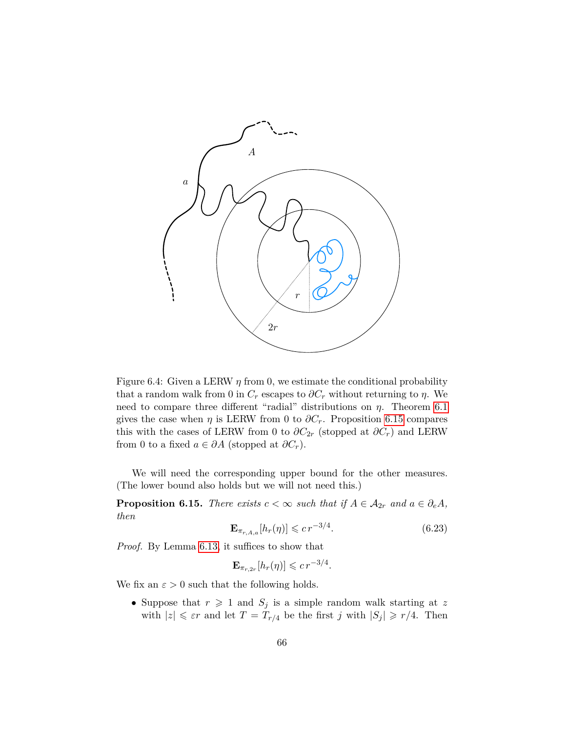Figure 6.4: Given a LERW $\eta$ from 0, we estimate the conditional probability that a random walk from 0 in $C_r$ escapes to $\partial C_r$ without returning to $\eta$. We need to compare three different "radial" distributions on $\eta$. Theorem 6.1 gives the case when $\eta$ is LERW from 0 to $\partial C_r$. Proposition 6.15 compares this with the cases of LERW from 0 to $\partial C_{2r}$ (stopped at $\partial C_r$) and LERW from 0 to a fixed $a \in \partial A$ (stopped at $\partial C_r$).

We will need the corresponding upper bound for the other measures. (The lower bound also holds but we will not need this.)

**Proposition 6.15.** *There exists $c < \infty$ such that if $A \in \mathcal{A}_{2r}$ and $a \in \partial_e A$, then*

$$\mathbf{E}_{\pi_{r,A,a}}[h_r(\eta)] \leqslant c\, r^{-3/4}. \tag{6.23}$$

*Proof.* By Lemma 6.13, it suffices to show that

$$\mathbf{E}_{\pi_{r,2r}}[h_r(\eta)] \leqslant c\, r^{-3/4}.$$

We fix an $\varepsilon > 0$ such that the following holds.

- Suppose that $r \geqslant 1$ and $S_j$ is a simple random walk starting at $z$ with $|z| \leqslant \varepsilon r$ and let $T = T_{r/4}$ be the first $j$ with $|S_j| \geqslant r/4$. Then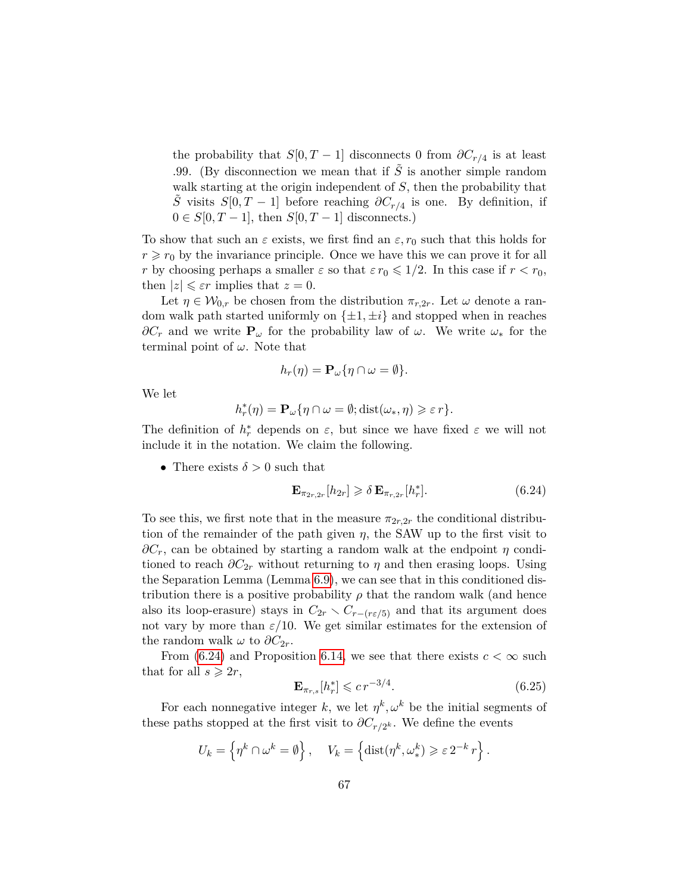the probability that $S[0, T-1]$ disconnects 0 from $\partial C_{r/4}$ is at least .99. (By disconnection we mean that if $\tilde{S}$ is another simple random walk starting at the origin independent of $S$, then the probability that $\tilde{S}$ visits $S[0, T-1]$ before reaching $\partial C_{r/4}$ is one. By definition, if $0 \in S[0, T-1]$, then $S[0, T-1]$ disconnects.)

To show that such an $\varepsilon$ exists, we first find an $\varepsilon, r_0$ such that this holds for $r \geqslant r_0$ by the invariance principle. Once we have this we can prove it for all $r$ by choosing perhaps a smaller $\varepsilon$ so that $\varepsilon\, r_0 \leqslant 1/2$. In this case if $r < r_0$, then $|z| \leqslant \varepsilon r$ implies that $z = 0$.

Let $\eta \in \mathcal{W}_{0,r}$ be chosen from the distribution $\pi_{r,2r}$. Let $\omega$ denote a random walk path started uniformly on $\{\pm 1, \pm i\}$ and stopped when in reaches $\partial C_r$ and we write $\mathbf{P}_\omega$ for the probability law of $\omega$. We write $\omega_*$ for the terminal point of $\omega$. Note that

$$h_r(\eta) = \mathbf{P}_\omega\{\eta \cap \omega = \emptyset\}.$$

We let

$$h_r^*(\eta) = \mathbf{P}_\omega\{\eta \cap \omega = \emptyset ; \operatorname{dist}(\omega_*, \eta) \geqslant \varepsilon\, r\}.$$

The definition of $h_r^*$ depends on $\varepsilon$, but since we have fixed $\varepsilon$ we will not include it in the notation. We claim the following.

- There exists $\delta > 0$ such that

$$\mathbf{E}_{\pi_{2r,2r}}[h_{2r}] \geqslant \delta\, \mathbf{E}_{\pi_{r,2r}}[h_r^*]. \tag{6.24}$$

To see this, we first note that in the measure $\pi_{2r,2r}$ the conditional distribution of the remainder of the path given $\eta$, the SAW up to the first visit to $\partial C_r$, can be obtained by starting a random walk at the endpoint $\eta$ conditioned to reach $\partial C_{2r}$ without returning to $\eta$ and then erasing loops. Using the Separation Lemma (Lemma 6.9), we can see that in this conditioned distribution there is a positive probability $\rho$ that the random walk (and hence also its loop-erasure) stays in $C_{2r} \setminus C_{r-(r\varepsilon/5)}$ and that its argument does not vary by more than $\varepsilon/10$. We get similar estimates for the extension of the random walk $\omega$ to $\partial C_{2r}$.

From (6.24) and Proposition 6.14, we see that there exists $c < \infty$ such that for all $s \geqslant 2r$,

$$\mathbf{E}_{\pi_{r,s}}[h_r^*] \leqslant c\, r^{-3/4}. \tag{6.25}$$

For each nonnegative integer $k$, we let $\eta^k, \omega^k$ be the initial segments of these paths stopped at the first visit to $\partial C_{r/2^k}$. We define the events

$$U_k = \left\{\eta^k \cap \omega^k = \emptyset\right\}, \quad V_k = \left\{\operatorname{dist}(\eta^k, \omega^k_*) \geqslant \varepsilon\, 2^{-k}\, r\right\}.$$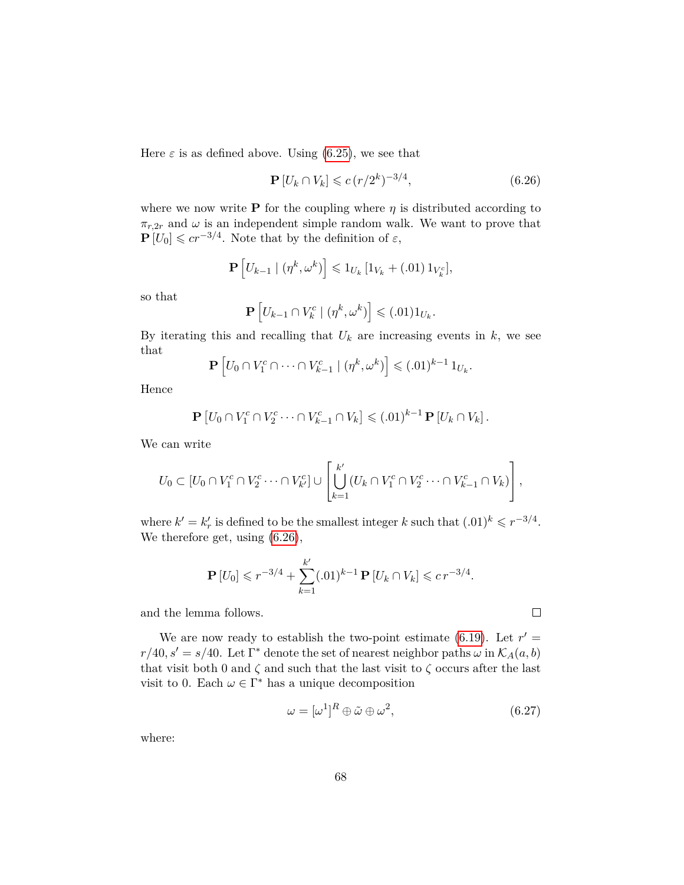Here $\varepsilon$ is as defined above. Using (6.25), we see that

$$\mathbf{P}\left[U_k \cap V_k\right] \leqslant c\,(r/2^k)^{-3/4}, \tag{6.26}$$

where we now write $\mathbf{P}$ for the coupling where $\eta$ is distributed according to $\pi_{r,2r}$ and $\omega$ is an independent simple random walk. We want to prove that $\mathbf{P}\left[U_0\right] \leqslant c r^{-3/4}$. Note that by the definition of $\varepsilon$,

$$\mathbf{P}\left[U_{k-1} \mid (\eta^k, \omega^k)\right] \leqslant 1_{U_k}\left[1_{V_k} + (.01)\,1_{V_k^c}\right],$$

so that

$$\mathbf{P}\left[U_{k-1} \cap V_k^c \mid (\eta^k, \omega^k)\right] \leqslant (.01) 1_{U_k}.$$

By iterating this and recalling that $U_k$ are increasing events in $k$, we see that

$$\mathbf{P}\left[U_0 \cap V_1^c \cap \cdots \cap V_{k-1}^c \mid (\eta^k, \omega^k)\right] \leqslant (.01)^{k-1}\, 1_{U_k}.$$

Hence

$$\mathbf{P}\left[U_0 \cap V_1^c \cap V_2^c \cdots \cap V_{k-1}^c \cap V_k\right] \leqslant (.01)^{k-1}\,\mathbf{P}\left[U_k \cap V_k\right].$$

We can write

$$U_0 \subset \left[U_0 \cap V_1^c \cap V_2^c \cdots \cap V_{k'}^c\right] \cup \left[\bigcup_{k=1}^{k'} (U_k \cap V_1^c \cap V_2^c \cdots \cap V_{k-1}^c \cap V_k)\right],$$

where $k' = k'_r$ is defined to be the smallest integer $k$ such that $(.01)^k \leqslant r^{-3/4}$. We therefore get, using (6.26),

$$\mathbf{P}\left[U_0\right] \leqslant r^{-3/4} + \sum_{k=1}^{k'} (.01)^{k-1}\,\mathbf{P}\left[U_k \cap V_k\right] \leqslant c\, r^{-3/4}.$$

and the lemma follows. ☐

We are now ready to establish the two-point estimate (6.19). Let $r' = r/40, s' = s/40$. Let $\Gamma^*$ denote the set of nearest neighbor paths $\omega$ in $\mathcal{K}_A(a,b)$ that visit both 0 and $\zeta$ and such that the last visit to $\zeta$ occurs after the last visit to 0. Each $\omega \in \Gamma^*$ has a unique decomposition

$$\omega = [\omega^1]^R \oplus \tilde{\omega} \oplus \omega^2, \tag{6.27}$$

where: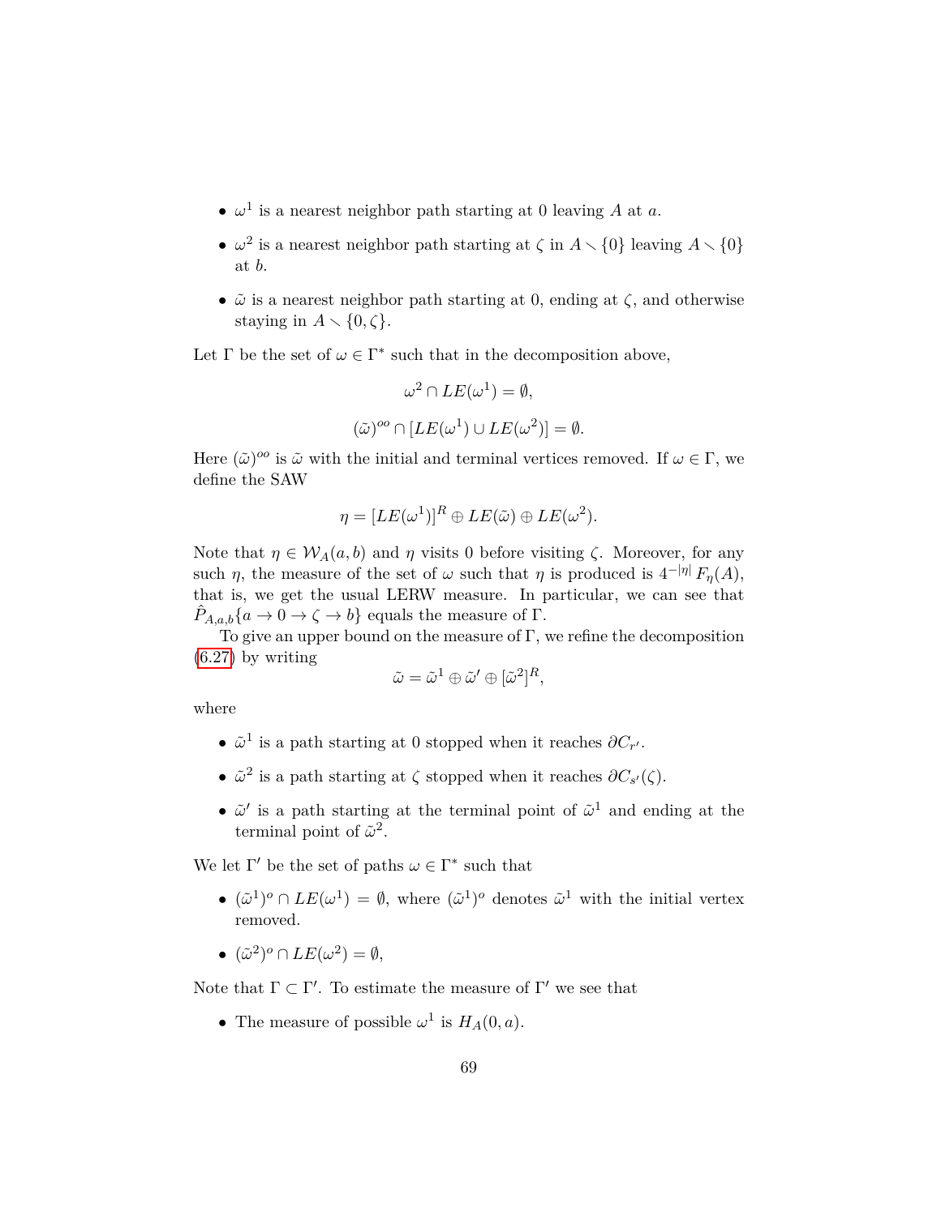- $\omega^1$ is a nearest neighbor path starting at 0 leaving $A$ at $a$.
- $\omega^2$ is a nearest neighbor path starting at $\zeta$ in $A \setminus \{0\}$ leaving $A \setminus \{0\}$ at $b$.
- $\tilde{\omega}$ is a nearest neighbor path starting at 0, ending at $\zeta$, and otherwise staying in $A \setminus \{0, \zeta\}$.

Let $\Gamma$ be the set of $\omega \in \Gamma^*$ such that in the decomposition above,

$$\omega^2 \cap LE(\omega^1) = \emptyset,$$

$$(\tilde{\omega})^{oo} \cap [LE(\omega^1) \cup LE(\omega^2)] = \emptyset.$$

Here $(\tilde{\omega})^{oo}$ is $\tilde{\omega}$ with the initial and terminal vertices removed. If $\omega \in \Gamma$, we define the SAW

$$\eta = [LE(\omega^1)]^R \oplus LE(\tilde{\omega}) \oplus LE(\omega^2).$$

Note that $\eta \in \mathcal{W}_A(a, b)$ and $\eta$ visits 0 before visiting $\zeta$. Moreover, for any such $\eta$, the measure of the set of $\omega$ such that $\eta$ is produced is $4^{-|\eta|} F_\eta(A)$, that is, we get the usual LERW measure. In particular, we can see that $\hat{P}_{A,a,b}\{a \to 0 \to \zeta \to b\}$ equals the measure of $\Gamma$.

To give an upper bound on the measure of $\Gamma$, we refine the decomposition (6.27) by writing

$$\tilde{\omega} = \tilde{\omega}^1 \oplus \tilde{\omega}' \oplus [\tilde{\omega}^2]^R,$$

where

- $\tilde{\omega}^1$ is a path starting at 0 stopped when it reaches $\partial C_{r'}$.
- $\tilde{\omega}^2$ is a path starting at $\zeta$ stopped when it reaches $\partial C_{s'}(\zeta)$.
- $\tilde{\omega}'$ is a path starting at the terminal point of $\tilde{\omega}^1$ and ending at the terminal point of $\tilde{\omega}^2$.

We let $\Gamma'$ be the set of paths $\omega \in \Gamma^*$ such that

- $(\tilde{\omega}^1)^o \cap LE(\omega^1) = \emptyset$, where $(\tilde{\omega}^1)^o$ denotes $\tilde{\omega}^1$ with the initial vertex removed.
- $(\tilde{\omega}^2)^o \cap LE(\omega^2) = \emptyset$,

Note that $\Gamma \subset \Gamma'$. To estimate the measure of $\Gamma'$ we see that

- The measure of possible $\omega^1$ is $H_A(0, a)$.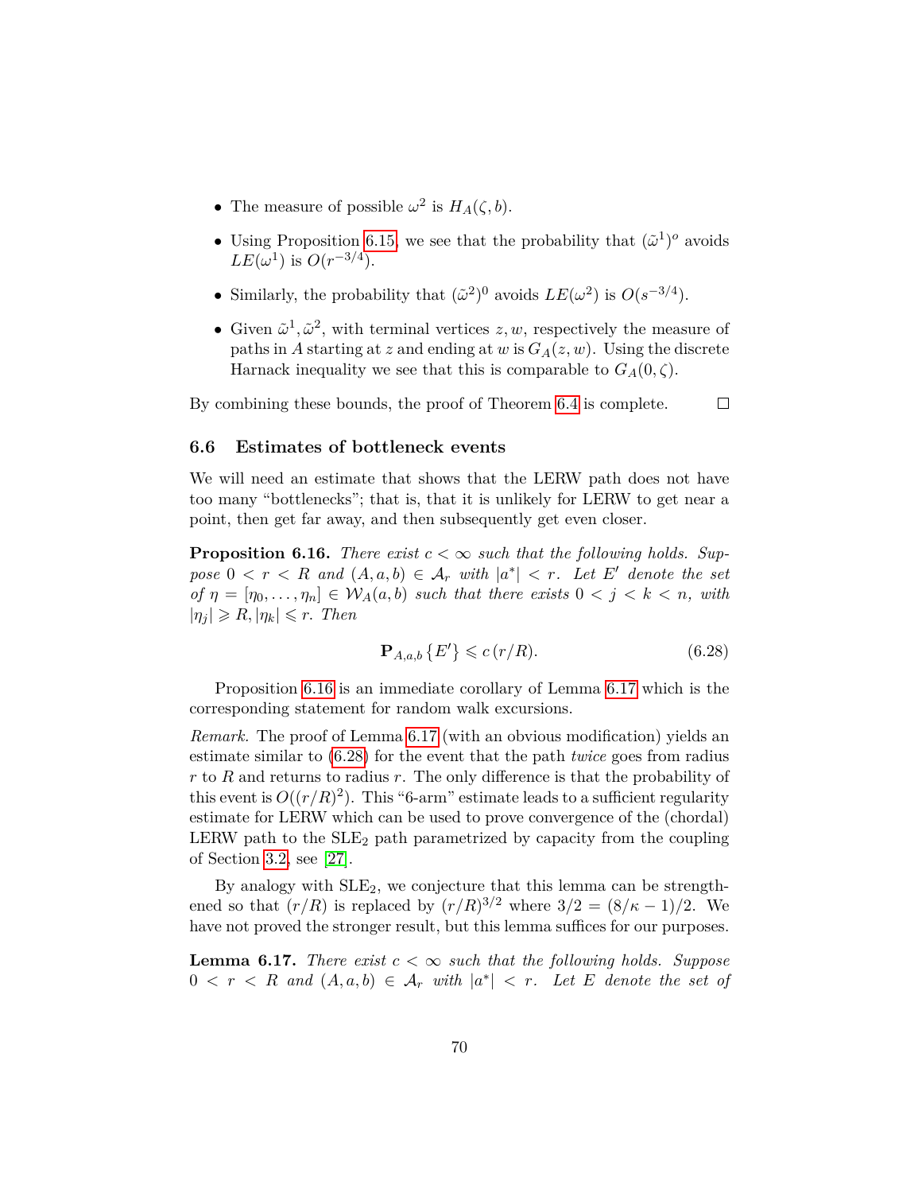- The measure of possible $\omega^2$ is $H_A(\zeta, b)$.
- Using Proposition 6.15, we see that the probability that $(\tilde{\omega}^1)^o$ avoids $LE(\omega^1)$ is $O(r^{-3/4})$.
- Similarly, the probability that $(\tilde{\omega}^2)^0$ avoids $LE(\omega^2)$ is $O(s^{-3/4})$.
- Given $\tilde{\omega}^1, \tilde{\omega}^2$, with terminal vertices $z, w$, respectively the measure of paths in $A$ starting at $z$ and ending at $w$ is $G_A(z, w)$. Using the discrete Harnack inequality we see that this is comparable to $G_A(0, \zeta)$.

By combining these bounds, the proof of Theorem 6.4 is complete. ∎

## 6.6 Estimates of bottleneck events

We will need an estimate that shows that the LERW path does not have too many "bottlenecks"; that is, that it is unlikely for LERW to get near a point, then get far away, and then subsequently get even closer.

**Proposition 6.16.** *There exist $c < \infty$ such that the following holds. Suppose $0 < r < R$ and $(A, a, b) \in \mathcal{A}_r$ with $|a^*| < r$. Let $E'$ denote the set of $\eta = [\eta_0, \ldots, \eta_n] \in \mathcal{W}_A(a, b)$ such that there exists $0 < j < k < n$, with $|\eta_j| \geqslant R, |\eta_k| \leqslant r$. Then*

$$\mathbf{P}_{A,a,b}\{E'\} \leqslant c\,(r/R). \tag{6.28}$$

Proposition 6.16 is an immediate corollary of Lemma 6.17 which is the corresponding statement for random walk excursions.

*Remark.* The proof of Lemma 6.17 (with an obvious modification) yields an estimate similar to (6.28) for the event that the path *twice* goes from radius $r$ to $R$ and returns to radius $r$. The only difference is that the probability of this event is $O((r/R)^2)$. This "6-arm" estimate leads to a sufficient regularity estimate for LERW which can be used to prove convergence of the (chordal) LERW path to the $\mathrm{SLE}_2$ path parametrized by capacity from the coupling of Section 3.2, see [27].

By analogy with $\mathrm{SLE}_2$, we conjecture that this lemma can be strengthened so that $(r/R)$ is replaced by $(r/R)^{3/2}$ where $3/2 = (8/\kappa - 1)/2$. We have not proved the stronger result, but this lemma suffices for our purposes.

**Lemma 6.17.** *There exist $c < \infty$ such that the following holds. Suppose $0 < r < R$ and $(A, a, b) \in \mathcal{A}_r$ with $|a^*| < r$. Let $E$ denote the set of*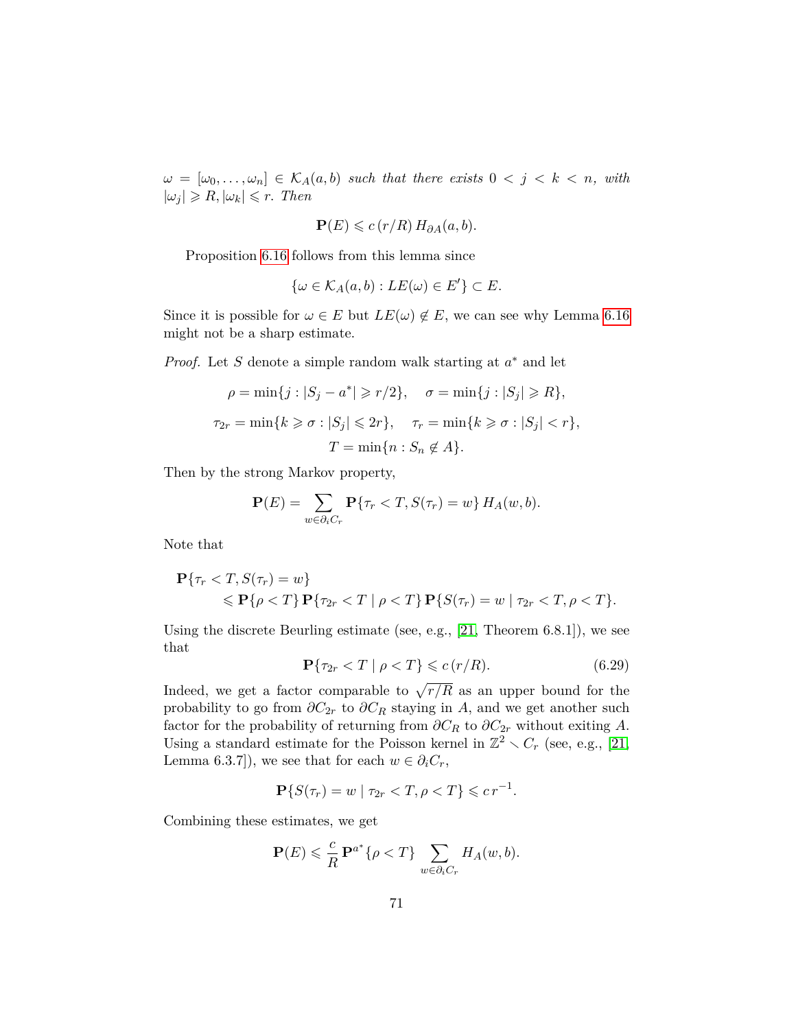*$\omega = [\omega_0, \ldots, \omega_n] \in \mathcal{K}_A(a,b)$ such that there exists $0 < j < k < n$, with $|\omega_j| \geqslant R, |\omega_k| \leqslant r$. Then*

$$\mathbf{P}(E) \leqslant c\,(r/R)\,H_{\partial A}(a,b).$$

Proposition 6.16 follows from this lemma since

$$\{\omega \in \mathcal{K}_A(a,b) : LE(\omega) \in E'\} \subset E.$$

Since it is possible for $\omega \in E$ but $LE(\omega) \notin E$, we can see why Lemma 6.16 might not be a sharp estimate.

*Proof.* Let $S$ denote a simple random walk starting at $a^*$ and let

$$\rho = \min\{j : |S_j - a^*| \geqslant r/2\}, \quad \sigma = \min\{j : |S_j| \geqslant R\},$$

$$\tau_{2r} = \min\{k \geqslant \sigma : |S_j| \leqslant 2r\}, \quad \tau_r = \min\{k \geqslant \sigma : |S_j| < r\},$$

$$T = \min\{n : S_n \notin A\}.$$

Then by the strong Markov property,

$$\mathbf{P}(E) = \sum_{w \in \partial_i C_r} \mathbf{P}\{\tau_r < T, S(\tau_r) = w\}\,H_A(w,b).$$

Note that

$$\begin{aligned}\mathbf{P}\{\tau_r < T, S(\tau_r) = w\}\\ \leqslant \mathbf{P}\{\rho < T\}\,\mathbf{P}\{\tau_{2r} < T \mid \rho < T\}\,\mathbf{P}\{S(\tau_r) = w \mid \tau_{2r} < T, \rho < T\}.\end{aligned}$$

Using the discrete Beurling estimate (see, e.g., [21, Theorem 6.8.1]), we see that

$$\mathbf{P}\{\tau_{2r} < T \mid \rho < T\} \leqslant c\,(r/R). \tag{6.29}$$

Indeed, we get a factor comparable to $\sqrt{r/R}$ as an upper bound for the probability to go from $\partial C_{2r}$ to $\partial C_R$ staying in $A$, and we get another such factor for the probability of returning from $\partial C_R$ to $\partial C_{2r}$ without exiting $A$. Using a standard estimate for the Poisson kernel in $\mathbb{Z}^2 \smallsetminus C_r$ (see, e.g., [21, Lemma 6.3.7]), we see that for each $w \in \partial_i C_r$,

$$\mathbf{P}\{S(\tau_r) = w \mid \tau_{2r} < T, \rho < T\} \leqslant c\,r^{-1}.$$

Combining these estimates, we get

$$\mathbf{P}(E) \leqslant \frac{c}{R}\,\mathbf{P}^{a^*}\{\rho < T\} \sum_{w \in \partial_i C_r} H_A(w,b).$$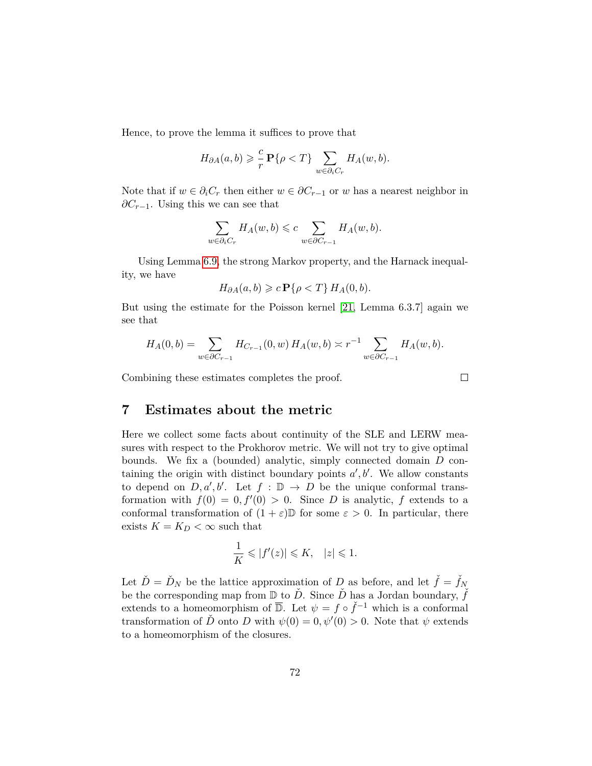Hence, to prove the lemma it suffices to prove that

$$H_{\partial A}(a,b) \geqslant \frac{c}{r}\,\mathbf{P}\{\rho < T\} \sum_{w \in \partial_i C_r} H_A(w,b).$$

Note that if $w \in \partial_i C_r$ then either $w \in \partial C_{r-1}$ or $w$ has a nearest neighbor in $\partial C_{r-1}$. Using this we can see that

$$\sum_{w \in \partial_i C_r} H_A(w,b) \leqslant c \sum_{w \in \partial C_{r-1}} H_A(w,b).$$

Using Lemma 6.9, the strong Markov property, and the Harnack inequality, we have

$$H_{\partial A}(a,b) \geqslant c\,\mathbf{P}\{\rho < T\}\, H_A(0,b).$$

But using the estimate for the Poisson kernel [21, Lemma 6.3.7] again we see that

$$H_A(0,b) = \sum_{w \in \partial C_{r-1}} H_{C_{r-1}}(0,w)\, H_A(w,b) \asymp r^{-1} \sum_{w \in \partial C_{r-1}} H_A(w,b).$$

Combining these estimates completes the proof. $\square$

## 7 Estimates about the metric

Here we collect some facts about continuity of the SLE and LERW measures with respect to the Prokhorov metric. We will not try to give optimal bounds. We fix a (bounded) analytic, simply connected domain $D$ containing the origin with distinct boundary points $a', b'$. We allow constants to depend on $D, a', b'$. Let $f : \mathbb{D} \to D$ be the unique conformal transformation with $f(0) = 0, f'(0) > 0$. Since $D$ is analytic, $f$ extends to a conformal transformation of $(1+\varepsilon)\mathbb{D}$ for some $\varepsilon > 0$. In particular, there exists $K = K_D < \infty$ such that

$$\frac{1}{K} \leqslant |f'(z)| \leqslant K, \quad |z| \leqslant 1.$$

Let $\check{D} = \check{D}_N$ be the lattice approximation of $D$ as before, and let $\check{f} = \check{f}_N$ be the corresponding map from $\mathbb{D}$ to $\check{D}$. Since $\check{D}$ has a Jordan boundary, $\check{f}$ extends to a homeomorphism of $\overline{\mathbb{D}}$. Let $\psi = f \circ \check{f}^{-1}$ which is a conformal transformation of $\check{D}$ onto $D$ with $\psi(0) = 0, \psi'(0) > 0$. Note that $\psi$ extends to a homeomorphism of the closures.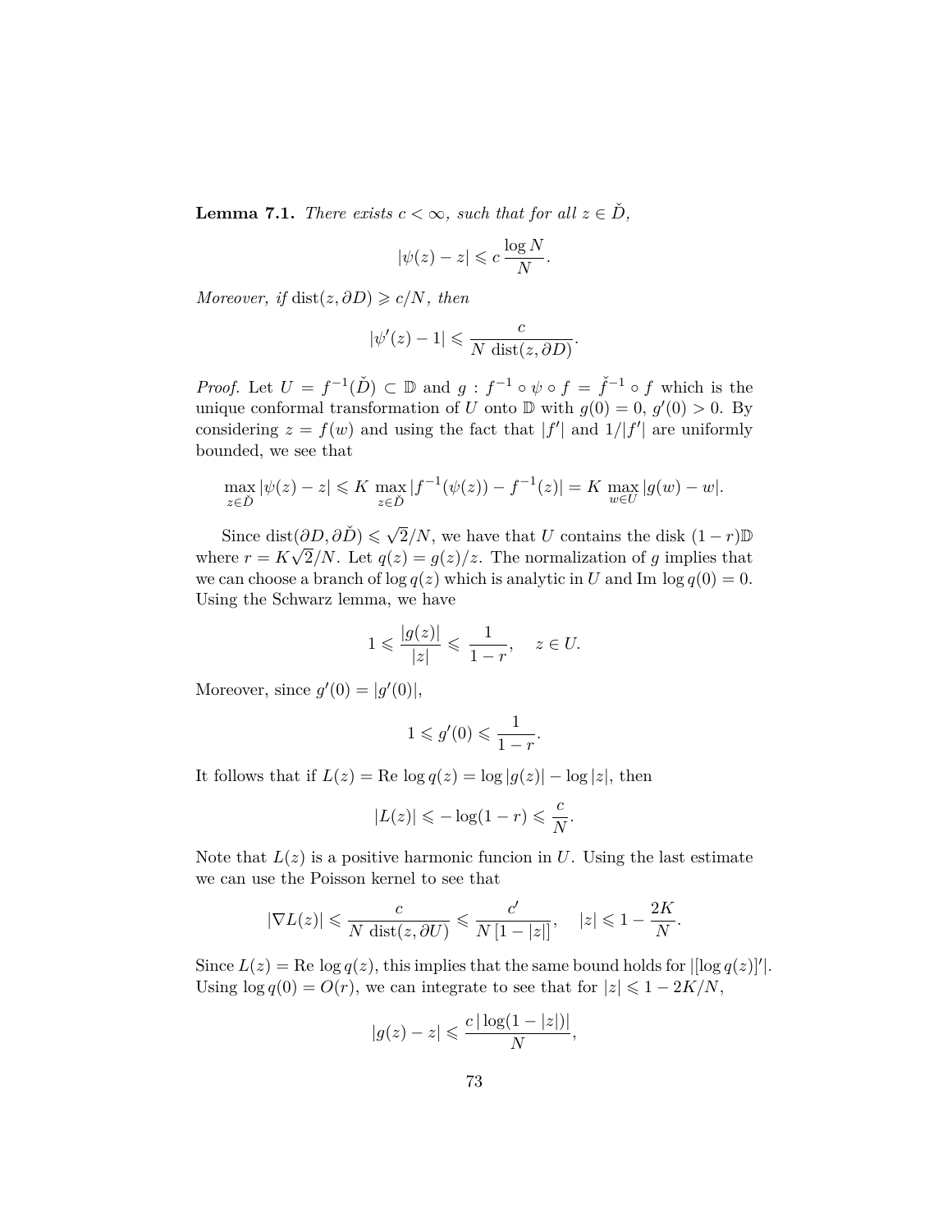**Lemma 7.1.** *There exists $c < \infty$, such that for all $z \in \check{D}$,*

$$|\psi(z) - z| \leqslant c\, \frac{\log N}{N}.$$

*Moreover, if* $\mathrm{dist}(z, \partial D) \geqslant c/N$, *then*

$$|\psi'(z) - 1| \leqslant \frac{c}{N\; \mathrm{dist}(z, \partial D)}.$$

*Proof.* Let $U = f^{-1}(\check{D}) \subset \mathbb{D}$ and $g : f^{-1} \circ \psi \circ f = \check{f}^{-1} \circ f$ which is the unique conformal transformation of $U$ onto $\mathbb{D}$ with $g(0) = 0$, $g'(0) > 0$. By considering $z = f(w)$ and using the fact that $|f'|$ and $1/|f'|$ are uniformly bounded, we see that

$$\max_{z \in \check{D}} |\psi(z) - z| \leqslant K \max_{z \in \check{D}} |f^{-1}(\psi(z)) - f^{-1}(z)| = K \max_{w \in U} |g(w) - w|.$$

Since $\mathrm{dist}(\partial D, \partial \check{D}) \leqslant \sqrt{2}/N$, we have that $U$ contains the disk $(1-r)\mathbb{D}$ where $r = K\sqrt{2}/N$. Let $q(z) = g(z)/z$. The normalization of $g$ implies that we can choose a branch of $\log q(z)$ which is analytic in $U$ and $\mathrm{Im}\, \log q(0) = 0$. Using the Schwarz lemma, we have

$$1 \leqslant \frac{|g(z)|}{|z|} \leqslant \frac{1}{1-r}, \quad z \in U.$$

Moreover, since $g'(0) = |g'(0)|$,

$$1 \leqslant g'(0) \leqslant \frac{1}{1-r}.$$

It follows that if $L(z) = \mathrm{Re}\, \log q(z) = \log |g(z)| - \log |z|$, then

$$|L(z)| \leqslant -\log(1-r) \leqslant \frac{c}{N}.$$

Note that $L(z)$ is a positive harmonic funcion in $U$. Using the last estimate we can use the Poisson kernel to see that

$$|\nabla L(z)| \leqslant \frac{c}{N\; \mathrm{dist}(z, \partial U)} \leqslant \frac{c'}{N\, [1 - |z|]}, \quad |z| \leqslant 1 - \frac{2K}{N}.$$

Since $L(z) = \mathrm{Re}\, \log q(z)$, this implies that the same bound holds for $|[\log q(z)]'|$. Using $\log q(0) = O(r)$, we can integrate to see that for $|z| \leqslant 1 - 2K/N$,

$$|g(z) - z| \leqslant \frac{c\, |\log(1 - |z|)|}{N},$$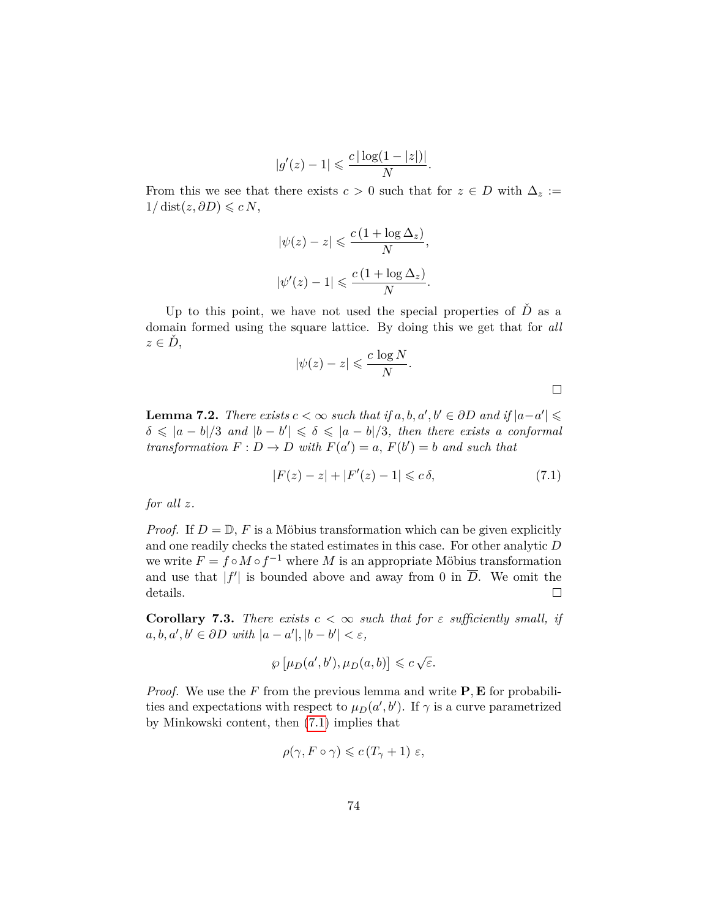$$|g'(z) - 1| \leqslant \frac{c\,|\log(1-|z|)|}{N}.$$

From this we see that there exists $c > 0$ such that for $z \in D$ with $\Delta_z := 1/\operatorname{dist}(z, \partial D) \leqslant c\,N$,

$$|\psi(z) - z| \leqslant \frac{c\,(1 + \log \Delta_z)}{N},$$

$$|\psi'(z) - 1| \leqslant \frac{c\,(1 + \log \Delta_z)}{N}.$$

Up to this point, we have not used the special properties of $\check{D}$ as a domain formed using the square lattice. By doing this we get that for *all* $z \in \check{D}$,

$$|\psi(z) - z| \leqslant \frac{c\,\log N}{N}.$$

□

**Lemma 7.2.** *There exists $c < \infty$ such that if $a, b, a', b' \in \partial D$ and if $|a - a'| \leqslant \delta \leqslant |a - b|/3$ and $|b - b'| \leqslant \delta \leqslant |a - b|/3$, then there exists a conformal transformation $F : D \to D$ with $F(a') = a$, $F(b') = b$ and such that*

$$|F(z) - z| + |F'(z) - 1| \leqslant c\,\delta, \tag{7.1}$$

*for all $z$.*

*Proof.* If $D = \mathbb{D}$, $F$ is a Möbius transformation which can be given explicitly and one readily checks the stated estimates in this case. For other analytic $D$ we write $F = f \circ M \circ f^{-1}$ where $M$ is an appropriate Möbius transformation and use that $|f'|$ is bounded above and away from 0 in $\overline{D}$. We omit the details. □

**Corollary 7.3.** *There exists $c < \infty$ such that for $\varepsilon$ sufficiently small, if $a, b, a', b' \in \partial D$ with $|a - a'|, |b - b'| < \varepsilon$,*

$$\wp\left[\mu_D(a', b'), \mu_D(a, b)\right] \leqslant c\,\sqrt{\varepsilon}.$$

*Proof.* We use the $F$ from the previous lemma and write $\mathbf{P}, \mathbf{E}$ for probabilities and expectations with respect to $\mu_D(a', b')$. If $\gamma$ is a curve parametrized by Minkowski content, then (7.1) implies that

$$\rho(\gamma, F \circ \gamma) \leqslant c\,(T_\gamma + 1)\;\varepsilon,$$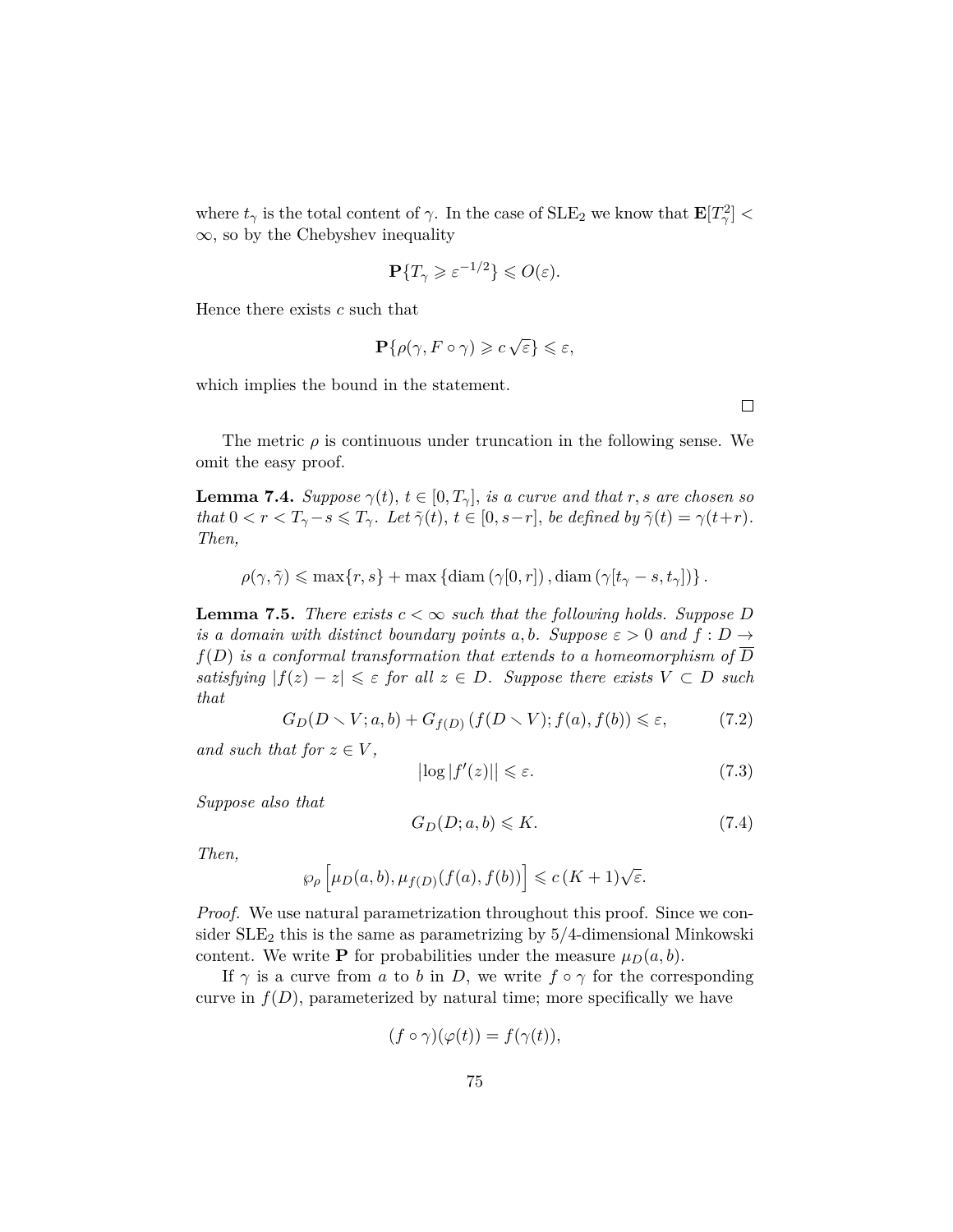where $t_\gamma$ is the total content of $\gamma$. In the case of $\mathrm{SLE}_2$ we know that $\mathbf{E}[T_\gamma^2] < \infty$, so by the Chebyshev inequality

$$\mathbf{P}\{T_\gamma \geqslant \varepsilon^{-1/2}\} \leqslant O(\varepsilon).$$

Hence there exists $c$ such that

$$\mathbf{P}\{\rho(\gamma, F \circ \gamma) \geqslant c\sqrt{\varepsilon}\} \leqslant \varepsilon,$$

which implies the bound in the statement.

□

The metric $\rho$ is continuous under truncation in the following sense. We omit the easy proof.

**Lemma 7.4.** *Suppose $\gamma(t)$, $t \in [0, T_\gamma]$, is a curve and that $r, s$ are chosen so that $0 < r < T_\gamma - s \leqslant T_\gamma$. Let $\tilde{\gamma}(t)$, $t \in [0, s-r]$, be defined by $\tilde{\gamma}(t) = \gamma(t+r)$. Then,*

$$\rho(\gamma, \tilde{\gamma}) \leqslant \max\{r, s\} + \max\left\{\operatorname{diam}\left(\gamma[0, r]\right), \operatorname{diam}\left(\gamma[t_\gamma - s, t_\gamma]\right)\right\}.$$

**Lemma 7.5.** *There exists $c < \infty$ such that the following holds. Suppose $D$ is a domain with distinct boundary points $a, b$. Suppose $\varepsilon > 0$ and $f : D \to f(D)$ is a conformal transformation that extends to a homeomorphism of $\overline{D}$ satisfying $|f(z) - z| \leqslant \varepsilon$ for all $z \in D$. Suppose there exists $V \subset D$ such that*

$$G_D(D \smallsetminus V; a, b) + G_{f(D)}\left(f(D \smallsetminus V); f(a), f(b)\right) \leqslant \varepsilon, \tag{7.2}$$

*and such that for $z \in V$,*

$$|\log|f'(z)|| \leqslant \varepsilon. \tag{7.3}$$

*Suppose also that*

$$G_D(D; a, b) \leqslant K. \tag{7.4}$$

*Then,*

$$\wp_\rho\left[\mu_D(a, b), \mu_{f(D)}(f(a), f(b))\right] \leqslant c\,(K+1)\sqrt{\varepsilon}.$$

*Proof.* We use natural parametrization throughout this proof. Since we consider $\mathrm{SLE}_2$ this is the same as parametrizing by 5/4-dimensional Minkowski content. We write $\mathbf{P}$ for probabilities under the measure $\mu_D(a, b)$.

If $\gamma$ is a curve from $a$ to $b$ in $D$, we write $f \circ \gamma$ for the corresponding curve in $f(D)$, parameterized by natural time; more specifically we have

$$(f \circ \gamma)(\varphi(t)) = f(\gamma(t)),$$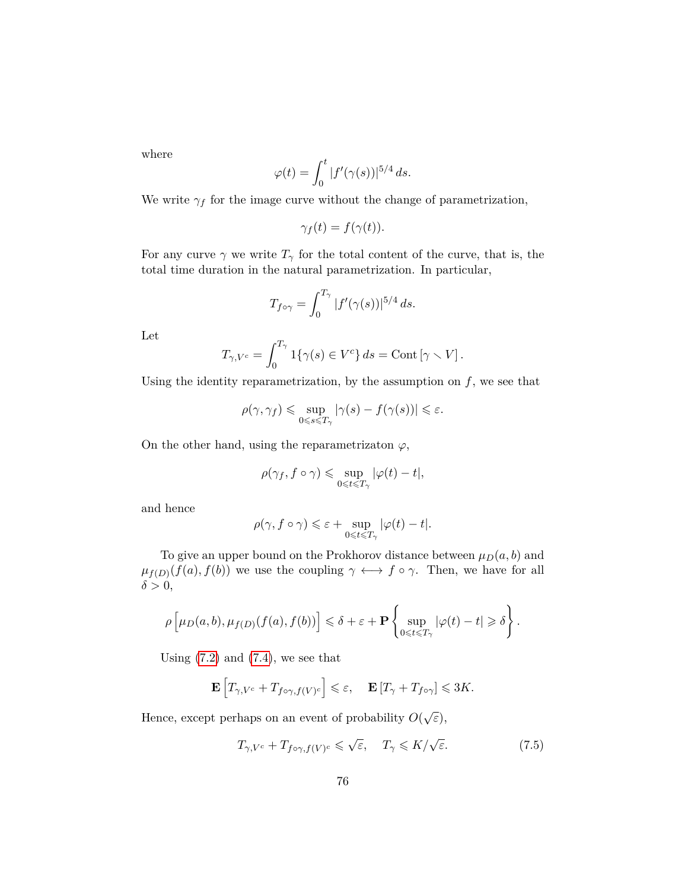where

$$\varphi(t) = \int_0^t |f'(\gamma(s))|^{5/4} \, ds.$$

We write $\gamma_f$ for the image curve without the change of parametrization,

$$\gamma_f(t) = f(\gamma(t)).$$

For any curve $\gamma$ we write $T_\gamma$ for the total content of the curve, that is, the total time duration in the natural parametrization. In particular,

$$T_{f\circ\gamma} = \int_0^{T_\gamma} |f'(\gamma(s))|^{5/4} \, ds.$$

Let

$$T_{\gamma,V^c} = \int_0^{T_\gamma} 1\{\gamma(s) \in V^c\} \, ds = \mathrm{Cont}\left[\gamma \setminus V\right].$$

Using the identity reparametrization, by the assumption on $f$, we see that

$$\rho(\gamma, \gamma_f) \leqslant \sup_{0 \leqslant s \leqslant T_\gamma} |\gamma(s) - f(\gamma(s))| \leqslant \varepsilon.$$

On the other hand, using the reparametrizaton $\varphi$,

$$\rho(\gamma_f, f\circ\gamma) \leqslant \sup_{0 \leqslant t \leqslant T_\gamma} |\varphi(t) - t|,$$

and hence

$$\rho(\gamma, f\circ\gamma) \leqslant \varepsilon + \sup_{0 \leqslant t \leqslant T_\gamma} |\varphi(t) - t|.$$

To give an upper bound on the Prokhorov distance between $\mu_D(a,b)$ and $\mu_{f(D)}(f(a), f(b))$ we use the coupling $\gamma \longleftrightarrow f\circ\gamma$. Then, we have for all $\delta > 0$,

$$\rho\left[\mu_D(a,b), \mu_{f(D)}(f(a), f(b))\right] \leqslant \delta + \varepsilon + \mathbf{P}\left\{\sup_{0 \leqslant t \leqslant T_\gamma} |\varphi(t) - t| \geqslant \delta\right\}.$$

Using (7.2) and (7.4), we see that

$$\mathbf{E}\left[T_{\gamma,V^c} + T_{f\circ\gamma, f(V)^c}\right] \leqslant \varepsilon, \quad \mathbf{E}\left[T_\gamma + T_{f\circ\gamma}\right] \leqslant 3K.$$

Hence, except perhaps on an event of probability $O(\sqrt{\varepsilon})$,

$$T_{\gamma,V^c} + T_{f\circ\gamma, f(V)^c} \leqslant \sqrt{\varepsilon}, \quad T_\gamma \leqslant K/\sqrt{\varepsilon}. \tag{7.5}$$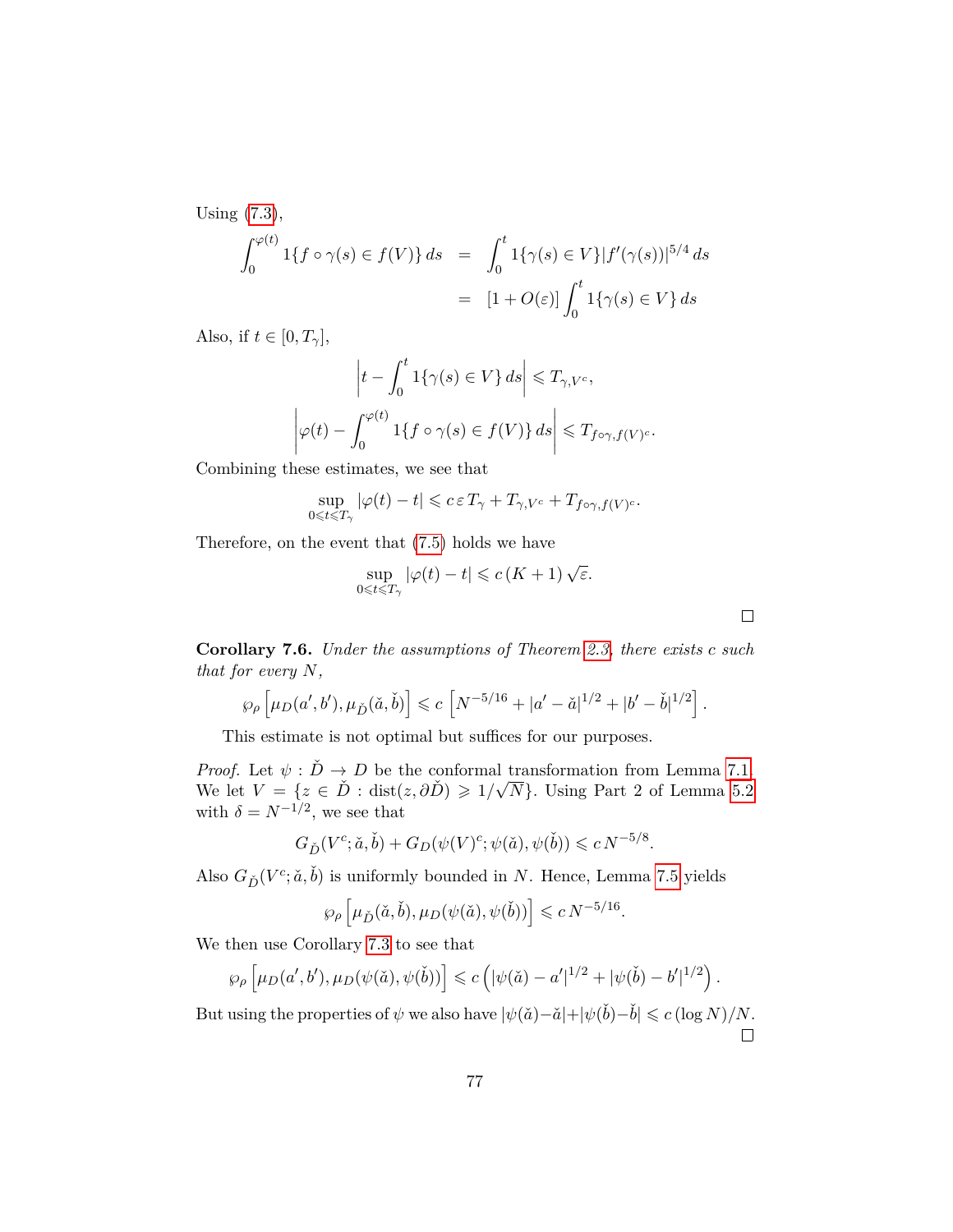Using (7.3),

$$
\begin{aligned}
\int_0^{\varphi(t)} 1\{f\circ\gamma(s)\in f(V)\}\,ds &= \int_0^t 1\{\gamma(s)\in V\}|f'(\gamma(s))|^{5/4}\,ds \\
&= [1+O(\varepsilon)]\int_0^t 1\{\gamma(s)\in V\}\,ds
\end{aligned}
$$

Also, if $t\in[0,T_\gamma]$,

$$
\left|t-\int_0^t 1\{\gamma(s)\in V\}\,ds\right| \leqslant T_{\gamma,V^c},
$$

$$
\left|\varphi(t)-\int_0^{\varphi(t)} 1\{f\circ\gamma(s)\in f(V)\}\,ds\right| \leqslant T_{f\circ\gamma,f(V)^c}.
$$

Combining these estimates, we see that

$$
\sup_{0\leqslant t\leqslant T_\gamma}|\varphi(t)-t| \leqslant c\,\varepsilon\,T_\gamma + T_{\gamma,V^c} + T_{f\circ\gamma,f(V)^c}.
$$

Therefore, on the event that (7.5) holds we have

$$
\sup_{0\leqslant t\leqslant T_\gamma}|\varphi(t)-t| \leqslant c\,(K+1)\,\sqrt{\varepsilon}.
$$

□

**Corollary 7.6.** *Under the assumptions of Theorem 2.3, there exists c such that for every N,*

$$
\wp_\rho\left[\mu_D(a',b'),\mu_{\check D}(\check a,\check b)\right] \leqslant c\left[N^{-5/16}+|a'-\check a|^{1/2}+|b'-\check b|^{1/2}\right].
$$

This estimate is not optimal but suffices for our purposes.

*Proof.* Let $\psi:\check D\to D$ be the conformal transformation from Lemma 7.1. We let $V=\{z\in\check D:\operatorname{dist}(z,\partial\check D)\geqslant 1/\sqrt{N}\}$. Using Part 2 of Lemma 5.2 with $\delta=N^{-1/2}$, we see that

$$
G_{\check D}(V^c;\check a,\check b)+G_D(\psi(V)^c;\psi(\check a),\psi(\check b)) \leqslant c\,N^{-5/8}.
$$

Also $G_{\check D}(V^c;\check a,\check b)$ is uniformly bounded in $N$. Hence, Lemma 7.5 yields

$$
\wp_\rho\left[\mu_{\check D}(\check a,\check b),\mu_D(\psi(\check a),\psi(\check b))\right] \leqslant c\,N^{-5/16}.
$$

We then use Corollary 7.3 to see that

$$
\wp_\rho\left[\mu_D(a',b'),\mu_D(\psi(\check a),\psi(\check b))\right] \leqslant c\left(|\psi(\check a)-a'|^{1/2}+|\psi(\check b)-b'|^{1/2}\right).
$$

But using the properties of $\psi$ we also have $|\psi(\check a)-\check a|+|\psi(\check b)-\check b|\leqslant c\,(\log N)/N$.

□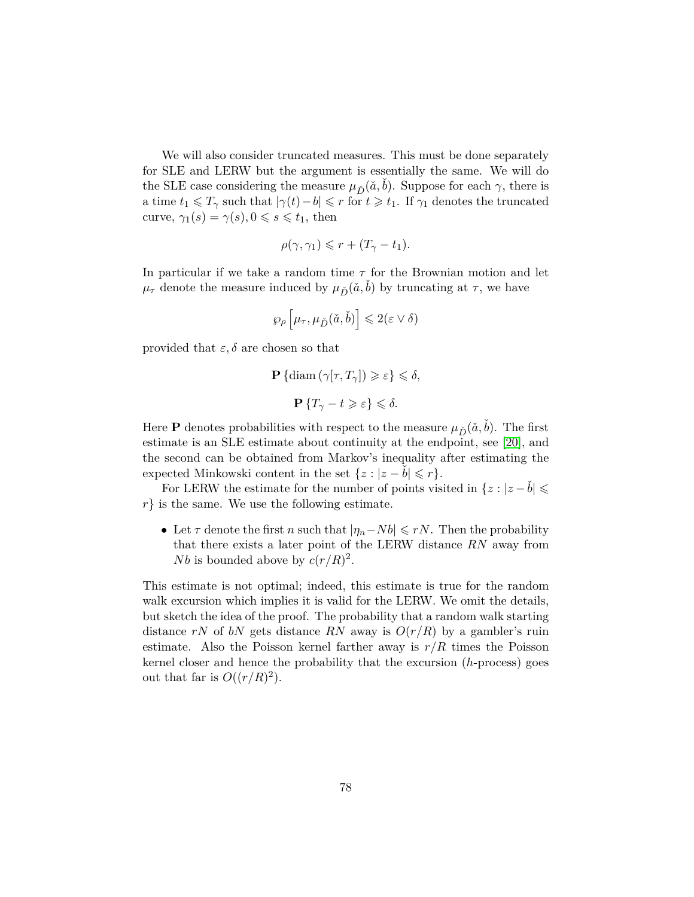We will also consider truncated measures. This must be done separately for SLE and LERW but the argument is essentially the same. We will do the SLE case considering the measure $\mu_{\check{D}}(\check{a}, \check{b})$. Suppose for each $\gamma$, there is a time $t_1 \leqslant T_\gamma$ such that $|\gamma(t) - b| \leqslant r$ for $t \geqslant t_1$. If $\gamma_1$ denotes the truncated curve, $\gamma_1(s) = \gamma(s), 0 \leqslant s \leqslant t_1$, then

$$\rho(\gamma, \gamma_1) \leqslant r + (T_\gamma - t_1).$$

In particular if we take a random time $\tau$ for the Brownian motion and let $\mu_\tau$ denote the measure induced by $\mu_{\check{D}}(\check{a}, \check{b})$ by truncating at $\tau$, we have

$$\wp_\rho \left[ \mu_\tau, \mu_{\check{D}}(\check{a}, \check{b}) \right] \leqslant 2(\varepsilon \vee \delta)$$

provided that $\varepsilon, \delta$ are chosen so that

$$\mathbf{P} \left\{ \operatorname{diam} \left( \gamma[\tau, T_\gamma] \right) \geqslant \varepsilon \right\} \leqslant \delta,$$

$$\mathbf{P} \left\{ T_\gamma - t \geqslant \varepsilon \right\} \leqslant \delta.$$

Here $\mathbf{P}$ denotes probabilities with respect to the measure $\mu_{\check{D}}(\check{a}, \check{b})$. The first estimate is an SLE estimate about continuity at the endpoint, see [20], and the second can be obtained from Markov's inequality after estimating the expected Minkowski content in the set $\{z : |z - \check{b}| \leqslant r\}$.

For LERW the estimate for the number of points visited in $\{z : |z - \check{b}| \leqslant r\}$ is the same. We use the following estimate.

- Let $\tau$ denote the first $n$ such that $|\eta_n - Nb| \leqslant rN$. Then the probability that there exists a later point of the LERW distance $RN$ away from $Nb$ is bounded above by $c(r/R)^2$.

This estimate is not optimal; indeed, this estimate is true for the random walk excursion which implies it is valid for the LERW. We omit the details, but sketch the idea of the proof. The probability that a random walk starting distance $rN$ of $bN$ gets distance $RN$ away is $O(r/R)$ by a gambler's ruin estimate. Also the Poisson kernel farther away is $r/R$ times the Poisson kernel closer and hence the probability that the excursion ($h$-process) goes out that far is $O((r/R)^2)$.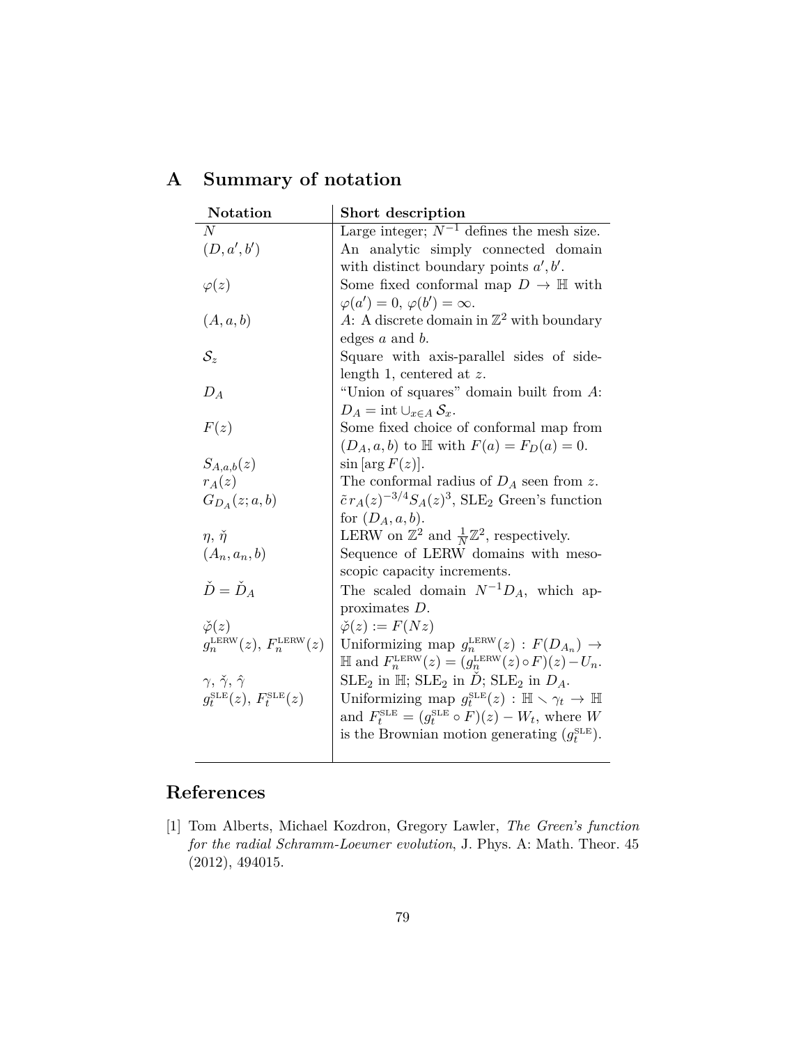## A Summary of notation

| Notation | Short description |
|---|---|
| $N$ | Large integer; $N^{-1}$ defines the mesh size. |
| $(D, a', b')$ | An analytic simply connected domain with distinct boundary points $a', b'$. |
| $\varphi(z)$ | Some fixed conformal map $D \to \mathbb{H}$ with $\varphi(a') = 0$, $\varphi(b') = \infty$. |
| $(A, a, b)$ | $A$: A discrete domain in $\mathbb{Z}^2$ with boundary edges $a$ and $b$. |
| $\mathcal{S}_z$ | Square with axis-parallel sides of side-length 1, centered at $z$. |
| $D_A$ | "Union of squares" domain built from $A$: $D_A = \operatorname{int} \cup_{x \in A} \mathcal{S}_x$. |
| $F(z)$ | Some fixed choice of conformal map from $(D_A, a, b)$ to $\mathbb{H}$ with $F(a) = F_D(a) = 0$. |
| $S_{A,a,b}(z)$ | $\sin[\arg F(z)]$. |
| $r_A(z)$ | The conformal radius of $D_A$ seen from $z$. |
| $G_{D_A}(z; a, b)$ | $\tilde{c}\, r_A(z)^{-3/4} S_A(z)^3$, $\mathrm{SLE}_2$ Green's function for $(D_A, a, b)$. |
| $\eta$, $\check{\eta}$ | LERW on $\mathbb{Z}^2$ and $\frac{1}{N}\mathbb{Z}^2$, respectively. |
| $(A_n, a_n, b)$ | Sequence of LERW domains with mesoscopic capacity increments. |
| $\check{D} = \check{D}_A$ | The scaled domain $N^{-1} D_A$, which approximates $D$. |
| $\check{\varphi}(z)$ | $\check{\varphi}(z) := F(Nz)$ |
| $g_n^{\mathrm{LERW}}(z)$, $F_n^{\mathrm{LERW}}(z)$ | Uniformizing map $g_n^{\mathrm{LERW}}(z) : F(D_{A_n}) \to \mathbb{H}$ and $F_n^{\mathrm{LERW}}(z) = (g_n^{\mathrm{LERW}}(z) \circ F)(z) - U_n$. |
| $\gamma$, $\check{\gamma}$, $\hat{\gamma}$ | $\mathrm{SLE}_2$ in $\mathbb{H}$; $\mathrm{SLE}_2$ in $\check{D}$; $\mathrm{SLE}_2$ in $D_A$. |
| $g_t^{\mathrm{SLE}}(z)$, $F_t^{\mathrm{SLE}}(z)$ | Uniformizing map $g_t^{\mathrm{SLE}}(z) : \mathbb{H} \smallsetminus \gamma_t \to \mathbb{H}$ and $F_t^{\mathrm{SLE}} = (g_t^{\mathrm{SLE}} \circ F)(z) - W_t$, where $W$ is the Brownian motion generating $(g_t^{\mathrm{SLE}})$. |

## References

[1] Tom Alberts, Michael Kozdron, Gregory Lawler, *The Green's function for the radial Schramm-Loewner evolution*, J. Phys. A: Math. Theor. 45 (2012), 494015.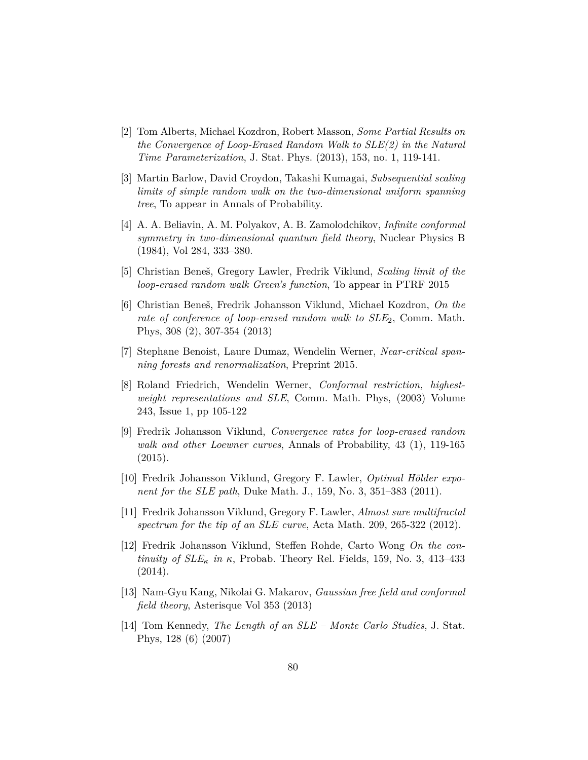[2] Tom Alberts, Michael Kozdron, Robert Masson, *Some Partial Results on the Convergence of Loop-Erased Random Walk to SLE(2) in the Natural Time Parameterization*, J. Stat. Phys. (2013), 153, no. 1, 119-141.

[3] Martin Barlow, David Croydon, Takashi Kumagai, *Subsequential scaling limits of simple random walk on the two-dimensional uniform spanning tree*, To appear in Annals of Probability.

[4] A. A. Beliavin, A. M. Polyakov, A. B. Zamolodchikov, *Infinite conformal symmetry in two-dimensional quantum field theory*, Nuclear Physics B (1984), Vol 284, 333–380.

[5] Christian Beneš, Gregory Lawler, Fredrik Viklund, *Scaling limit of the loop-erased random walk Green's function*, To appear in PTRF 2015

[6] Christian Beneš, Fredrik Johansson Viklund, Michael Kozdron, *On the rate of conference of loop-erased random walk to $SLE_2$*, Comm. Math. Phys, 308 (2), 307-354 (2013)

[7] Stephane Benoist, Laure Dumaz, Wendelin Werner, *Near-critical spanning forests and renormalization*, Preprint 2015.

[8] Roland Friedrich, Wendelin Werner, *Conformal restriction, highest-weight representations and SLE*, Comm. Math. Phys, (2003) Volume 243, Issue 1, pp 105-122

[9] Fredrik Johansson Viklund, *Convergence rates for loop-erased random walk and other Loewner curves*, Annals of Probability, 43 (1), 119-165 (2015).

[10] Fredrik Johansson Viklund, Gregory F. Lawler, *Optimal Hölder exponent for the SLE path*, Duke Math. J., 159, No. 3, 351–383 (2011).

[11] Fredrik Johansson Viklund, Gregory F. Lawler, *Almost sure multifractal spectrum for the tip of an SLE curve*, Acta Math. 209, 265-322 (2012).

[12] Fredrik Johansson Viklund, Steffen Rohde, Carto Wong *On the continuity of $SLE_\kappa$ in $\kappa$*, Probab. Theory Rel. Fields, 159, No. 3, 413–433 (2014).

[13] Nam-Gyu Kang, Nikolai G. Makarov, *Gaussian free field and conformal field theory*, Asterisque Vol 353 (2013)

[14] Tom Kennedy, *The Length of an SLE – Monte Carlo Studies*, J. Stat. Phys, 128 (6) (2007)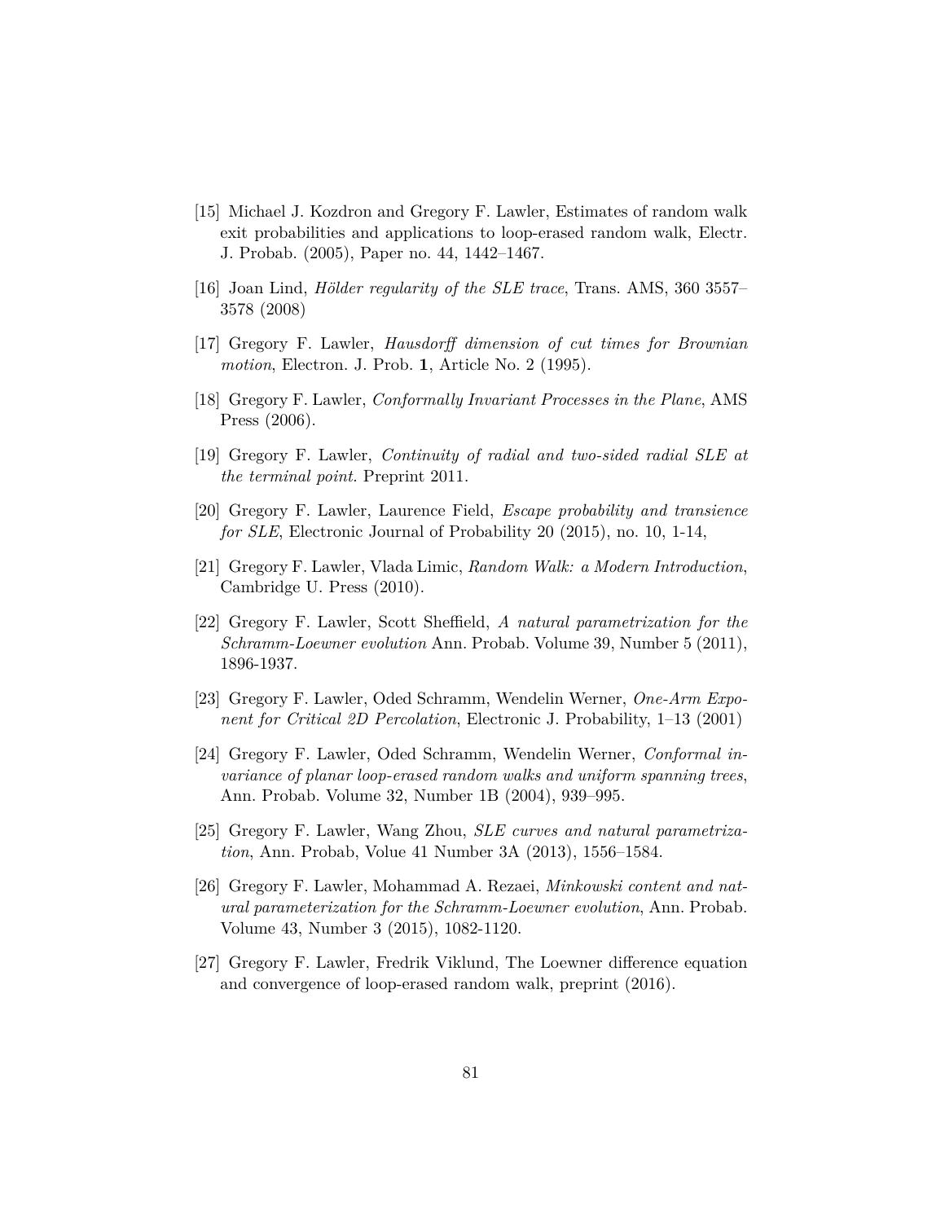[15] Michael J. Kozdron and Gregory F. Lawler, Estimates of random walk exit probabilities and applications to loop-erased random walk, Electr. J. Probab. (2005), Paper no. 44, 1442–1467.

[16] Joan Lind, *Hölder regularity of the SLE trace*, Trans. AMS, 360 3557–3578 (2008)

[17] Gregory F. Lawler, *Hausdorff dimension of cut times for Brownian motion*, Electron. J. Prob. **1**, Article No. 2 (1995).

[18] Gregory F. Lawler, *Conformally Invariant Processes in the Plane*, AMS Press (2006).

[19] Gregory F. Lawler, *Continuity of radial and two-sided radial SLE at the terminal point.* Preprint 2011.

[20] Gregory F. Lawler, Laurence Field, *Escape probability and transience for SLE*, Electronic Journal of Probability 20 (2015), no. 10, 1-14,

[21] Gregory F. Lawler, Vlada Limic, *Random Walk: a Modern Introduction*, Cambridge U. Press (2010).

[22] Gregory F. Lawler, Scott Sheffield, *A natural parametrization for the Schramm-Loewner evolution* Ann. Probab. Volume 39, Number 5 (2011), 1896-1937.

[23] Gregory F. Lawler, Oded Schramm, Wendelin Werner, *One-Arm Exponent for Critical 2D Percolation*, Electronic J. Probability, 1–13 (2001)

[24] Gregory F. Lawler, Oded Schramm, Wendelin Werner, *Conformal invariance of planar loop-erased random walks and uniform spanning trees*, Ann. Probab. Volume 32, Number 1B (2004), 939–995.

[25] Gregory F. Lawler, Wang Zhou, *SLE curves and natural parametrization*, Ann. Probab, Volue 41 Number 3A (2013), 1556–1584.

[26] Gregory F. Lawler, Mohammad A. Rezaei, *Minkowski content and natural parameterization for the Schramm-Loewner evolution*, Ann. Probab. Volume 43, Number 3 (2015), 1082-1120.

[27] Gregory F. Lawler, Fredrik Viklund, The Loewner difference equation and convergence of loop-erased random walk, preprint (2016).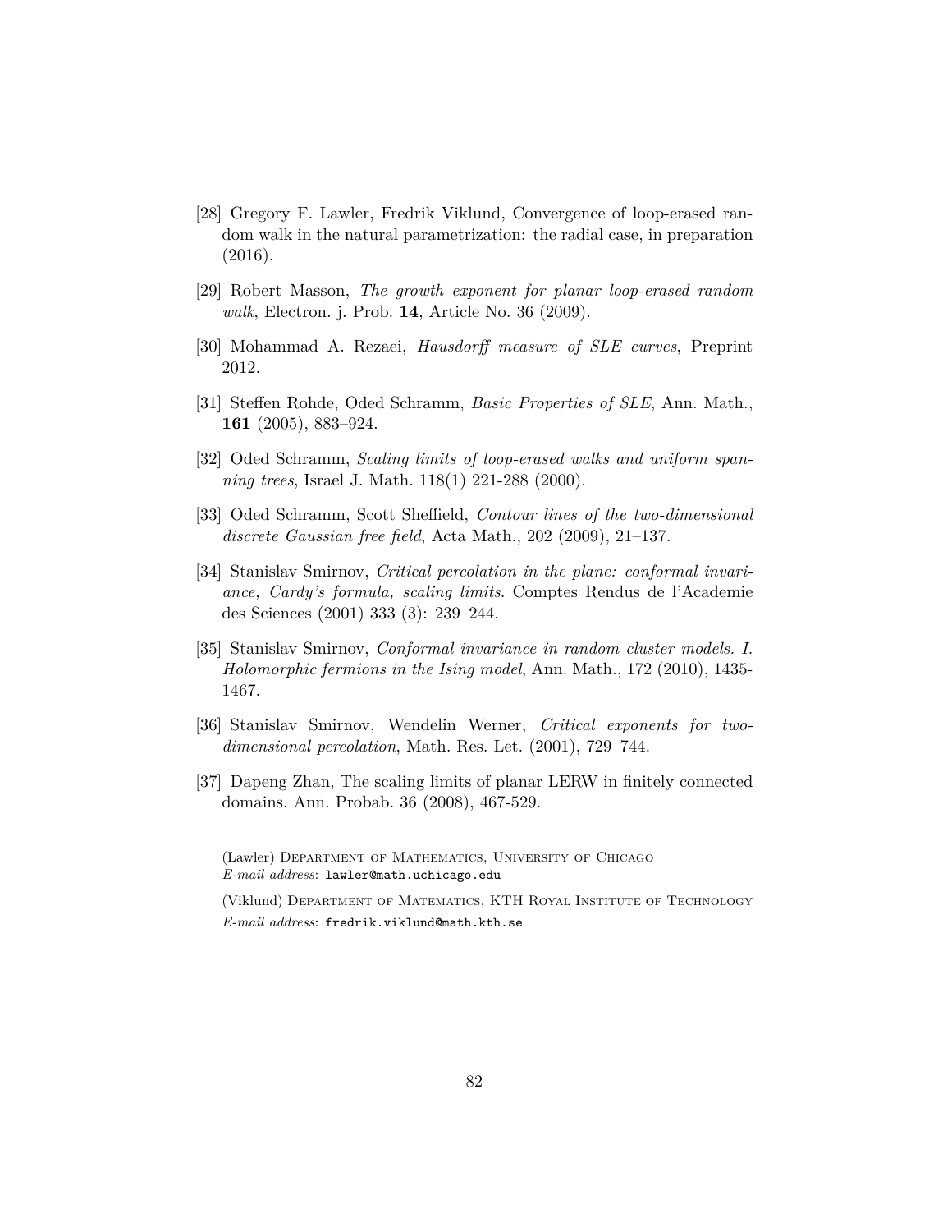[28] Gregory F. Lawler, Fredrik Viklund, Convergence of loop-erased random walk in the natural parametrization: the radial case, in preparation (2016).

[29] Robert Masson, *The growth exponent for planar loop-erased random walk*, Electron. j. Prob. **14**, Article No. 36 (2009).

[30] Mohammad A. Rezaei, *Hausdorff measure of SLE curves*, Preprint 2012.

[31] Steffen Rohde, Oded Schramm, *Basic Properties of SLE*, Ann. Math., **161** (2005), 883–924.

[32] Oded Schramm, *Scaling limits of loop-erased walks and uniform spanning trees*, Israel J. Math. 118(1) 221-288 (2000).

[33] Oded Schramm, Scott Sheffield, *Contour lines of the two-dimensional discrete Gaussian free field*, Acta Math., 202 (2009), 21–137.

[34] Stanislav Smirnov, *Critical percolation in the plane: conformal invariance, Cardy's formula, scaling limits*. Comptes Rendus de l'Academie des Sciences (2001) 333 (3): 239–244.

[35] Stanislav Smirnov, *Conformal invariance in random cluster models. I. Holomorphic fermions in the Ising model*, Ann. Math., 172 (2010), 1435-1467.

[36] Stanislav Smirnov, Wendelin Werner, *Critical exponents for two-dimensional percolation*, Math. Res. Let. (2001), 729–744.

[37] Dapeng Zhan, The scaling limits of planar LERW in finitely connected domains. Ann. Probab. 36 (2008), 467-529.

(Lawler) Department of Mathematics, University of Chicago
*E-mail address*: lawler@math.uchicago.edu

(Viklund) Department of Matematics, KTH Royal Institute of Technology
*E-mail address*: fredrik.viklund@math.kth.se